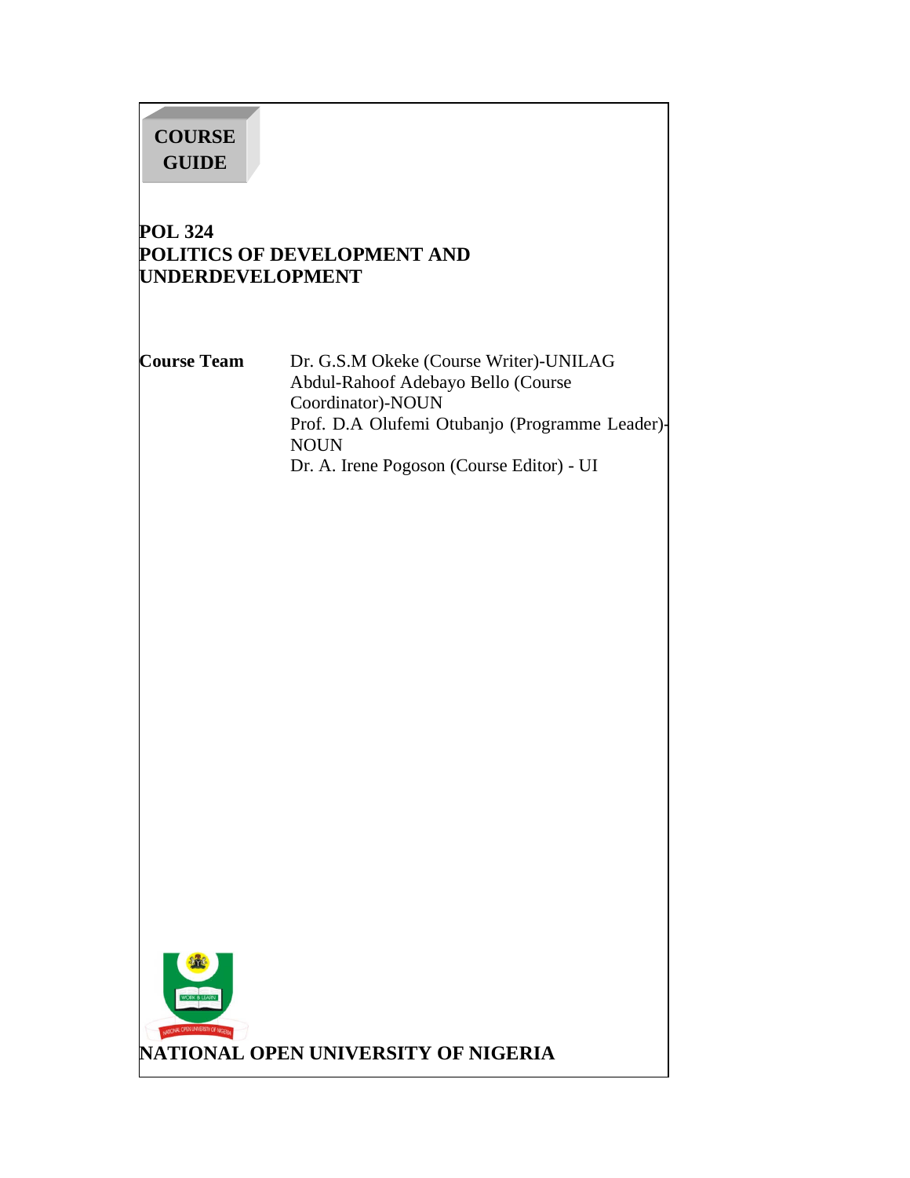**COURSE GUIDE**

# POL 324
# POLITICS OF DEVELOPMENT AND UNDERDEVELOPMENT

**Course Team**

Dr. G.S.M Okeke (Course Writer)-UNILAG
Abdul-Rahoof Adebayo Bello (Course Coordinator)-NOUN
Prof. D.A Olufemi Otubanjo (Programme Leader)-NOUN
Dr. A. Irene Pogoson (Course Editor) - UI

**NATIONAL OPEN UNIVERSITY OF NIGERIA**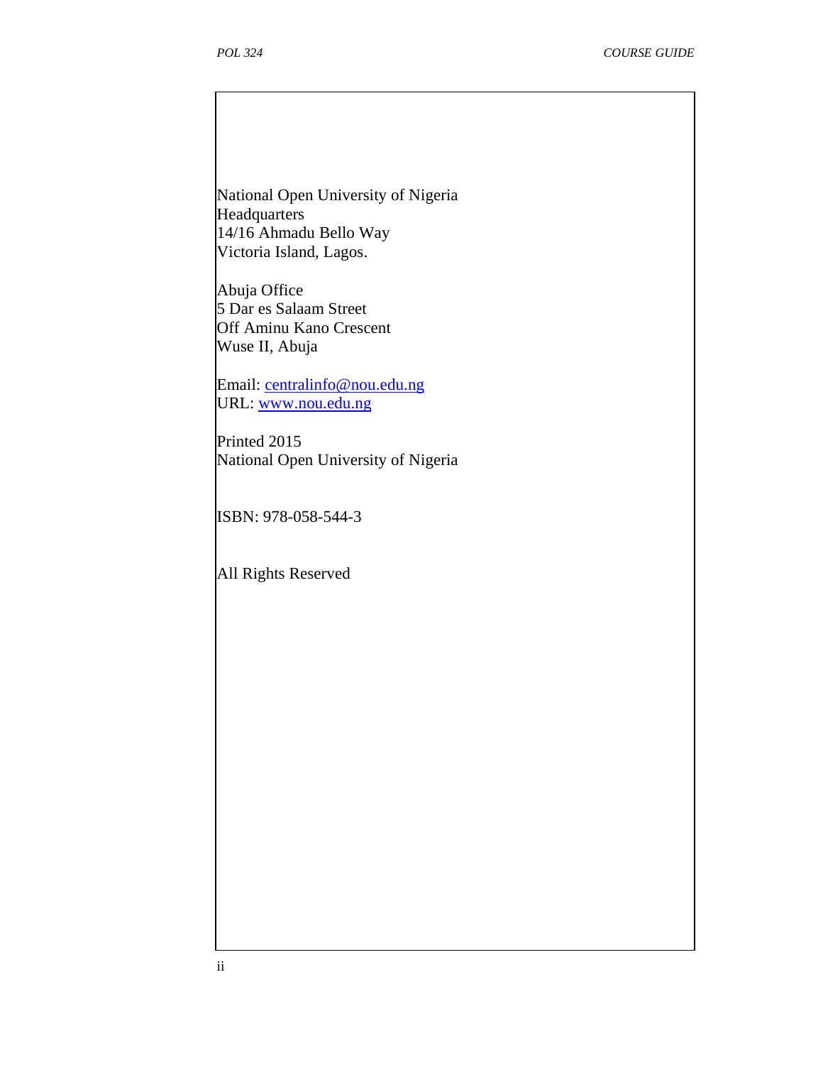National Open University of Nigeria
Headquarters
14/16 Ahmadu Bello Way
Victoria Island, Lagos.

Abuja Office
5 Dar es Salaam Street
Off Aminu Kano Crescent
Wuse II, Abuja

Email: centralinfo@nou.edu.ng
URL: www.nou.edu.ng

Printed 2015
National Open University of Nigeria

ISBN: 978-058-544-3

All Rights Reserved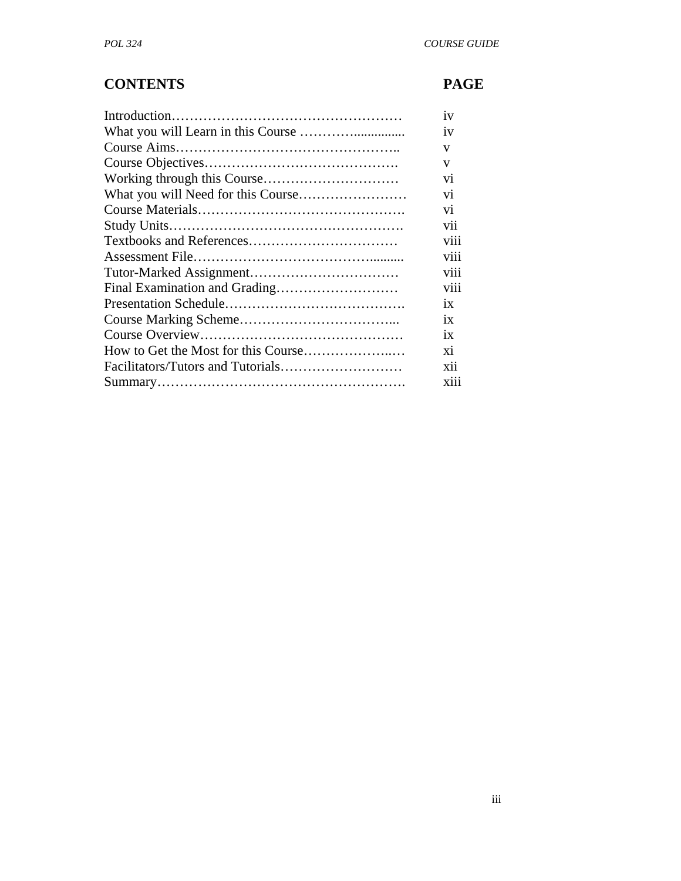| CONTENTS | PAGE |
|---|---|
| Introduction | iv |
| What you will Learn in this Course | iv |
| Course Aims | v |
| Course Objectives | v |
| Working through this Course | vi |
| What you will Need for this Course | vi |
| Course Materials | vi |
| Study Units | vii |
| Textbooks and References | viii |
| Assessment File | viii |
| Tutor-Marked Assignment | viii |
| Final Examination and Grading | viii |
| Presentation Schedule | ix |
| Course Marking Scheme | ix |
| Course Overview | ix |
| How to Get the Most for this Course | xi |
| Facilitators/Tutors and Tutorials | xii |
| Summary | xiii |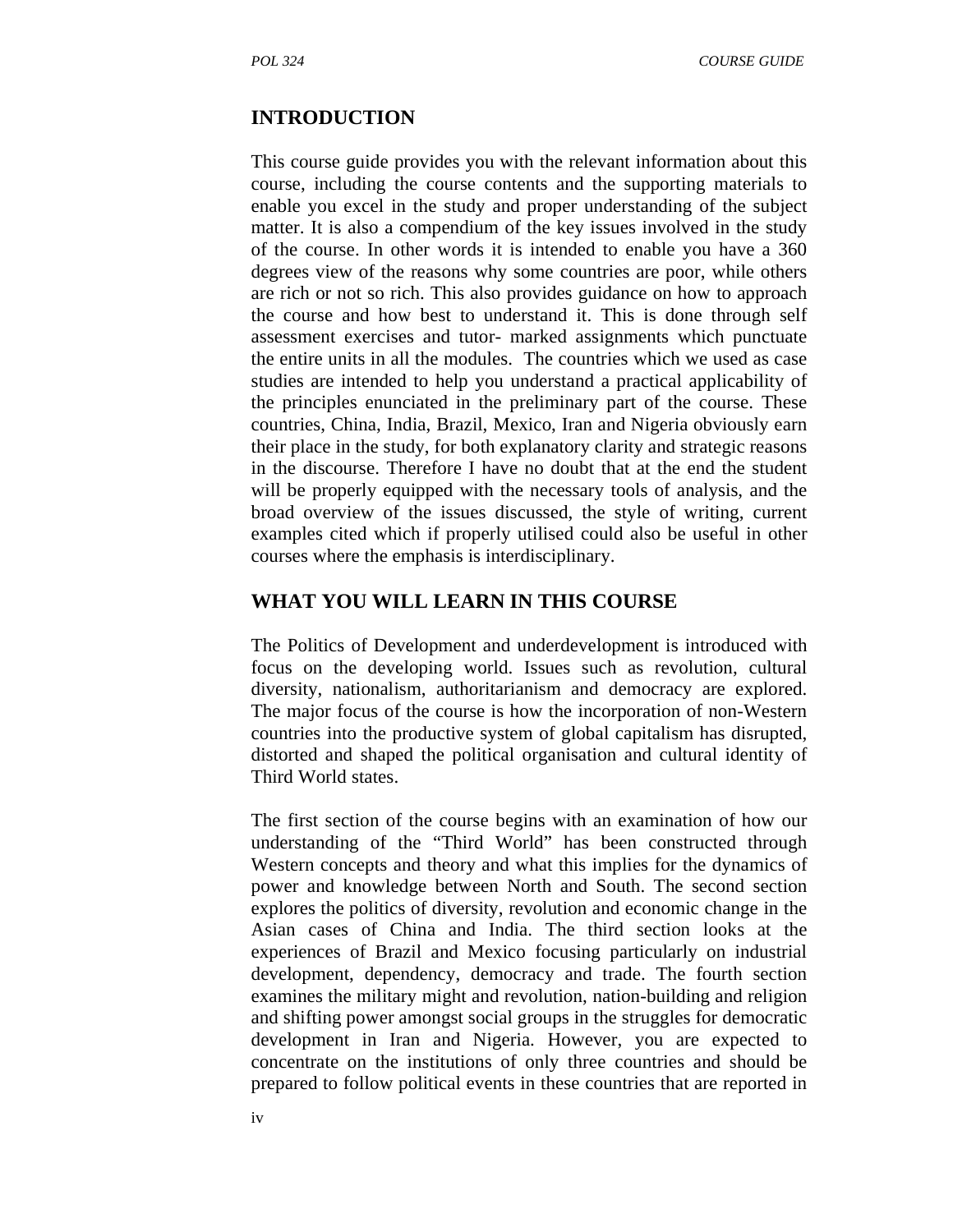## INTRODUCTION

This course guide provides you with the relevant information about this course, including the course contents and the supporting materials to enable you excel in the study and proper understanding of the subject matter. It is also a compendium of the key issues involved in the study of the course. In other words it is intended to enable you have a 360 degrees view of the reasons why some countries are poor, while others are rich or not so rich. This also provides guidance on how to approach the course and how best to understand it. This is done through self assessment exercises and tutor- marked assignments which punctuate the entire units in all the modules. The countries which we used as case studies are intended to help you understand a practical applicability of the principles enunciated in the preliminary part of the course. These countries, China, India, Brazil, Mexico, Iran and Nigeria obviously earn their place in the study, for both explanatory clarity and strategic reasons in the discourse. Therefore I have no doubt that at the end the student will be properly equipped with the necessary tools of analysis, and the broad overview of the issues discussed, the style of writing, current examples cited which if properly utilised could also be useful in other courses where the emphasis is interdisciplinary.

## WHAT YOU WILL LEARN IN THIS COURSE

The Politics of Development and underdevelopment is introduced with focus on the developing world. Issues such as revolution, cultural diversity, nationalism, authoritarianism and democracy are explored. The major focus of the course is how the incorporation of non-Western countries into the productive system of global capitalism has disrupted, distorted and shaped the political organisation and cultural identity of Third World states.

The first section of the course begins with an examination of how our understanding of the "Third World" has been constructed through Western concepts and theory and what this implies for the dynamics of power and knowledge between North and South. The second section explores the politics of diversity, revolution and economic change in the Asian cases of China and India. The third section looks at the experiences of Brazil and Mexico focusing particularly on industrial development, dependency, democracy and trade. The fourth section examines the military might and revolution, nation-building and religion and shifting power amongst social groups in the struggles for democratic development in Iran and Nigeria. However, you are expected to concentrate on the institutions of only three countries and should be prepared to follow political events in these countries that are reported in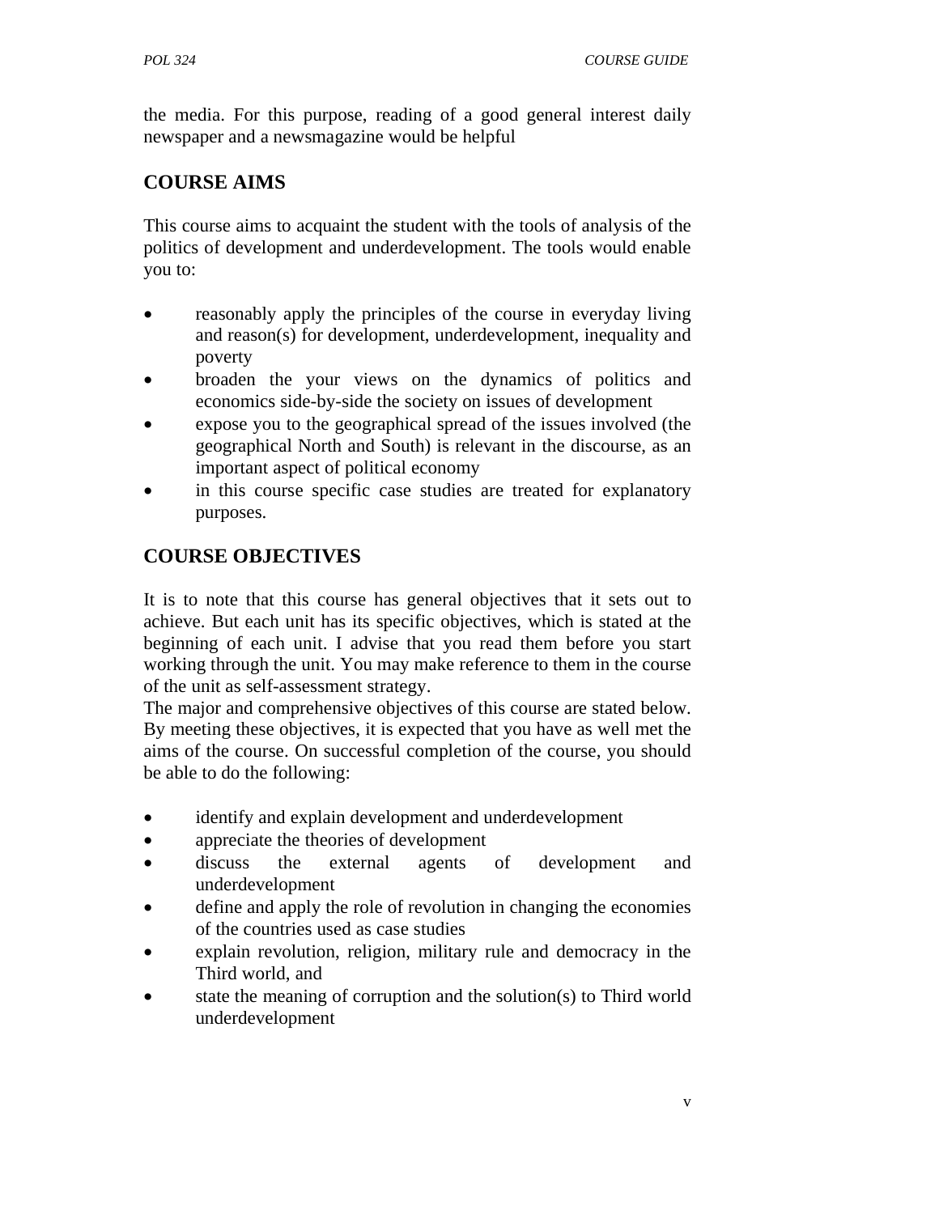the media. For this purpose, reading of a good general interest daily newspaper and a newsmagazine would be helpful

## COURSE AIMS

This course aims to acquaint the student with the tools of analysis of the politics of development and underdevelopment. The tools would enable you to:

- reasonably apply the principles of the course in everyday living and reason(s) for development, underdevelopment, inequality and poverty
- broaden the your views on the dynamics of politics and economics side-by-side the society on issues of development
- expose you to the geographical spread of the issues involved (the geographical North and South) is relevant in the discourse, as an important aspect of political economy
- in this course specific case studies are treated for explanatory purposes.

## COURSE OBJECTIVES

It is to note that this course has general objectives that it sets out to achieve. But each unit has its specific objectives, which is stated at the beginning of each unit. I advise that you read them before you start working through the unit. You may make reference to them in the course of the unit as self-assessment strategy.
The major and comprehensive objectives of this course are stated below. By meeting these objectives, it is expected that you have as well met the aims of the course. On successful completion of the course, you should be able to do the following:

- identify and explain development and underdevelopment
- appreciate the theories of development
- discuss the external agents of development and underdevelopment
- define and apply the role of revolution in changing the economies of the countries used as case studies
- explain revolution, religion, military rule and democracy in the Third world, and
- state the meaning of corruption and the solution(s) to Third world underdevelopment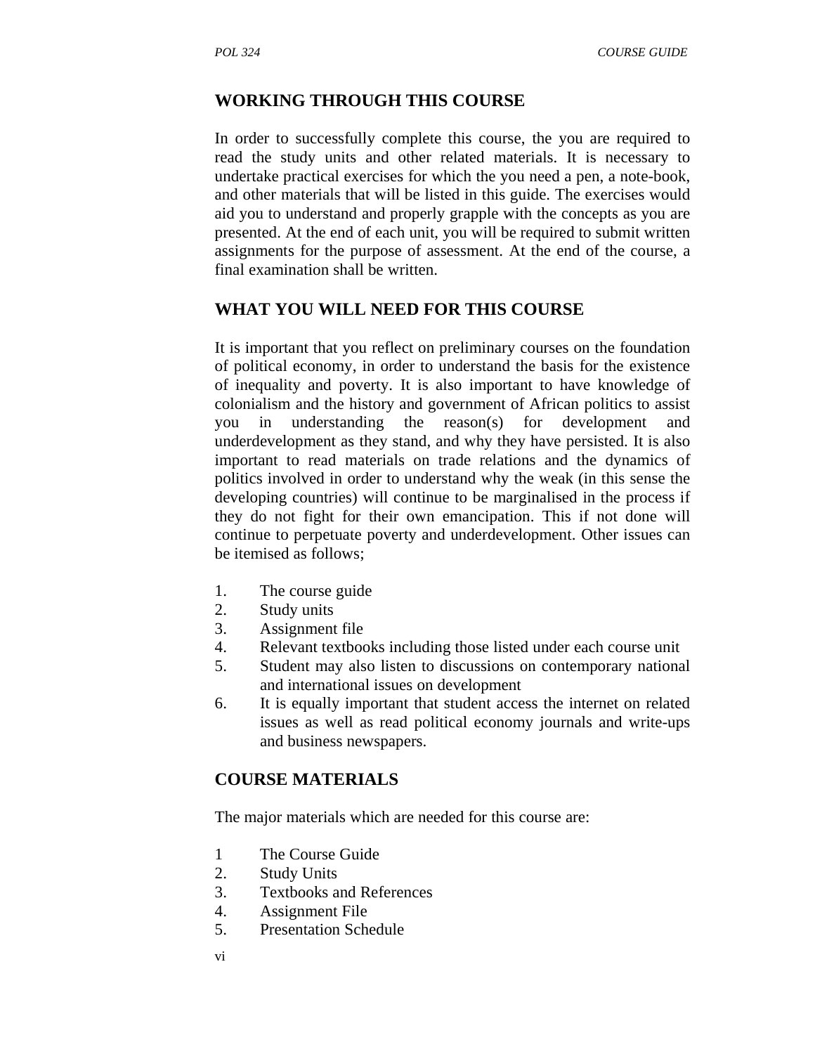## WORKING THROUGH THIS COURSE

In order to successfully complete this course, the you are required to read the study units and other related materials. It is necessary to undertake practical exercises for which the you need a pen, a note-book, and other materials that will be listed in this guide. The exercises would aid you to understand and properly grapple with the concepts as you are presented. At the end of each unit, you will be required to submit written assignments for the purpose of assessment. At the end of the course, a final examination shall be written.

## WHAT YOU WILL NEED FOR THIS COURSE

It is important that you reflect on preliminary courses on the foundation of political economy, in order to understand the basis for the existence of inequality and poverty. It is also important to have knowledge of colonialism and the history and government of African politics to assist you in understanding the reason(s) for development and underdevelopment as they stand, and why they have persisted. It is also important to read materials on trade relations and the dynamics of politics involved in order to understand why the weak (in this sense the developing countries) will continue to be marginalised in the process if they do not fight for their own emancipation. This if not done will continue to perpetuate poverty and underdevelopment. Other issues can be itemised as follows;

1. The course guide
2. Study units
3. Assignment file
4. Relevant textbooks including those listed under each course unit
5. Student may also listen to discussions on contemporary national and international issues on development
6. It is equally important that student access the internet on related issues as well as read political economy journals and write-ups and business newspapers.

## COURSE MATERIALS

The major materials which are needed for this course are:

1. The Course Guide
2. Study Units
3. Textbooks and References
4. Assignment File
5. Presentation Schedule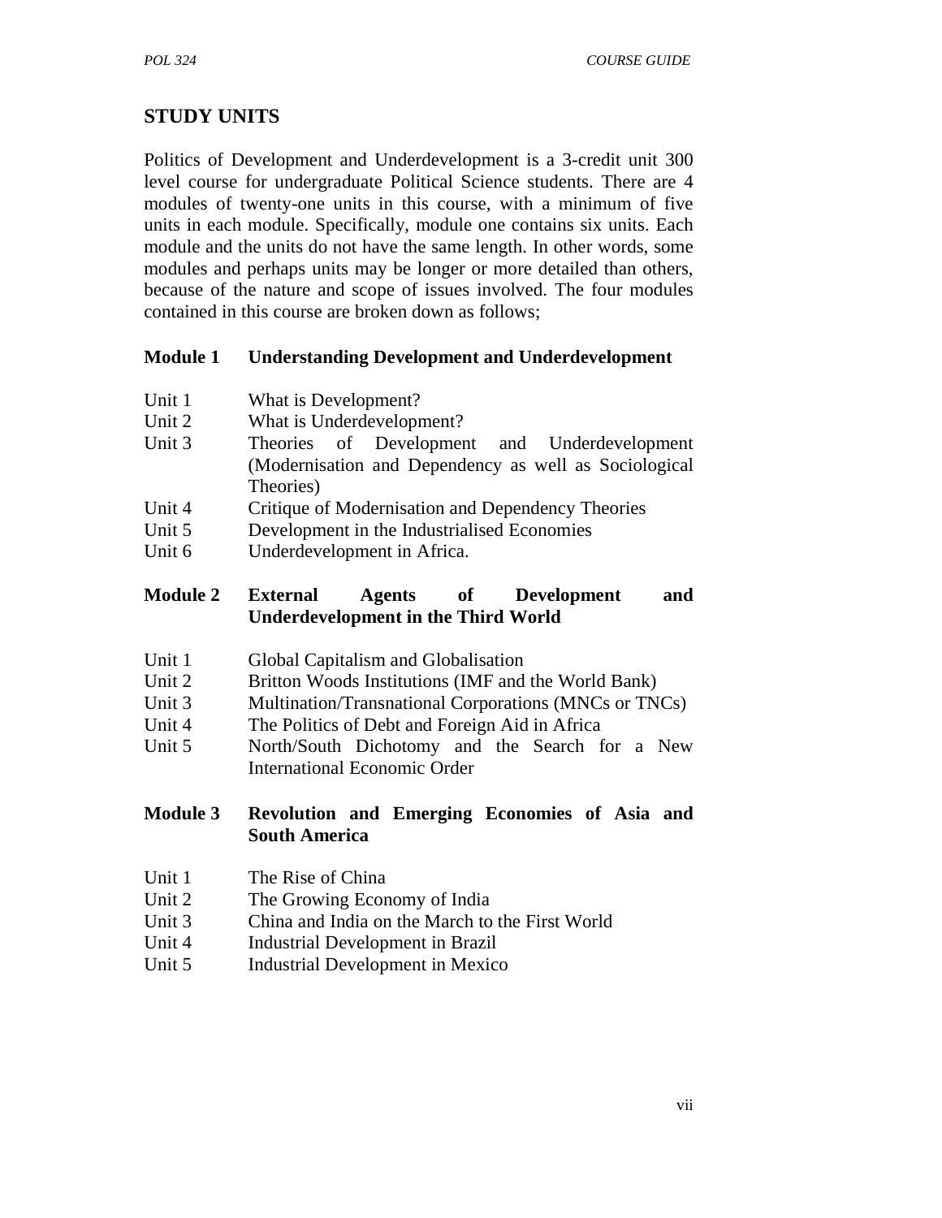## STUDY UNITS

Politics of Development and Underdevelopment is a 3-credit unit 300 level course for undergraduate Political Science students. There are 4 modules of twenty-one units in this course, with a minimum of five units in each module. Specifically, module one contains six units. Each module and the units do not have the same length. In other words, some modules and perhaps units may be longer or more detailed than others, because of the nature and scope of issues involved. The four modules contained in this course are broken down as follows;

**Module 1 Understanding Development and Underdevelopment**

Unit 1 What is Development?
Unit 2 What is Underdevelopment?
Unit 3 Theories of Development and Underdevelopment (Modernisation and Dependency as well as Sociological Theories)
Unit 4 Critique of Modernisation and Dependency Theories
Unit 5 Development in the Industrialised Economies
Unit 6 Underdevelopment in Africa.

**Module 2 External Agents of Development and Underdevelopment in the Third World**

Unit 1 Global Capitalism and Globalisation
Unit 2 Britton Woods Institutions (IMF and the World Bank)
Unit 3 Multination/Transnational Corporations (MNCs or TNCs)
Unit 4 The Politics of Debt and Foreign Aid in Africa
Unit 5 North/South Dichotomy and the Search for a New International Economic Order

**Module 3 Revolution and Emerging Economies of Asia and South America**

Unit 1 The Rise of China
Unit 2 The Growing Economy of India
Unit 3 China and India on the March to the First World
Unit 4 Industrial Development in Brazil
Unit 5 Industrial Development in Mexico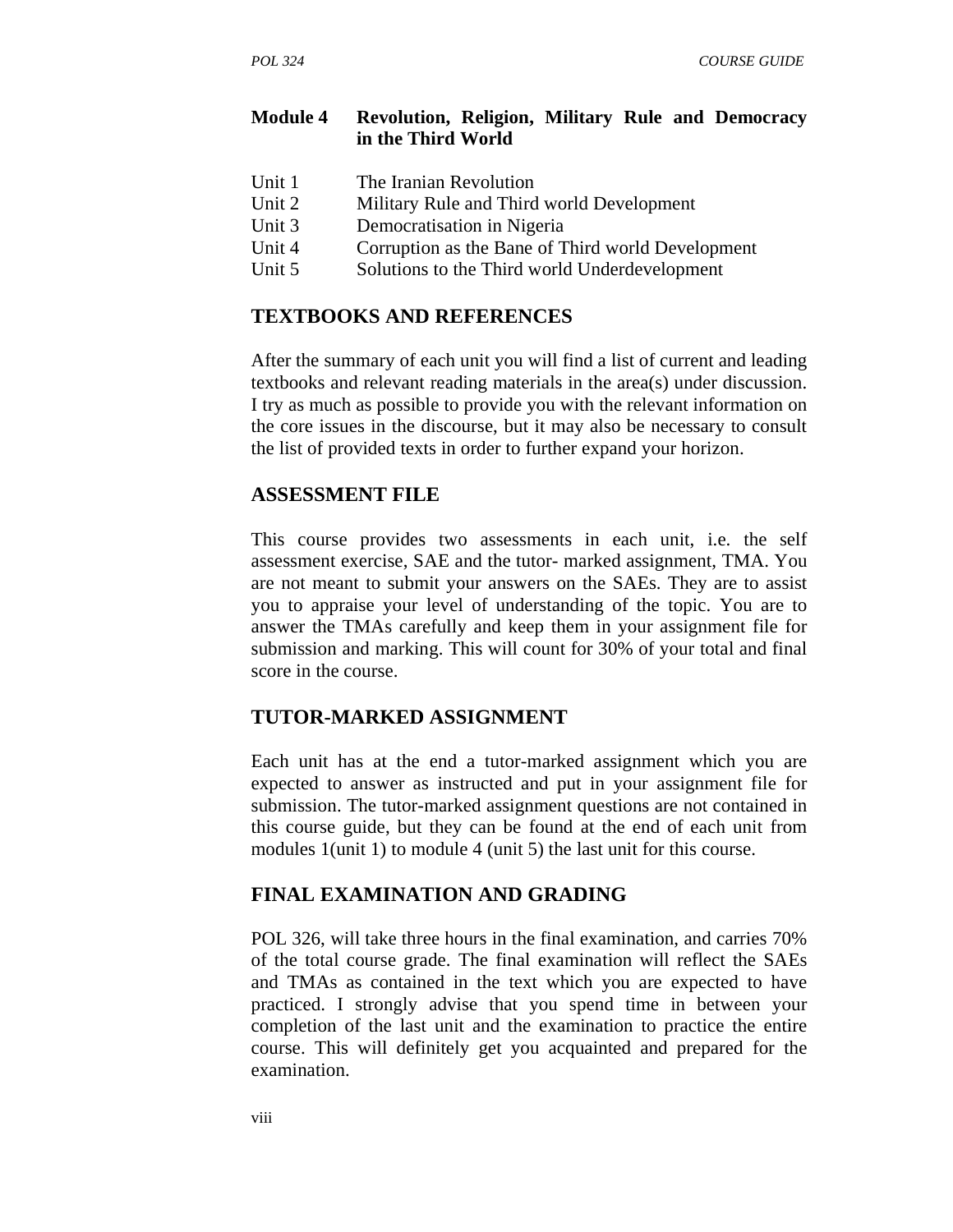**Module 4 Revolution, Religion, Military Rule and Democracy in the Third World**

Unit 1 The Iranian Revolution
Unit 2 Military Rule and Third world Development
Unit 3 Democratisation in Nigeria
Unit 4 Corruption as the Bane of Third world Development
Unit 5 Solutions to the Third world Underdevelopment

## TEXTBOOKS AND REFERENCES

After the summary of each unit you will find a list of current and leading textbooks and relevant reading materials in the area(s) under discussion. I try as much as possible to provide you with the relevant information on the core issues in the discourse, but it may also be necessary to consult the list of provided texts in order to further expand your horizon.

## ASSESSMENT FILE

This course provides two assessments in each unit, i.e. the self assessment exercise, SAE and the tutor- marked assignment, TMA. You are not meant to submit your answers on the SAEs. They are to assist you to appraise your level of understanding of the topic. You are to answer the TMAs carefully and keep them in your assignment file for submission and marking. This will count for 30% of your total and final score in the course.

## TUTOR-MARKED ASSIGNMENT

Each unit has at the end a tutor-marked assignment which you are expected to answer as instructed and put in your assignment file for submission. The tutor-marked assignment questions are not contained in this course guide, but they can be found at the end of each unit from modules 1(unit 1) to module 4 (unit 5) the last unit for this course.

## FINAL EXAMINATION AND GRADING

POL 326, will take three hours in the final examination, and carries 70% of the total course grade. The final examination will reflect the SAEs and TMAs as contained in the text which you are expected to have practiced. I strongly advise that you spend time in between your completion of the last unit and the examination to practice the entire course. This will definitely get you acquainted and prepared for the examination.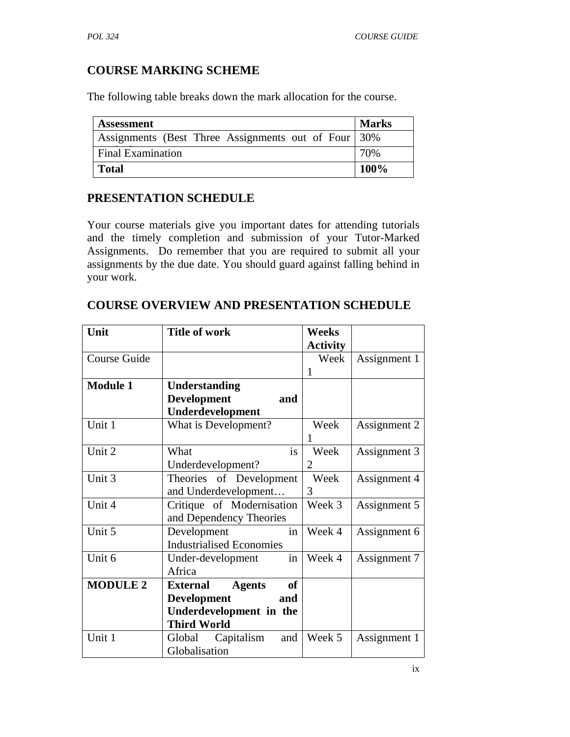## COURSE MARKING SCHEME

The following table breaks down the mark allocation for the course.

| Assessment | Marks |
|---|---|
| Assignments (Best Three Assignments out of Four | 30% |
| Final Examination | 70% |
| **Total** | **100%** |

## PRESENTATION SCHEDULE

Your course materials give you important dates for attending tutorials and the timely completion and submission of your Tutor-Marked Assignments. Do remember that you are required to submit all your assignments by the due date. You should guard against falling behind in your work.

## COURSE OVERVIEW AND PRESENTATION SCHEDULE

| Unit | Title of work | Weeks Activity | |
|---|---|---|---|
| Course Guide | | Week 1 | Assignment 1 |
| **Module 1** | **Understanding Development and Underdevelopment** | | |
| Unit 1 | What is Development? | Week 1 | Assignment 2 |
| Unit 2 | What is Underdevelopment? | Week 2 | Assignment 3 |
| Unit 3 | Theories of Development and Underdevelopment… | Week 3 | Assignment 4 |
| Unit 4 | Critique of Modernisation and Dependency Theories | Week 3 | Assignment 5 |
| Unit 5 | Development in Industrialised Economies | Week 4 | Assignment 6 |
| Unit 6 | Under-development in Africa | Week 4 | Assignment 7 |
| **MODULE 2** | **External Agents of Development and Underdevelopment in the Third World** | | |
| Unit 1 | Global Capitalism and Globalisation | Week 5 | Assignment 1 |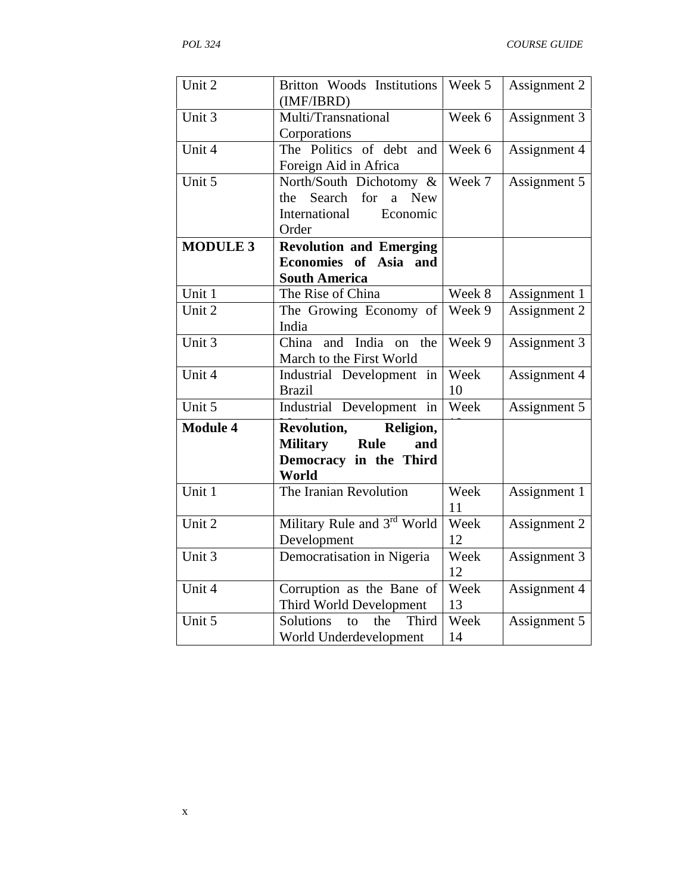| Unit 2 | Britton Woods Institutions (IMF/IBRD) | Week 5 | Assignment 2 |
|---|---|---|---|
| Unit 3 | Multi/Transnational Corporations | Week 6 | Assignment 3 |
| Unit 4 | The Politics of debt and Foreign Aid in Africa | Week 6 | Assignment 4 |
| Unit 5 | North/South Dichotomy & the Search for a New International Economic Order | Week 7 | Assignment 5 |
| **MODULE 3** | **Revolution and Emerging Economies of Asia and South America** | | |
| Unit 1 | The Rise of China | Week 8 | Assignment 1 |
| Unit 2 | The Growing Economy of India | Week 9 | Assignment 2 |
| Unit 3 | China and India on the March to the First World | Week 9 | Assignment 3 |
| Unit 4 | Industrial Development in Brazil | Week 10 | Assignment 4 |
| Unit 5 | Industrial Development in Mexico | Week 10 | Assignment 5 |
| **Module 4** | **Revolution, Religion, Military Rule and Democracy in the Third World** | | |
| Unit 1 | The Iranian Revolution | Week 11 | Assignment 1 |
| Unit 2 | Military Rule and 3rd World Development | Week 12 | Assignment 2 |
| Unit 3 | Democratisation in Nigeria | Week 12 | Assignment 3 |
| Unit 4 | Corruption as the Bane of Third World Development | Week 13 | Assignment 4 |
| Unit 5 | Solutions to the Third World Underdevelopment | Week 14 | Assignment 5 |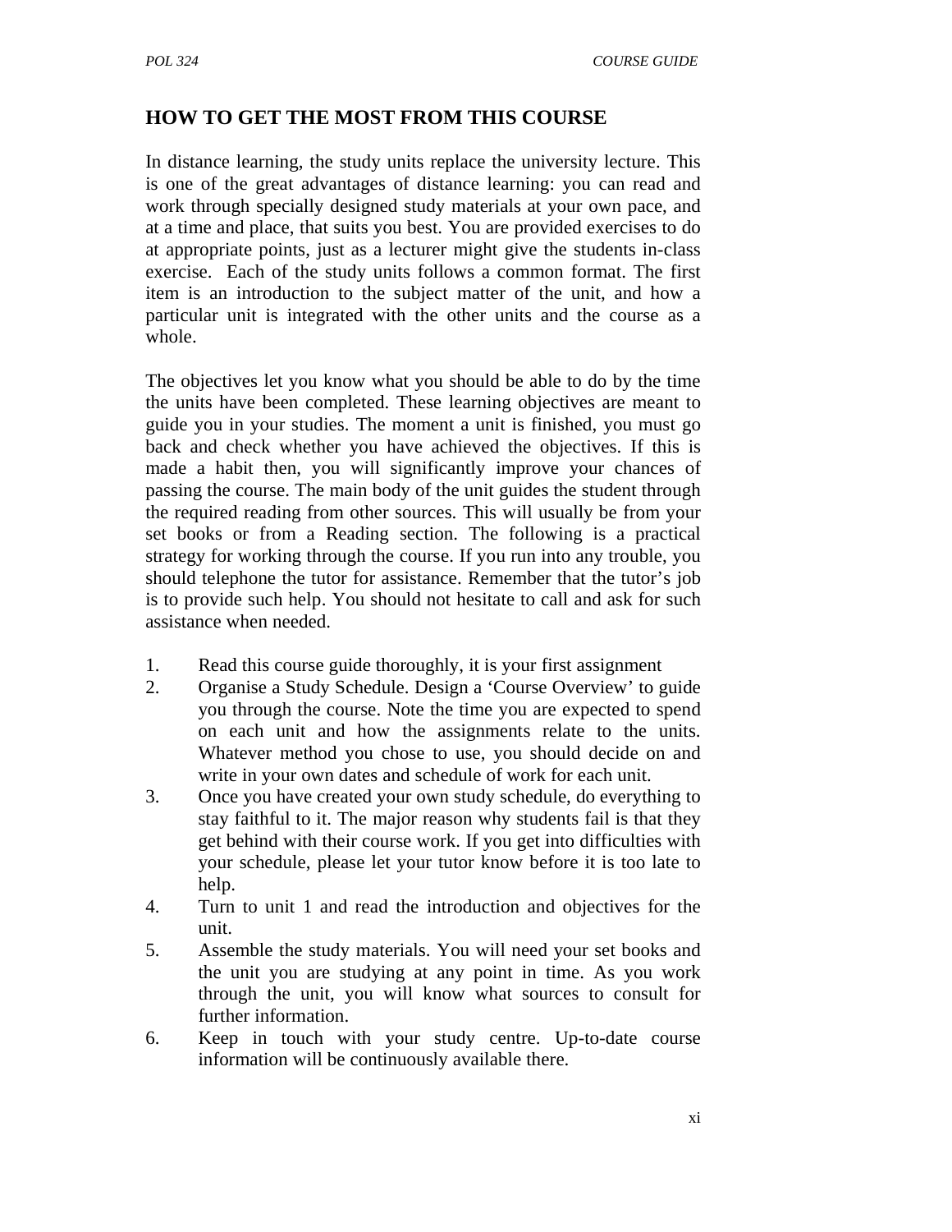## HOW TO GET THE MOST FROM THIS COURSE

In distance learning, the study units replace the university lecture. This is one of the great advantages of distance learning: you can read and work through specially designed study materials at your own pace, and at a time and place, that suits you best. You are provided exercises to do at appropriate points, just as a lecturer might give the students in-class exercise. Each of the study units follows a common format. The first item is an introduction to the subject matter of the unit, and how a particular unit is integrated with the other units and the course as a whole.

The objectives let you know what you should be able to do by the time the units have been completed. These learning objectives are meant to guide you in your studies. The moment a unit is finished, you must go back and check whether you have achieved the objectives. If this is made a habit then, you will significantly improve your chances of passing the course. The main body of the unit guides the student through the required reading from other sources. This will usually be from your set books or from a Reading section. The following is a practical strategy for working through the course. If you run into any trouble, you should telephone the tutor for assistance. Remember that the tutor's job is to provide such help. You should not hesitate to call and ask for such assistance when needed.

1. Read this course guide thoroughly, it is your first assignment
2. Organise a Study Schedule. Design a 'Course Overview' to guide you through the course. Note the time you are expected to spend on each unit and how the assignments relate to the units. Whatever method you chose to use, you should decide on and write in your own dates and schedule of work for each unit.
3. Once you have created your own study schedule, do everything to stay faithful to it. The major reason why students fail is that they get behind with their course work. If you get into difficulties with your schedule, please let your tutor know before it is too late to help.
4. Turn to unit 1 and read the introduction and objectives for the unit.
5. Assemble the study materials. You will need your set books and the unit you are studying at any point in time. As you work through the unit, you will know what sources to consult for further information.
6. Keep in touch with your study centre. Up-to-date course information will be continuously available there.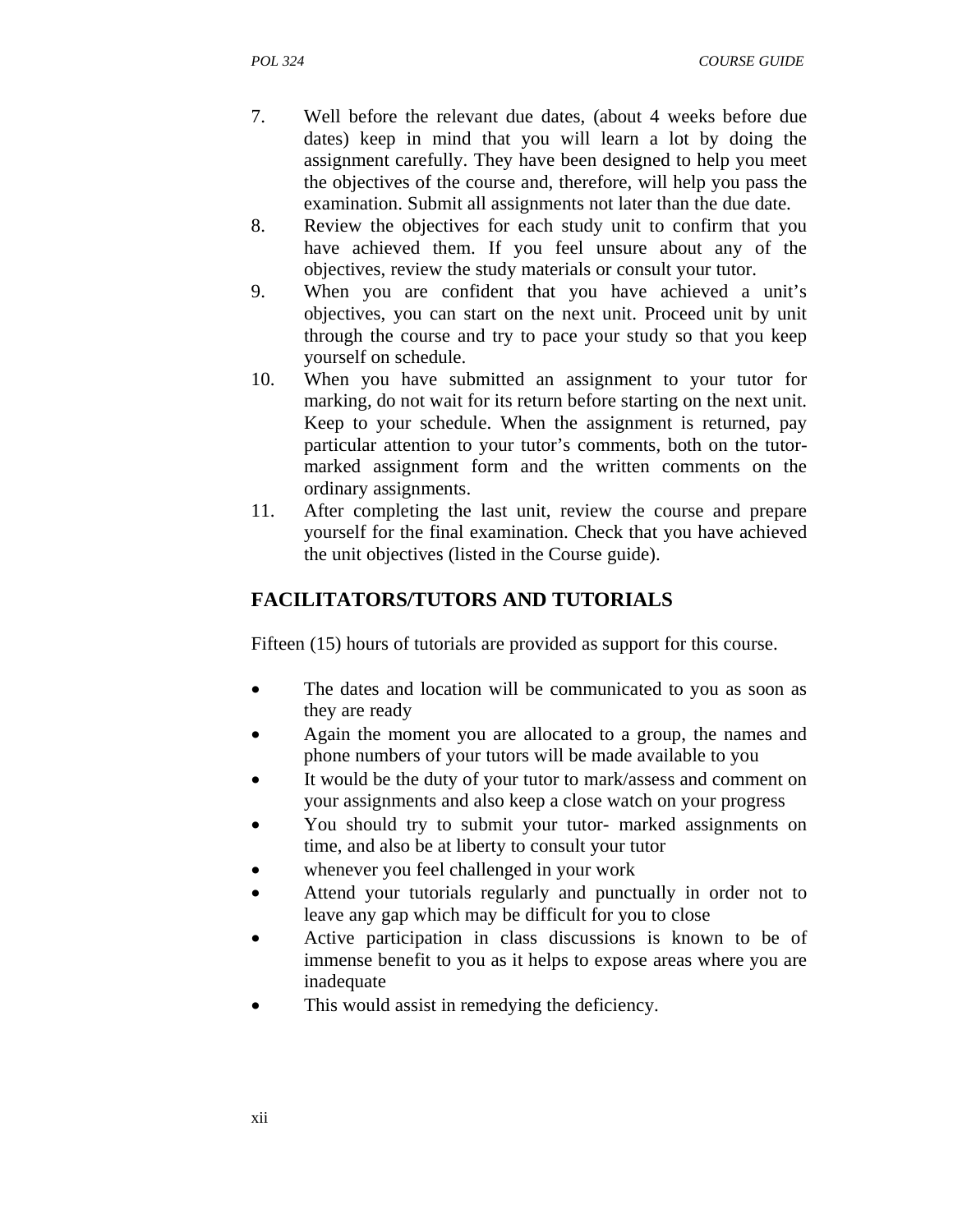7. Well before the relevant due dates, (about 4 weeks before due dates) keep in mind that you will learn a lot by doing the assignment carefully. They have been designed to help you meet the objectives of the course and, therefore, will help you pass the examination. Submit all assignments not later than the due date.
8. Review the objectives for each study unit to confirm that you have achieved them. If you feel unsure about any of the objectives, review the study materials or consult your tutor.
9. When you are confident that you have achieved a unit's objectives, you can start on the next unit. Proceed unit by unit through the course and try to pace your study so that you keep yourself on schedule.
10. When you have submitted an assignment to your tutor for marking, do not wait for its return before starting on the next unit. Keep to your schedule. When the assignment is returned, pay particular attention to your tutor's comments, both on the tutor-marked assignment form and the written comments on the ordinary assignments.
11. After completing the last unit, review the course and prepare yourself for the final examination. Check that you have achieved the unit objectives (listed in the Course guide).

## FACILITATORS/TUTORS AND TUTORIALS

Fifteen (15) hours of tutorials are provided as support for this course.

- The dates and location will be communicated to you as soon as they are ready
- Again the moment you are allocated to a group, the names and phone numbers of your tutors will be made available to you
- It would be the duty of your tutor to mark/assess and comment on your assignments and also keep a close watch on your progress
- You should try to submit your tutor- marked assignments on time, and also be at liberty to consult your tutor
- whenever you feel challenged in your work
- Attend your tutorials regularly and punctually in order not to leave any gap which may be difficult for you to close
- Active participation in class discussions is known to be of immense benefit to you as it helps to expose areas where you are inadequate
- This would assist in remedying the deficiency.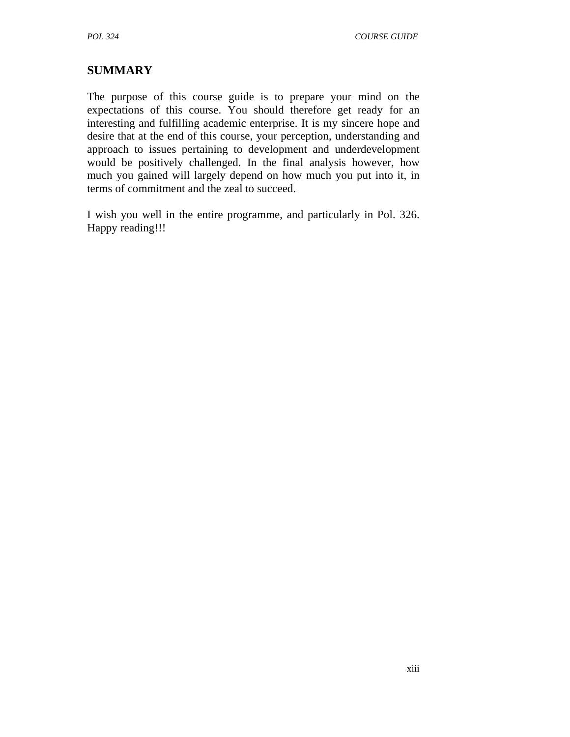## SUMMARY

The purpose of this course guide is to prepare your mind on the expectations of this course. You should therefore get ready for an interesting and fulfilling academic enterprise. It is my sincere hope and desire that at the end of this course, your perception, understanding and approach to issues pertaining to development and underdevelopment would be positively challenged. In the final analysis however, how much you gained will largely depend on how much you put into it, in terms of commitment and the zeal to succeed.

I wish you well in the entire programme, and particularly in Pol. 326. Happy reading!!!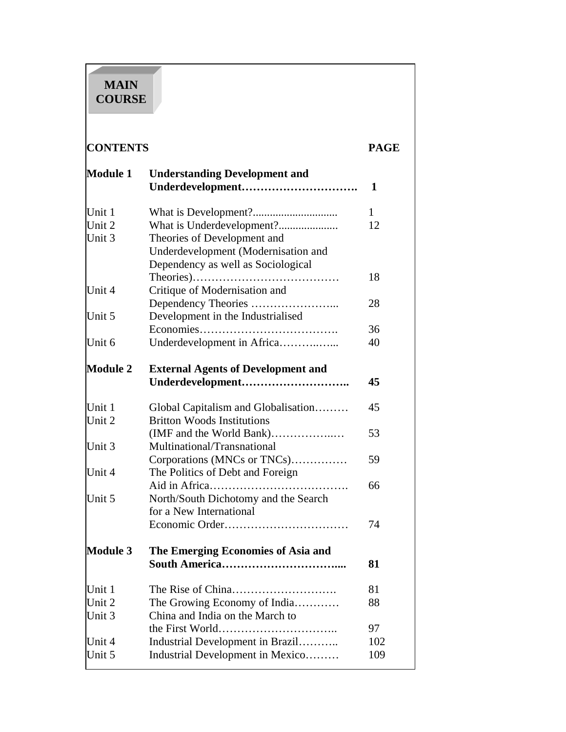# MAIN COURSE

| CONTENTS | | PAGE |
|---|---|---|
| **Module 1** | **Understanding Development and Underdevelopment…………………………** | **1** |
| Unit 1 | What is Development?............................ | 1 |
| Unit 2 | What is Underdevelopment?.................... | 12 |
| Unit 3 | Theories of Development and Underdevelopment (Modernisation and Dependency as well as Sociological Theories)………………………………… | 18 |
| Unit 4 | Critique of Modernisation and Dependency Theories …………………... | 28 |
| Unit 5 | Development in the Industrialised Economies………………………………. | 36 |
| Unit 6 | Underdevelopment in Africa………..…... | 40 |
| **Module 2** | **External Agents of Development and Underdevelopment………………………..** | **45** |
| Unit 1 | Global Capitalism and Globalisation….…… | 45 |
| Unit 2 | Britton Woods Institutions (IMF and the World Bank)……………..…. | 53 |
| Unit 3 | Multinational/Transnational Corporations (MNCs or TNCs)…………… | 59 |
| Unit 4 | The Politics of Debt and Foreign Aid in Africa………………………………. | 66 |
| Unit 5 | North/South Dichotomy and the Search for a New International Economic Order…………………………… | 74 |
| **Module 3** | **The Emerging Economies of Asia and South America………………………….....** | **81** |
| Unit 1 | The Rise of China………………………. | 81 |
| Unit 2 | The Growing Economy of India………… | 88 |
| Unit 3 | China and India on the March to the First World………………………….. | 97 |
| Unit 4 | Industrial Development in Brazil……….. | 102 |
| Unit 5 | Industrial Development in Mexico……… | 109 |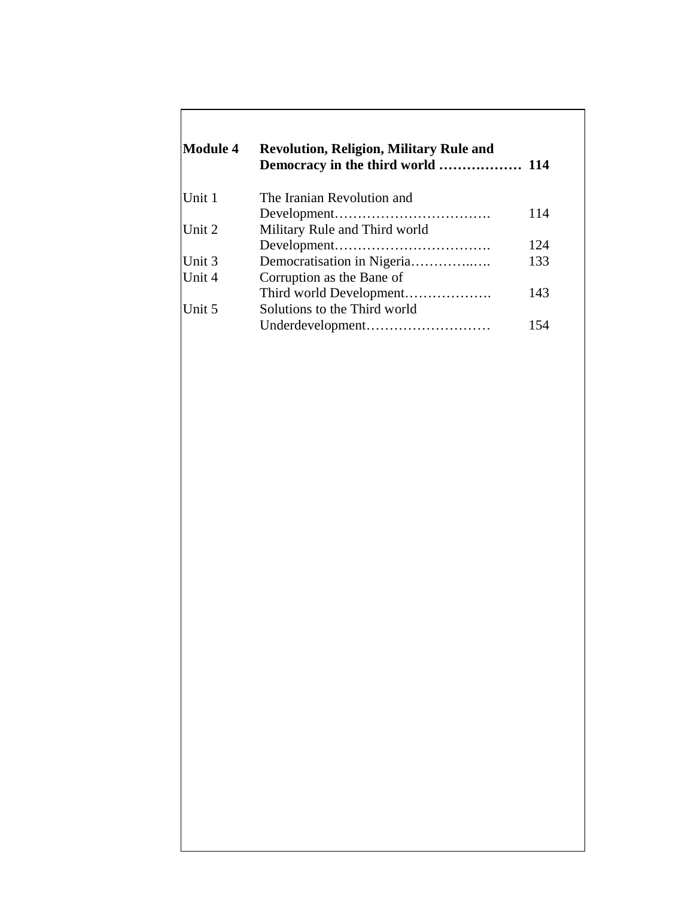| | | |
|---|---|---|
| **Module 4** | **Revolution, Religion, Military Rule and Democracy in the third world ………………** | **114** |
| Unit 1 | The Iranian Revolution and Development……………………………. | 114 |
| Unit 2 | Military Rule and Third world Development……………………………. | 124 |
| Unit 3 | Democratisation in Nigeria…………..…. | 133 |
| Unit 4 | Corruption as the Bane of Third world Development………………. | 143 |
| Unit 5 | Solutions to the Third world Underdevelopment……………………… | 154 |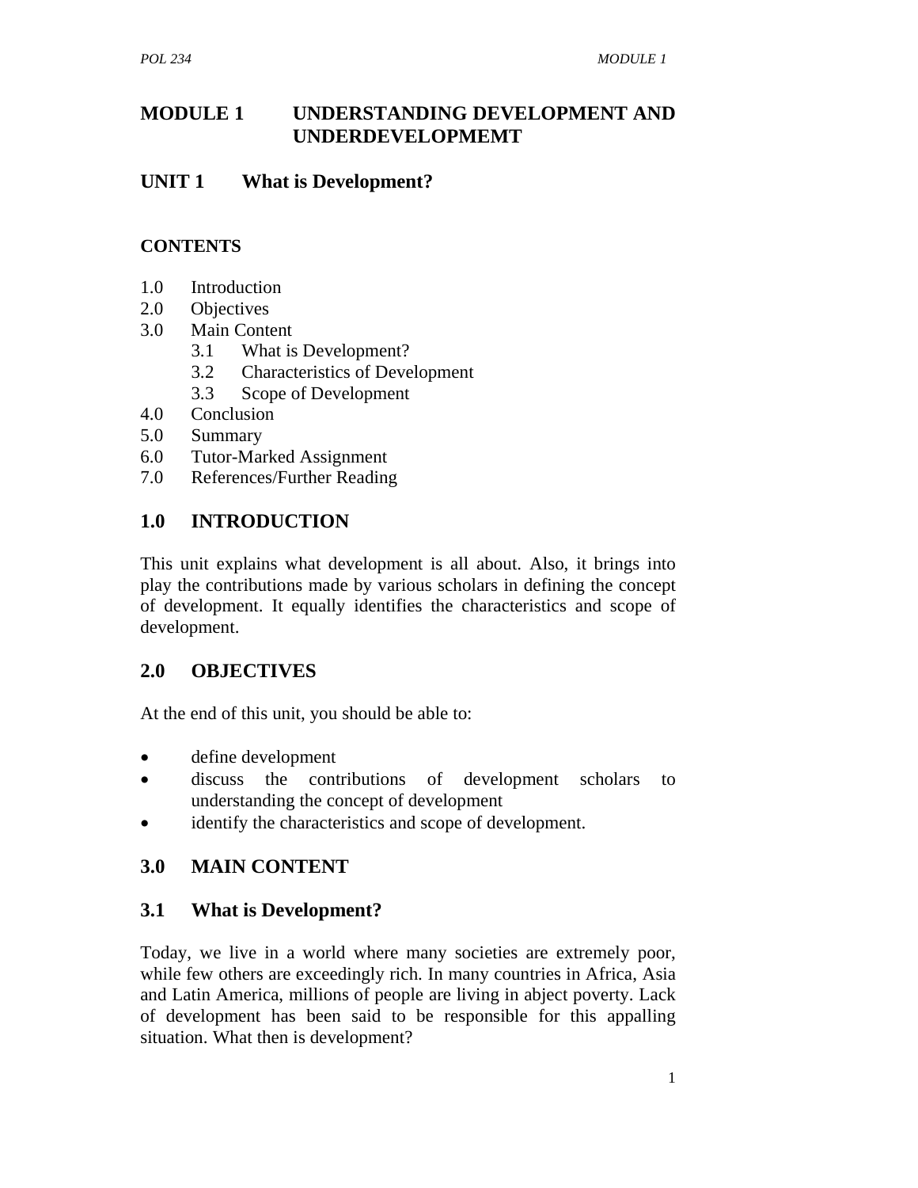# MODULE 1 UNDERSTANDING DEVELOPMENT AND UNDERDEVELOPMEMT

## UNIT 1 What is Development?

**CONTENTS**

1.0 Introduction
2.0 Objectives
3.0 Main Content
  3.1 What is Development?
  3.2 Characteristics of Development
  3.3 Scope of Development
4.0 Conclusion
5.0 Summary
6.0 Tutor-Marked Assignment
7.0 References/Further Reading

## 1.0 INTRODUCTION

This unit explains what development is all about. Also, it brings into play the contributions made by various scholars in defining the concept of development. It equally identifies the characteristics and scope of development.

## 2.0 OBJECTIVES

At the end of this unit, you should be able to:

- define development
- discuss the contributions of development scholars to understanding the concept of development
- identify the characteristics and scope of development.

## 3.0 MAIN CONTENT

### 3.1 What is Development?

Today, we live in a world where many societies are extremely poor, while few others are exceedingly rich. In many countries in Africa, Asia and Latin America, millions of people are living in abject poverty. Lack of development has been said to be responsible for this appalling situation. What then is development?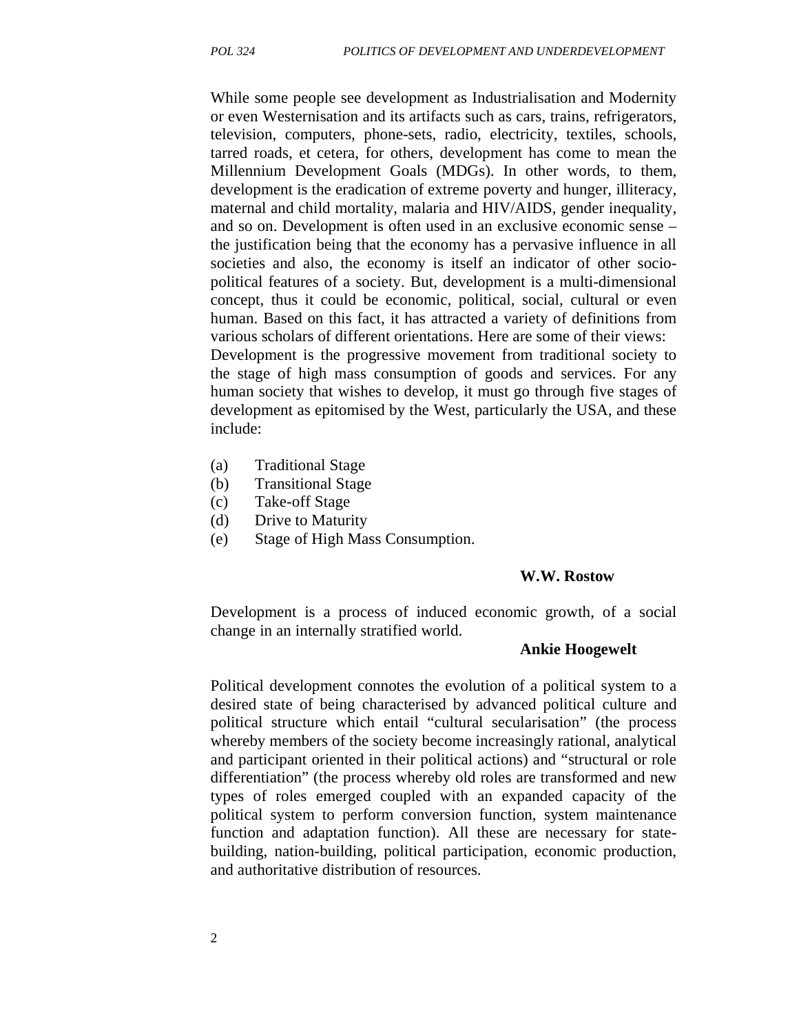While some people see development as Industrialisation and Modernity or even Westernisation and its artifacts such as cars, trains, refrigerators, television, computers, phone-sets, radio, electricity, textiles, schools, tarred roads, et cetera, for others, development has come to mean the Millennium Development Goals (MDGs). In other words, to them, development is the eradication of extreme poverty and hunger, illiteracy, maternal and child mortality, malaria and HIV/AIDS, gender inequality, and so on. Development is often used in an exclusive economic sense – the justification being that the economy has a pervasive influence in all societies and also, the economy is itself an indicator of other socio-political features of a society. But, development is a multi-dimensional concept, thus it could be economic, political, social, cultural or even human. Based on this fact, it has attracted a variety of definitions from various scholars of different orientations. Here are some of their views:
Development is the progressive movement from traditional society to the stage of high mass consumption of goods and services. For any human society that wishes to develop, it must go through five stages of development as epitomised by the West, particularly the USA, and these include:

(a) Traditional Stage
(b) Transitional Stage
(c) Take-off Stage
(d) Drive to Maturity
(e) Stage of High Mass Consumption.

**W.W. Rostow**

Development is a process of induced economic growth, of a social change in an internally stratified world.

**Ankie Hoogewelt**

Political development connotes the evolution of a political system to a desired state of being characterised by advanced political culture and political structure which entail "cultural secularisation" (the process whereby members of the society become increasingly rational, analytical and participant oriented in their political actions) and "structural or role differentiation" (the process whereby old roles are transformed and new types of roles emerged coupled with an expanded capacity of the political system to perform conversion function, system maintenance function and adaptation function). All these are necessary for state-building, nation-building, political participation, economic production, and authoritative distribution of resources.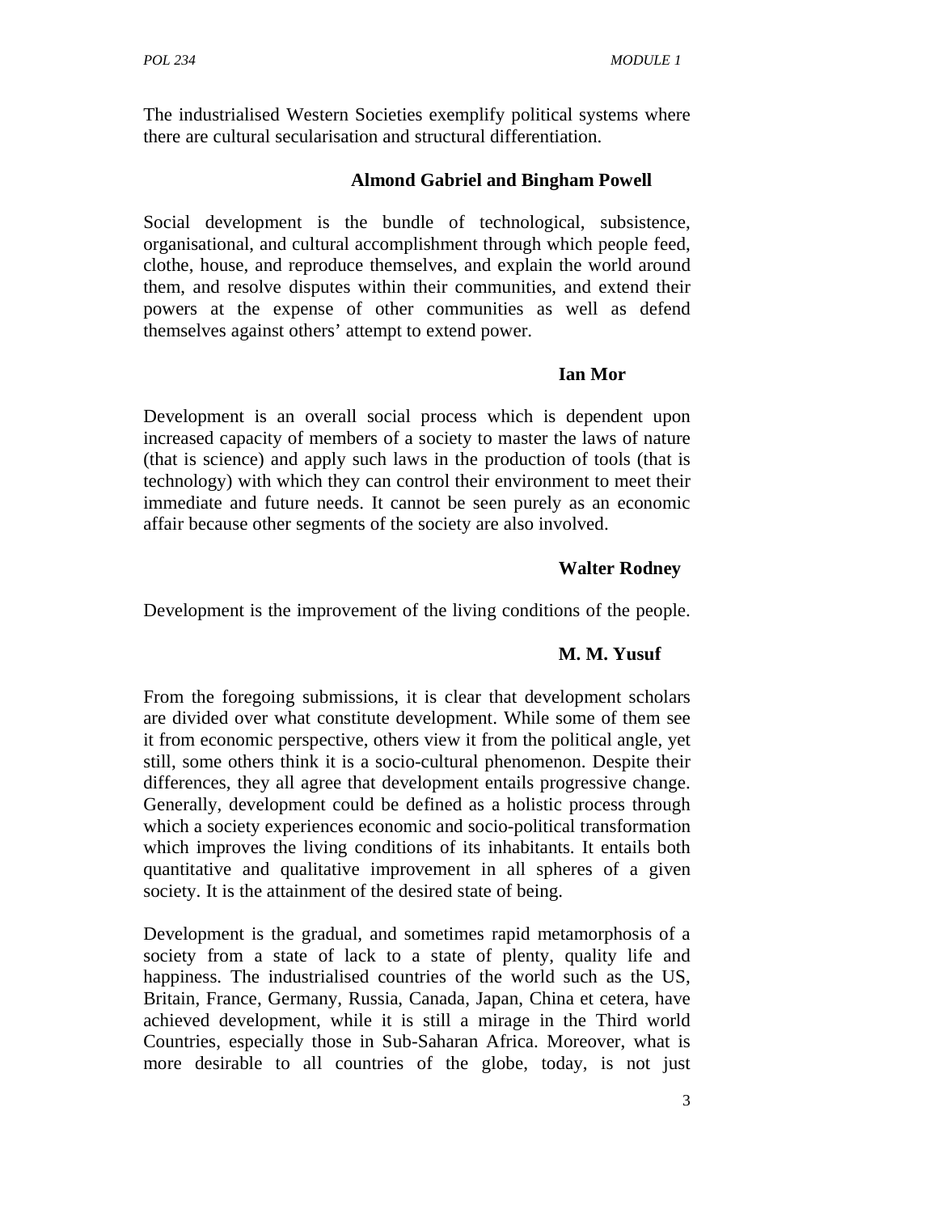The industrialised Western Societies exemplify political systems where there are cultural secularisation and structural differentiation.

**Almond Gabriel and Bingham Powell**

Social development is the bundle of technological, subsistence, organisational, and cultural accomplishment through which people feed, clothe, house, and reproduce themselves, and explain the world around them, and resolve disputes within their communities, and extend their powers at the expense of other communities as well as defend themselves against others' attempt to extend power.

**Ian Mor**

Development is an overall social process which is dependent upon increased capacity of members of a society to master the laws of nature (that is science) and apply such laws in the production of tools (that is technology) with which they can control their environment to meet their immediate and future needs. It cannot be seen purely as an economic affair because other segments of the society are also involved.

**Walter Rodney**

Development is the improvement of the living conditions of the people.

**M. M. Yusuf**

From the foregoing submissions, it is clear that development scholars are divided over what constitute development. While some of them see it from economic perspective, others view it from the political angle, yet still, some others think it is a socio-cultural phenomenon. Despite their differences, they all agree that development entails progressive change. Generally, development could be defined as a holistic process through which a society experiences economic and socio-political transformation which improves the living conditions of its inhabitants. It entails both quantitative and qualitative improvement in all spheres of a given society. It is the attainment of the desired state of being.

Development is the gradual, and sometimes rapid metamorphosis of a society from a state of lack to a state of plenty, quality life and happiness. The industrialised countries of the world such as the US, Britain, France, Germany, Russia, Canada, Japan, China et cetera, have achieved development, while it is still a mirage in the Third world Countries, especially those in Sub-Saharan Africa. Moreover, what is more desirable to all countries of the globe, today, is not just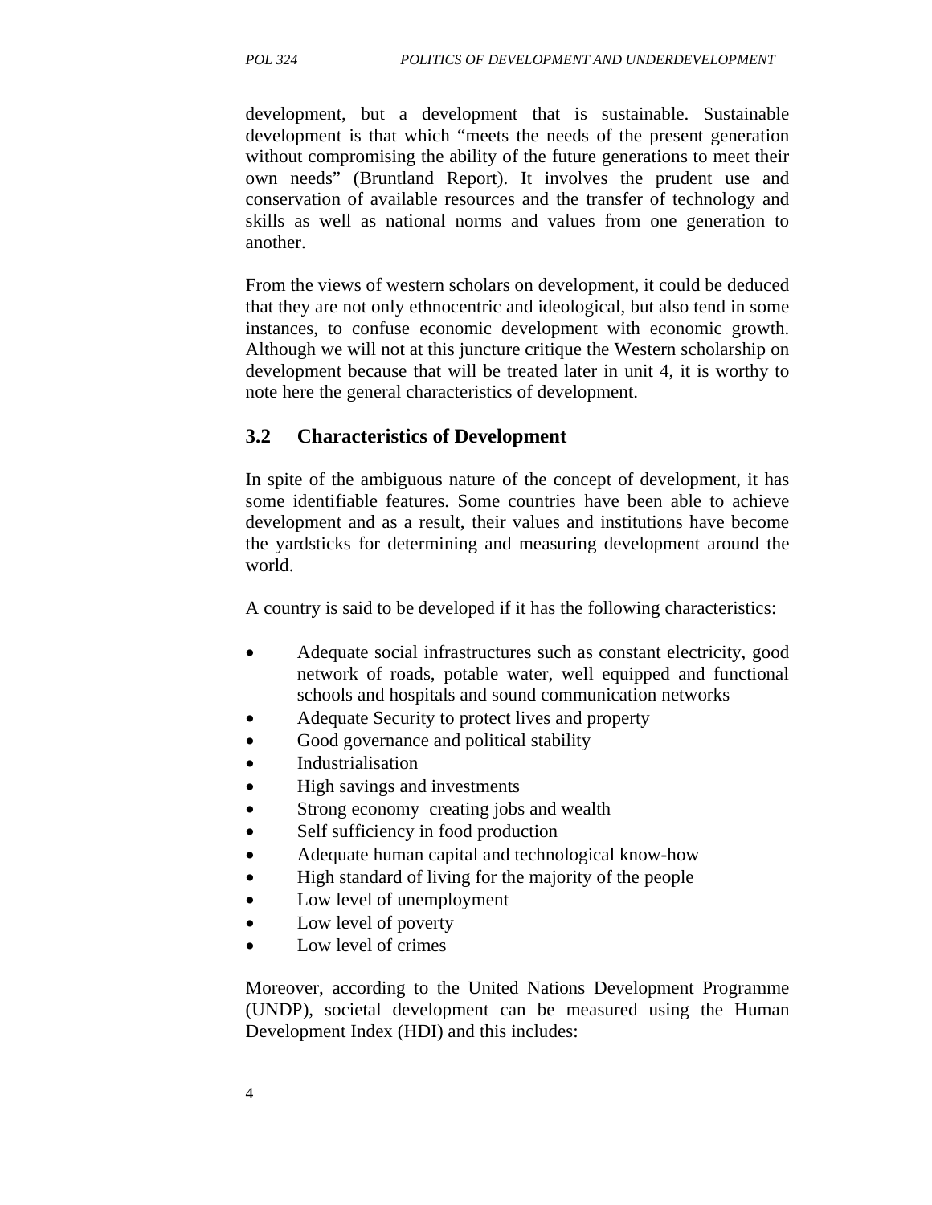development, but a development that is sustainable. Sustainable development is that which "meets the needs of the present generation without compromising the ability of the future generations to meet their own needs" (Bruntland Report). It involves the prudent use and conservation of available resources and the transfer of technology and skills as well as national norms and values from one generation to another.

From the views of western scholars on development, it could be deduced that they are not only ethnocentric and ideological, but also tend in some instances, to confuse economic development with economic growth. Although we will not at this juncture critique the Western scholarship on development because that will be treated later in unit 4, it is worthy to note here the general characteristics of development.

## 3.2 Characteristics of Development

In spite of the ambiguous nature of the concept of development, it has some identifiable features. Some countries have been able to achieve development and as a result, their values and institutions have become the yardsticks for determining and measuring development around the world.

A country is said to be developed if it has the following characteristics:

- Adequate social infrastructures such as constant electricity, good network of roads, potable water, well equipped and functional schools and hospitals and sound communication networks
- Adequate Security to protect lives and property
- Good governance and political stability
- Industrialisation
- High savings and investments
- Strong economy creating jobs and wealth
- Self sufficiency in food production
- Adequate human capital and technological know-how
- High standard of living for the majority of the people
- Low level of unemployment
- Low level of poverty
- Low level of crimes

Moreover, according to the United Nations Development Programme (UNDP), societal development can be measured using the Human Development Index (HDI) and this includes: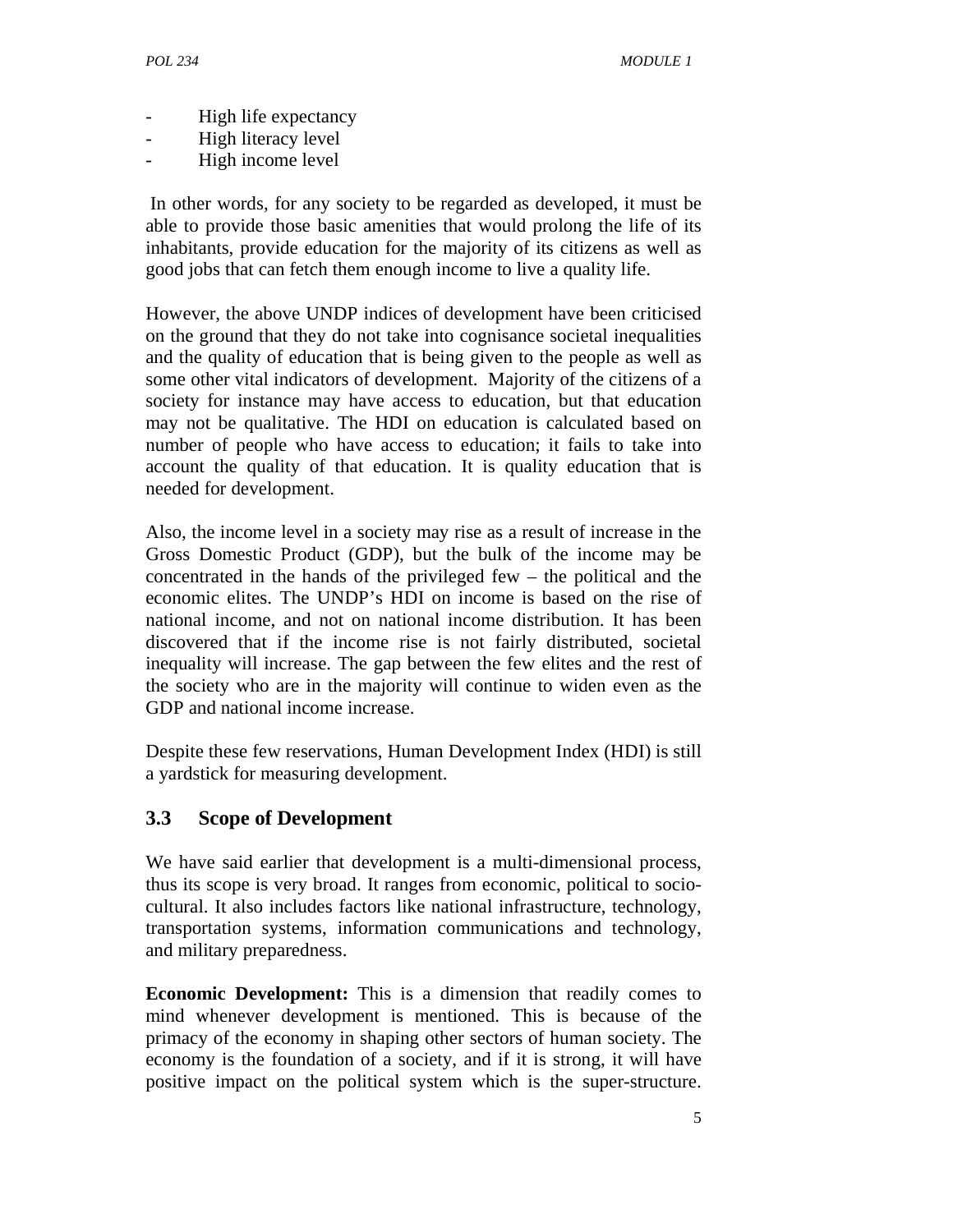- High life expectancy
- High literacy level
- High income level

In other words, for any society to be regarded as developed, it must be able to provide those basic amenities that would prolong the life of its inhabitants, provide education for the majority of its citizens as well as good jobs that can fetch them enough income to live a quality life.

However, the above UNDP indices of development have been criticised on the ground that they do not take into cognisance societal inequalities and the quality of education that is being given to the people as well as some other vital indicators of development. Majority of the citizens of a society for instance may have access to education, but that education may not be qualitative. The HDI on education is calculated based on number of people who have access to education; it fails to take into account the quality of that education. It is quality education that is needed for development.

Also, the income level in a society may rise as a result of increase in the Gross Domestic Product (GDP), but the bulk of the income may be concentrated in the hands of the privileged few – the political and the economic elites. The UNDP's HDI on income is based on the rise of national income, and not on national income distribution. It has been discovered that if the income rise is not fairly distributed, societal inequality will increase. The gap between the few elites and the rest of the society who are in the majority will continue to widen even as the GDP and national income increase.

Despite these few reservations, Human Development Index (HDI) is still a yardstick for measuring development.

## 3.3 Scope of Development

We have said earlier that development is a multi-dimensional process, thus its scope is very broad. It ranges from economic, political to socio-cultural. It also includes factors like national infrastructure, technology, transportation systems, information communications and technology, and military preparedness.

**Economic Development:** This is a dimension that readily comes to mind whenever development is mentioned. This is because of the primacy of the economy in shaping other sectors of human society. The economy is the foundation of a society, and if it is strong, it will have positive impact on the political system which is the super-structure.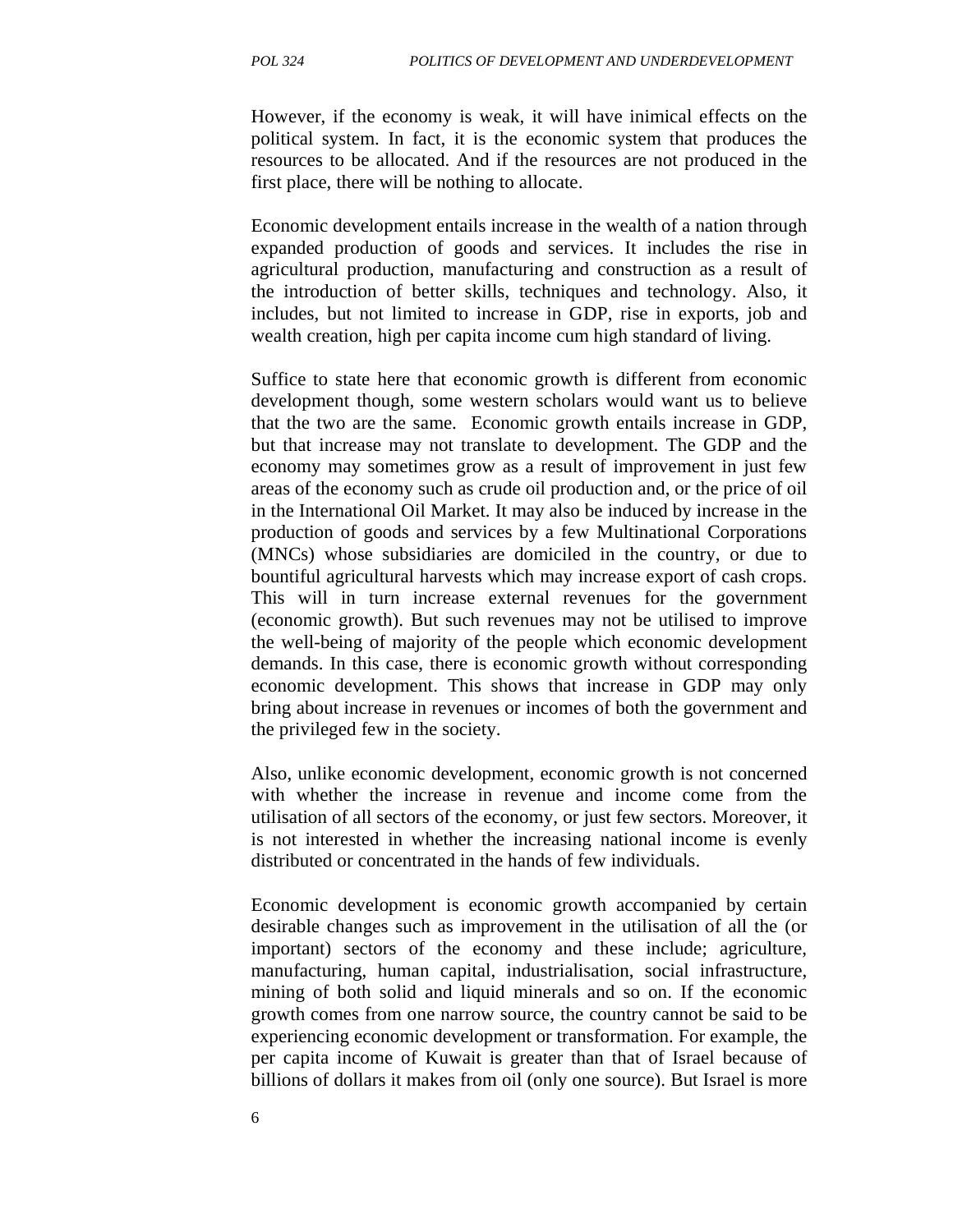However, if the economy is weak, it will have inimical effects on the political system. In fact, it is the economic system that produces the resources to be allocated. And if the resources are not produced in the first place, there will be nothing to allocate.

Economic development entails increase in the wealth of a nation through expanded production of goods and services. It includes the rise in agricultural production, manufacturing and construction as a result of the introduction of better skills, techniques and technology. Also, it includes, but not limited to increase in GDP, rise in exports, job and wealth creation, high per capita income cum high standard of living.

Suffice to state here that economic growth is different from economic development though, some western scholars would want us to believe that the two are the same. Economic growth entails increase in GDP, but that increase may not translate to development. The GDP and the economy may sometimes grow as a result of improvement in just few areas of the economy such as crude oil production and, or the price of oil in the International Oil Market. It may also be induced by increase in the production of goods and services by a few Multinational Corporations (MNCs) whose subsidiaries are domiciled in the country, or due to bountiful agricultural harvests which may increase export of cash crops. This will in turn increase external revenues for the government (economic growth). But such revenues may not be utilised to improve the well-being of majority of the people which economic development demands. In this case, there is economic growth without corresponding economic development. This shows that increase in GDP may only bring about increase in revenues or incomes of both the government and the privileged few in the society.

Also, unlike economic development, economic growth is not concerned with whether the increase in revenue and income come from the utilisation of all sectors of the economy, or just few sectors. Moreover, it is not interested in whether the increasing national income is evenly distributed or concentrated in the hands of few individuals.

Economic development is economic growth accompanied by certain desirable changes such as improvement in the utilisation of all the (or important) sectors of the economy and these include; agriculture, manufacturing, human capital, industrialisation, social infrastructure, mining of both solid and liquid minerals and so on. If the economic growth comes from one narrow source, the country cannot be said to be experiencing economic development or transformation. For example, the per capita income of Kuwait is greater than that of Israel because of billions of dollars it makes from oil (only one source). But Israel is more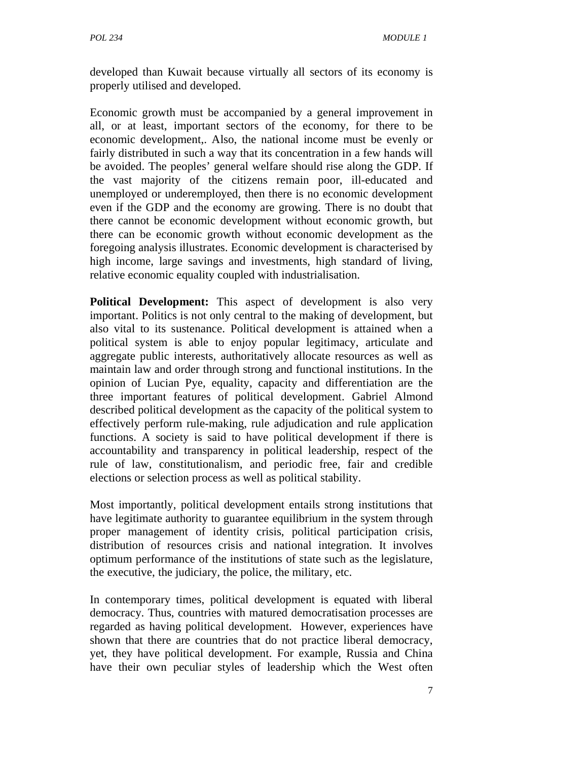developed than Kuwait because virtually all sectors of its economy is properly utilised and developed.

Economic growth must be accompanied by a general improvement in all, or at least, important sectors of the economy, for there to be economic development,. Also, the national income must be evenly or fairly distributed in such a way that its concentration in a few hands will be avoided. The peoples' general welfare should rise along the GDP. If the vast majority of the citizens remain poor, ill-educated and unemployed or underemployed, then there is no economic development even if the GDP and the economy are growing. There is no doubt that there cannot be economic development without economic growth, but there can be economic growth without economic development as the foregoing analysis illustrates. Economic development is characterised by high income, large savings and investments, high standard of living, relative economic equality coupled with industrialisation.

**Political Development:** This aspect of development is also very important. Politics is not only central to the making of development, but also vital to its sustenance. Political development is attained when a political system is able to enjoy popular legitimacy, articulate and aggregate public interests, authoritatively allocate resources as well as maintain law and order through strong and functional institutions. In the opinion of Lucian Pye, equality, capacity and differentiation are the three important features of political development. Gabriel Almond described political development as the capacity of the political system to effectively perform rule-making, rule adjudication and rule application functions. A society is said to have political development if there is accountability and transparency in political leadership, respect of the rule of law, constitutionalism, and periodic free, fair and credible elections or selection process as well as political stability.

Most importantly, political development entails strong institutions that have legitimate authority to guarantee equilibrium in the system through proper management of identity crisis, political participation crisis, distribution of resources crisis and national integration. It involves optimum performance of the institutions of state such as the legislature, the executive, the judiciary, the police, the military, etc.

In contemporary times, political development is equated with liberal democracy. Thus, countries with matured democratisation processes are regarded as having political development. However, experiences have shown that there are countries that do not practice liberal democracy, yet, they have political development. For example, Russia and China have their own peculiar styles of leadership which the West often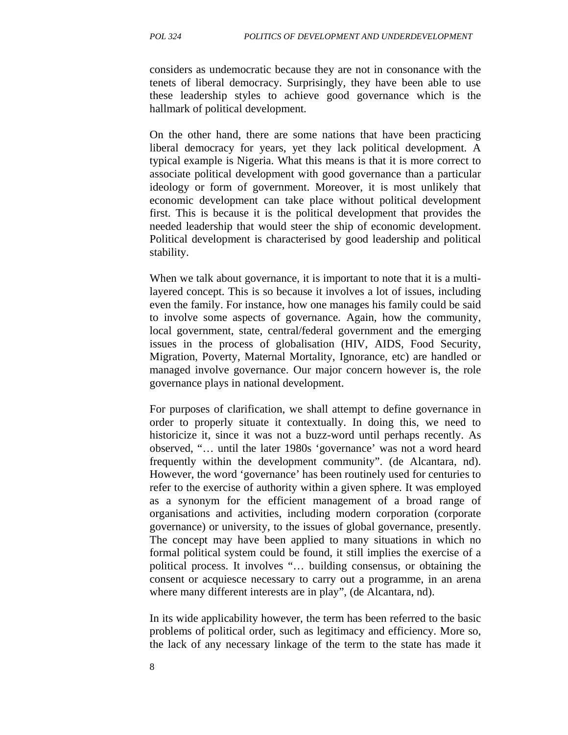considers as undemocratic because they are not in consonance with the tenets of liberal democracy. Surprisingly, they have been able to use these leadership styles to achieve good governance which is the hallmark of political development.

On the other hand, there are some nations that have been practicing liberal democracy for years, yet they lack political development. A typical example is Nigeria. What this means is that it is more correct to associate political development with good governance than a particular ideology or form of government. Moreover, it is most unlikely that economic development can take place without political development first. This is because it is the political development that provides the needed leadership that would steer the ship of economic development. Political development is characterised by good leadership and political stability.

When we talk about governance, it is important to note that it is a multi-layered concept. This is so because it involves a lot of issues, including even the family. For instance, how one manages his family could be said to involve some aspects of governance. Again, how the community, local government, state, central/federal government and the emerging issues in the process of globalisation (HIV, AIDS, Food Security, Migration, Poverty, Maternal Mortality, Ignorance, etc) are handled or managed involve governance. Our major concern however is, the role governance plays in national development.

For purposes of clarification, we shall attempt to define governance in order to properly situate it contextually. In doing this, we need to historicize it, since it was not a buzz-word until perhaps recently. As observed, "… until the later 1980s 'governance' was not a word heard frequently within the development community". (de Alcantara, nd). However, the word 'governance' has been routinely used for centuries to refer to the exercise of authority within a given sphere. It was employed as a synonym for the efficient management of a broad range of organisations and activities, including modern corporation (corporate governance) or university, to the issues of global governance, presently. The concept may have been applied to many situations in which no formal political system could be found, it still implies the exercise of a political process. It involves "… building consensus, or obtaining the consent or acquiesce necessary to carry out a programme, in an arena where many different interests are in play", (de Alcantara, nd).

In its wide applicability however, the term has been referred to the basic problems of political order, such as legitimacy and efficiency. More so, the lack of any necessary linkage of the term to the state has made it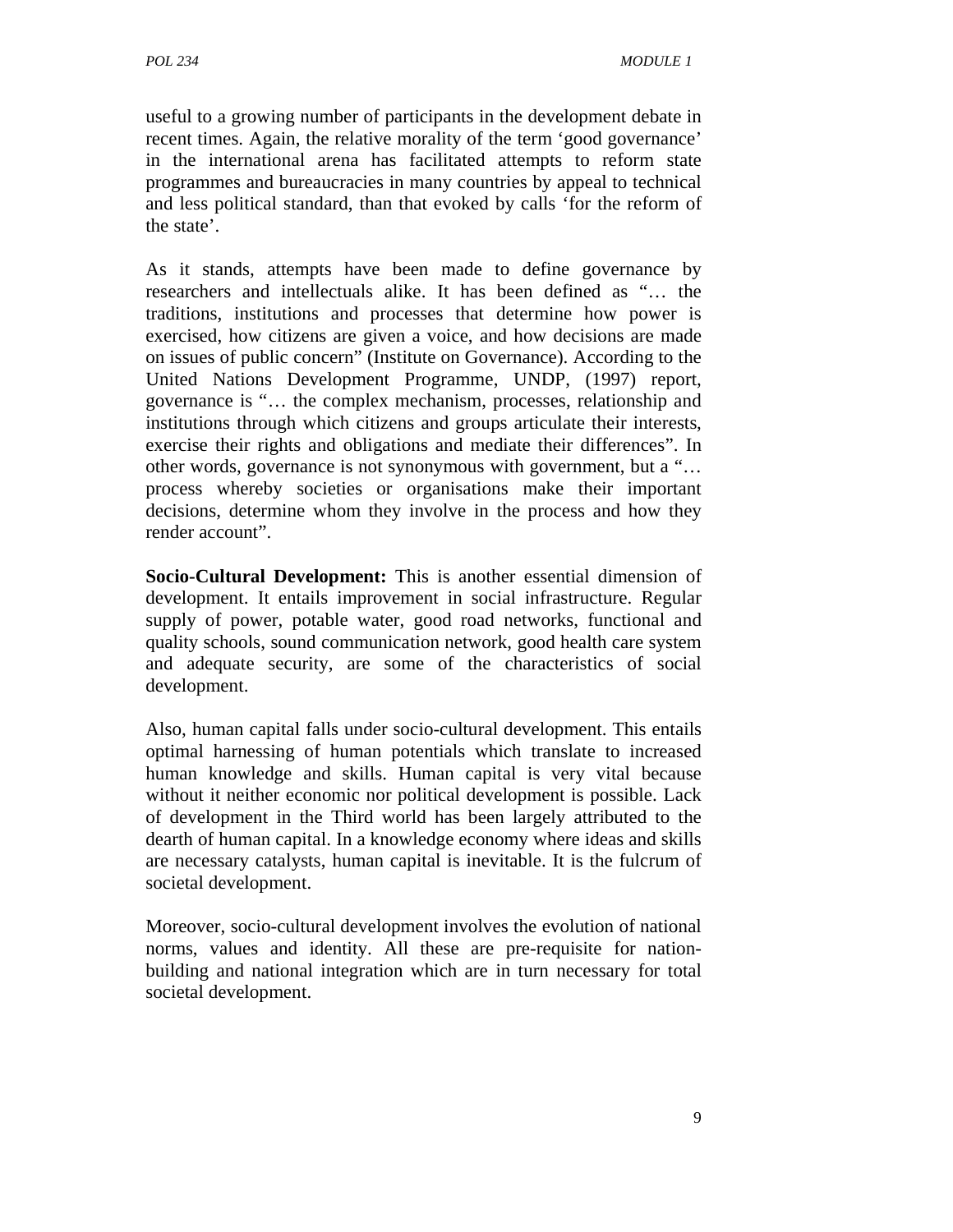useful to a growing number of participants in the development debate in recent times. Again, the relative morality of the term 'good governance' in the international arena has facilitated attempts to reform state programmes and bureaucracies in many countries by appeal to technical and less political standard, than that evoked by calls 'for the reform of the state'.

As it stands, attempts have been made to define governance by researchers and intellectuals alike. It has been defined as "… the traditions, institutions and processes that determine how power is exercised, how citizens are given a voice, and how decisions are made on issues of public concern" (Institute on Governance). According to the United Nations Development Programme, UNDP, (1997) report, governance is "… the complex mechanism, processes, relationship and institutions through which citizens and groups articulate their interests, exercise their rights and obligations and mediate their differences". In other words, governance is not synonymous with government, but a "… process whereby societies or organisations make their important decisions, determine whom they involve in the process and how they render account".

**Socio-Cultural Development:** This is another essential dimension of development. It entails improvement in social infrastructure. Regular supply of power, potable water, good road networks, functional and quality schools, sound communication network, good health care system and adequate security, are some of the characteristics of social development.

Also, human capital falls under socio-cultural development. This entails optimal harnessing of human potentials which translate to increased human knowledge and skills. Human capital is very vital because without it neither economic nor political development is possible. Lack of development in the Third world has been largely attributed to the dearth of human capital. In a knowledge economy where ideas and skills are necessary catalysts, human capital is inevitable. It is the fulcrum of societal development.

Moreover, socio-cultural development involves the evolution of national norms, values and identity. All these are pre-requisite for nation-building and national integration which are in turn necessary for total societal development.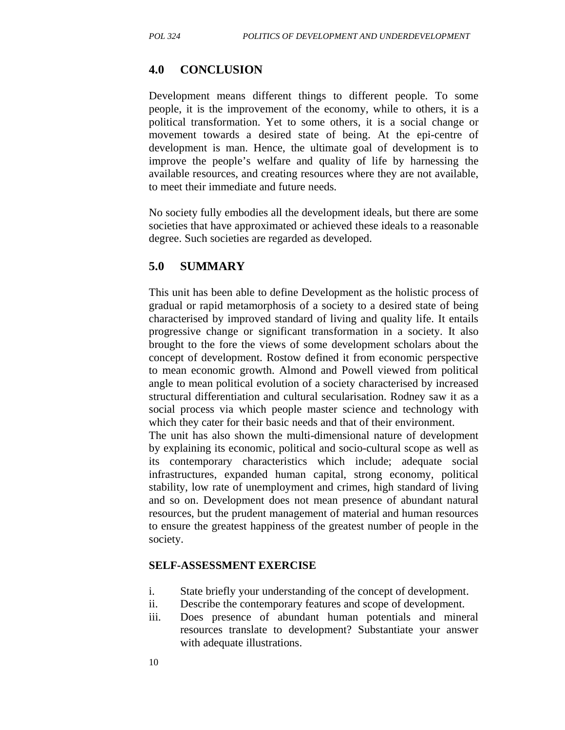## 4.0 CONCLUSION

Development means different things to different people. To some people, it is the improvement of the economy, while to others, it is a political transformation. Yet to some others, it is a social change or movement towards a desired state of being. At the epi-centre of development is man. Hence, the ultimate goal of development is to improve the people's welfare and quality of life by harnessing the available resources, and creating resources where they are not available, to meet their immediate and future needs.

No society fully embodies all the development ideals, but there are some societies that have approximated or achieved these ideals to a reasonable degree. Such societies are regarded as developed.

## 5.0 SUMMARY

This unit has been able to define Development as the holistic process of gradual or rapid metamorphosis of a society to a desired state of being characterised by improved standard of living and quality life. It entails progressive change or significant transformation in a society. It also brought to the fore the views of some development scholars about the concept of development. Rostow defined it from economic perspective to mean economic growth. Almond and Powell viewed from political angle to mean political evolution of a society characterised by increased structural differentiation and cultural secularisation. Rodney saw it as a social process via which people master science and technology with which they cater for their basic needs and that of their environment.

The unit has also shown the multi-dimensional nature of development by explaining its economic, political and socio-cultural scope as well as its contemporary characteristics which include; adequate social infrastructures, expanded human capital, strong economy, political stability, low rate of unemployment and crimes, high standard of living and so on. Development does not mean presence of abundant natural resources, but the prudent management of material and human resources to ensure the greatest happiness of the greatest number of people in the society.

**SELF-ASSESSMENT EXERCISE**

i. State briefly your understanding of the concept of development.
ii. Describe the contemporary features and scope of development.
iii. Does presence of abundant human potentials and mineral resources translate to development? Substantiate your answer with adequate illustrations.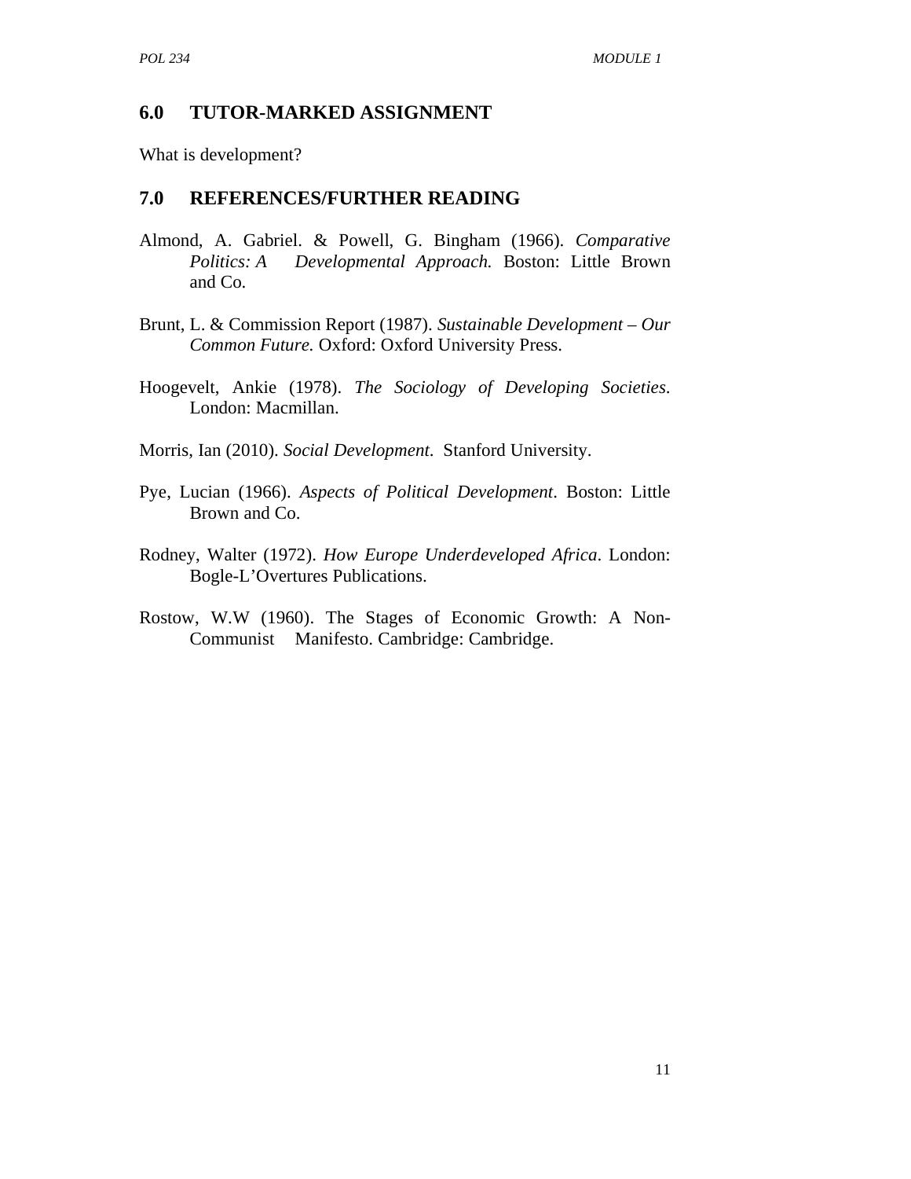## 6.0 TUTOR-MARKED ASSIGNMENT

What is development?

## 7.0 REFERENCES/FURTHER READING

Almond, A. Gabriel. & Powell, G. Bingham (1966). *Comparative Politics: A Developmental Approach.* Boston: Little Brown and Co.

Brunt, L. & Commission Report (1987). *Sustainable Development – Our Common Future.* Oxford: Oxford University Press.

Hoogevelt, Ankie (1978). *The Sociology of Developing Societies*. London: Macmillan.

Morris, Ian (2010). *Social Development*. Stanford University.

Pye, Lucian (1966). *Aspects of Political Development*. Boston: Little Brown and Co.

Rodney, Walter (1972). *How Europe Underdeveloped Africa*. London: Bogle-L'Overtures Publications.

Rostow, W.W (1960). The Stages of Economic Growth: A Non-Communist Manifesto. Cambridge: Cambridge.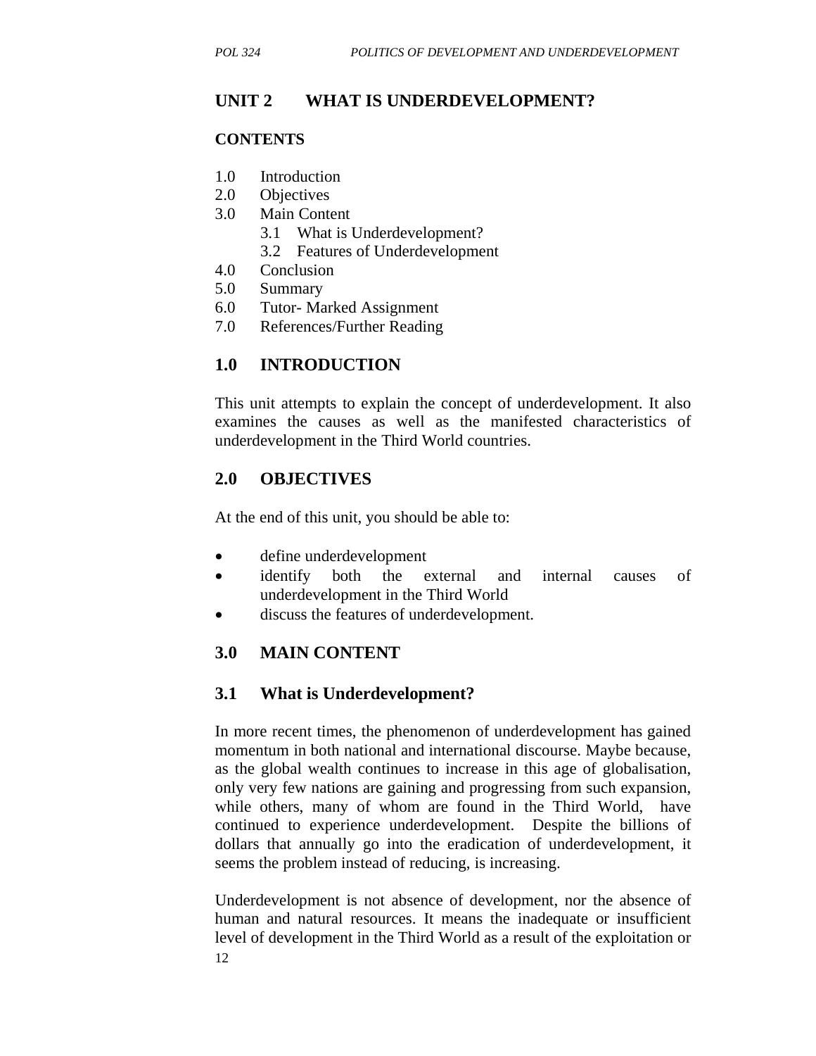# UNIT 2 WHAT IS UNDERDEVELOPMENT?

## CONTENTS

1.0 Introduction
2.0 Objectives
3.0 Main Content
 3.1 What is Underdevelopment?
 3.2 Features of Underdevelopment
4.0 Conclusion
5.0 Summary
6.0 Tutor- Marked Assignment
7.0 References/Further Reading

## 1.0 INTRODUCTION

This unit attempts to explain the concept of underdevelopment. It also examines the causes as well as the manifested characteristics of underdevelopment in the Third World countries.

## 2.0 OBJECTIVES

At the end of this unit, you should be able to:

- define underdevelopment
- identify both the external and internal causes of underdevelopment in the Third World
- discuss the features of underdevelopment.

## 3.0 MAIN CONTENT

### 3.1 What is Underdevelopment?

In more recent times, the phenomenon of underdevelopment has gained momentum in both national and international discourse. Maybe because, as the global wealth continues to increase in this age of globalisation, only very few nations are gaining and progressing from such expansion, while others, many of whom are found in the Third World, have continued to experience underdevelopment. Despite the billions of dollars that annually go into the eradication of underdevelopment, it seems the problem instead of reducing, is increasing.

Underdevelopment is not absence of development, nor the absence of human and natural resources. It means the inadequate or insufficient level of development in the Third World as a result of the exploitation or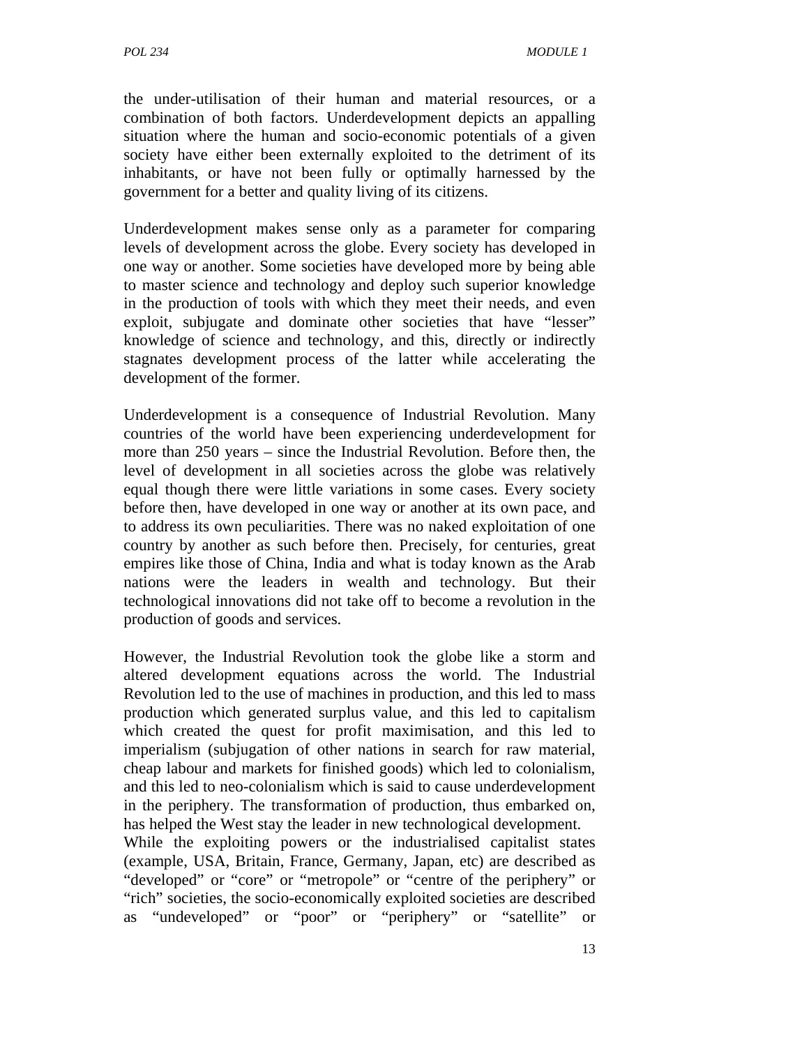the under-utilisation of their human and material resources, or a combination of both factors. Underdevelopment depicts an appalling situation where the human and socio-economic potentials of a given society have either been externally exploited to the detriment of its inhabitants, or have not been fully or optimally harnessed by the government for a better and quality living of its citizens.

Underdevelopment makes sense only as a parameter for comparing levels of development across the globe. Every society has developed in one way or another. Some societies have developed more by being able to master science and technology and deploy such superior knowledge in the production of tools with which they meet their needs, and even exploit, subjugate and dominate other societies that have "lesser" knowledge of science and technology, and this, directly or indirectly stagnates development process of the latter while accelerating the development of the former.

Underdevelopment is a consequence of Industrial Revolution. Many countries of the world have been experiencing underdevelopment for more than 250 years – since the Industrial Revolution. Before then, the level of development in all societies across the globe was relatively equal though there were little variations in some cases. Every society before then, have developed in one way or another at its own pace, and to address its own peculiarities. There was no naked exploitation of one country by another as such before then. Precisely, for centuries, great empires like those of China, India and what is today known as the Arab nations were the leaders in wealth and technology. But their technological innovations did not take off to become a revolution in the production of goods and services.

However, the Industrial Revolution took the globe like a storm and altered development equations across the world. The Industrial Revolution led to the use of machines in production, and this led to mass production which generated surplus value, and this led to capitalism which created the quest for profit maximisation, and this led to imperialism (subjugation of other nations in search for raw material, cheap labour and markets for finished goods) which led to colonialism, and this led to neo-colonialism which is said to cause underdevelopment in the periphery. The transformation of production, thus embarked on, has helped the West stay the leader in new technological development.

While the exploiting powers or the industrialised capitalist states (example, USA, Britain, France, Germany, Japan, etc) are described as "developed" or "core" or "metropole" or "centre of the periphery" or "rich" societies, the socio-economically exploited societies are described as "undeveloped" or "poor" or "periphery" or "satellite" or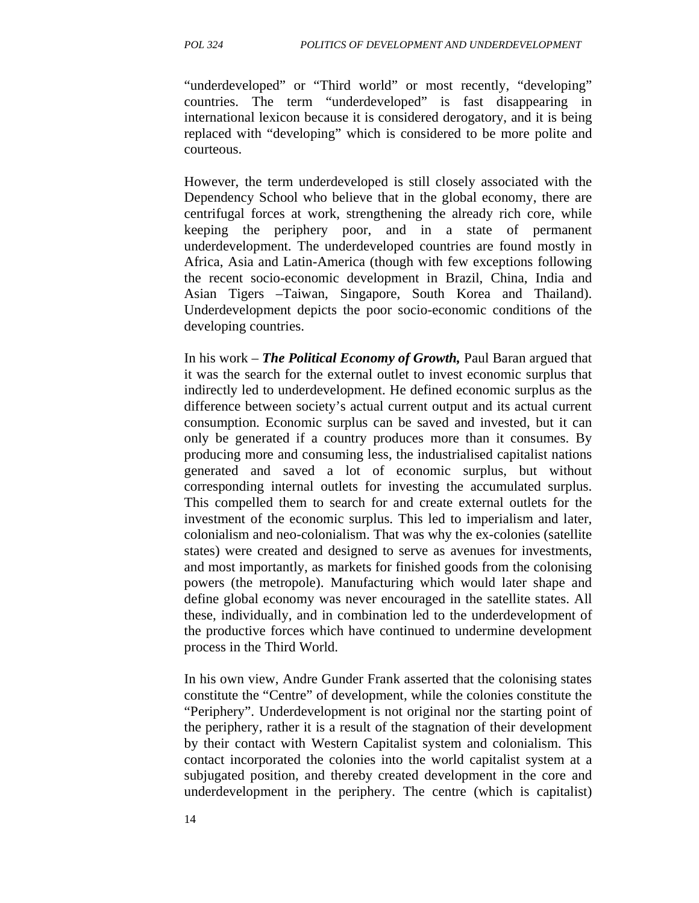"underdeveloped" or "Third world" or most recently, "developing" countries. The term "underdeveloped" is fast disappearing in international lexicon because it is considered derogatory, and it is being replaced with "developing" which is considered to be more polite and courteous.

However, the term underdeveloped is still closely associated with the Dependency School who believe that in the global economy, there are centrifugal forces at work, strengthening the already rich core, while keeping the periphery poor, and in a state of permanent underdevelopment. The underdeveloped countries are found mostly in Africa, Asia and Latin-America (though with few exceptions following the recent socio-economic development in Brazil, China, India and Asian Tigers –Taiwan, Singapore, South Korea and Thailand). Underdevelopment depicts the poor socio-economic conditions of the developing countries.

In his work – ***The Political Economy of Growth,*** Paul Baran argued that it was the search for the external outlet to invest economic surplus that indirectly led to underdevelopment. He defined economic surplus as the difference between society's actual current output and its actual current consumption. Economic surplus can be saved and invested, but it can only be generated if a country produces more than it consumes. By producing more and consuming less, the industrialised capitalist nations generated and saved a lot of economic surplus, but without corresponding internal outlets for investing the accumulated surplus. This compelled them to search for and create external outlets for the investment of the economic surplus. This led to imperialism and later, colonialism and neo-colonialism. That was why the ex-colonies (satellite states) were created and designed to serve as avenues for investments, and most importantly, as markets for finished goods from the colonising powers (the metropole). Manufacturing which would later shape and define global economy was never encouraged in the satellite states. All these, individually, and in combination led to the underdevelopment of the productive forces which have continued to undermine development process in the Third World.

In his own view, Andre Gunder Frank asserted that the colonising states constitute the "Centre" of development, while the colonies constitute the "Periphery". Underdevelopment is not original nor the starting point of the periphery, rather it is a result of the stagnation of their development by their contact with Western Capitalist system and colonialism. This contact incorporated the colonies into the world capitalist system at a subjugated position, and thereby created development in the core and underdevelopment in the periphery. The centre (which is capitalist)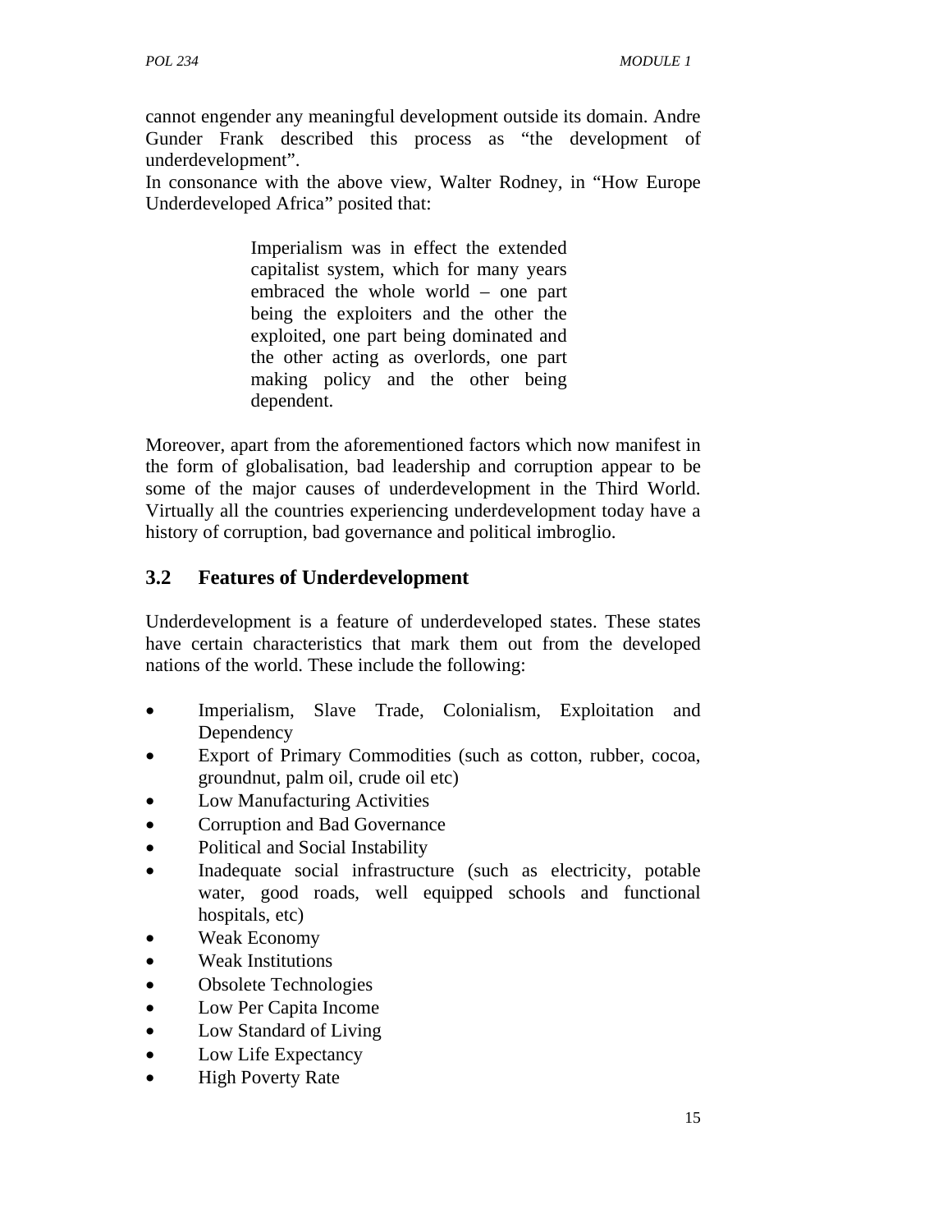cannot engender any meaningful development outside its domain. Andre Gunder Frank described this process as "the development of underdevelopment".

In consonance with the above view, Walter Rodney, in "How Europe Underdeveloped Africa" posited that:

> Imperialism was in effect the extended capitalist system, which for many years embraced the whole world – one part being the exploiters and the other the exploited, one part being dominated and the other acting as overlords, one part making policy and the other being dependent.

Moreover, apart from the aforementioned factors which now manifest in the form of globalisation, bad leadership and corruption appear to be some of the major causes of underdevelopment in the Third World. Virtually all the countries experiencing underdevelopment today have a history of corruption, bad governance and political imbroglio.

## 3.2 Features of Underdevelopment

Underdevelopment is a feature of underdeveloped states. These states have certain characteristics that mark them out from the developed nations of the world. These include the following:

- Imperialism, Slave Trade, Colonialism, Exploitation and Dependency
- Export of Primary Commodities (such as cotton, rubber, cocoa, groundnut, palm oil, crude oil etc)
- Low Manufacturing Activities
- Corruption and Bad Governance
- Political and Social Instability
- Inadequate social infrastructure (such as electricity, potable water, good roads, well equipped schools and functional hospitals, etc)
- Weak Economy
- Weak Institutions
- Obsolete Technologies
- Low Per Capita Income
- Low Standard of Living
- Low Life Expectancy
- High Poverty Rate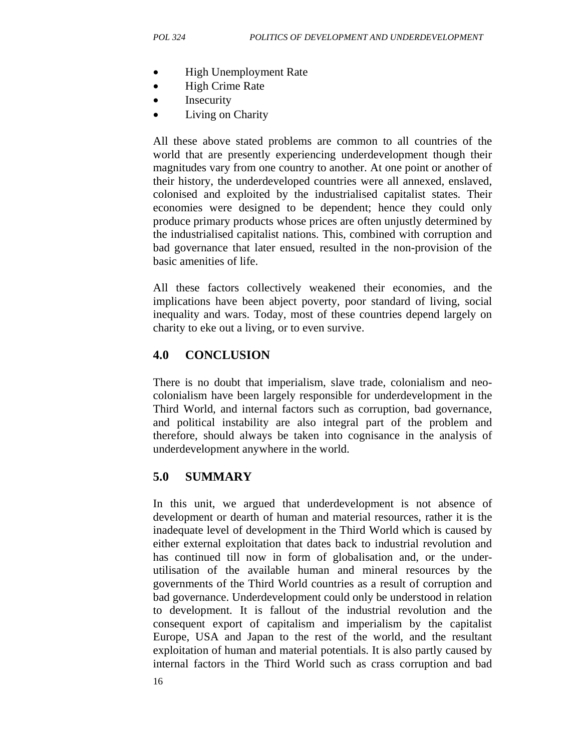- High Unemployment Rate
- High Crime Rate
- Insecurity
- Living on Charity

All these above stated problems are common to all countries of the world that are presently experiencing underdevelopment though their magnitudes vary from one country to another. At one point or another of their history, the underdeveloped countries were all annexed, enslaved, colonised and exploited by the industrialised capitalist states. Their economies were designed to be dependent; hence they could only produce primary products whose prices are often unjustly determined by the industrialised capitalist nations. This, combined with corruption and bad governance that later ensued, resulted in the non-provision of the basic amenities of life.

All these factors collectively weakened their economies, and the implications have been abject poverty, poor standard of living, social inequality and wars. Today, most of these countries depend largely on charity to eke out a living, or to even survive.

## 4.0 CONCLUSION

There is no doubt that imperialism, slave trade, colonialism and neo-colonialism have been largely responsible for underdevelopment in the Third World, and internal factors such as corruption, bad governance, and political instability are also integral part of the problem and therefore, should always be taken into cognisance in the analysis of underdevelopment anywhere in the world.

## 5.0 SUMMARY

In this unit, we argued that underdevelopment is not absence of development or dearth of human and material resources, rather it is the inadequate level of development in the Third World which is caused by either external exploitation that dates back to industrial revolution and has continued till now in form of globalisation and, or the under-utilisation of the available human and mineral resources by the governments of the Third World countries as a result of corruption and bad governance. Underdevelopment could only be understood in relation to development. It is fallout of the industrial revolution and the consequent export of capitalism and imperialism by the capitalist Europe, USA and Japan to the rest of the world, and the resultant exploitation of human and material potentials. It is also partly caused by internal factors in the Third World such as crass corruption and bad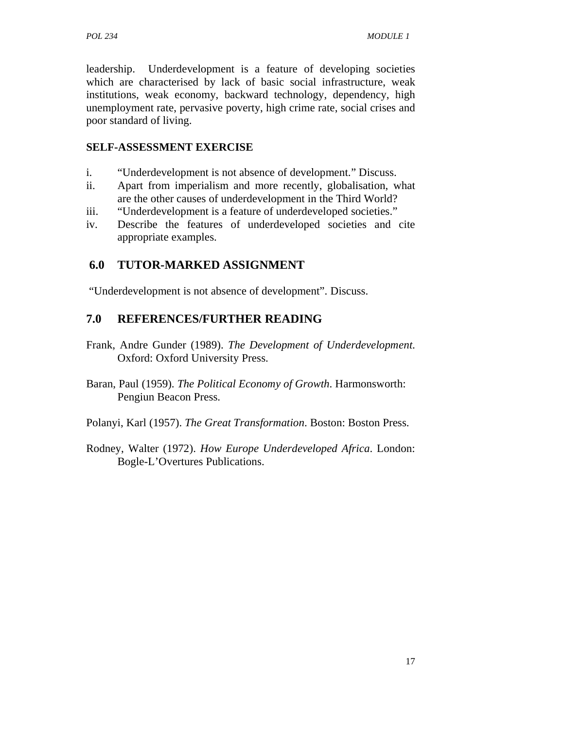leadership. Underdevelopment is a feature of developing societies which are characterised by lack of basic social infrastructure, weak institutions, weak economy, backward technology, dependency, high unemployment rate, pervasive poverty, high crime rate, social crises and poor standard of living.

**SELF-ASSESSMENT EXERCISE**

i. "Underdevelopment is not absence of development." Discuss.
ii. Apart from imperialism and more recently, globalisation, what are the other causes of underdevelopment in the Third World?
iii. "Underdevelopment is a feature of underdeveloped societies."
iv. Describe the features of underdeveloped societies and cite appropriate examples.

## 6.0 TUTOR-MARKED ASSIGNMENT

"Underdevelopment is not absence of development". Discuss.

## 7.0 REFERENCES/FURTHER READING

Frank, Andre Gunder (1989). *The Development of Underdevelopment.* Oxford: Oxford University Press.

Baran, Paul (1959). *The Political Economy of Growth*. Harmonsworth: Pengiun Beacon Press.

Polanyi, Karl (1957). *The Great Transformation*. Boston: Boston Press.

Rodney, Walter (1972). *How Europe Underdeveloped Africa*. London: Bogle-L'Overtures Publications.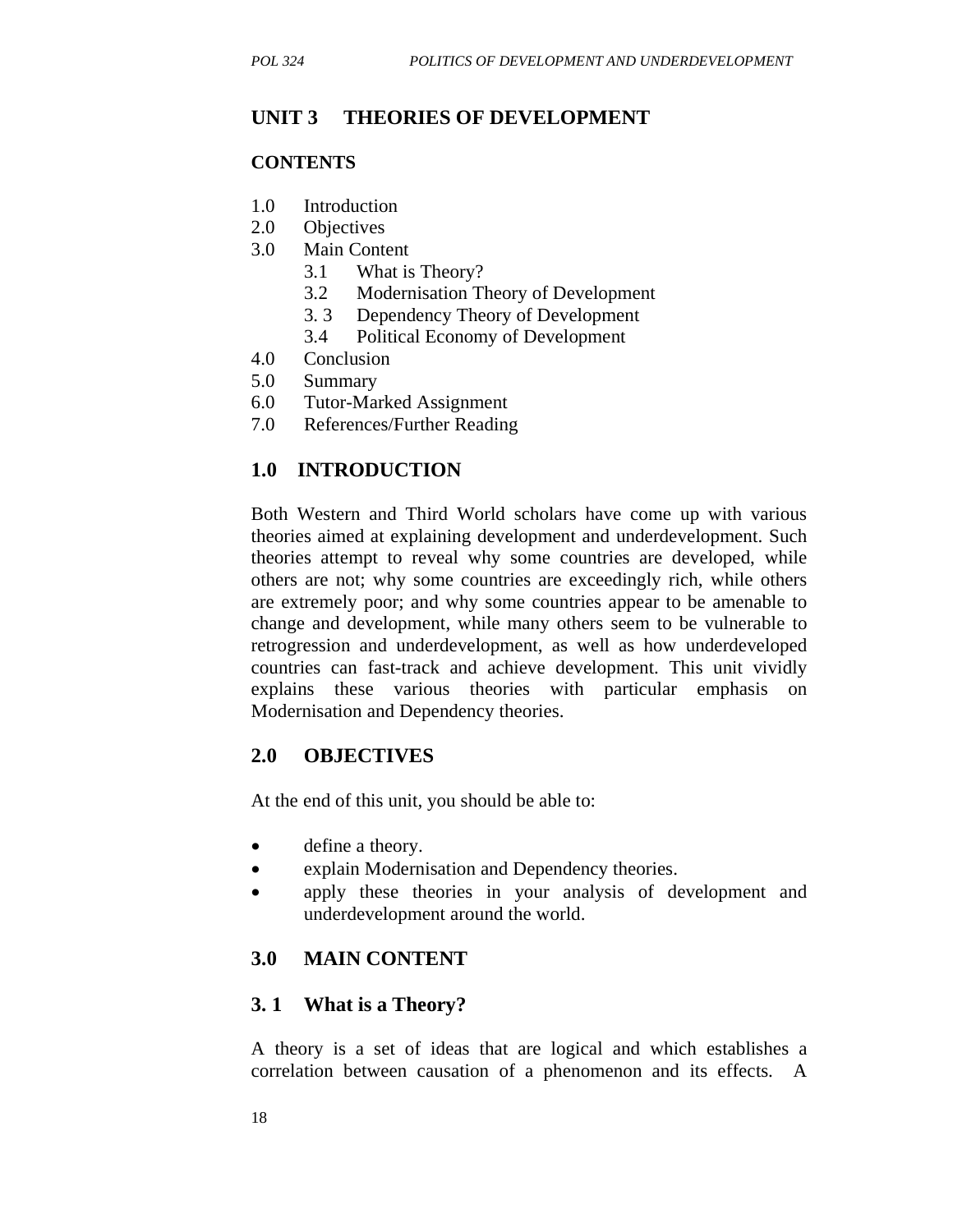## UNIT 3 THEORIES OF DEVELOPMENT

### CONTENTS

1.0 Introduction
2.0 Objectives
3.0 Main Content
    3.1 What is Theory?
    3.2 Modernisation Theory of Development
    3. 3 Dependency Theory of Development
    3.4 Political Economy of Development
4.0 Conclusion
5.0 Summary
6.0 Tutor-Marked Assignment
7.0 References/Further Reading

### 1.0 INTRODUCTION

Both Western and Third World scholars have come up with various theories aimed at explaining development and underdevelopment. Such theories attempt to reveal why some countries are developed, while others are not; why some countries are exceedingly rich, while others are extremely poor; and why some countries appear to be amenable to change and development, while many others seem to be vulnerable to retrogression and underdevelopment, as well as how underdeveloped countries can fast-track and achieve development. This unit vividly explains these various theories with particular emphasis on Modernisation and Dependency theories.

### 2.0 OBJECTIVES

At the end of this unit, you should be able to:

- define a theory.
- explain Modernisation and Dependency theories.
- apply these theories in your analysis of development and underdevelopment around the world.

### 3.0 MAIN CONTENT

### 3. 1 What is a Theory?

A theory is a set of ideas that are logical and which establishes a correlation between causation of a phenomenon and its effects. A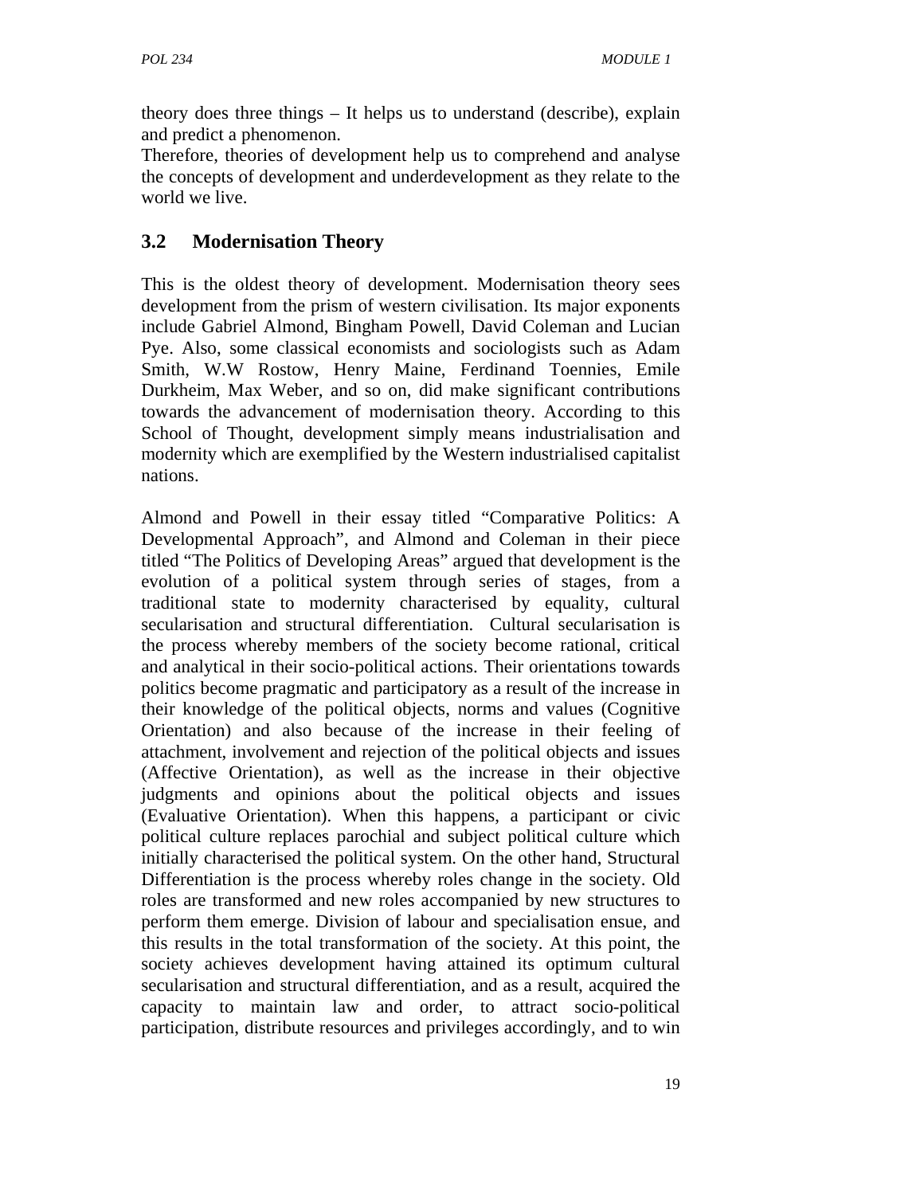theory does three things – It helps us to understand (describe), explain and predict a phenomenon.
Therefore, theories of development help us to comprehend and analyse the concepts of development and underdevelopment as they relate to the world we live.

## 3.2 Modernisation Theory

This is the oldest theory of development. Modernisation theory sees development from the prism of western civilisation. Its major exponents include Gabriel Almond, Bingham Powell, David Coleman and Lucian Pye. Also, some classical economists and sociologists such as Adam Smith, W.W Rostow, Henry Maine, Ferdinand Toennies, Emile Durkheim, Max Weber, and so on, did make significant contributions towards the advancement of modernisation theory. According to this School of Thought, development simply means industrialisation and modernity which are exemplified by the Western industrialised capitalist nations.

Almond and Powell in their essay titled "Comparative Politics: A Developmental Approach", and Almond and Coleman in their piece titled "The Politics of Developing Areas" argued that development is the evolution of a political system through series of stages, from a traditional state to modernity characterised by equality, cultural secularisation and structural differentiation. Cultural secularisation is the process whereby members of the society become rational, critical and analytical in their socio-political actions. Their orientations towards politics become pragmatic and participatory as a result of the increase in their knowledge of the political objects, norms and values (Cognitive Orientation) and also because of the increase in their feeling of attachment, involvement and rejection of the political objects and issues (Affective Orientation), as well as the increase in their objective judgments and opinions about the political objects and issues (Evaluative Orientation). When this happens, a participant or civic political culture replaces parochial and subject political culture which initially characterised the political system. On the other hand, Structural Differentiation is the process whereby roles change in the society. Old roles are transformed and new roles accompanied by new structures to perform them emerge. Division of labour and specialisation ensue, and this results in the total transformation of the society. At this point, the society achieves development having attained its optimum cultural secularisation and structural differentiation, and as a result, acquired the capacity to maintain law and order, to attract socio-political participation, distribute resources and privileges accordingly, and to win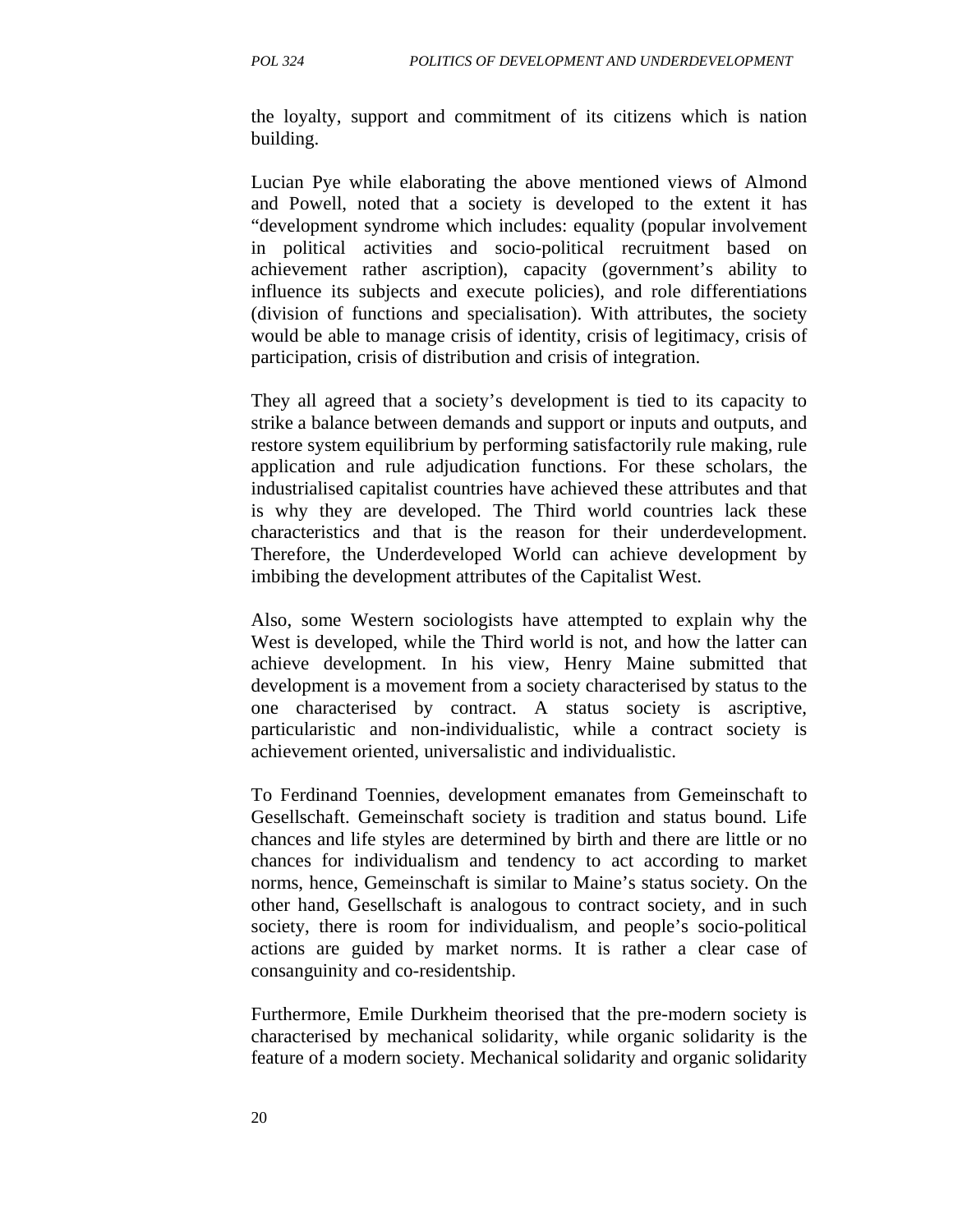the loyalty, support and commitment of its citizens which is nation building.

Lucian Pye while elaborating the above mentioned views of Almond and Powell, noted that a society is developed to the extent it has "development syndrome which includes: equality (popular involvement in political activities and socio-political recruitment based on achievement rather ascription), capacity (government's ability to influence its subjects and execute policies), and role differentiations (division of functions and specialisation). With attributes, the society would be able to manage crisis of identity, crisis of legitimacy, crisis of participation, crisis of distribution and crisis of integration.

They all agreed that a society's development is tied to its capacity to strike a balance between demands and support or inputs and outputs, and restore system equilibrium by performing satisfactorily rule making, rule application and rule adjudication functions. For these scholars, the industrialised capitalist countries have achieved these attributes and that is why they are developed. The Third world countries lack these characteristics and that is the reason for their underdevelopment. Therefore, the Underdeveloped World can achieve development by imbibing the development attributes of the Capitalist West.

Also, some Western sociologists have attempted to explain why the West is developed, while the Third world is not, and how the latter can achieve development. In his view, Henry Maine submitted that development is a movement from a society characterised by status to the one characterised by contract. A status society is ascriptive, particularistic and non-individualistic, while a contract society is achievement oriented, universalistic and individualistic.

To Ferdinand Toennies, development emanates from Gemeinschaft to Gesellschaft. Gemeinschaft society is tradition and status bound. Life chances and life styles are determined by birth and there are little or no chances for individualism and tendency to act according to market norms, hence, Gemeinschaft is similar to Maine's status society. On the other hand, Gesellschaft is analogous to contract society, and in such society, there is room for individualism, and people's socio-political actions are guided by market norms. It is rather a clear case of consanguinity and co-residentship.

Furthermore, Emile Durkheim theorised that the pre-modern society is characterised by mechanical solidarity, while organic solidarity is the feature of a modern society. Mechanical solidarity and organic solidarity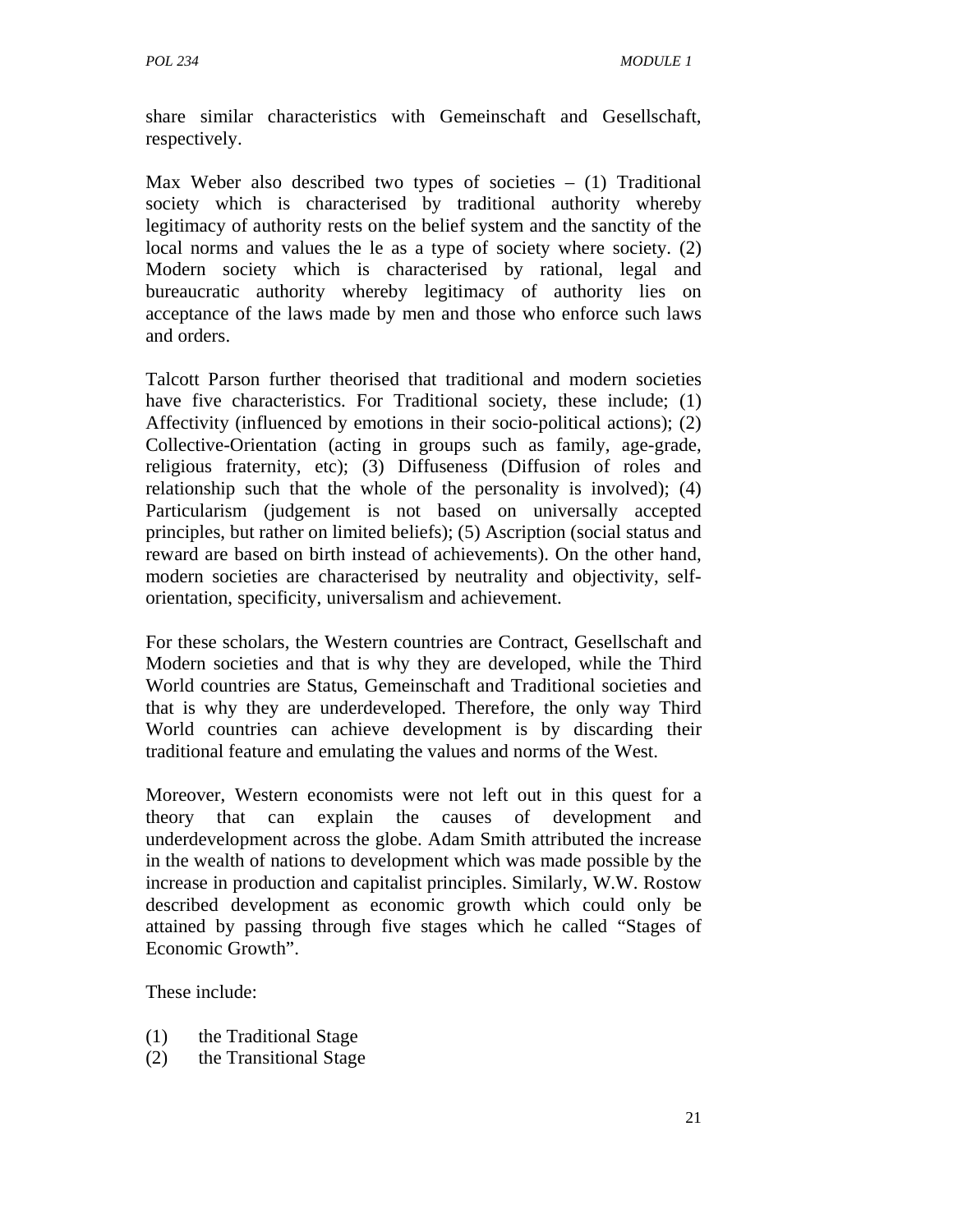share similar characteristics with Gemeinschaft and Gesellschaft, respectively.

Max Weber also described two types of societies – (1) Traditional society which is characterised by traditional authority whereby legitimacy of authority rests on the belief system and the sanctity of the local norms and values the le as a type of society where society. (2) Modern society which is characterised by rational, legal and bureaucratic authority whereby legitimacy of authority lies on acceptance of the laws made by men and those who enforce such laws and orders.

Talcott Parson further theorised that traditional and modern societies have five characteristics. For Traditional society, these include; (1) Affectivity (influenced by emotions in their socio-political actions); (2) Collective-Orientation (acting in groups such as family, age-grade, religious fraternity, etc); (3) Diffuseness (Diffusion of roles and relationship such that the whole of the personality is involved); (4) Particularism (judgement is not based on universally accepted principles, but rather on limited beliefs); (5) Ascription (social status and reward are based on birth instead of achievements). On the other hand, modern societies are characterised by neutrality and objectivity, self-orientation, specificity, universalism and achievement.

For these scholars, the Western countries are Contract, Gesellschaft and Modern societies and that is why they are developed, while the Third World countries are Status, Gemeinschaft and Traditional societies and that is why they are underdeveloped. Therefore, the only way Third World countries can achieve development is by discarding their traditional feature and emulating the values and norms of the West.

Moreover, Western economists were not left out in this quest for a theory that can explain the causes of development and underdevelopment across the globe. Adam Smith attributed the increase in the wealth of nations to development which was made possible by the increase in production and capitalist principles. Similarly, W.W. Rostow described development as economic growth which could only be attained by passing through five stages which he called "Stages of Economic Growth".

These include:

(1) the Traditional Stage
(2) the Transitional Stage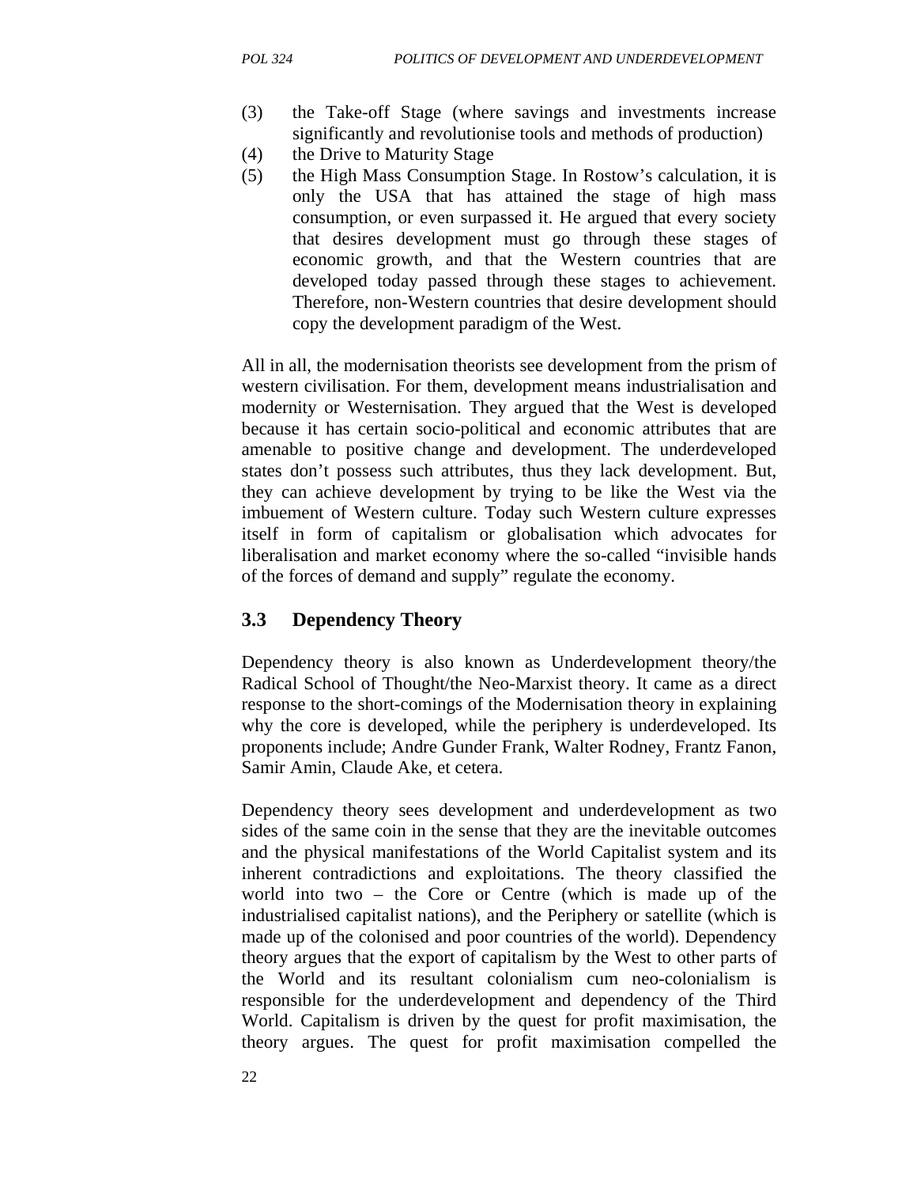(3) the Take-off Stage (where savings and investments increase significantly and revolutionise tools and methods of production)

(4) the Drive to Maturity Stage

(5) the High Mass Consumption Stage. In Rostow's calculation, it is only the USA that has attained the stage of high mass consumption, or even surpassed it. He argued that every society that desires development must go through these stages of economic growth, and that the Western countries that are developed today passed through these stages to achievement. Therefore, non-Western countries that desire development should copy the development paradigm of the West.

All in all, the modernisation theorists see development from the prism of western civilisation. For them, development means industrialisation and modernity or Westernisation. They argued that the West is developed because it has certain socio-political and economic attributes that are amenable to positive change and development. The underdeveloped states don't possess such attributes, thus they lack development. But, they can achieve development by trying to be like the West via the imbuement of Western culture. Today such Western culture expresses itself in form of capitalism or globalisation which advocates for liberalisation and market economy where the so-called "invisible hands of the forces of demand and supply" regulate the economy.

## 3.3 Dependency Theory

Dependency theory is also known as Underdevelopment theory/the Radical School of Thought/the Neo-Marxist theory. It came as a direct response to the short-comings of the Modernisation theory in explaining why the core is developed, while the periphery is underdeveloped. Its proponents include; Andre Gunder Frank, Walter Rodney, Frantz Fanon, Samir Amin, Claude Ake, et cetera.

Dependency theory sees development and underdevelopment as two sides of the same coin in the sense that they are the inevitable outcomes and the physical manifestations of the World Capitalist system and its inherent contradictions and exploitations. The theory classified the world into two – the Core or Centre (which is made up of the industrialised capitalist nations), and the Periphery or satellite (which is made up of the colonised and poor countries of the world). Dependency theory argues that the export of capitalism by the West to other parts of the World and its resultant colonialism cum neo-colonialism is responsible for the underdevelopment and dependency of the Third World. Capitalism is driven by the quest for profit maximisation, the theory argues. The quest for profit maximisation compelled the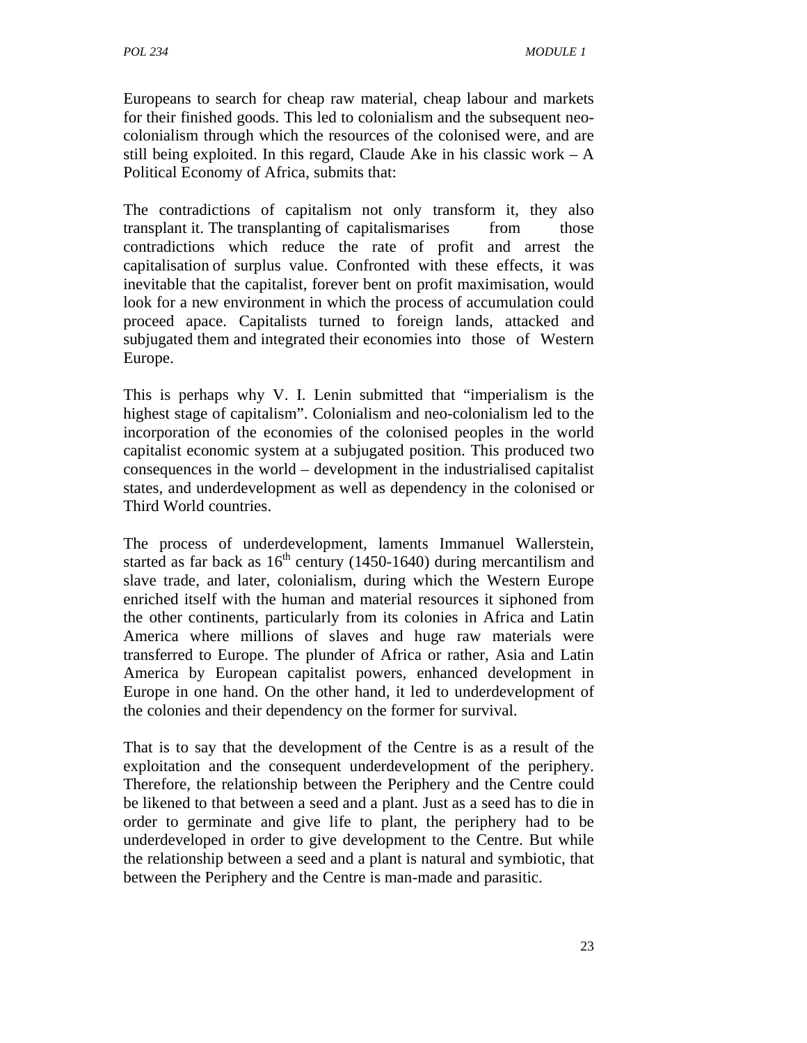Europeans to search for cheap raw material, cheap labour and markets for their finished goods. This led to colonialism and the subsequent neo-colonialism through which the resources of the colonised were, and are still being exploited. In this regard, Claude Ake in his classic work – A Political Economy of Africa, submits that:

The contradictions of capitalism not only transform it, they also transplant it. The transplanting of capitalismarises from those contradictions which reduce the rate of profit and arrest the capitalisation of surplus value. Confronted with these effects, it was inevitable that the capitalist, forever bent on profit maximisation, would look for a new environment in which the process of accumulation could proceed apace. Capitalists turned to foreign lands, attacked and subjugated them and integrated their economies into those of Western Europe.

This is perhaps why V. I. Lenin submitted that "imperialism is the highest stage of capitalism". Colonialism and neo-colonialism led to the incorporation of the economies of the colonised peoples in the world capitalist economic system at a subjugated position. This produced two consequences in the world – development in the industrialised capitalist states, and underdevelopment as well as dependency in the colonised or Third World countries.

The process of underdevelopment, laments Immanuel Wallerstein, started as far back as 16th century (1450-1640) during mercantilism and slave trade, and later, colonialism, during which the Western Europe enriched itself with the human and material resources it siphoned from the other continents, particularly from its colonies in Africa and Latin America where millions of slaves and huge raw materials were transferred to Europe. The plunder of Africa or rather, Asia and Latin America by European capitalist powers, enhanced development in Europe in one hand. On the other hand, it led to underdevelopment of the colonies and their dependency on the former for survival.

That is to say that the development of the Centre is as a result of the exploitation and the consequent underdevelopment of the periphery. Therefore, the relationship between the Periphery and the Centre could be likened to that between a seed and a plant. Just as a seed has to die in order to germinate and give life to plant, the periphery had to be underdeveloped in order to give development to the Centre. But while the relationship between a seed and a plant is natural and symbiotic, that between the Periphery and the Centre is man-made and parasitic.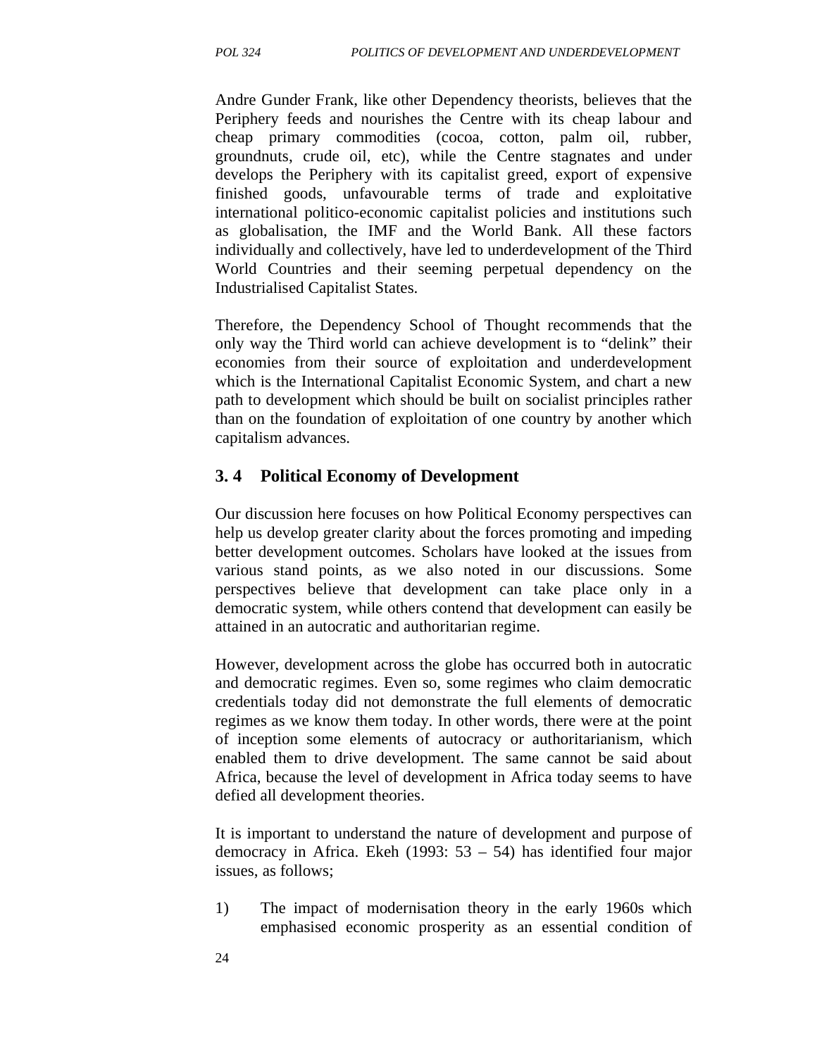Andre Gunder Frank, like other Dependency theorists, believes that the Periphery feeds and nourishes the Centre with its cheap labour and cheap primary commodities (cocoa, cotton, palm oil, rubber, groundnuts, crude oil, etc), while the Centre stagnates and under develops the Periphery with its capitalist greed, export of expensive finished goods, unfavourable terms of trade and exploitative international politico-economic capitalist policies and institutions such as globalisation, the IMF and the World Bank. All these factors individually and collectively, have led to underdevelopment of the Third World Countries and their seeming perpetual dependency on the Industrialised Capitalist States.

Therefore, the Dependency School of Thought recommends that the only way the Third world can achieve development is to "delink" their economies from their source of exploitation and underdevelopment which is the International Capitalist Economic System, and chart a new path to development which should be built on socialist principles rather than on the foundation of exploitation of one country by another which capitalism advances.

## 3. 4 Political Economy of Development

Our discussion here focuses on how Political Economy perspectives can help us develop greater clarity about the forces promoting and impeding better development outcomes. Scholars have looked at the issues from various stand points, as we also noted in our discussions. Some perspectives believe that development can take place only in a democratic system, while others contend that development can easily be attained in an autocratic and authoritarian regime.

However, development across the globe has occurred both in autocratic and democratic regimes. Even so, some regimes who claim democratic credentials today did not demonstrate the full elements of democratic regimes as we know them today. In other words, there were at the point of inception some elements of autocracy or authoritarianism, which enabled them to drive development. The same cannot be said about Africa, because the level of development in Africa today seems to have defied all development theories.

It is important to understand the nature of development and purpose of democracy in Africa. Ekeh (1993: 53 – 54) has identified four major issues, as follows;

1) The impact of modernisation theory in the early 1960s which emphasised economic prosperity as an essential condition of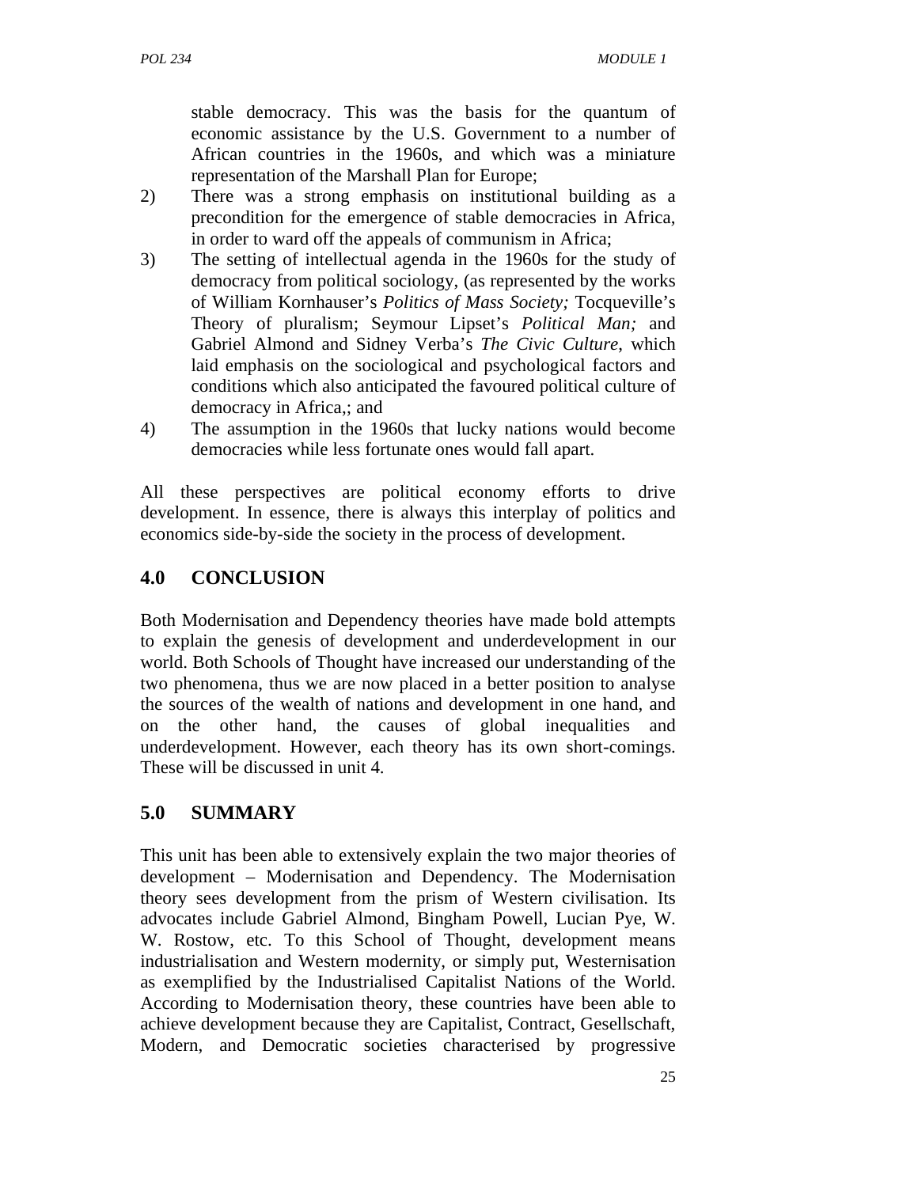stable democracy. This was the basis for the quantum of economic assistance by the U.S. Government to a number of African countries in the 1960s, and which was a miniature representation of the Marshall Plan for Europe;

2) There was a strong emphasis on institutional building as a precondition for the emergence of stable democracies in Africa, in order to ward off the appeals of communism in Africa;
3) The setting of intellectual agenda in the 1960s for the study of democracy from political sociology, (as represented by the works of William Kornhauser's *Politics of Mass Society;* Tocqueville's Theory of pluralism; Seymour Lipset's *Political Man;* and Gabriel Almond and Sidney Verba's *The Civic Culture*, which laid emphasis on the sociological and psychological factors and conditions which also anticipated the favoured political culture of democracy in Africa,; and
4) The assumption in the 1960s that lucky nations would become democracies while less fortunate ones would fall apart.

All these perspectives are political economy efforts to drive development. In essence, there is always this interplay of politics and economics side-by-side the society in the process of development.

## 4.0 CONCLUSION

Both Modernisation and Dependency theories have made bold attempts to explain the genesis of development and underdevelopment in our world. Both Schools of Thought have increased our understanding of the two phenomena, thus we are now placed in a better position to analyse the sources of the wealth of nations and development in one hand, and on the other hand, the causes of global inequalities and underdevelopment. However, each theory has its own short-comings. These will be discussed in unit 4.

## 5.0 SUMMARY

This unit has been able to extensively explain the two major theories of development – Modernisation and Dependency. The Modernisation theory sees development from the prism of Western civilisation. Its advocates include Gabriel Almond, Bingham Powell, Lucian Pye, W. W. Rostow, etc. To this School of Thought, development means industrialisation and Western modernity, or simply put, Westernisation as exemplified by the Industrialised Capitalist Nations of the World. According to Modernisation theory, these countries have been able to achieve development because they are Capitalist, Contract, Gesellschaft, Modern, and Democratic societies characterised by progressive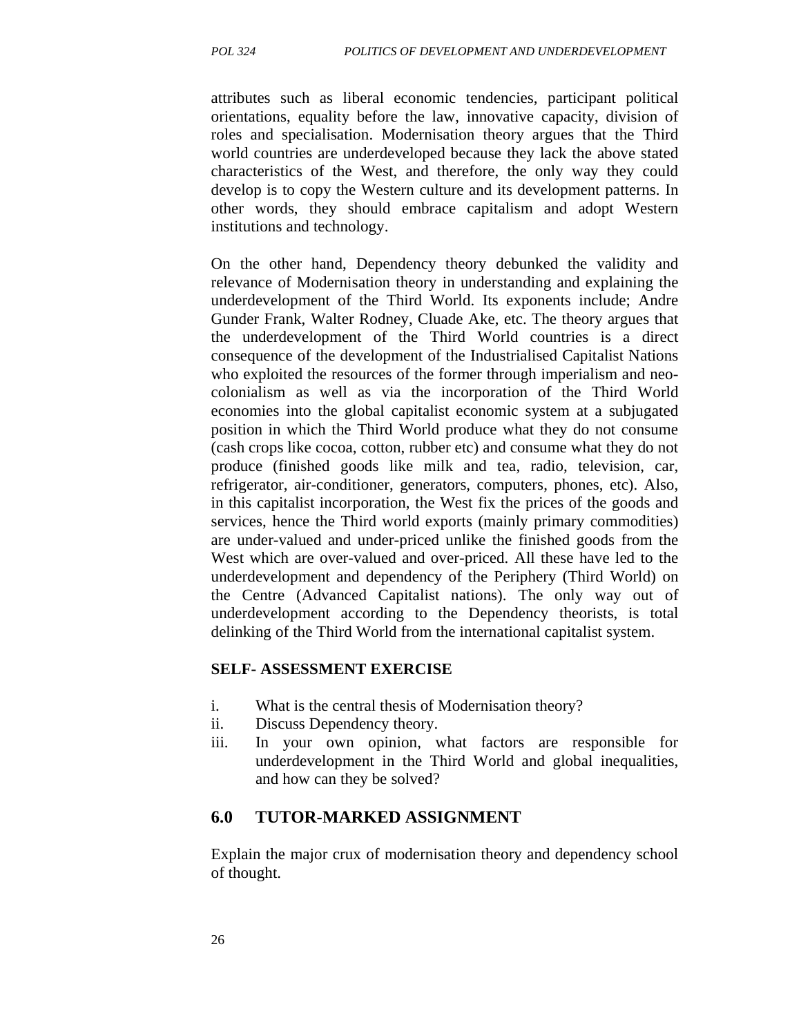attributes such as liberal economic tendencies, participant political orientations, equality before the law, innovative capacity, division of roles and specialisation. Modernisation theory argues that the Third world countries are underdeveloped because they lack the above stated characteristics of the West, and therefore, the only way they could develop is to copy the Western culture and its development patterns. In other words, they should embrace capitalism and adopt Western institutions and technology.

On the other hand, Dependency theory debunked the validity and relevance of Modernisation theory in understanding and explaining the underdevelopment of the Third World. Its exponents include; Andre Gunder Frank, Walter Rodney, Cluade Ake, etc. The theory argues that the underdevelopment of the Third World countries is a direct consequence of the development of the Industrialised Capitalist Nations who exploited the resources of the former through imperialism and neo-colonialism as well as via the incorporation of the Third World economies into the global capitalist economic system at a subjugated position in which the Third World produce what they do not consume (cash crops like cocoa, cotton, rubber etc) and consume what they do not produce (finished goods like milk and tea, radio, television, car, refrigerator, air-conditioner, generators, computers, phones, etc). Also, in this capitalist incorporation, the West fix the prices of the goods and services, hence the Third world exports (mainly primary commodities) are under-valued and under-priced unlike the finished goods from the West which are over-valued and over-priced. All these have led to the underdevelopment and dependency of the Periphery (Third World) on the Centre (Advanced Capitalist nations). The only way out of underdevelopment according to the Dependency theorists, is total delinking of the Third World from the international capitalist system.

**SELF- ASSESSMENT EXERCISE**

i. What is the central thesis of Modernisation theory?
ii. Discuss Dependency theory.
iii. In your own opinion, what factors are responsible for underdevelopment in the Third World and global inequalities, and how can they be solved?

## 6.0 TUTOR-MARKED ASSIGNMENT

Explain the major crux of modernisation theory and dependency school of thought.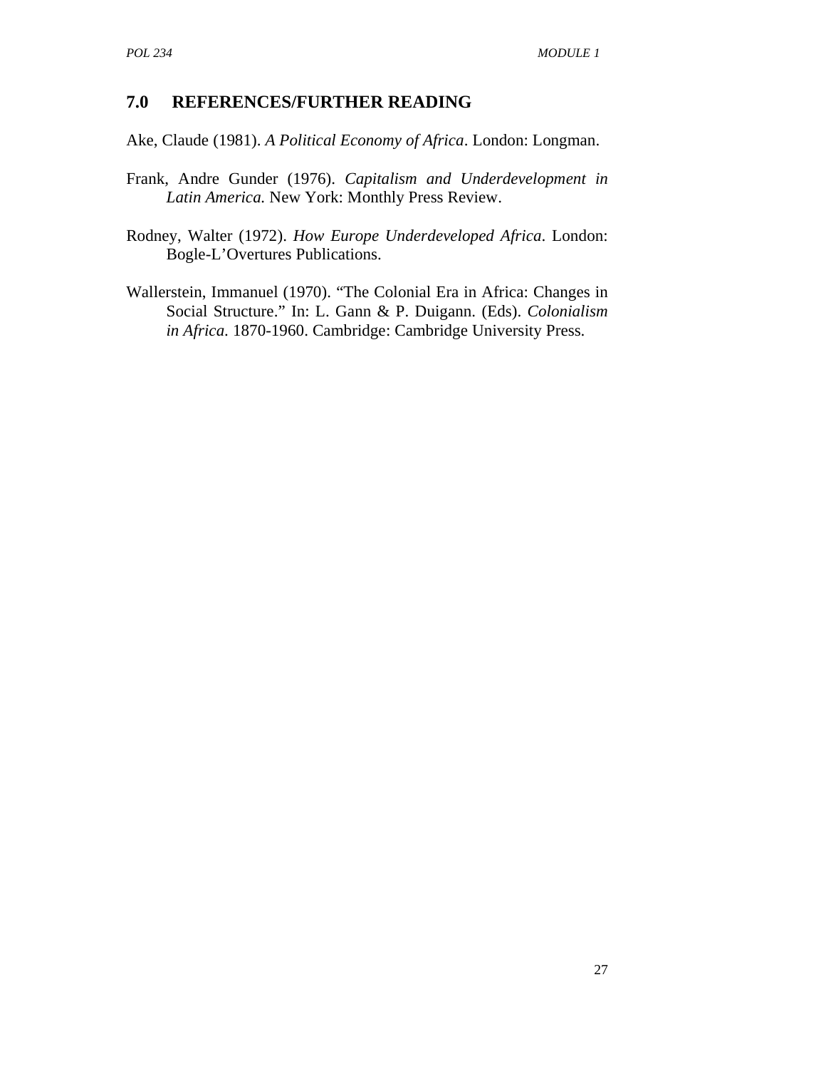## 7.0 REFERENCES/FURTHER READING

Ake, Claude (1981). *A Political Economy of Africa*. London: Longman.

Frank, Andre Gunder (1976). *Capitalism and Underdevelopment in Latin America.* New York: Monthly Press Review.

Rodney, Walter (1972). *How Europe Underdeveloped Africa*. London: Bogle-L'Overtures Publications.

Wallerstein, Immanuel (1970). "The Colonial Era in Africa: Changes in Social Structure." In: L. Gann & P. Duigann. (Eds). *Colonialism in Africa*. 1870-1960. Cambridge: Cambridge University Press.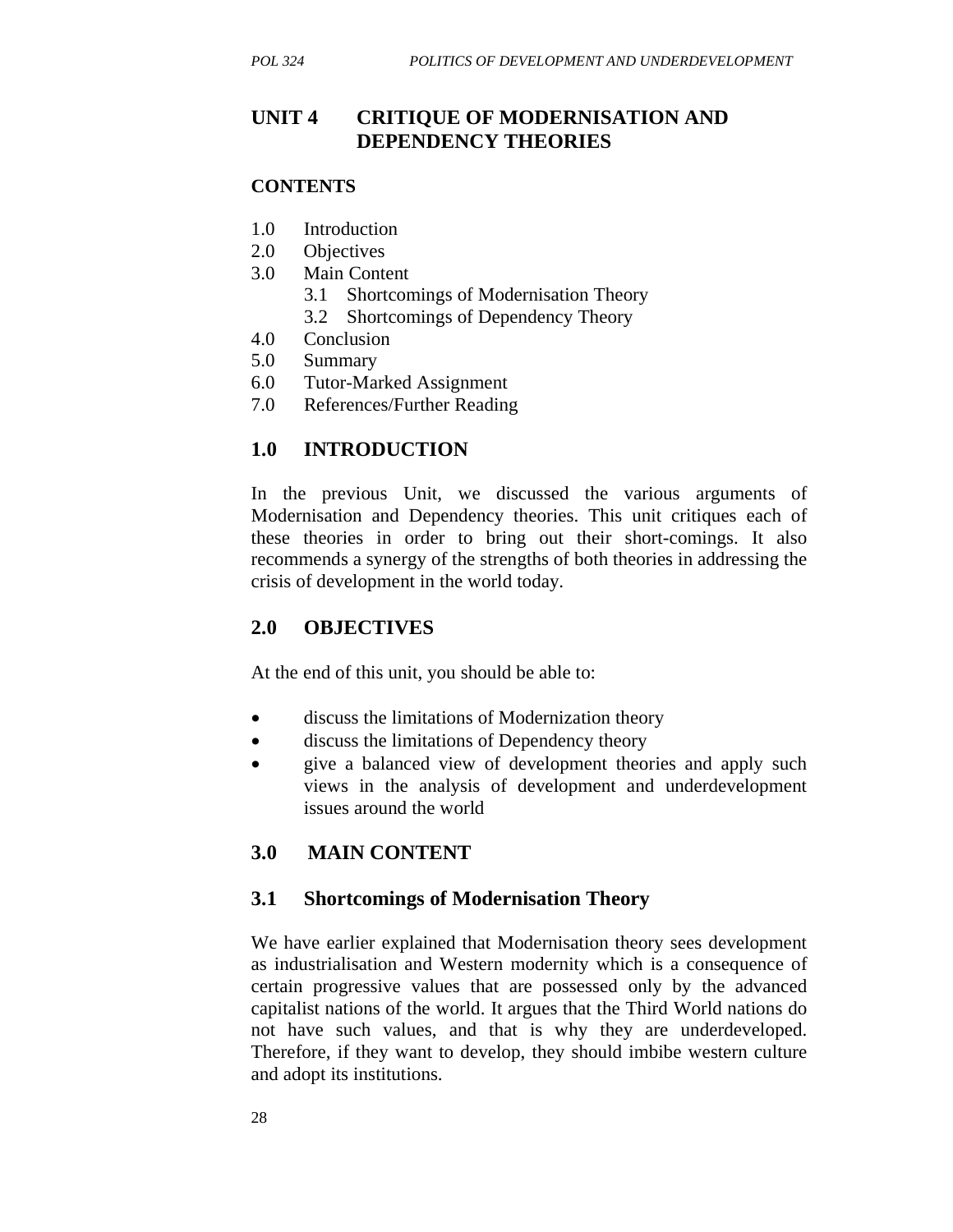# UNIT 4 CRITIQUE OF MODERNISATION AND DEPENDENCY THEORIES

**CONTENTS**

1.0 Introduction
2.0 Objectives
3.0 Main Content
 3.1 Shortcomings of Modernisation Theory
 3.2 Shortcomings of Dependency Theory
4.0 Conclusion
5.0 Summary
6.0 Tutor-Marked Assignment
7.0 References/Further Reading

## 1.0 INTRODUCTION

In the previous Unit, we discussed the various arguments of Modernisation and Dependency theories. This unit critiques each of these theories in order to bring out their short-comings. It also recommends a synergy of the strengths of both theories in addressing the crisis of development in the world today.

## 2.0 OBJECTIVES

At the end of this unit, you should be able to:

- discuss the limitations of Modernization theory
- discuss the limitations of Dependency theory
- give a balanced view of development theories and apply such views in the analysis of development and underdevelopment issues around the world

## 3.0 MAIN CONTENT

### 3.1 Shortcomings of Modernisation Theory

We have earlier explained that Modernisation theory sees development as industrialisation and Western modernity which is a consequence of certain progressive values that are possessed only by the advanced capitalist nations of the world. It argues that the Third World nations do not have such values, and that is why they are underdeveloped. Therefore, if they want to develop, they should imbibe western culture and adopt its institutions.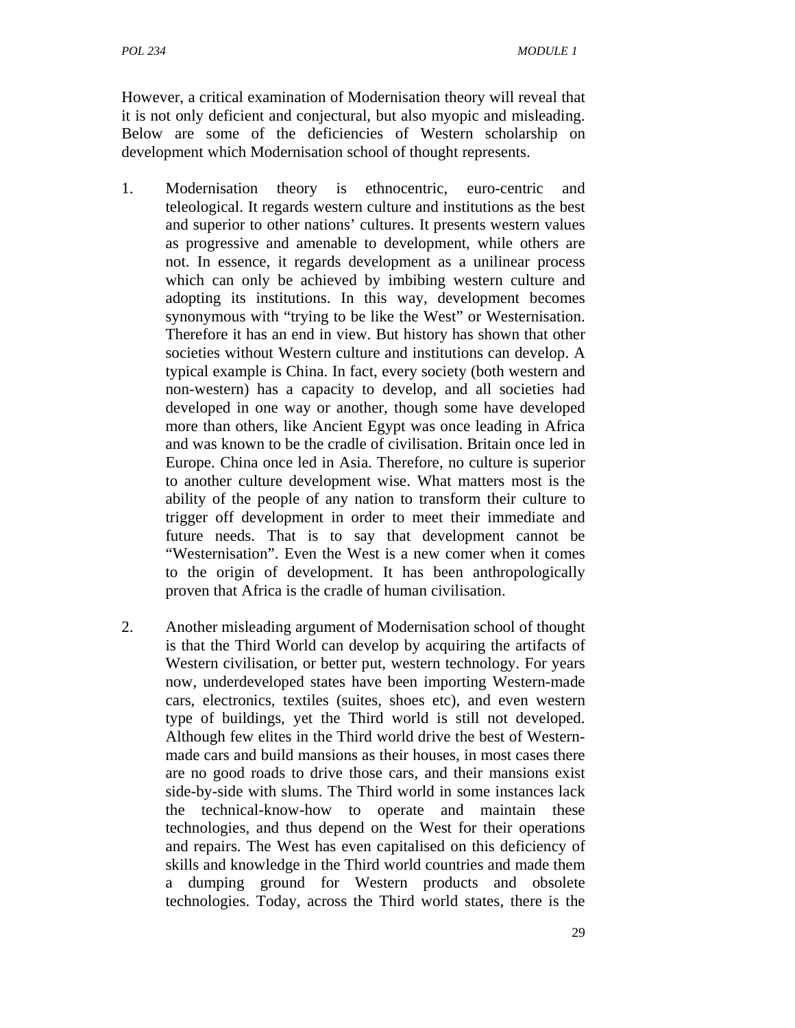However, a critical examination of Modernisation theory will reveal that it is not only deficient and conjectural, but also myopic and misleading. Below are some of the deficiencies of Western scholarship on development which Modernisation school of thought represents.

1. Modernisation theory is ethnocentric, euro-centric and teleological. It regards western culture and institutions as the best and superior to other nations' cultures. It presents western values as progressive and amenable to development, while others are not. In essence, it regards development as a unilinear process which can only be achieved by imbibing western culture and adopting its institutions. In this way, development becomes synonymous with "trying to be like the West" or Westernisation. Therefore it has an end in view. But history has shown that other societies without Western culture and institutions can develop. A typical example is China. In fact, every society (both western and non-western) has a capacity to develop, and all societies had developed in one way or another, though some have developed more than others, like Ancient Egypt was once leading in Africa and was known to be the cradle of civilisation. Britain once led in Europe. China once led in Asia. Therefore, no culture is superior to another culture development wise. What matters most is the ability of the people of any nation to transform their culture to trigger off development in order to meet their immediate and future needs. That is to say that development cannot be "Westernisation". Even the West is a new comer when it comes to the origin of development. It has been anthropologically proven that Africa is the cradle of human civilisation.

2. Another misleading argument of Modernisation school of thought is that the Third World can develop by acquiring the artifacts of Western civilisation, or better put, western technology. For years now, underdeveloped states have been importing Western-made cars, electronics, textiles (suites, shoes etc), and even western type of buildings, yet the Third world is still not developed. Although few elites in the Third world drive the best of Western-made cars and build mansions as their houses, in most cases there are no good roads to drive those cars, and their mansions exist side-by-side with slums. The Third world in some instances lack the technical-know-how to operate and maintain these technologies, and thus depend on the West for their operations and repairs. The West has even capitalised on this deficiency of skills and knowledge in the Third world countries and made them a dumping ground for Western products and obsolete technologies. Today, across the Third world states, there is the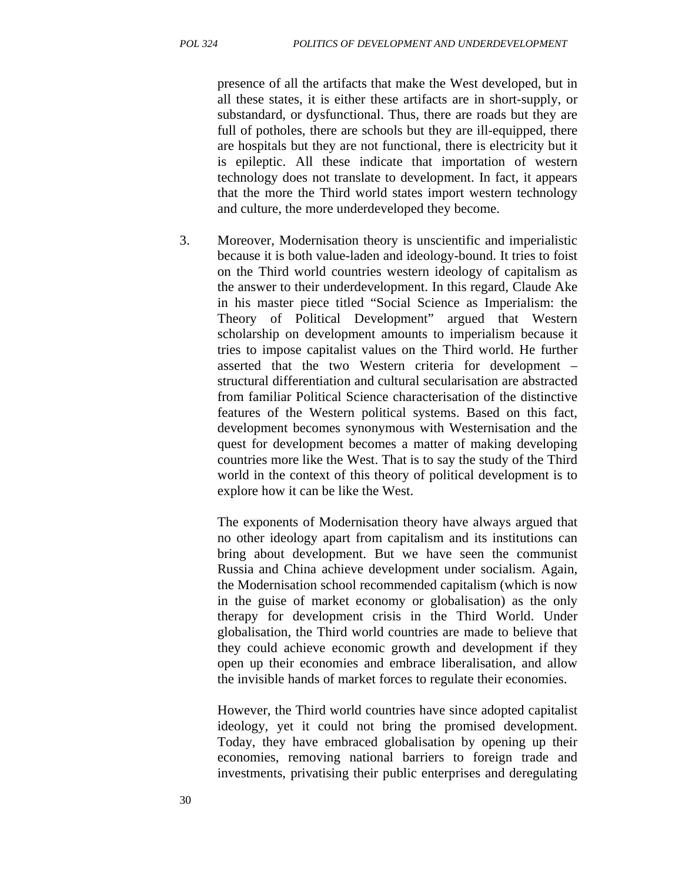presence of all the artifacts that make the West developed, but in all these states, it is either these artifacts are in short-supply, or substandard, or dysfunctional. Thus, there are roads but they are full of potholes, there are schools but they are ill-equipped, there are hospitals but they are not functional, there is electricity but it is epileptic. All these indicate that importation of western technology does not translate to development. In fact, it appears that the more the Third world states import western technology and culture, the more underdeveloped they become.

3. Moreover, Modernisation theory is unscientific and imperialistic because it is both value-laden and ideology-bound. It tries to foist on the Third world countries western ideology of capitalism as the answer to their underdevelopment. In this regard, Claude Ake in his master piece titled "Social Science as Imperialism: the Theory of Political Development" argued that Western scholarship on development amounts to imperialism because it tries to impose capitalist values on the Third world. He further asserted that the two Western criteria for development – structural differentiation and cultural secularisation are abstracted from familiar Political Science characterisation of the distinctive features of the Western political systems. Based on this fact, development becomes synonymous with Westernisation and the quest for development becomes a matter of making developing countries more like the West. That is to say the study of the Third world in the context of this theory of political development is to explore how it can be like the West.

   The exponents of Modernisation theory have always argued that no other ideology apart from capitalism and its institutions can bring about development. But we have seen the communist Russia and China achieve development under socialism. Again, the Modernisation school recommended capitalism (which is now in the guise of market economy or globalisation) as the only therapy for development crisis in the Third World. Under globalisation, the Third world countries are made to believe that they could achieve economic growth and development if they open up their economies and embrace liberalisation, and allow the invisible hands of market forces to regulate their economies.

   However, the Third world countries have since adopted capitalist ideology, yet it could not bring the promised development. Today, they have embraced globalisation by opening up their economies, removing national barriers to foreign trade and investments, privatising their public enterprises and deregulating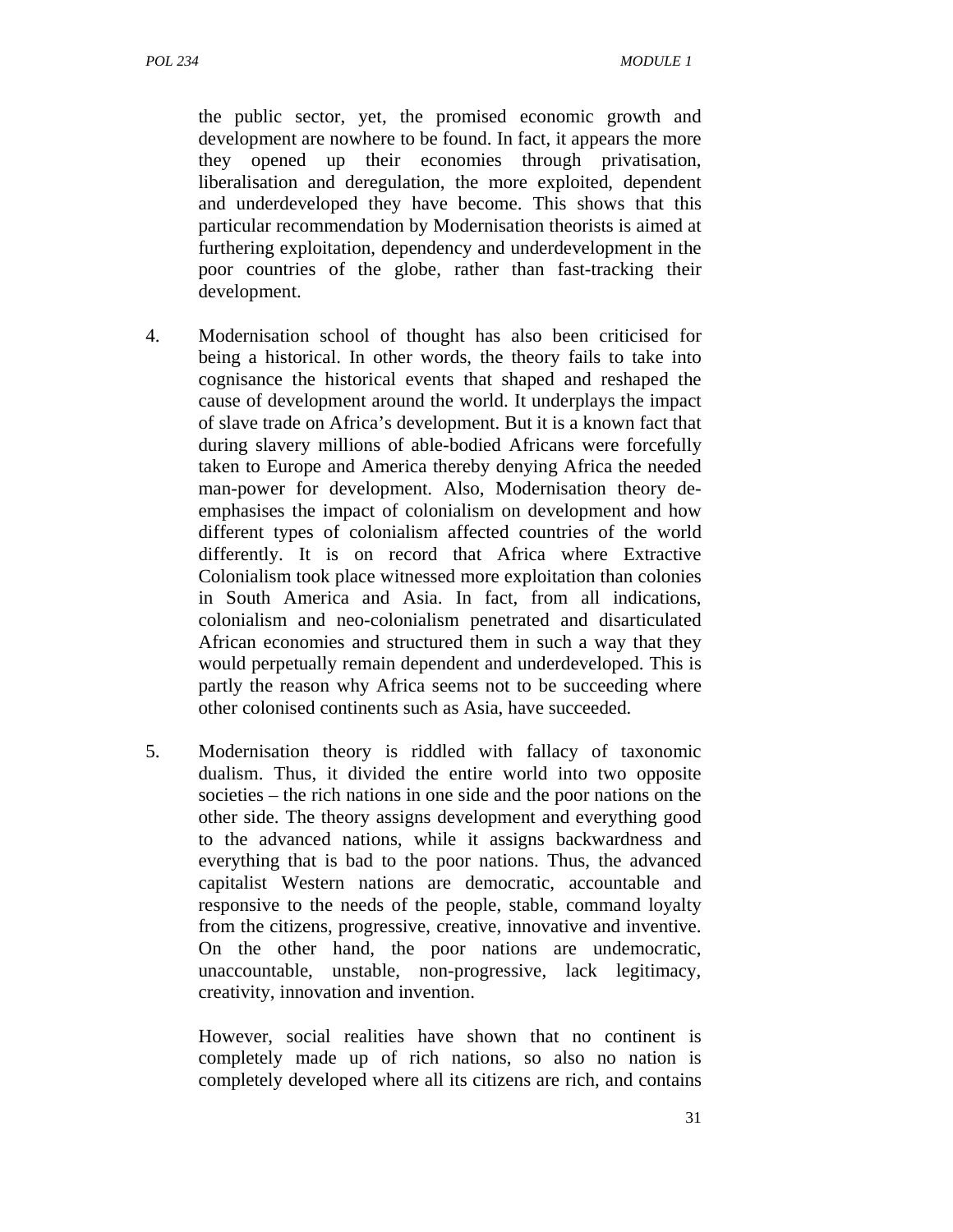the public sector, yet, the promised economic growth and development are nowhere to be found. In fact, it appears the more they opened up their economies through privatisation, liberalisation and deregulation, the more exploited, dependent and underdeveloped they have become. This shows that this particular recommendation by Modernisation theorists is aimed at furthering exploitation, dependency and underdevelopment in the poor countries of the globe, rather than fast-tracking their development.

4. Modernisation school of thought has also been criticised for being a historical. In other words, the theory fails to take into cognisance the historical events that shaped and reshaped the cause of development around the world. It underplays the impact of slave trade on Africa's development. But it is a known fact that during slavery millions of able-bodied Africans were forcefully taken to Europe and America thereby denying Africa the needed man-power for development. Also, Modernisation theory de-emphasises the impact of colonialism on development and how different types of colonialism affected countries of the world differently. It is on record that Africa where Extractive Colonialism took place witnessed more exploitation than colonies in South America and Asia. In fact, from all indications, colonialism and neo-colonialism penetrated and disarticulated African economies and structured them in such a way that they would perpetually remain dependent and underdeveloped. This is partly the reason why Africa seems not to be succeeding where other colonised continents such as Asia, have succeeded.

5. Modernisation theory is riddled with fallacy of taxonomic dualism. Thus, it divided the entire world into two opposite societies – the rich nations in one side and the poor nations on the other side. The theory assigns development and everything good to the advanced nations, while it assigns backwardness and everything that is bad to the poor nations. Thus, the advanced capitalist Western nations are democratic, accountable and responsive to the needs of the people, stable, command loyalty from the citizens, progressive, creative, innovative and inventive. On the other hand, the poor nations are undemocratic, unaccountable, unstable, non-progressive, lack legitimacy, creativity, innovation and invention.

   However, social realities have shown that no continent is completely made up of rich nations, so also no nation is completely developed where all its citizens are rich, and contains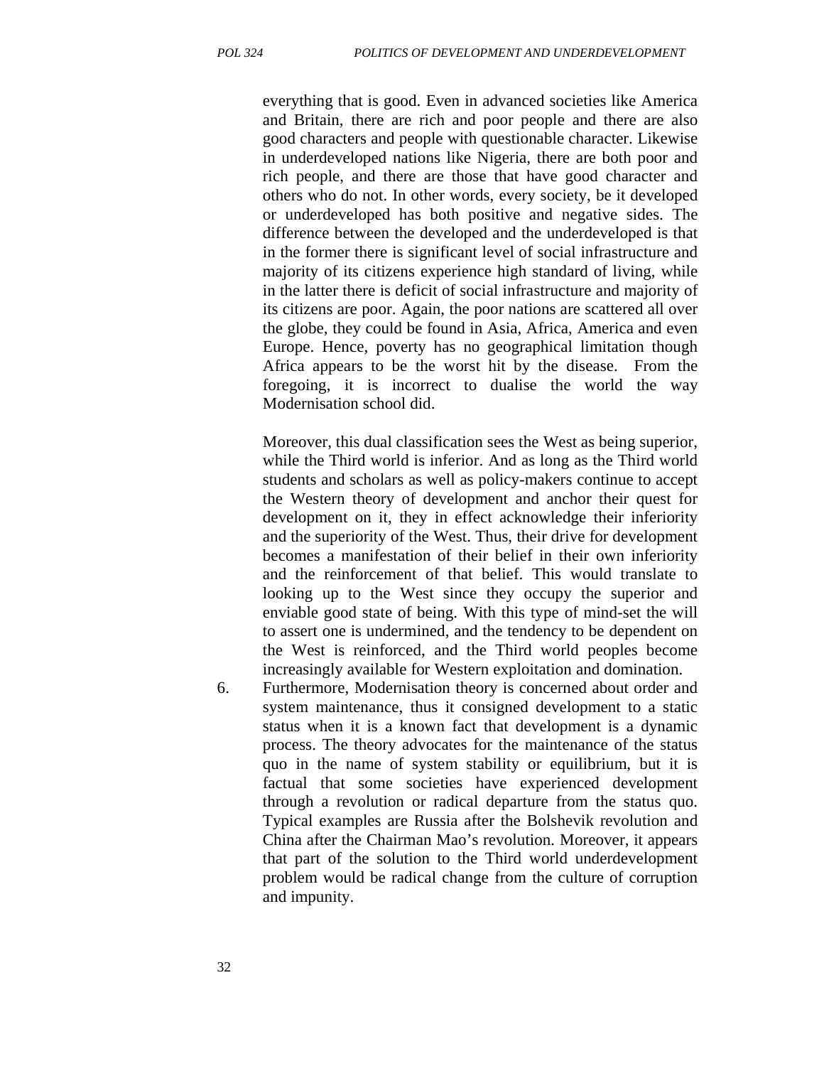everything that is good. Even in advanced societies like America and Britain, there are rich and poor people and there are also good characters and people with questionable character. Likewise in underdeveloped nations like Nigeria, there are both poor and rich people, and there are those that have good character and others who do not. In other words, every society, be it developed or underdeveloped has both positive and negative sides. The difference between the developed and the underdeveloped is that in the former there is significant level of social infrastructure and majority of its citizens experience high standard of living, while in the latter there is deficit of social infrastructure and majority of its citizens are poor. Again, the poor nations are scattered all over the globe, they could be found in Asia, Africa, America and even Europe. Hence, poverty has no geographical limitation though Africa appears to be the worst hit by the disease. From the foregoing, it is incorrect to dualise the world the way Modernisation school did.

Moreover, this dual classification sees the West as being superior, while the Third world is inferior. And as long as the Third world students and scholars as well as policy-makers continue to accept the Western theory of development and anchor their quest for development on it, they in effect acknowledge their inferiority and the superiority of the West. Thus, their drive for development becomes a manifestation of their belief in their own inferiority and the reinforcement of that belief. This would translate to looking up to the West since they occupy the superior and enviable good state of being. With this type of mind-set the will to assert one is undermined, and the tendency to be dependent on the West is reinforced, and the Third world peoples become increasingly available for Western exploitation and domination.

6. Furthermore, Modernisation theory is concerned about order and system maintenance, thus it consigned development to a static status when it is a known fact that development is a dynamic process. The theory advocates for the maintenance of the status quo in the name of system stability or equilibrium, but it is factual that some societies have experienced development through a revolution or radical departure from the status quo. Typical examples are Russia after the Bolshevik revolution and China after the Chairman Mao's revolution. Moreover, it appears that part of the solution to the Third world underdevelopment problem would be radical change from the culture of corruption and impunity.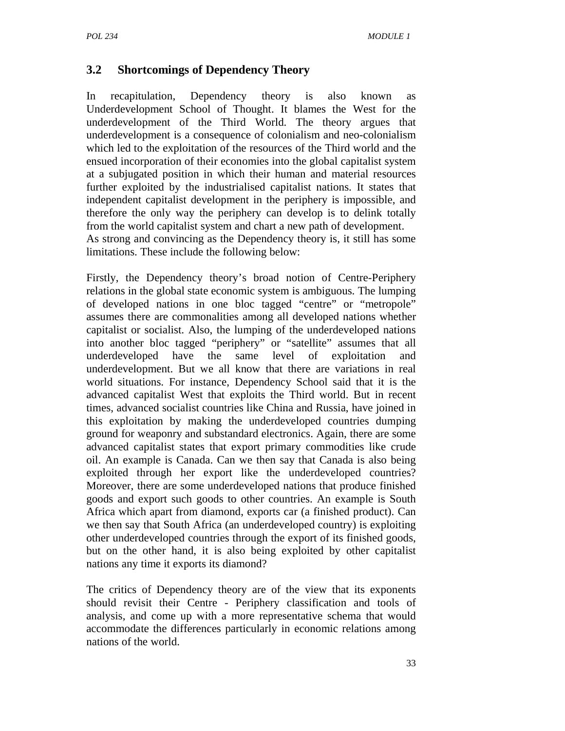### 3.2 Shortcomings of Dependency Theory

In recapitulation, Dependency theory is also known as Underdevelopment School of Thought. It blames the West for the underdevelopment of the Third World. The theory argues that underdevelopment is a consequence of colonialism and neo-colonialism which led to the exploitation of the resources of the Third world and the ensued incorporation of their economies into the global capitalist system at a subjugated position in which their human and material resources further exploited by the industrialised capitalist nations. It states that independent capitalist development in the periphery is impossible, and therefore the only way the periphery can develop is to delink totally from the world capitalist system and chart a new path of development.
As strong and convincing as the Dependency theory is, it still has some limitations. These include the following below:

Firstly, the Dependency theory's broad notion of Centre-Periphery relations in the global state economic system is ambiguous. The lumping of developed nations in one bloc tagged "centre" or "metropole" assumes there are commonalities among all developed nations whether capitalist or socialist. Also, the lumping of the underdeveloped nations into another bloc tagged "periphery" or "satellite" assumes that all underdeveloped have the same level of exploitation and underdevelopment. But we all know that there are variations in real world situations. For instance, Dependency School said that it is the advanced capitalist West that exploits the Third world. But in recent times, advanced socialist countries like China and Russia, have joined in this exploitation by making the underdeveloped countries dumping ground for weaponry and substandard electronics. Again, there are some advanced capitalist states that export primary commodities like crude oil. An example is Canada. Can we then say that Canada is also being exploited through her export like the underdeveloped countries? Moreover, there are some underdeveloped nations that produce finished goods and export such goods to other countries. An example is South Africa which apart from diamond, exports car (a finished product). Can we then say that South Africa (an underdeveloped country) is exploiting other underdeveloped countries through the export of its finished goods, but on the other hand, it is also being exploited by other capitalist nations any time it exports its diamond?

The critics of Dependency theory are of the view that its exponents should revisit their Centre - Periphery classification and tools of analysis, and come up with a more representative schema that would accommodate the differences particularly in economic relations among nations of the world.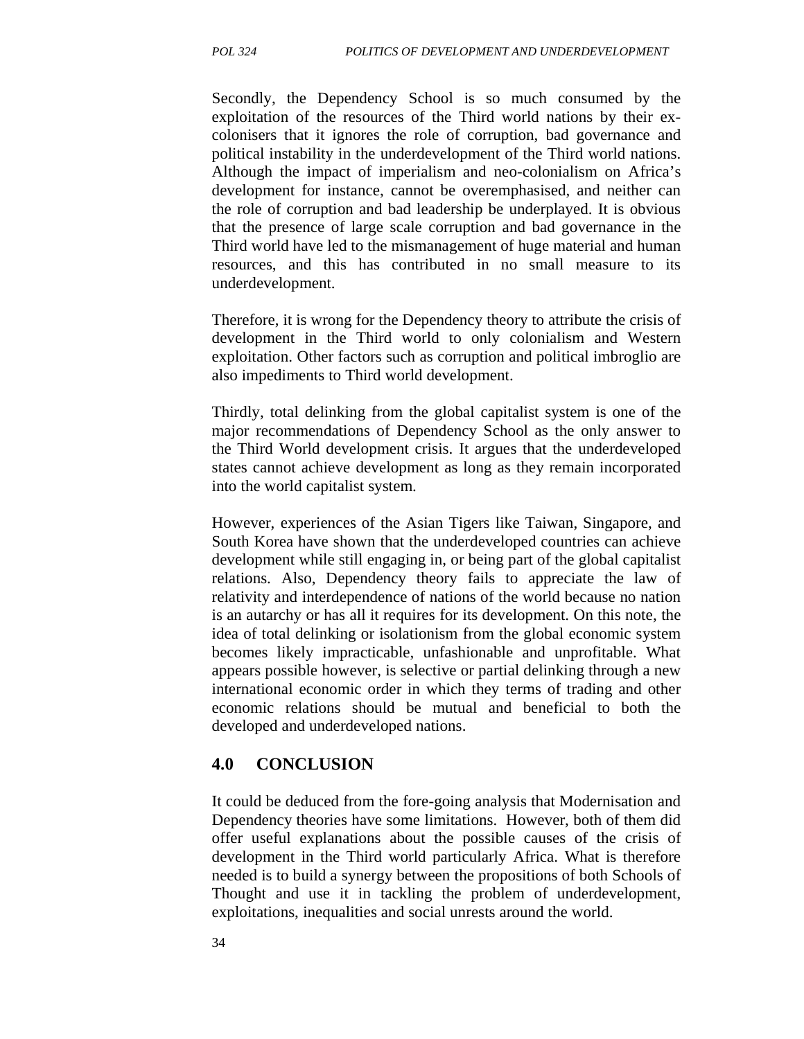Secondly, the Dependency School is so much consumed by the exploitation of the resources of the Third world nations by their ex-colonisers that it ignores the role of corruption, bad governance and political instability in the underdevelopment of the Third world nations. Although the impact of imperialism and neo-colonialism on Africa's development for instance, cannot be overemphasised, and neither can the role of corruption and bad leadership be underplayed. It is obvious that the presence of large scale corruption and bad governance in the Third world have led to the mismanagement of huge material and human resources, and this has contributed in no small measure to its underdevelopment.

Therefore, it is wrong for the Dependency theory to attribute the crisis of development in the Third world to only colonialism and Western exploitation. Other factors such as corruption and political imbroglio are also impediments to Third world development.

Thirdly, total delinking from the global capitalist system is one of the major recommendations of Dependency School as the only answer to the Third World development crisis. It argues that the underdeveloped states cannot achieve development as long as they remain incorporated into the world capitalist system.

However, experiences of the Asian Tigers like Taiwan, Singapore, and South Korea have shown that the underdeveloped countries can achieve development while still engaging in, or being part of the global capitalist relations. Also, Dependency theory fails to appreciate the law of relativity and interdependence of nations of the world because no nation is an autarchy or has all it requires for its development. On this note, the idea of total delinking or isolationism from the global economic system becomes likely impracticable, unfashionable and unprofitable. What appears possible however, is selective or partial delinking through a new international economic order in which they terms of trading and other economic relations should be mutual and beneficial to both the developed and underdeveloped nations.

## 4.0 CONCLUSION

It could be deduced from the fore-going analysis that Modernisation and Dependency theories have some limitations. However, both of them did offer useful explanations about the possible causes of the crisis of development in the Third world particularly Africa. What is therefore needed is to build a synergy between the propositions of both Schools of Thought and use it in tackling the problem of underdevelopment, exploitations, inequalities and social unrests around the world.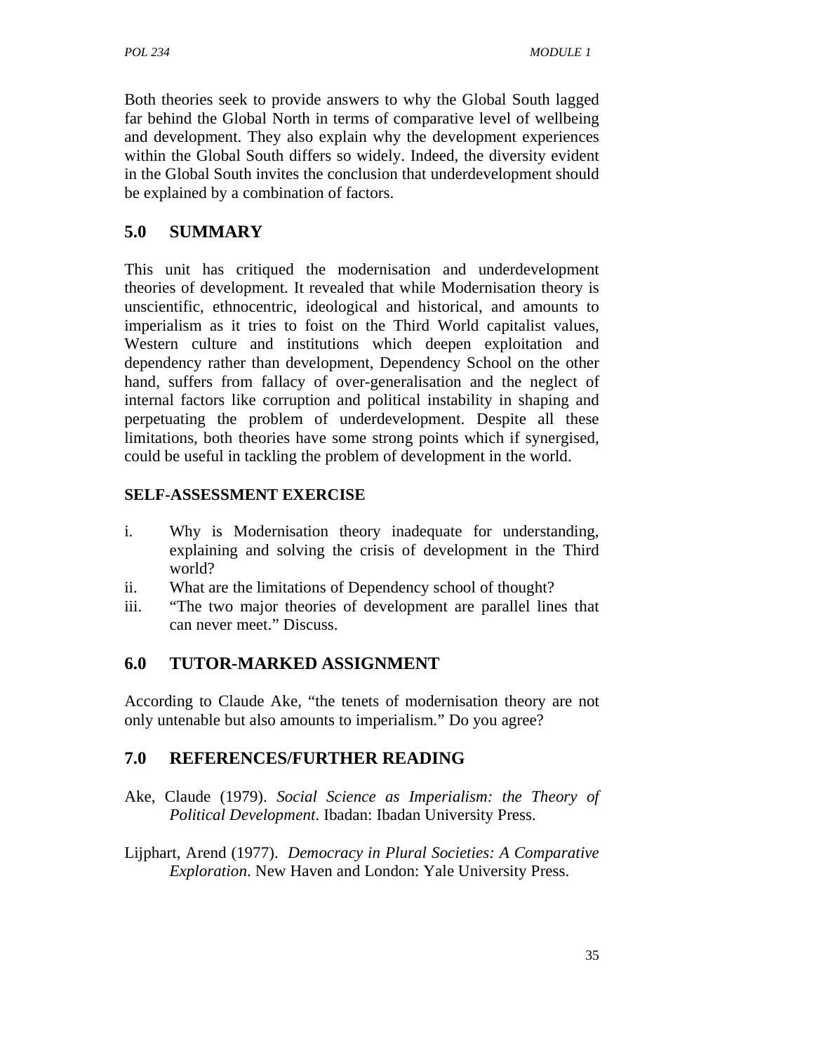Both theories seek to provide answers to why the Global South lagged far behind the Global North in terms of comparative level of wellbeing and development. They also explain why the development experiences within the Global South differs so widely. Indeed, the diversity evident in the Global South invites the conclusion that underdevelopment should be explained by a combination of factors.

## 5.0 SUMMARY

This unit has critiqued the modernisation and underdevelopment theories of development. It revealed that while Modernisation theory is unscientific, ethnocentric, ideological and historical, and amounts to imperialism as it tries to foist on the Third World capitalist values, Western culture and institutions which deepen exploitation and dependency rather than development, Dependency School on the other hand, suffers from fallacy of over-generalisation and the neglect of internal factors like corruption and political instability in shaping and perpetuating the problem of underdevelopment. Despite all these limitations, both theories have some strong points which if synergised, could be useful in tackling the problem of development in the world.

**SELF-ASSESSMENT EXERCISE**

i. Why is Modernisation theory inadequate for understanding, explaining and solving the crisis of development in the Third world?
ii. What are the limitations of Dependency school of thought?
iii. "The two major theories of development are parallel lines that can never meet." Discuss.

## 6.0 TUTOR-MARKED ASSIGNMENT

According to Claude Ake, "the tenets of modernisation theory are not only untenable but also amounts to imperialism." Do you agree?

## 7.0 REFERENCES/FURTHER READING

Ake, Claude (1979). *Social Science as Imperialism: the Theory of Political Development*. Ibadan: Ibadan University Press.

Lijphart, Arend (1977). *Democracy in Plural Societies: A Comparative Exploration*. New Haven and London: Yale University Press.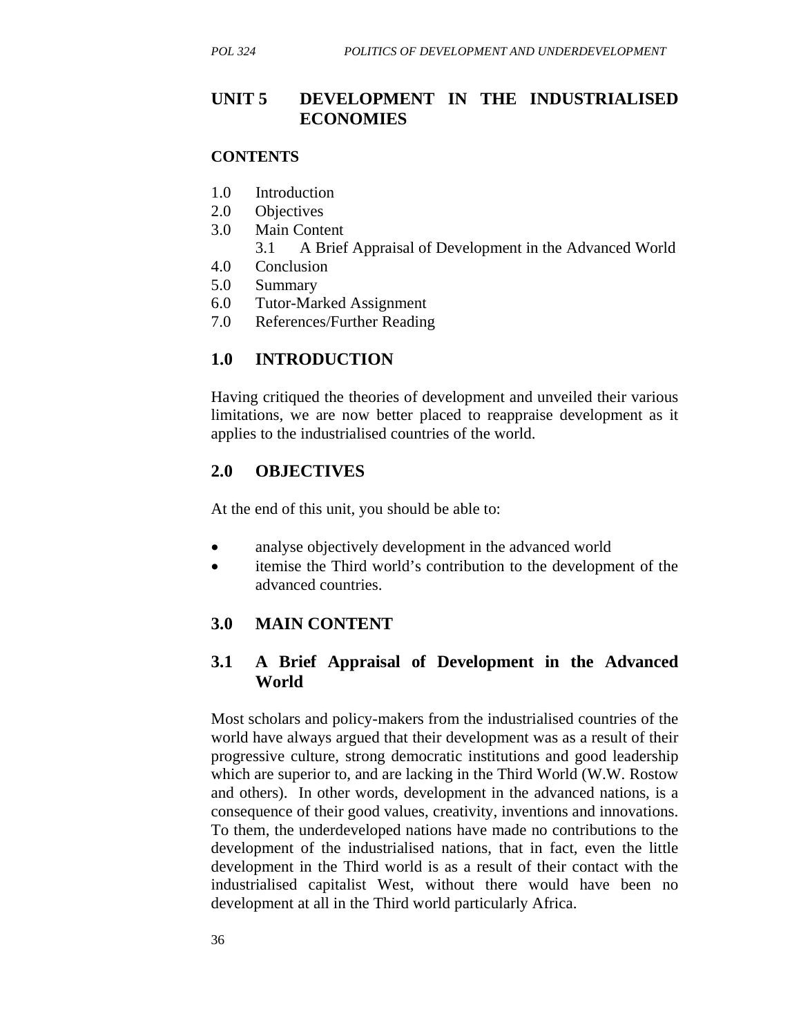## UNIT 5 DEVELOPMENT IN THE INDUSTRIALISED ECONOMIES

**CONTENTS**

1.0 Introduction
2.0 Objectives
3.0 Main Content
   3.1 A Brief Appraisal of Development in the Advanced World
4.0 Conclusion
5.0 Summary
6.0 Tutor-Marked Assignment
7.0 References/Further Reading

### 1.0 INTRODUCTION

Having critiqued the theories of development and unveiled their various limitations, we are now better placed to reappraise development as it applies to the industrialised countries of the world.

### 2.0 OBJECTIVES

At the end of this unit, you should be able to:

- analyse objectively development in the advanced world
- itemise the Third world's contribution to the development of the advanced countries.

### 3.0 MAIN CONTENT

### 3.1 A Brief Appraisal of Development in the Advanced World

Most scholars and policy-makers from the industrialised countries of the world have always argued that their development was as a result of their progressive culture, strong democratic institutions and good leadership which are superior to, and are lacking in the Third World (W.W. Rostow and others). In other words, development in the advanced nations, is a consequence of their good values, creativity, inventions and innovations. To them, the underdeveloped nations have made no contributions to the development of the industrialised nations, that in fact, even the little development in the Third world is as a result of their contact with the industrialised capitalist West, without there would have been no development at all in the Third world particularly Africa.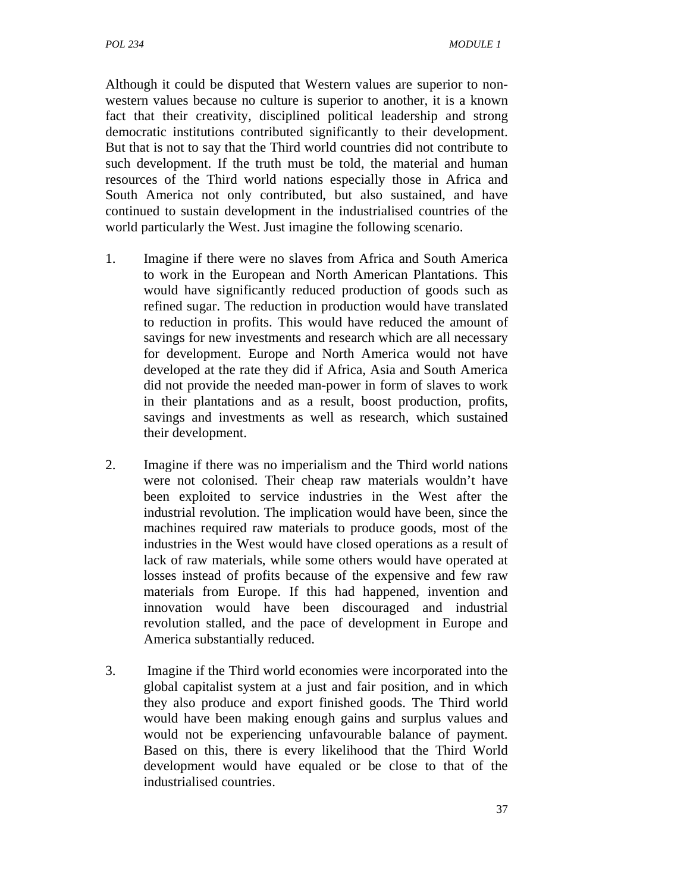Although it could be disputed that Western values are superior to non-western values because no culture is superior to another, it is a known fact that their creativity, disciplined political leadership and strong democratic institutions contributed significantly to their development. But that is not to say that the Third world countries did not contribute to such development. If the truth must be told, the material and human resources of the Third world nations especially those in Africa and South America not only contributed, but also sustained, and have continued to sustain development in the industrialised countries of the world particularly the West. Just imagine the following scenario.

1. Imagine if there were no slaves from Africa and South America to work in the European and North American Plantations. This would have significantly reduced production of goods such as refined sugar. The reduction in production would have translated to reduction in profits. This would have reduced the amount of savings for new investments and research which are all necessary for development. Europe and North America would not have developed at the rate they did if Africa, Asia and South America did not provide the needed man-power in form of slaves to work in their plantations and as a result, boost production, profits, savings and investments as well as research, which sustained their development.

2. Imagine if there was no imperialism and the Third world nations were not colonised. Their cheap raw materials wouldn't have been exploited to service industries in the West after the industrial revolution. The implication would have been, since the machines required raw materials to produce goods, most of the industries in the West would have closed operations as a result of lack of raw materials, while some others would have operated at losses instead of profits because of the expensive and few raw materials from Europe. If this had happened, invention and innovation would have been discouraged and industrial revolution stalled, and the pace of development in Europe and America substantially reduced.

3. Imagine if the Third world economies were incorporated into the global capitalist system at a just and fair position, and in which they also produce and export finished goods. The Third world would have been making enough gains and surplus values and would not be experiencing unfavourable balance of payment. Based on this, there is every likelihood that the Third World development would have equaled or be close to that of the industrialised countries.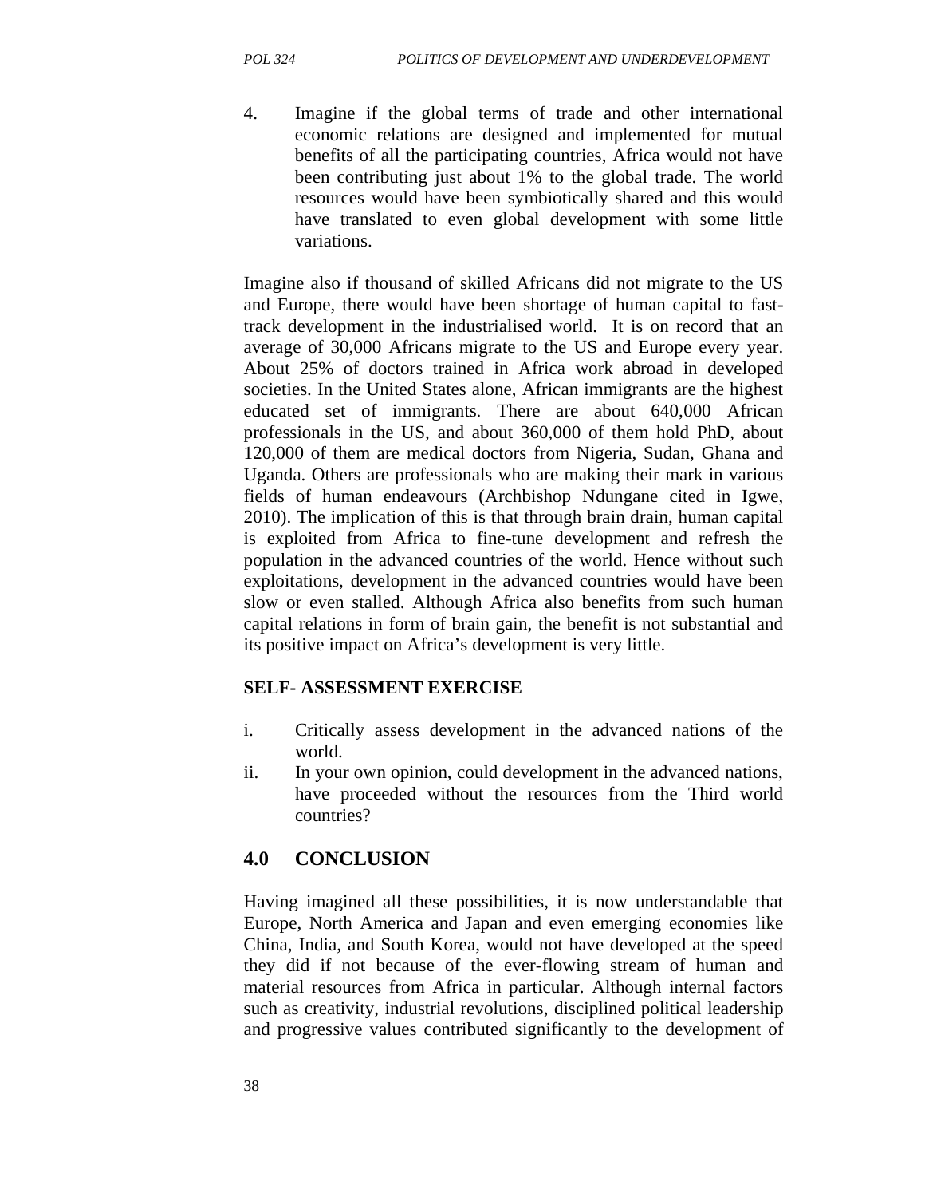4. Imagine if the global terms of trade and other international economic relations are designed and implemented for mutual benefits of all the participating countries, Africa would not have been contributing just about 1% to the global trade. The world resources would have been symbiotically shared and this would have translated to even global development with some little variations.

Imagine also if thousand of skilled Africans did not migrate to the US and Europe, there would have been shortage of human capital to fast-track development in the industrialised world. It is on record that an average of 30,000 Africans migrate to the US and Europe every year. About 25% of doctors trained in Africa work abroad in developed societies. In the United States alone, African immigrants are the highest educated set of immigrants. There are about 640,000 African professionals in the US, and about 360,000 of them hold PhD, about 120,000 of them are medical doctors from Nigeria, Sudan, Ghana and Uganda. Others are professionals who are making their mark in various fields of human endeavours (Archbishop Ndungane cited in Igwe, 2010). The implication of this is that through brain drain, human capital is exploited from Africa to fine-tune development and refresh the population in the advanced countries of the world. Hence without such exploitations, development in the advanced countries would have been slow or even stalled. Although Africa also benefits from such human capital relations in form of brain gain, the benefit is not substantial and its positive impact on Africa's development is very little.

**SELF- ASSESSMENT EXERCISE**

i. Critically assess development in the advanced nations of the world.
ii. In your own opinion, could development in the advanced nations, have proceeded without the resources from the Third world countries?

## 4.0 CONCLUSION

Having imagined all these possibilities, it is now understandable that Europe, North America and Japan and even emerging economies like China, India, and South Korea, would not have developed at the speed they did if not because of the ever-flowing stream of human and material resources from Africa in particular. Although internal factors such as creativity, industrial revolutions, disciplined political leadership and progressive values contributed significantly to the development of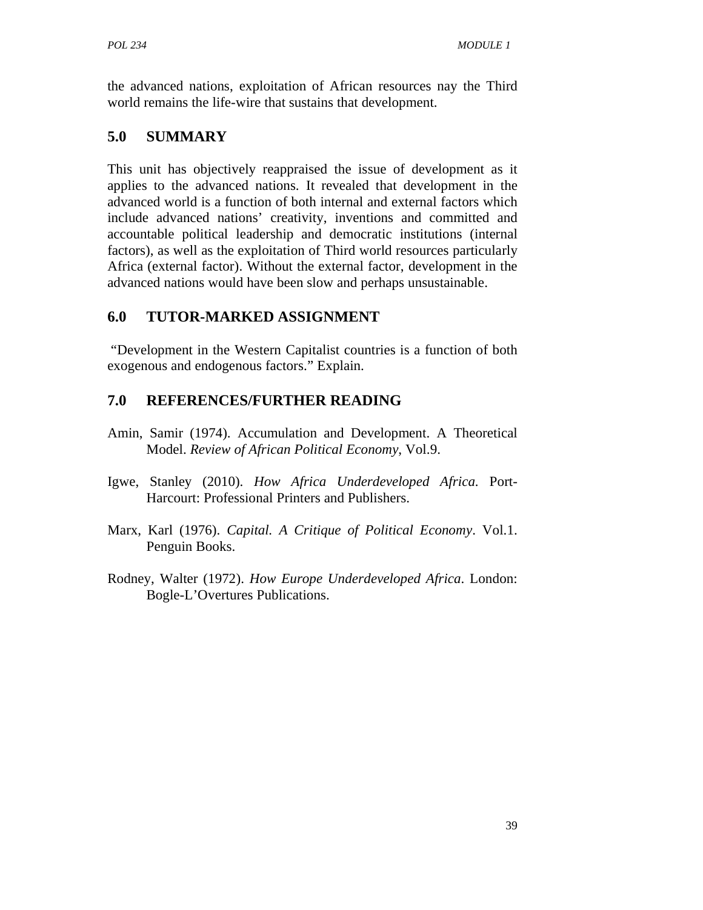the advanced nations, exploitation of African resources nay the Third world remains the life-wire that sustains that development.

## 5.0 SUMMARY

This unit has objectively reappraised the issue of development as it applies to the advanced nations. It revealed that development in the advanced world is a function of both internal and external factors which include advanced nations' creativity, inventions and committed and accountable political leadership and democratic institutions (internal factors), as well as the exploitation of Third world resources particularly Africa (external factor). Without the external factor, development in the advanced nations would have been slow and perhaps unsustainable.

## 6.0 TUTOR-MARKED ASSIGNMENT

"Development in the Western Capitalist countries is a function of both exogenous and endogenous factors." Explain.

## 7.0 REFERENCES/FURTHER READING

Amin, Samir (1974). Accumulation and Development. A Theoretical Model. *Review of African Political Economy*, Vol.9.

Igwe, Stanley (2010). *How Africa Underdeveloped Africa*. Port-Harcourt: Professional Printers and Publishers.

Marx, Karl (1976). *Capital. A Critique of Political Economy*. Vol.1. Penguin Books.

Rodney, Walter (1972). *How Europe Underdeveloped Africa*. London: Bogle-L'Overtures Publications.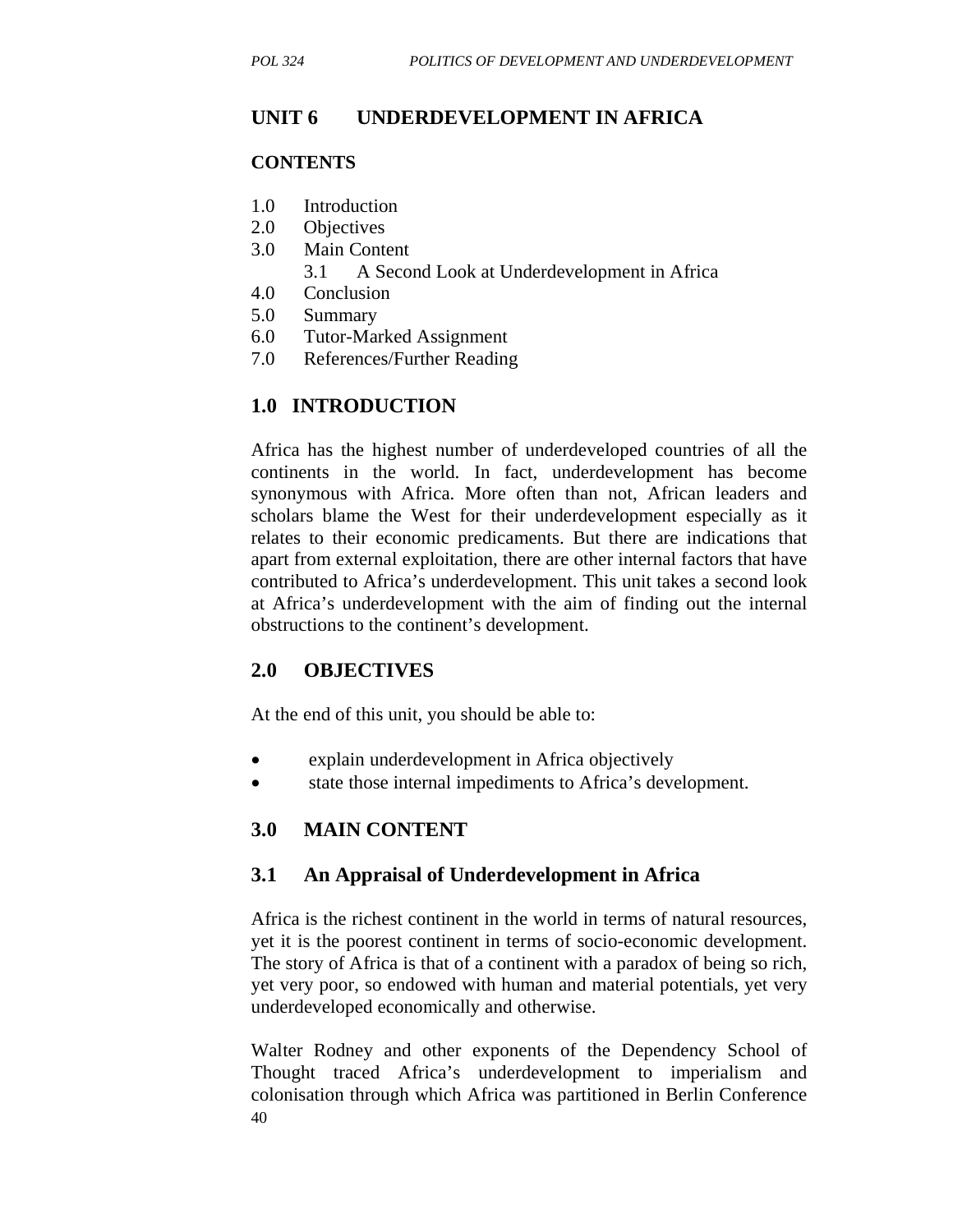## UNIT 6 UNDERDEVELOPMENT IN AFRICA

**CONTENTS**

1.0 Introduction
2.0 Objectives
3.0 Main Content
    3.1 A Second Look at Underdevelopment in Africa
4.0 Conclusion
5.0 Summary
6.0 Tutor-Marked Assignment
7.0 References/Further Reading

### 1.0 INTRODUCTION

Africa has the highest number of underdeveloped countries of all the continents in the world. In fact, underdevelopment has become synonymous with Africa. More often than not, African leaders and scholars blame the West for their underdevelopment especially as it relates to their economic predicaments. But there are indications that apart from external exploitation, there are other internal factors that have contributed to Africa's underdevelopment. This unit takes a second look at Africa's underdevelopment with the aim of finding out the internal obstructions to the continent's development.

### 2.0 OBJECTIVES

At the end of this unit, you should be able to:

- explain underdevelopment in Africa objectively
- state those internal impediments to Africa's development.

### 3.0 MAIN CONTENT

### 3.1 An Appraisal of Underdevelopment in Africa

Africa is the richest continent in the world in terms of natural resources, yet it is the poorest continent in terms of socio-economic development. The story of Africa is that of a continent with a paradox of being so rich, yet very poor, so endowed with human and material potentials, yet very underdeveloped economically and otherwise.

Walter Rodney and other exponents of the Dependency School of Thought traced Africa's underdevelopment to imperialism and colonisation through which Africa was partitioned in Berlin Conference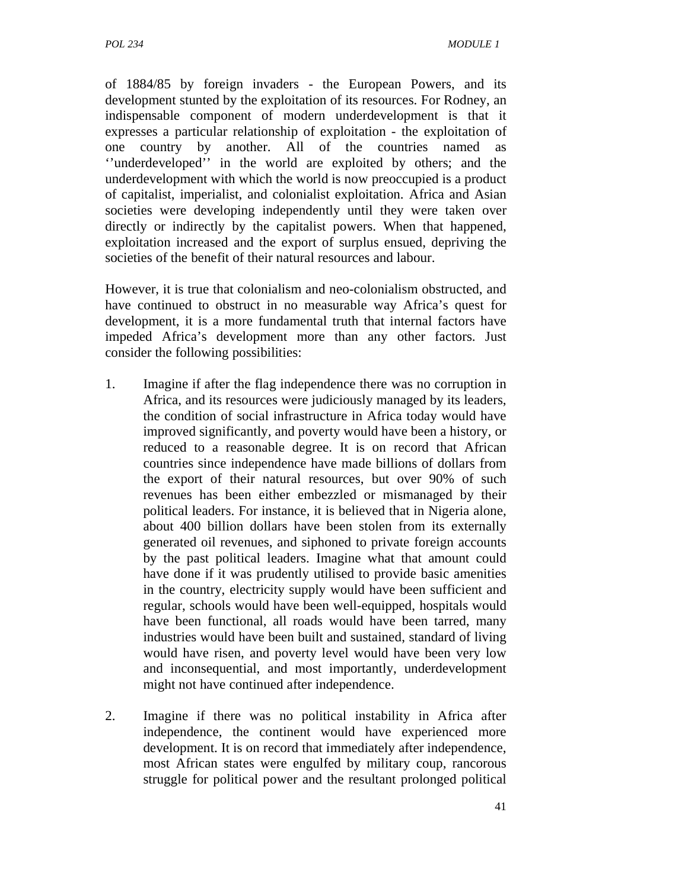of 1884/85 by foreign invaders - the European Powers, and its development stunted by the exploitation of its resources. For Rodney, an indispensable component of modern underdevelopment is that it expresses a particular relationship of exploitation - the exploitation of one country by another. All of the countries named as ''underdeveloped'' in the world are exploited by others; and the underdevelopment with which the world is now preoccupied is a product of capitalist, imperialist, and colonialist exploitation. Africa and Asian societies were developing independently until they were taken over directly or indirectly by the capitalist powers. When that happened, exploitation increased and the export of surplus ensued, depriving the societies of the benefit of their natural resources and labour.

However, it is true that colonialism and neo-colonialism obstructed, and have continued to obstruct in no measurable way Africa's quest for development, it is a more fundamental truth that internal factors have impeded Africa's development more than any other factors. Just consider the following possibilities:

1. Imagine if after the flag independence there was no corruption in Africa, and its resources were judiciously managed by its leaders, the condition of social infrastructure in Africa today would have improved significantly, and poverty would have been a history, or reduced to a reasonable degree. It is on record that African countries since independence have made billions of dollars from the export of their natural resources, but over 90% of such revenues has been either embezzled or mismanaged by their political leaders. For instance, it is believed that in Nigeria alone, about 400 billion dollars have been stolen from its externally generated oil revenues, and siphoned to private foreign accounts by the past political leaders. Imagine what that amount could have done if it was prudently utilised to provide basic amenities in the country, electricity supply would have been sufficient and regular, schools would have been well-equipped, hospitals would have been functional, all roads would have been tarred, many industries would have been built and sustained, standard of living would have risen, and poverty level would have been very low and inconsequential, and most importantly, underdevelopment might not have continued after independence.

2. Imagine if there was no political instability in Africa after independence, the continent would have experienced more development. It is on record that immediately after independence, most African states were engulfed by military coup, rancorous struggle for political power and the resultant prolonged political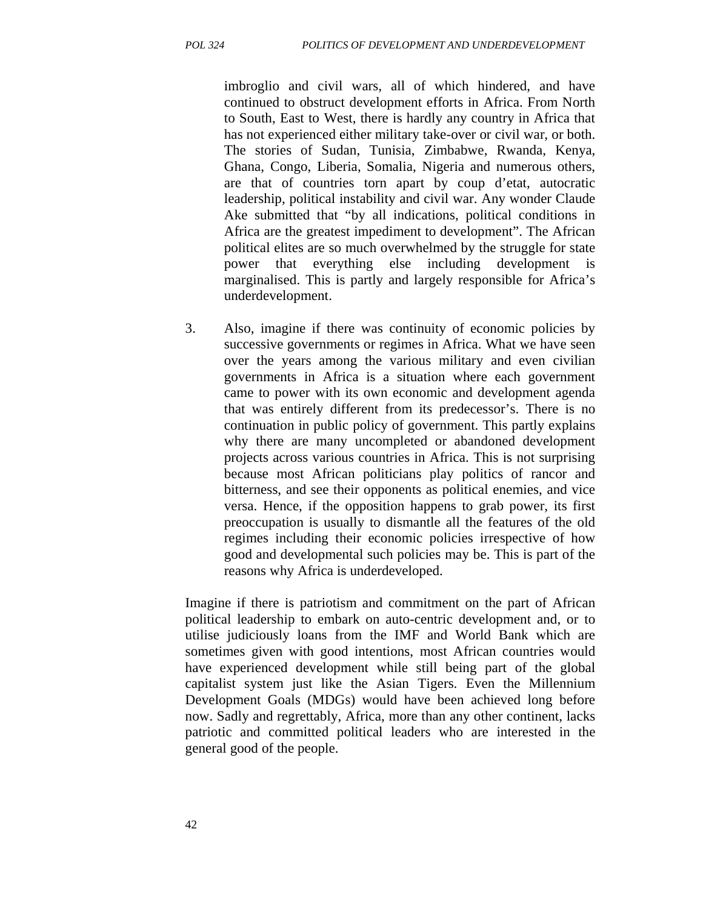imbroglio and civil wars, all of which hindered, and have continued to obstruct development efforts in Africa. From North to South, East to West, there is hardly any country in Africa that has not experienced either military take-over or civil war, or both. The stories of Sudan, Tunisia, Zimbabwe, Rwanda, Kenya, Ghana, Congo, Liberia, Somalia, Nigeria and numerous others, are that of countries torn apart by coup d'etat, autocratic leadership, political instability and civil war. Any wonder Claude Ake submitted that "by all indications, political conditions in Africa are the greatest impediment to development". The African political elites are so much overwhelmed by the struggle for state power that everything else including development is marginalised. This is partly and largely responsible for Africa's underdevelopment.

3. Also, imagine if there was continuity of economic policies by successive governments or regimes in Africa. What we have seen over the years among the various military and even civilian governments in Africa is a situation where each government came to power with its own economic and development agenda that was entirely different from its predecessor's. There is no continuation in public policy of government. This partly explains why there are many uncompleted or abandoned development projects across various countries in Africa. This is not surprising because most African politicians play politics of rancor and bitterness, and see their opponents as political enemies, and vice versa. Hence, if the opposition happens to grab power, its first preoccupation is usually to dismantle all the features of the old regimes including their economic policies irrespective of how good and developmental such policies may be. This is part of the reasons why Africa is underdeveloped.

Imagine if there is patriotism and commitment on the part of African political leadership to embark on auto-centric development and, or to utilise judiciously loans from the IMF and World Bank which are sometimes given with good intentions, most African countries would have experienced development while still being part of the global capitalist system just like the Asian Tigers. Even the Millennium Development Goals (MDGs) would have been achieved long before now. Sadly and regrettably, Africa, more than any other continent, lacks patriotic and committed political leaders who are interested in the general good of the people.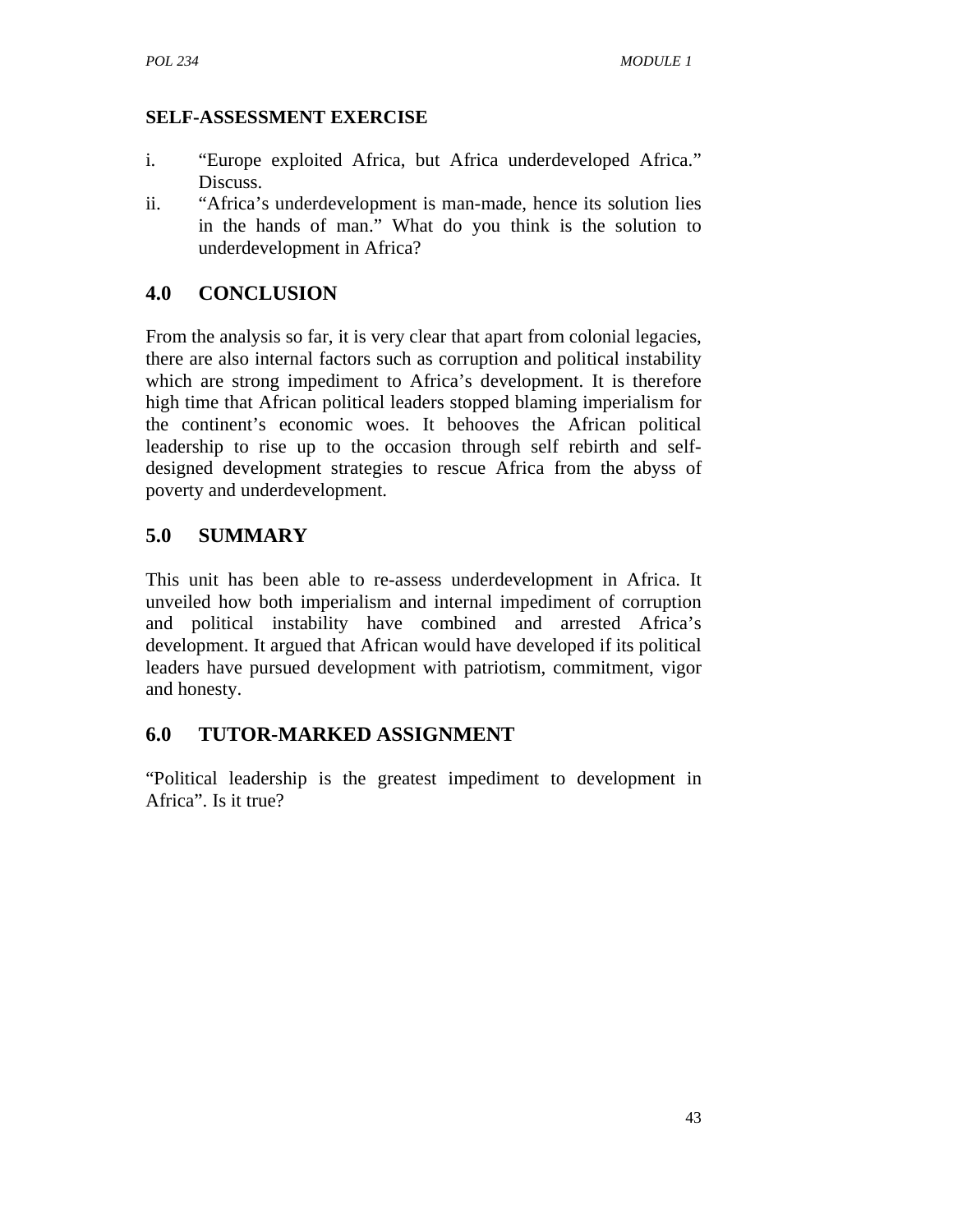**SELF-ASSESSMENT EXERCISE**

i. "Europe exploited Africa, but Africa underdeveloped Africa." Discuss.
ii. "Africa's underdevelopment is man-made, hence its solution lies in the hands of man." What do you think is the solution to underdevelopment in Africa?

## 4.0 CONCLUSION

From the analysis so far, it is very clear that apart from colonial legacies, there are also internal factors such as corruption and political instability which are strong impediment to Africa's development. It is therefore high time that African political leaders stopped blaming imperialism for the continent's economic woes. It behooves the African political leadership to rise up to the occasion through self rebirth and self-designed development strategies to rescue Africa from the abyss of poverty and underdevelopment.

## 5.0 SUMMARY

This unit has been able to re-assess underdevelopment in Africa. It unveiled how both imperialism and internal impediment of corruption and political instability have combined and arrested Africa's development. It argued that African would have developed if its political leaders have pursued development with patriotism, commitment, vigor and honesty.

## 6.0 TUTOR-MARKED ASSIGNMENT

"Political leadership is the greatest impediment to development in Africa". Is it true?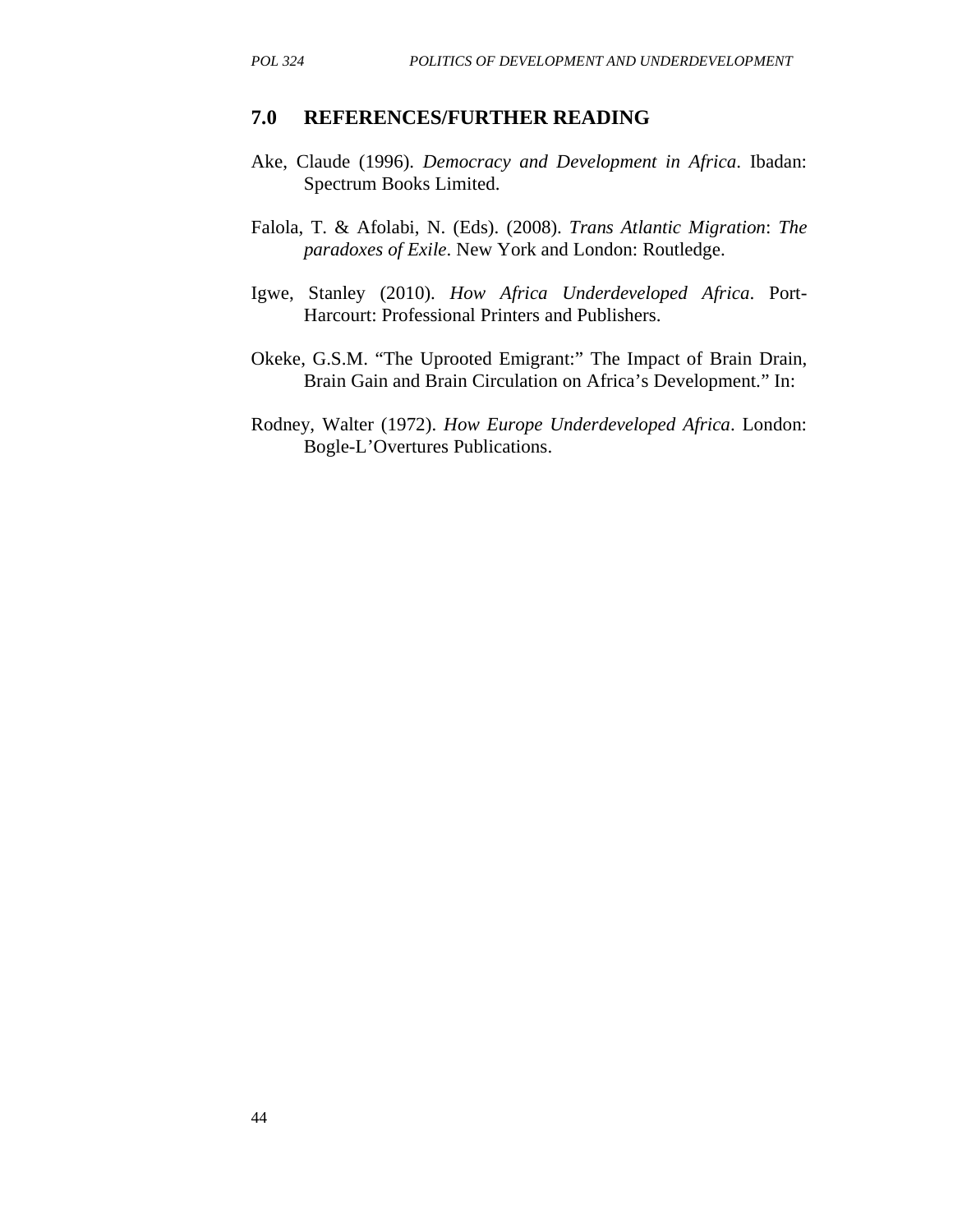## 7.0 REFERENCES/FURTHER READING

Ake, Claude (1996). *Democracy and Development in Africa*. Ibadan: Spectrum Books Limited.

Falola, T. & Afolabi, N. (Eds). (2008). *Trans Atlantic Migration*: *The paradoxes of Exile*. New York and London: Routledge.

Igwe, Stanley (2010). *How Africa Underdeveloped Africa*. Port-Harcourt: Professional Printers and Publishers.

Okeke, G.S.M. "The Uprooted Emigrant:" The Impact of Brain Drain, Brain Gain and Brain Circulation on Africa's Development." In:

Rodney, Walter (1972). *How Europe Underdeveloped Africa*. London: Bogle-L'Overtures Publications.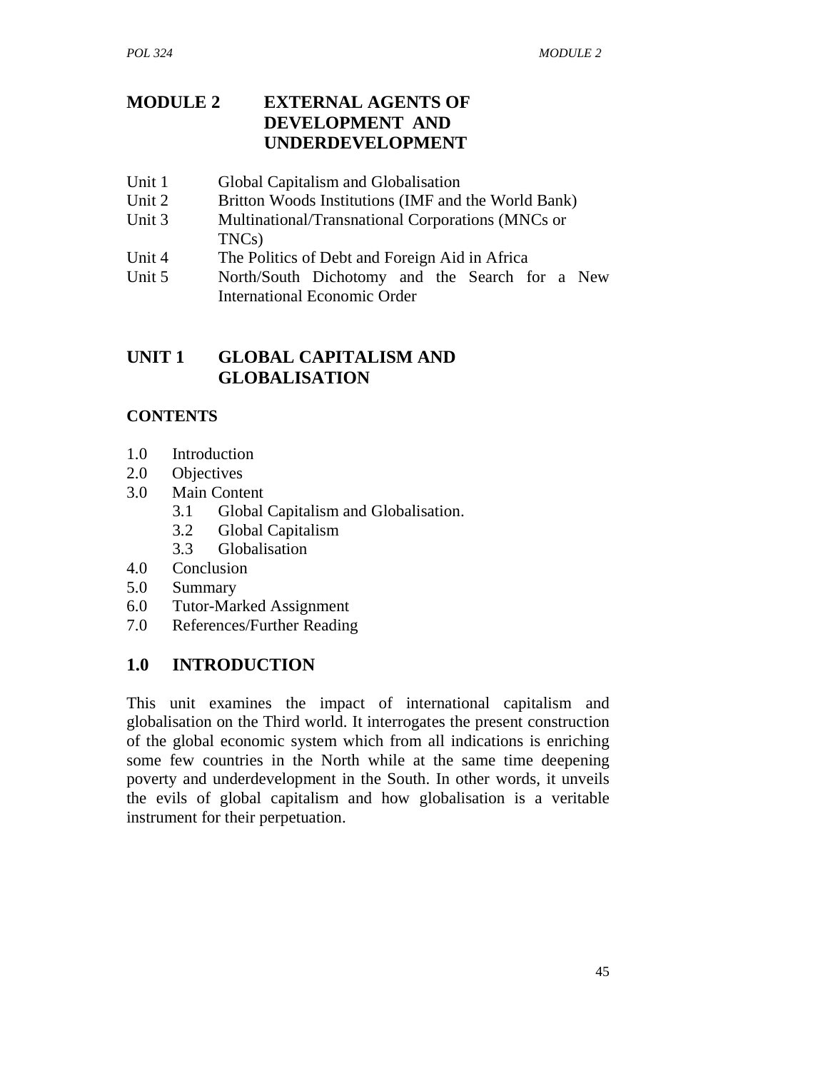# MODULE 2 EXTERNAL AGENTS OF DEVELOPMENT AND UNDERDEVELOPMENT

Unit 1 Global Capitalism and Globalisation
Unit 2 Britton Woods Institutions (IMF and the World Bank)
Unit 3 Multinational/Transnational Corporations (MNCs or TNCs)
Unit 4 The Politics of Debt and Foreign Aid in Africa
Unit 5 North/South Dichotomy and the Search for a New International Economic Order

## UNIT 1 GLOBAL CAPITALISM AND GLOBALISATION

### CONTENTS

1.0 Introduction
2.0 Objectives
3.0 Main Content
    3.1 Global Capitalism and Globalisation.
    3.2 Global Capitalism
    3.3 Globalisation
4.0 Conclusion
5.0 Summary
6.0 Tutor-Marked Assignment
7.0 References/Further Reading

## 1.0 INTRODUCTION

This unit examines the impact of international capitalism and globalisation on the Third world. It interrogates the present construction of the global economic system which from all indications is enriching some few countries in the North while at the same time deepening poverty and underdevelopment in the South. In other words, it unveils the evils of global capitalism and how globalisation is a veritable instrument for their perpetuation.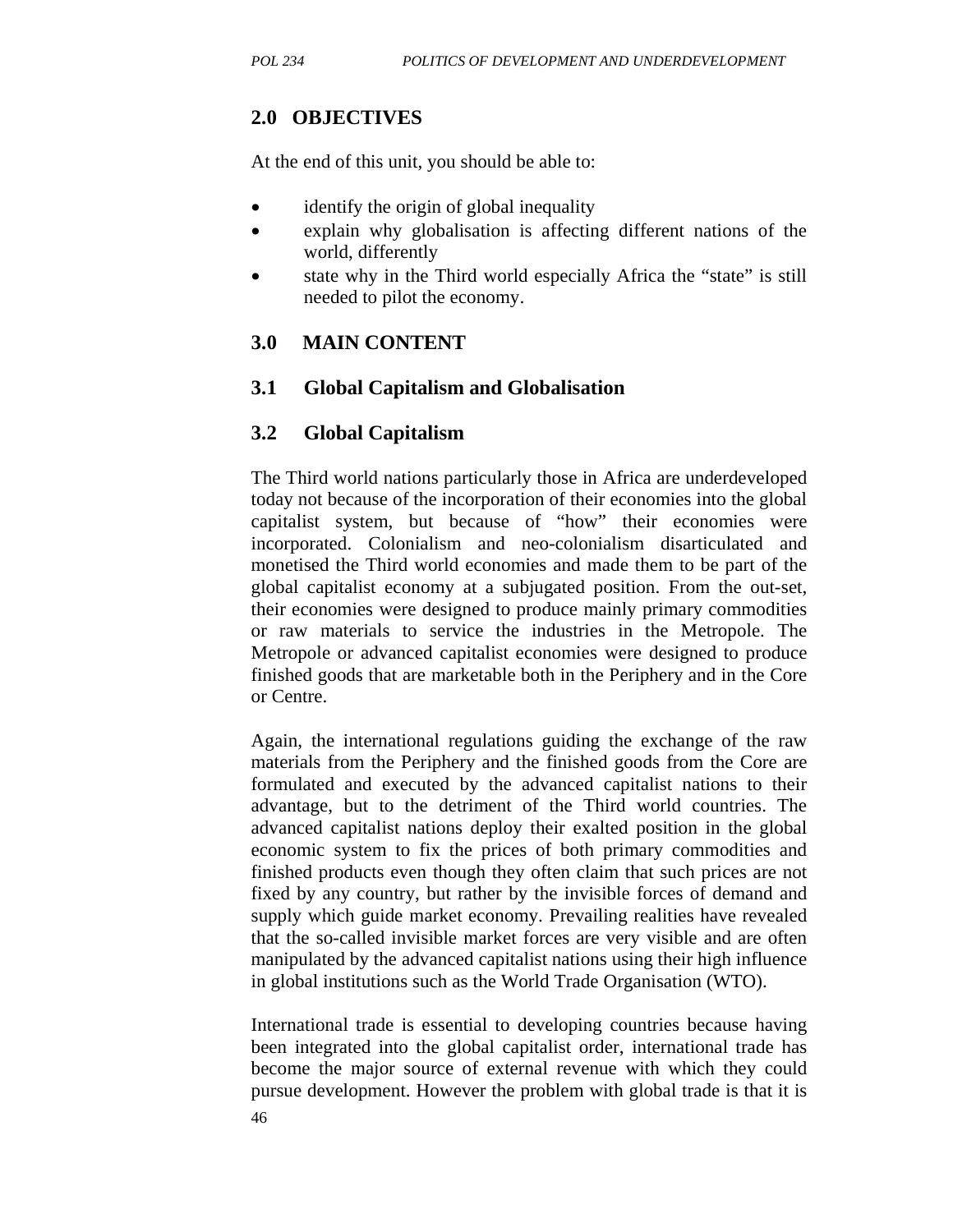## 2.0 OBJECTIVES

At the end of this unit, you should be able to:

- identify the origin of global inequality
- explain why globalisation is affecting different nations of the world, differently
- state why in the Third world especially Africa the "state" is still needed to pilot the economy.

## 3.0 MAIN CONTENT

### 3.1 Global Capitalism and Globalisation

### 3.2 Global Capitalism

The Third world nations particularly those in Africa are underdeveloped today not because of the incorporation of their economies into the global capitalist system, but because of "how" their economies were incorporated. Colonialism and neo-colonialism disarticulated and monetised the Third world economies and made them to be part of the global capitalist economy at a subjugated position. From the out-set, their economies were designed to produce mainly primary commodities or raw materials to service the industries in the Metropole. The Metropole or advanced capitalist economies were designed to produce finished goods that are marketable both in the Periphery and in the Core or Centre.

Again, the international regulations guiding the exchange of the raw materials from the Periphery and the finished goods from the Core are formulated and executed by the advanced capitalist nations to their advantage, but to the detriment of the Third world countries. The advanced capitalist nations deploy their exalted position in the global economic system to fix the prices of both primary commodities and finished products even though they often claim that such prices are not fixed by any country, but rather by the invisible forces of demand and supply which guide market economy. Prevailing realities have revealed that the so-called invisible market forces are very visible and are often manipulated by the advanced capitalist nations using their high influence in global institutions such as the World Trade Organisation (WTO).

International trade is essential to developing countries because having been integrated into the global capitalist order, international trade has become the major source of external revenue with which they could pursue development. However the problem with global trade is that it is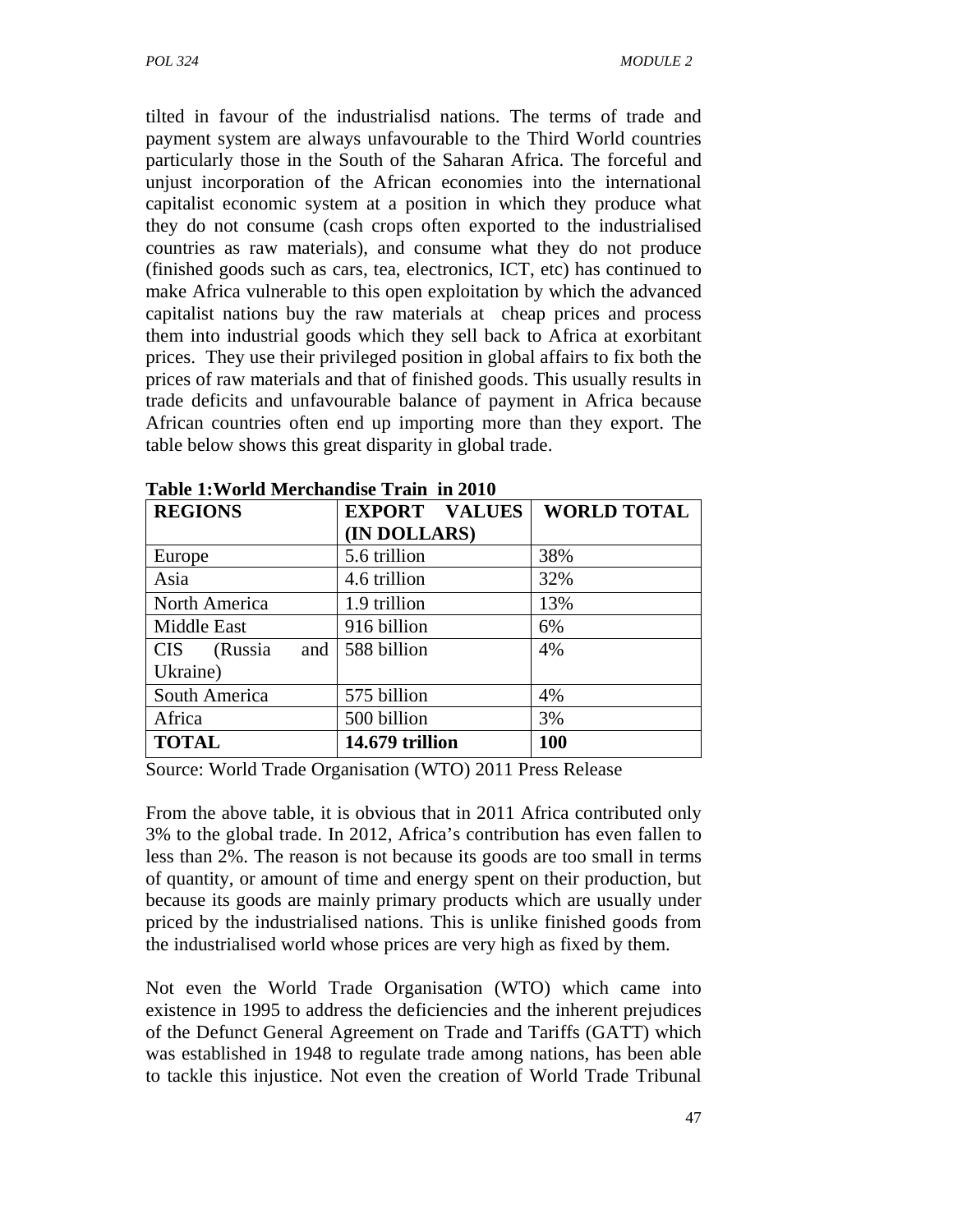tilted in favour of the industrialisd nations. The terms of trade and payment system are always unfavourable to the Third World countries particularly those in the South of the Saharan Africa. The forceful and unjust incorporation of the African economies into the international capitalist economic system at a position in which they produce what they do not consume (cash crops often exported to the industrialised countries as raw materials), and consume what they do not produce (finished goods such as cars, tea, electronics, ICT, etc) has continued to make Africa vulnerable to this open exploitation by which the advanced capitalist nations buy the raw materials at cheap prices and process them into industrial goods which they sell back to Africa at exorbitant prices. They use their privileged position in global affairs to fix both the prices of raw materials and that of finished goods. This usually results in trade deficits and unfavourable balance of payment in Africa because African countries often end up importing more than they export. The table below shows this great disparity in global trade.

**Table 1:World Merchandise Train in 2010**

| REGIONS | EXPORT VALUES (IN DOLLARS) | WORLD TOTAL |
|---|---|---|
| Europe | 5.6 trillion | 38% |
| Asia | 4.6 trillion | 32% |
| North America | 1.9 trillion | 13% |
| Middle East | 916 billion | 6% |
| CIS (Russia and Ukraine) | 588 billion | 4% |
| South America | 575 billion | 4% |
| Africa | 500 billion | 3% |
| **TOTAL** | **14.679 trillion** | **100** |

Source: World Trade Organisation (WTO) 2011 Press Release

From the above table, it is obvious that in 2011 Africa contributed only 3% to the global trade. In 2012, Africa's contribution has even fallen to less than 2%. The reason is not because its goods are too small in terms of quantity, or amount of time and energy spent on their production, but because its goods are mainly primary products which are usually under priced by the industrialised nations. This is unlike finished goods from the industrialised world whose prices are very high as fixed by them.

Not even the World Trade Organisation (WTO) which came into existence in 1995 to address the deficiencies and the inherent prejudices of the Defunct General Agreement on Trade and Tariffs (GATT) which was established in 1948 to regulate trade among nations, has been able to tackle this injustice. Not even the creation of World Trade Tribunal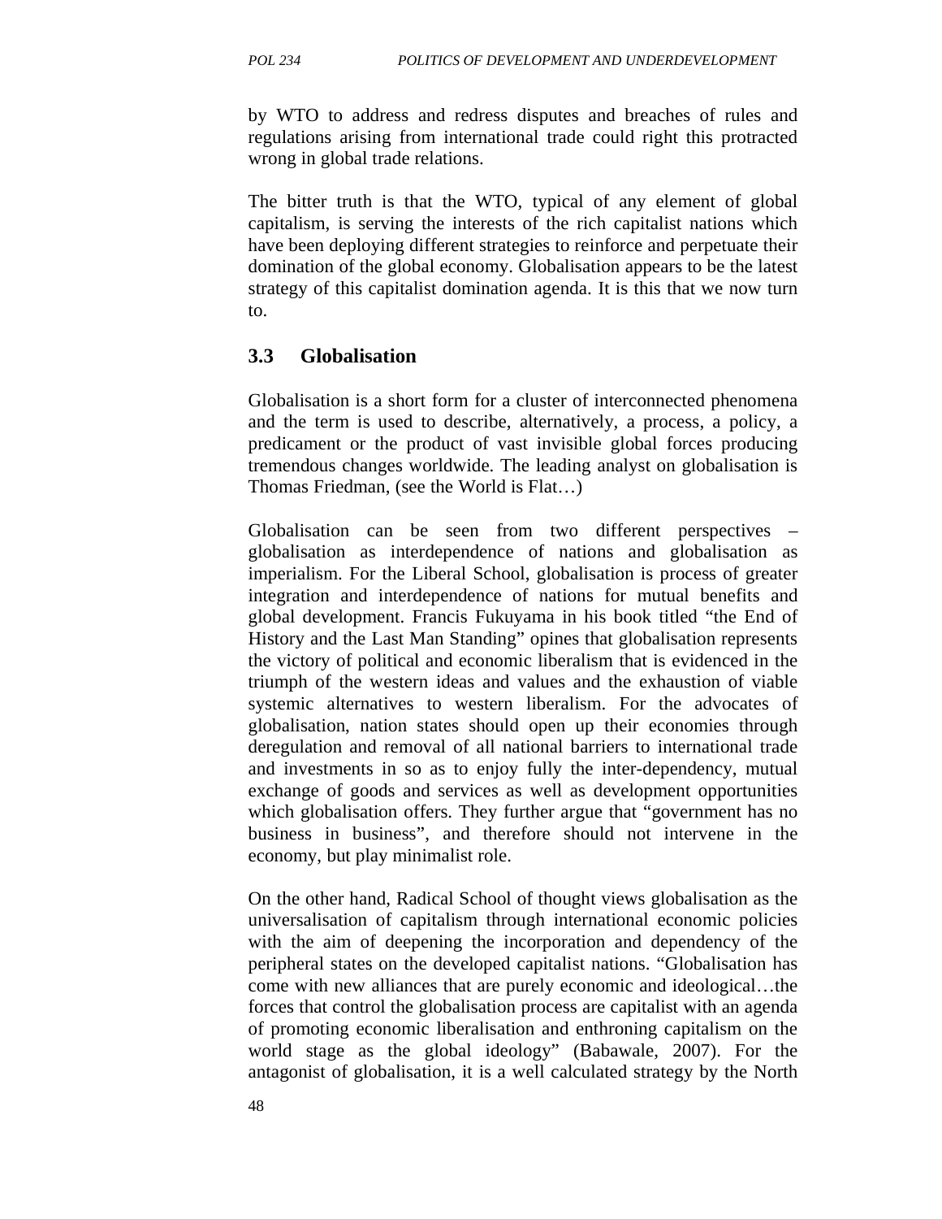by WTO to address and redress disputes and breaches of rules and regulations arising from international trade could right this protracted wrong in global trade relations.

The bitter truth is that the WTO, typical of any element of global capitalism, is serving the interests of the rich capitalist nations which have been deploying different strategies to reinforce and perpetuate their domination of the global economy. Globalisation appears to be the latest strategy of this capitalist domination agenda. It is this that we now turn to.

## 3.3 Globalisation

Globalisation is a short form for a cluster of interconnected phenomena and the term is used to describe, alternatively, a process, a policy, a predicament or the product of vast invisible global forces producing tremendous changes worldwide. The leading analyst on globalisation is Thomas Friedman, (see the World is Flat…)

Globalisation can be seen from two different perspectives – globalisation as interdependence of nations and globalisation as imperialism. For the Liberal School, globalisation is process of greater integration and interdependence of nations for mutual benefits and global development. Francis Fukuyama in his book titled "the End of History and the Last Man Standing" opines that globalisation represents the victory of political and economic liberalism that is evidenced in the triumph of the western ideas and values and the exhaustion of viable systemic alternatives to western liberalism. For the advocates of globalisation, nation states should open up their economies through deregulation and removal of all national barriers to international trade and investments in so as to enjoy fully the inter-dependency, mutual exchange of goods and services as well as development opportunities which globalisation offers. They further argue that "government has no business in business", and therefore should not intervene in the economy, but play minimalist role.

On the other hand, Radical School of thought views globalisation as the universalisation of capitalism through international economic policies with the aim of deepening the incorporation and dependency of the peripheral states on the developed capitalist nations. "Globalisation has come with new alliances that are purely economic and ideological…the forces that control the globalisation process are capitalist with an agenda of promoting economic liberalisation and enthroning capitalism on the world stage as the global ideology" (Babawale, 2007). For the antagonist of globalisation, it is a well calculated strategy by the North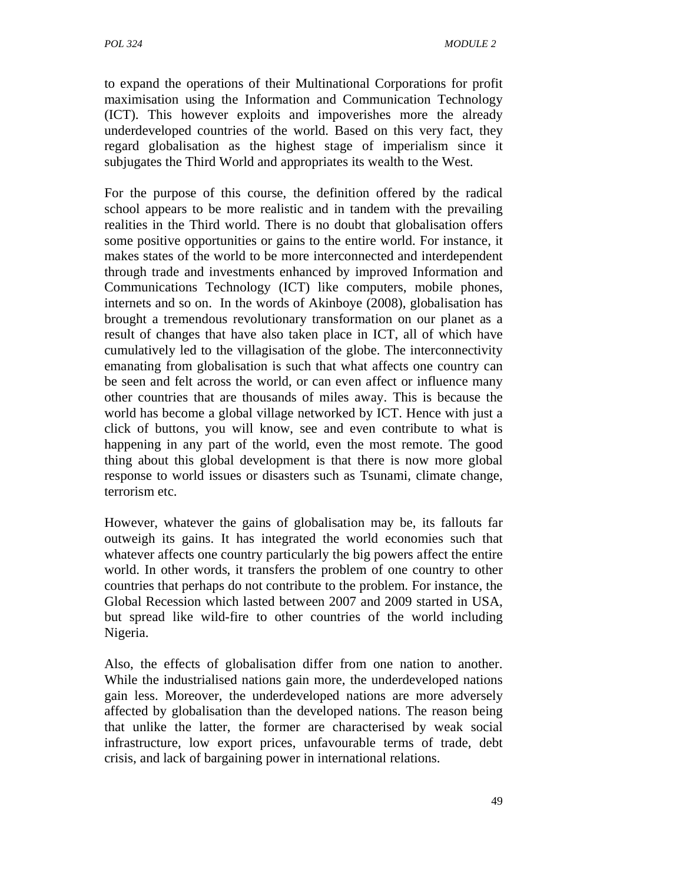to expand the operations of their Multinational Corporations for profit maximisation using the Information and Communication Technology (ICT). This however exploits and impoverishes more the already underdeveloped countries of the world. Based on this very fact, they regard globalisation as the highest stage of imperialism since it subjugates the Third World and appropriates its wealth to the West.

For the purpose of this course, the definition offered by the radical school appears to be more realistic and in tandem with the prevailing realities in the Third world. There is no doubt that globalisation offers some positive opportunities or gains to the entire world. For instance, it makes states of the world to be more interconnected and interdependent through trade and investments enhanced by improved Information and Communications Technology (ICT) like computers, mobile phones, internets and so on. In the words of Akinboye (2008), globalisation has brought a tremendous revolutionary transformation on our planet as a result of changes that have also taken place in ICT, all of which have cumulatively led to the villagisation of the globe. The interconnectivity emanating from globalisation is such that what affects one country can be seen and felt across the world, or can even affect or influence many other countries that are thousands of miles away. This is because the world has become a global village networked by ICT. Hence with just a click of buttons, you will know, see and even contribute to what is happening in any part of the world, even the most remote. The good thing about this global development is that there is now more global response to world issues or disasters such as Tsunami, climate change, terrorism etc.

However, whatever the gains of globalisation may be, its fallouts far outweigh its gains. It has integrated the world economies such that whatever affects one country particularly the big powers affect the entire world. In other words, it transfers the problem of one country to other countries that perhaps do not contribute to the problem. For instance, the Global Recession which lasted between 2007 and 2009 started in USA, but spread like wild-fire to other countries of the world including Nigeria.

Also, the effects of globalisation differ from one nation to another. While the industrialised nations gain more, the underdeveloped nations gain less. Moreover, the underdeveloped nations are more adversely affected by globalisation than the developed nations. The reason being that unlike the latter, the former are characterised by weak social infrastructure, low export prices, unfavourable terms of trade, debt crisis, and lack of bargaining power in international relations.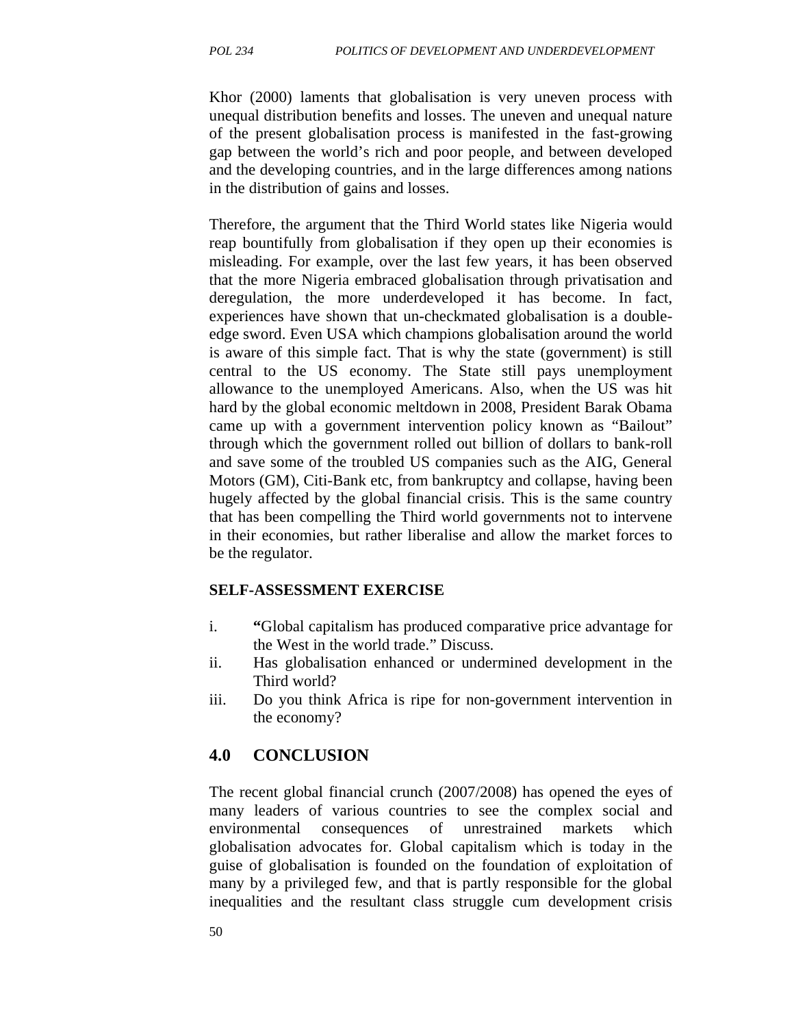Khor (2000) laments that globalisation is very uneven process with unequal distribution benefits and losses. The uneven and unequal nature of the present globalisation process is manifested in the fast-growing gap between the world's rich and poor people, and between developed and the developing countries, and in the large differences among nations in the distribution of gains and losses.

Therefore, the argument that the Third World states like Nigeria would reap bountifully from globalisation if they open up their economies is misleading. For example, over the last few years, it has been observed that the more Nigeria embraced globalisation through privatisation and deregulation, the more underdeveloped it has become. In fact, experiences have shown that un-checkmated globalisation is a double-edge sword. Even USA which champions globalisation around the world is aware of this simple fact. That is why the state (government) is still central to the US economy. The State still pays unemployment allowance to the unemployed Americans. Also, when the US was hit hard by the global economic meltdown in 2008, President Barak Obama came up with a government intervention policy known as "Bailout" through which the government rolled out billion of dollars to bank-roll and save some of the troubled US companies such as the AIG, General Motors (GM), Citi-Bank etc, from bankruptcy and collapse, having been hugely affected by the global financial crisis. This is the same country that has been compelling the Third world governments not to intervene in their economies, but rather liberalise and allow the market forces to be the regulator.

**SELF-ASSESSMENT EXERCISE**

i. **"**Global capitalism has produced comparative price advantage for the West in the world trade." Discuss.
ii. Has globalisation enhanced or undermined development in the Third world?
iii. Do you think Africa is ripe for non-government intervention in the economy?

## 4.0 CONCLUSION

The recent global financial crunch (2007/2008) has opened the eyes of many leaders of various countries to see the complex social and environmental consequences of unrestrained markets which globalisation advocates for. Global capitalism which is today in the guise of globalisation is founded on the foundation of exploitation of many by a privileged few, and that is partly responsible for the global inequalities and the resultant class struggle cum development crisis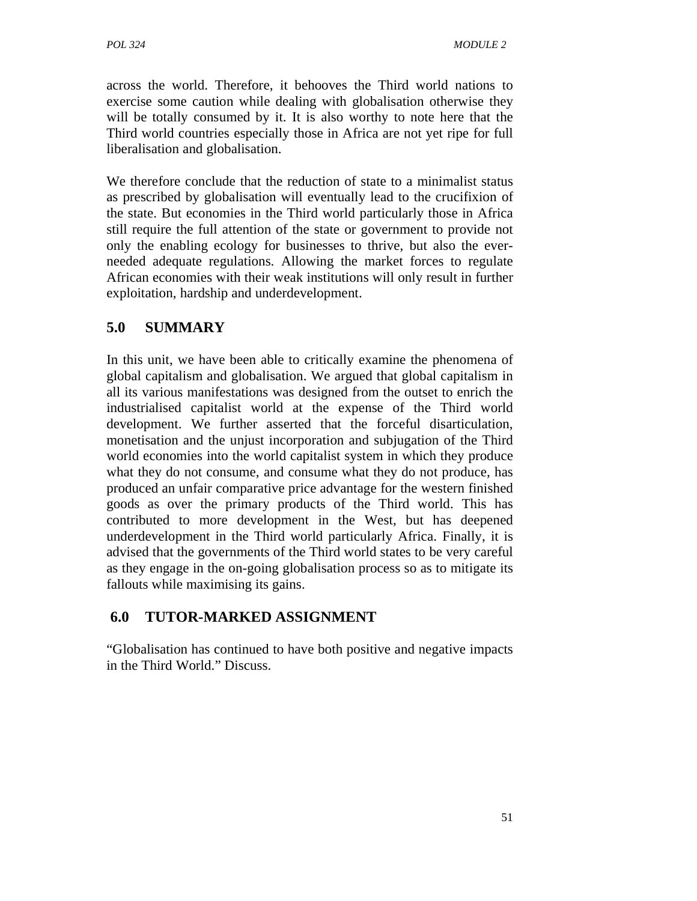across the world. Therefore, it behooves the Third world nations to exercise some caution while dealing with globalisation otherwise they will be totally consumed by it. It is also worthy to note here that the Third world countries especially those in Africa are not yet ripe for full liberalisation and globalisation.

We therefore conclude that the reduction of state to a minimalist status as prescribed by globalisation will eventually lead to the crucifixion of the state. But economies in the Third world particularly those in Africa still require the full attention of the state or government to provide not only the enabling ecology for businesses to thrive, but also the ever-needed adequate regulations. Allowing the market forces to regulate African economies with their weak institutions will only result in further exploitation, hardship and underdevelopment.

## 5.0 SUMMARY

In this unit, we have been able to critically examine the phenomena of global capitalism and globalisation. We argued that global capitalism in all its various manifestations was designed from the outset to enrich the industrialised capitalist world at the expense of the Third world development. We further asserted that the forceful disarticulation, monetisation and the unjust incorporation and subjugation of the Third world economies into the world capitalist system in which they produce what they do not consume, and consume what they do not produce, has produced an unfair comparative price advantage for the western finished goods as over the primary products of the Third world. This has contributed to more development in the West, but has deepened underdevelopment in the Third world particularly Africa. Finally, it is advised that the governments of the Third world states to be very careful as they engage in the on-going globalisation process so as to mitigate its fallouts while maximising its gains.

## 6.0 TUTOR-MARKED ASSIGNMENT

"Globalisation has continued to have both positive and negative impacts in the Third World." Discuss.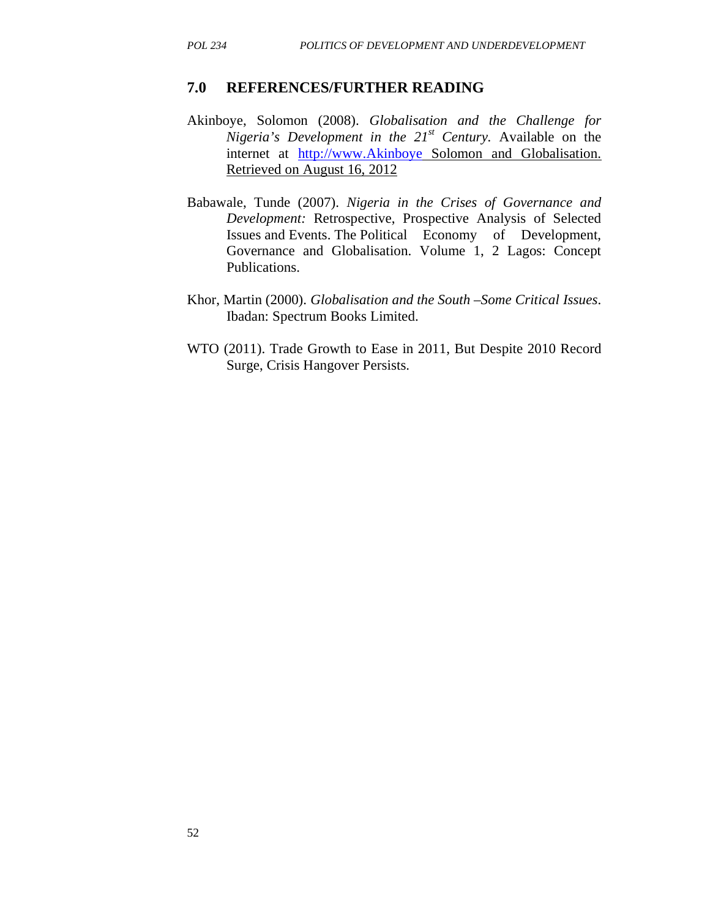## 7.0 REFERENCES/FURTHER READING

Akinboye, Solomon (2008). *Globalisation and the Challenge for Nigeria's Development in the 21st Century*. Available on the internet at http://www.Akinboye Solomon and Globalisation. Retrieved on August 16, 2012

Babawale, Tunde (2007). *Nigeria in the Crises of Governance and Development:* Retrospective, Prospective Analysis of Selected Issues and Events. The Political Economy of Development, Governance and Globalisation. Volume 1, 2 Lagos: Concept Publications.

Khor, Martin (2000). *Globalisation and the South –Some Critical Issues*. Ibadan: Spectrum Books Limited.

WTO (2011). Trade Growth to Ease in 2011, But Despite 2010 Record Surge, Crisis Hangover Persists.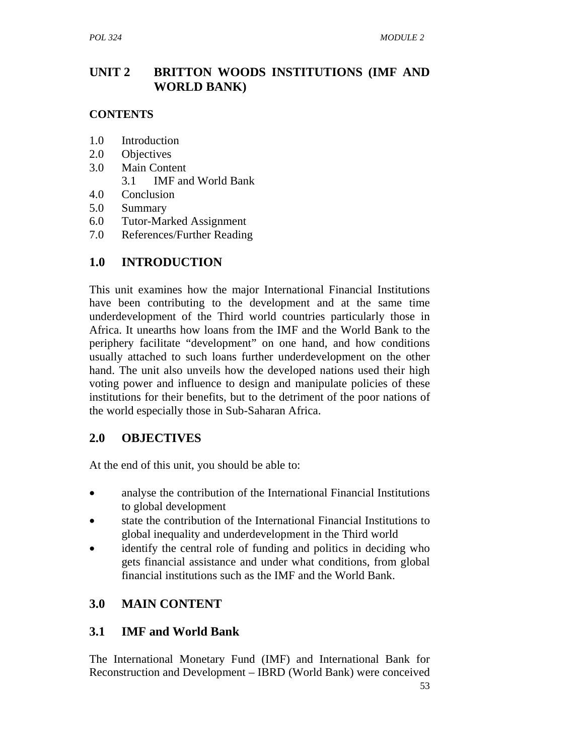# UNIT 2 BRITTON WOODS INSTITUTIONS (IMF AND WORLD BANK)

**CONTENTS**

1.0 Introduction
2.0 Objectives
3.0 Main Content
 3.1 IMF and World Bank
4.0 Conclusion
5.0 Summary
6.0 Tutor-Marked Assignment
7.0 References/Further Reading

## 1.0 INTRODUCTION

This unit examines how the major International Financial Institutions have been contributing to the development and at the same time underdevelopment of the Third world countries particularly those in Africa. It unearths how loans from the IMF and the World Bank to the periphery facilitate "development" on one hand, and how conditions usually attached to such loans further underdevelopment on the other hand. The unit also unveils how the developed nations used their high voting power and influence to design and manipulate policies of these institutions for their benefits, but to the detriment of the poor nations of the world especially those in Sub-Saharan Africa.

## 2.0 OBJECTIVES

At the end of this unit, you should be able to:

- analyse the contribution of the International Financial Institutions to global development
- state the contribution of the International Financial Institutions to global inequality and underdevelopment in the Third world
- identify the central role of funding and politics in deciding who gets financial assistance and under what conditions, from global financial institutions such as the IMF and the World Bank.

## 3.0 MAIN CONTENT

### 3.1 IMF and World Bank

The International Monetary Fund (IMF) and International Bank for Reconstruction and Development – IBRD (World Bank) were conceived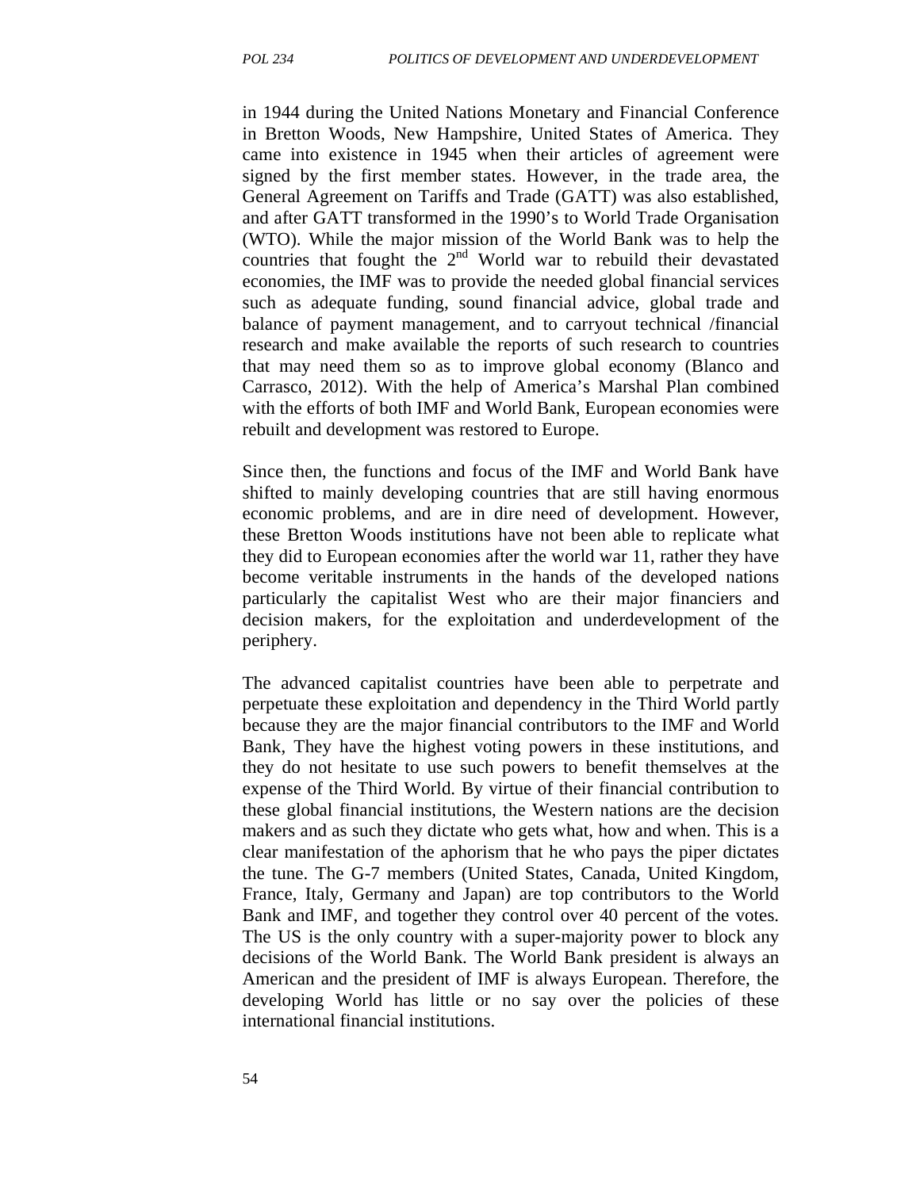in 1944 during the United Nations Monetary and Financial Conference in Bretton Woods, New Hampshire, United States of America. They came into existence in 1945 when their articles of agreement were signed by the first member states. However, in the trade area, the General Agreement on Tariffs and Trade (GATT) was also established, and after GATT transformed in the 1990's to World Trade Organisation (WTO). While the major mission of the World Bank was to help the countries that fought the 2nd World war to rebuild their devastated economies, the IMF was to provide the needed global financial services such as adequate funding, sound financial advice, global trade and balance of payment management, and to carryout technical /financial research and make available the reports of such research to countries that may need them so as to improve global economy (Blanco and Carrasco, 2012). With the help of America's Marshal Plan combined with the efforts of both IMF and World Bank, European economies were rebuilt and development was restored to Europe.

Since then, the functions and focus of the IMF and World Bank have shifted to mainly developing countries that are still having enormous economic problems, and are in dire need of development. However, these Bretton Woods institutions have not been able to replicate what they did to European economies after the world war 11, rather they have become veritable instruments in the hands of the developed nations particularly the capitalist West who are their major financiers and decision makers, for the exploitation and underdevelopment of the periphery.

The advanced capitalist countries have been able to perpetrate and perpetuate these exploitation and dependency in the Third World partly because they are the major financial contributors to the IMF and World Bank, They have the highest voting powers in these institutions, and they do not hesitate to use such powers to benefit themselves at the expense of the Third World. By virtue of their financial contribution to these global financial institutions, the Western nations are the decision makers and as such they dictate who gets what, how and when. This is a clear manifestation of the aphorism that he who pays the piper dictates the tune. The G-7 members (United States, Canada, United Kingdom, France, Italy, Germany and Japan) are top contributors to the World Bank and IMF, and together they control over 40 percent of the votes. The US is the only country with a super-majority power to block any decisions of the World Bank. The World Bank president is always an American and the president of IMF is always European. Therefore, the developing World has little or no say over the policies of these international financial institutions.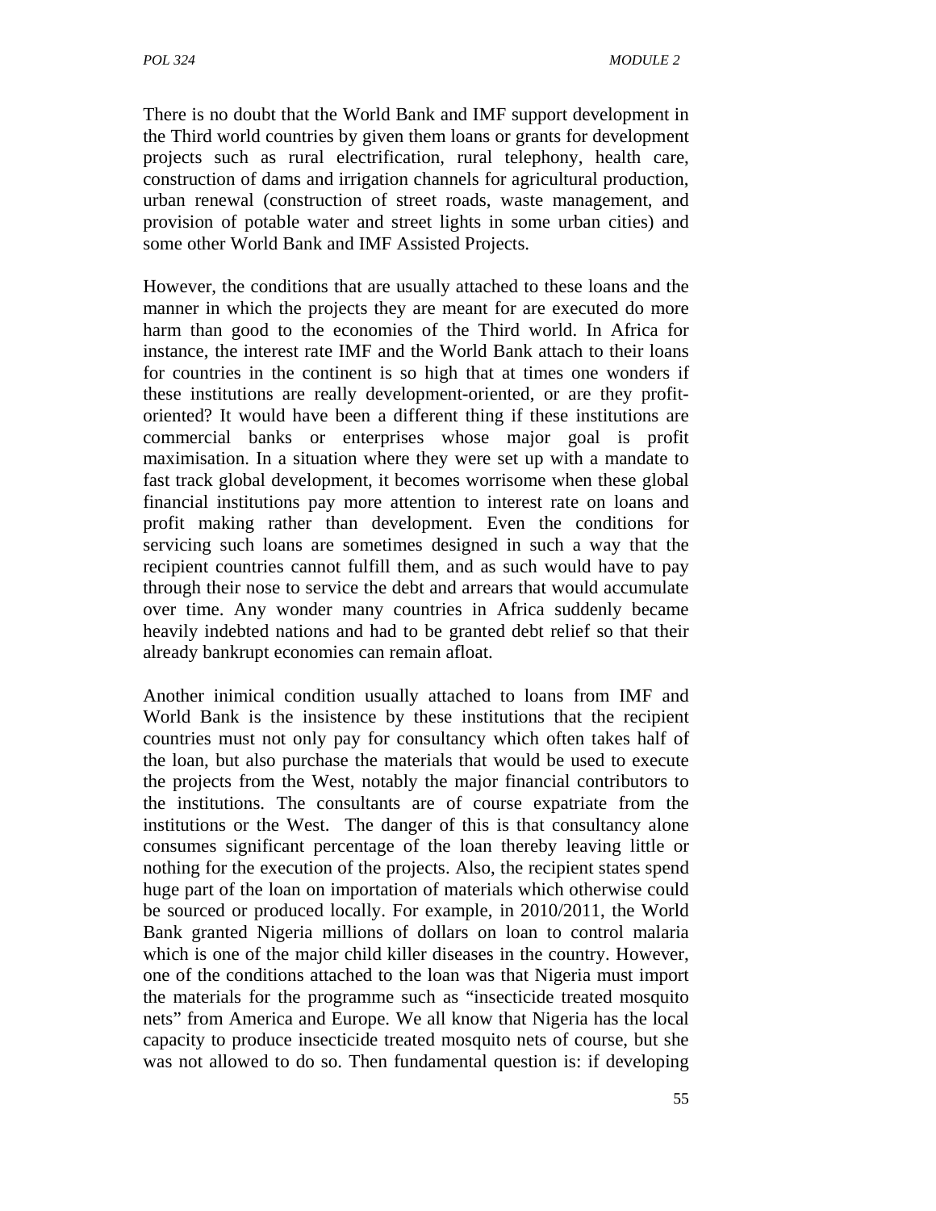There is no doubt that the World Bank and IMF support development in the Third world countries by given them loans or grants for development projects such as rural electrification, rural telephony, health care, construction of dams and irrigation channels for agricultural production, urban renewal (construction of street roads, waste management, and provision of potable water and street lights in some urban cities) and some other World Bank and IMF Assisted Projects.

However, the conditions that are usually attached to these loans and the manner in which the projects they are meant for are executed do more harm than good to the economies of the Third world. In Africa for instance, the interest rate IMF and the World Bank attach to their loans for countries in the continent is so high that at times one wonders if these institutions are really development-oriented, or are they profit-oriented? It would have been a different thing if these institutions are commercial banks or enterprises whose major goal is profit maximisation. In a situation where they were set up with a mandate to fast track global development, it becomes worrisome when these global financial institutions pay more attention to interest rate on loans and profit making rather than development. Even the conditions for servicing such loans are sometimes designed in such a way that the recipient countries cannot fulfill them, and as such would have to pay through their nose to service the debt and arrears that would accumulate over time. Any wonder many countries in Africa suddenly became heavily indebted nations and had to be granted debt relief so that their already bankrupt economies can remain afloat.

Another inimical condition usually attached to loans from IMF and World Bank is the insistence by these institutions that the recipient countries must not only pay for consultancy which often takes half of the loan, but also purchase the materials that would be used to execute the projects from the West, notably the major financial contributors to the institutions. The consultants are of course expatriate from the institutions or the West. The danger of this is that consultancy alone consumes significant percentage of the loan thereby leaving little or nothing for the execution of the projects. Also, the recipient states spend huge part of the loan on importation of materials which otherwise could be sourced or produced locally. For example, in 2010/2011, the World Bank granted Nigeria millions of dollars on loan to control malaria which is one of the major child killer diseases in the country. However, one of the conditions attached to the loan was that Nigeria must import the materials for the programme such as "insecticide treated mosquito nets" from America and Europe. We all know that Nigeria has the local capacity to produce insecticide treated mosquito nets of course, but she was not allowed to do so. Then fundamental question is: if developing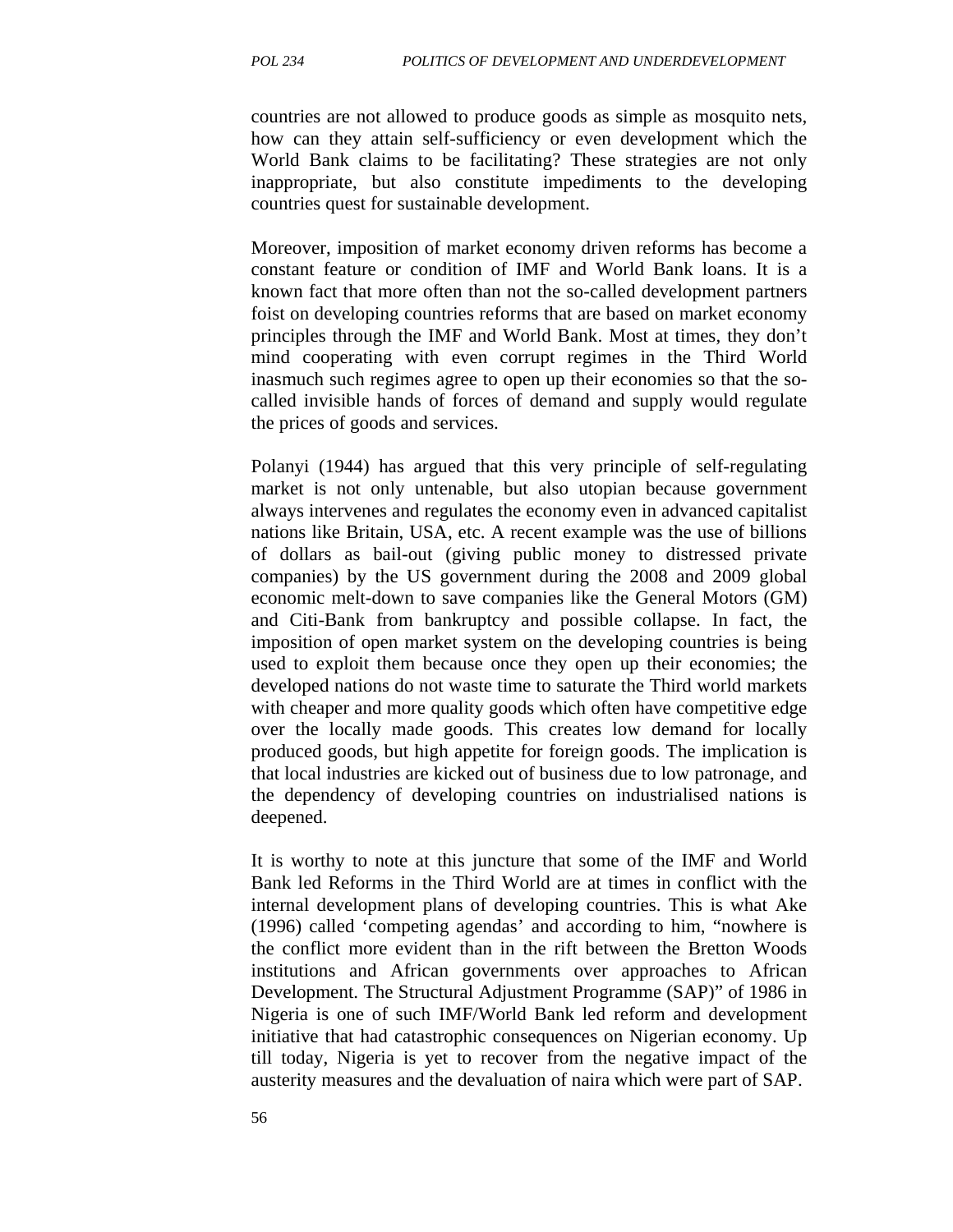countries are not allowed to produce goods as simple as mosquito nets, how can they attain self-sufficiency or even development which the World Bank claims to be facilitating? These strategies are not only inappropriate, but also constitute impediments to the developing countries quest for sustainable development.

Moreover, imposition of market economy driven reforms has become a constant feature or condition of IMF and World Bank loans. It is a known fact that more often than not the so-called development partners foist on developing countries reforms that are based on market economy principles through the IMF and World Bank. Most at times, they don't mind cooperating with even corrupt regimes in the Third World inasmuch such regimes agree to open up their economies so that the so-called invisible hands of forces of demand and supply would regulate the prices of goods and services.

Polanyi (1944) has argued that this very principle of self-regulating market is not only untenable, but also utopian because government always intervenes and regulates the economy even in advanced capitalist nations like Britain, USA, etc. A recent example was the use of billions of dollars as bail-out (giving public money to distressed private companies) by the US government during the 2008 and 2009 global economic melt-down to save companies like the General Motors (GM) and Citi-Bank from bankruptcy and possible collapse. In fact, the imposition of open market system on the developing countries is being used to exploit them because once they open up their economies; the developed nations do not waste time to saturate the Third world markets with cheaper and more quality goods which often have competitive edge over the locally made goods. This creates low demand for locally produced goods, but high appetite for foreign goods. The implication is that local industries are kicked out of business due to low patronage, and the dependency of developing countries on industrialised nations is deepened.

It is worthy to note at this juncture that some of the IMF and World Bank led Reforms in the Third World are at times in conflict with the internal development plans of developing countries. This is what Ake (1996) called 'competing agendas' and according to him, "nowhere is the conflict more evident than in the rift between the Bretton Woods institutions and African governments over approaches to African Development. The Structural Adjustment Programme (SAP)" of 1986 in Nigeria is one of such IMF/World Bank led reform and development initiative that had catastrophic consequences on Nigerian economy. Up till today, Nigeria is yet to recover from the negative impact of the austerity measures and the devaluation of naira which were part of SAP.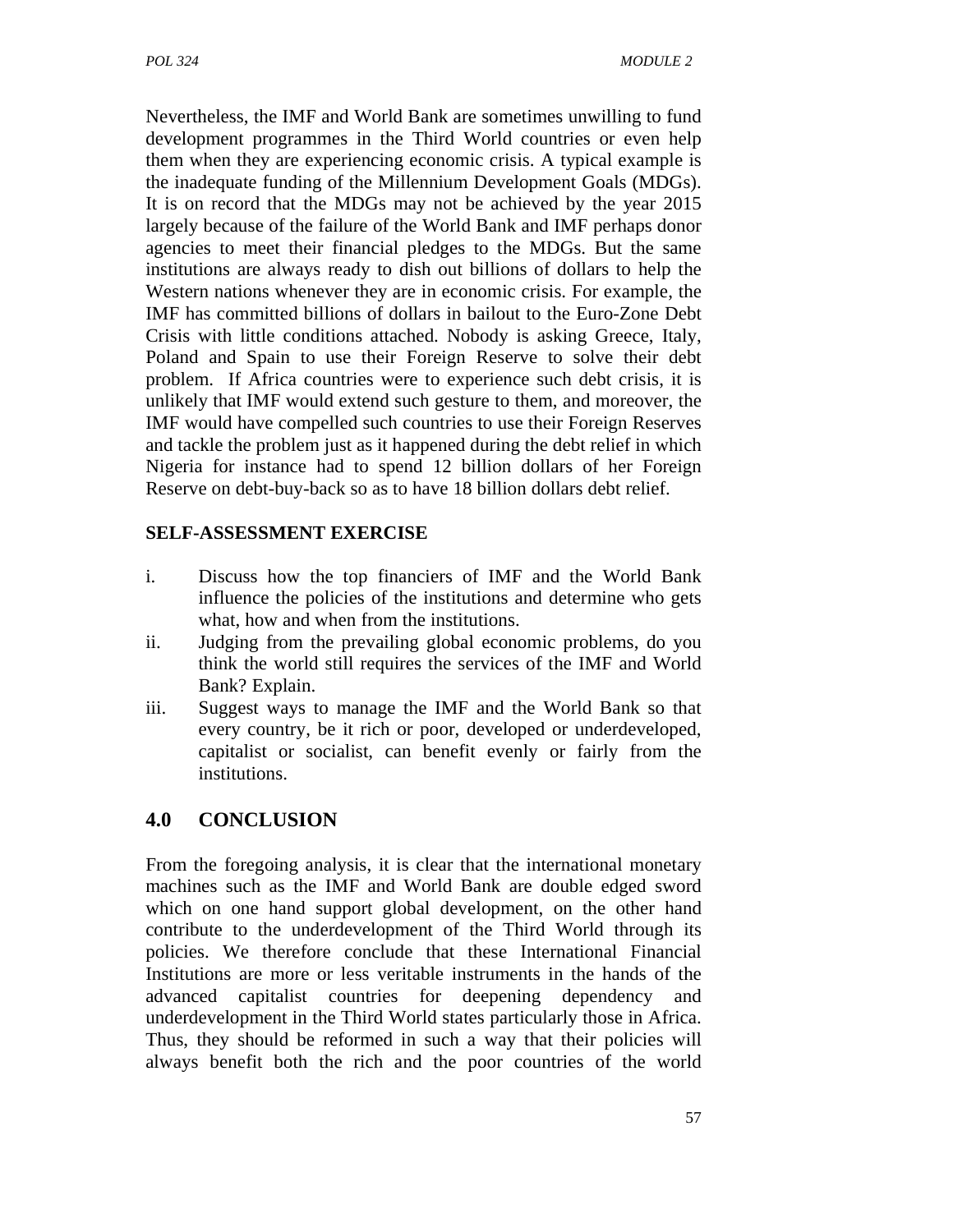Nevertheless, the IMF and World Bank are sometimes unwilling to fund development programmes in the Third World countries or even help them when they are experiencing economic crisis. A typical example is the inadequate funding of the Millennium Development Goals (MDGs). It is on record that the MDGs may not be achieved by the year 2015 largely because of the failure of the World Bank and IMF perhaps donor agencies to meet their financial pledges to the MDGs. But the same institutions are always ready to dish out billions of dollars to help the Western nations whenever they are in economic crisis. For example, the IMF has committed billions of dollars in bailout to the Euro-Zone Debt Crisis with little conditions attached. Nobody is asking Greece, Italy, Poland and Spain to use their Foreign Reserve to solve their debt problem. If Africa countries were to experience such debt crisis, it is unlikely that IMF would extend such gesture to them, and moreover, the IMF would have compelled such countries to use their Foreign Reserves and tackle the problem just as it happened during the debt relief in which Nigeria for instance had to spend 12 billion dollars of her Foreign Reserve on debt-buy-back so as to have 18 billion dollars debt relief.

**SELF-ASSESSMENT EXERCISE**

i. Discuss how the top financiers of IMF and the World Bank influence the policies of the institutions and determine who gets what, how and when from the institutions.
ii. Judging from the prevailing global economic problems, do you think the world still requires the services of the IMF and World Bank? Explain.
iii. Suggest ways to manage the IMF and the World Bank so that every country, be it rich or poor, developed or underdeveloped, capitalist or socialist, can benefit evenly or fairly from the institutions.

## 4.0 CONCLUSION

From the foregoing analysis, it is clear that the international monetary machines such as the IMF and World Bank are double edged sword which on one hand support global development, on the other hand contribute to the underdevelopment of the Third World through its policies. We therefore conclude that these International Financial Institutions are more or less veritable instruments in the hands of the advanced capitalist countries for deepening dependency and underdevelopment in the Third World states particularly those in Africa. Thus, they should be reformed in such a way that their policies will always benefit both the rich and the poor countries of the world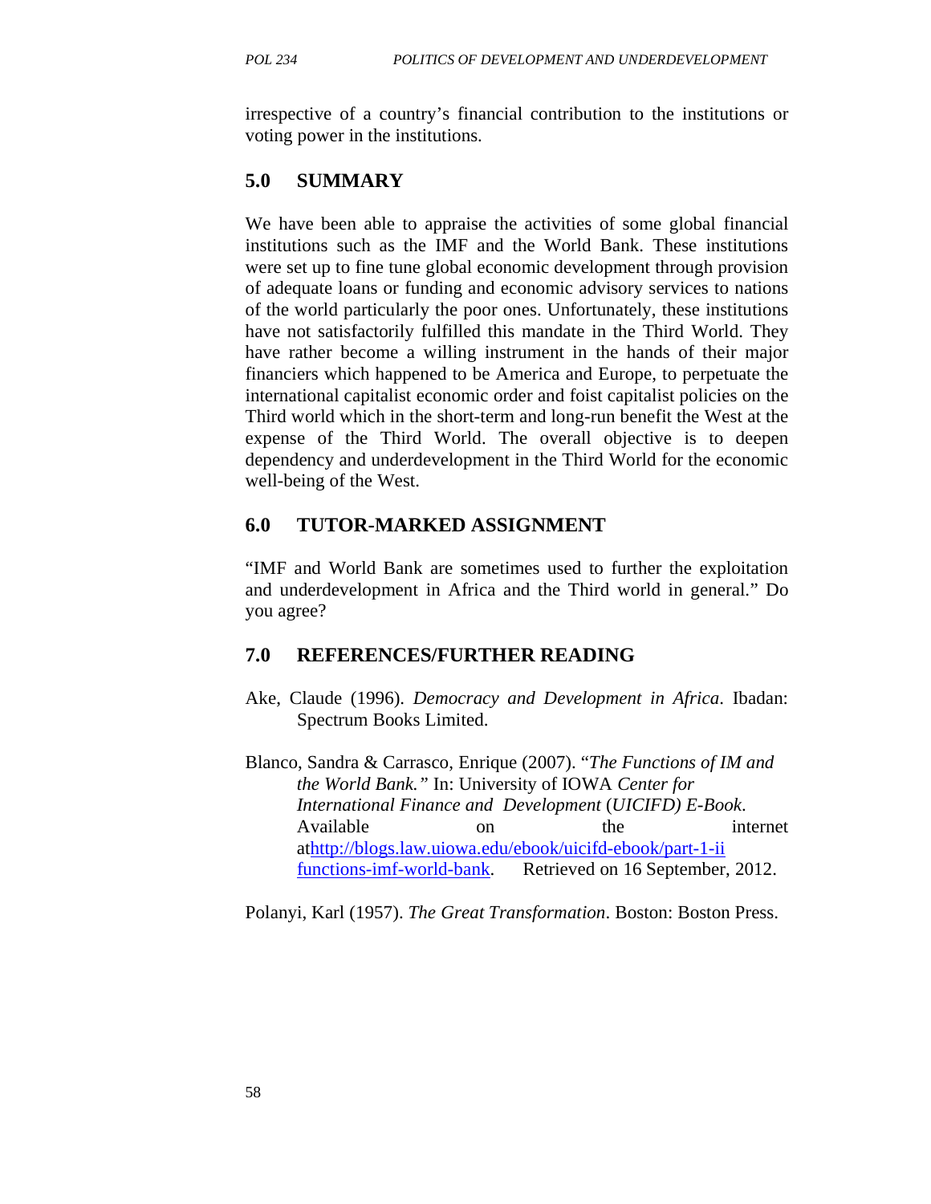irrespective of a country's financial contribution to the institutions or voting power in the institutions.

## 5.0 SUMMARY

We have been able to appraise the activities of some global financial institutions such as the IMF and the World Bank. These institutions were set up to fine tune global economic development through provision of adequate loans or funding and economic advisory services to nations of the world particularly the poor ones. Unfortunately, these institutions have not satisfactorily fulfilled this mandate in the Third World. They have rather become a willing instrument in the hands of their major financiers which happened to be America and Europe, to perpetuate the international capitalist economic order and foist capitalist policies on the Third world which in the short-term and long-run benefit the West at the expense of the Third World. The overall objective is to deepen dependency and underdevelopment in the Third World for the economic well-being of the West.

## 6.0 TUTOR-MARKED ASSIGNMENT

"IMF and World Bank are sometimes used to further the exploitation and underdevelopment in Africa and the Third world in general." Do you agree?

## 7.0 REFERENCES/FURTHER READING

Ake, Claude (1996). *Democracy and Development in Africa*. Ibadan: Spectrum Books Limited.

Blanco, Sandra & Carrasco, Enrique (2007). "*The Functions of IM and the World Bank.*" In: University of IOWA *Center for International Finance and Development* (*UICIFD) E-Book*. Available on the internet at[http://blogs.law.uiowa.edu/ebook/uicifd-ebook/part-1-ii functions-imf-world-bank](http://blogs.law.uiowa.edu/ebook/uicifd-ebook/part-1-ii-functions-imf-world-bank). Retrieved on 16 September, 2012.

Polanyi, Karl (1957). *The Great Transformation*. Boston: Boston Press.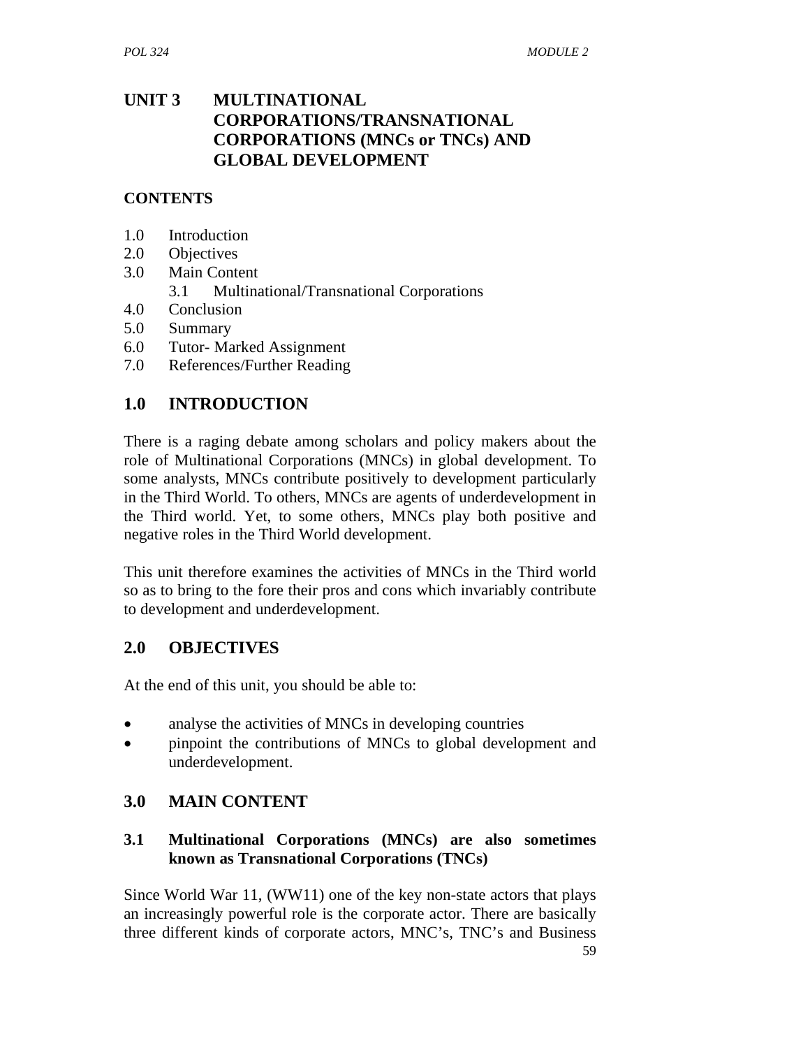# UNIT 3 MULTINATIONAL CORPORATIONS/TRANSNATIONAL CORPORATIONS (MNCs or TNCs) AND GLOBAL DEVELOPMENT

**CONTENTS**

- 1.0 Introduction
- 2.0 Objectives
- 3.0 Main Content
  - 3.1 Multinational/Transnational Corporations
- 4.0 Conclusion
- 5.0 Summary
- 6.0 Tutor- Marked Assignment
- 7.0 References/Further Reading

## 1.0 INTRODUCTION

There is a raging debate among scholars and policy makers about the role of Multinational Corporations (MNCs) in global development. To some analysts, MNCs contribute positively to development particularly in the Third World. To others, MNCs are agents of underdevelopment in the Third world. Yet, to some others, MNCs play both positive and negative roles in the Third World development.

This unit therefore examines the activities of MNCs in the Third world so as to bring to the fore their pros and cons which invariably contribute to development and underdevelopment.

## 2.0 OBJECTIVES

At the end of this unit, you should be able to:

- analyse the activities of MNCs in developing countries
- pinpoint the contributions of MNCs to global development and underdevelopment.

## 3.0 MAIN CONTENT

### 3.1 Multinational Corporations (MNCs) are also sometimes known as Transnational Corporations (TNCs)

Since World War 11, (WW11) one of the key non-state actors that plays an increasingly powerful role is the corporate actor. There are basically three different kinds of corporate actors, MNC's, TNC's and Business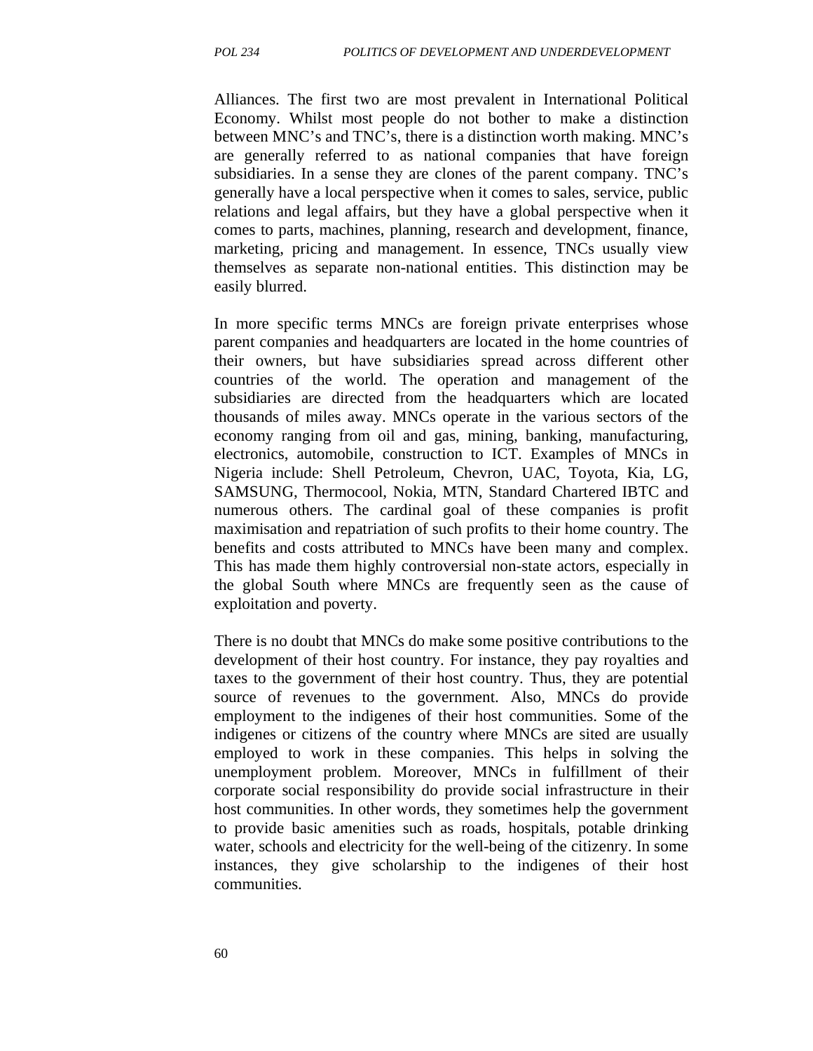Alliances. The first two are most prevalent in International Political Economy. Whilst most people do not bother to make a distinction between MNC's and TNC's, there is a distinction worth making. MNC's are generally referred to as national companies that have foreign subsidiaries. In a sense they are clones of the parent company. TNC's generally have a local perspective when it comes to sales, service, public relations and legal affairs, but they have a global perspective when it comes to parts, machines, planning, research and development, finance, marketing, pricing and management. In essence, TNCs usually view themselves as separate non-national entities. This distinction may be easily blurred.

In more specific terms MNCs are foreign private enterprises whose parent companies and headquarters are located in the home countries of their owners, but have subsidiaries spread across different other countries of the world. The operation and management of the subsidiaries are directed from the headquarters which are located thousands of miles away. MNCs operate in the various sectors of the economy ranging from oil and gas, mining, banking, manufacturing, electronics, automobile, construction to ICT. Examples of MNCs in Nigeria include: Shell Petroleum, Chevron, UAC, Toyota, Kia, LG, SAMSUNG, Thermocool, Nokia, MTN, Standard Chartered IBTC and numerous others. The cardinal goal of these companies is profit maximisation and repatriation of such profits to their home country. The benefits and costs attributed to MNCs have been many and complex. This has made them highly controversial non-state actors, especially in the global South where MNCs are frequently seen as the cause of exploitation and poverty.

There is no doubt that MNCs do make some positive contributions to the development of their host country. For instance, they pay royalties and taxes to the government of their host country. Thus, they are potential source of revenues to the government. Also, MNCs do provide employment to the indigenes of their host communities. Some of the indigenes or citizens of the country where MNCs are sited are usually employed to work in these companies. This helps in solving the unemployment problem. Moreover, MNCs in fulfillment of their corporate social responsibility do provide social infrastructure in their host communities. In other words, they sometimes help the government to provide basic amenities such as roads, hospitals, potable drinking water, schools and electricity for the well-being of the citizenry. In some instances, they give scholarship to the indigenes of their host communities.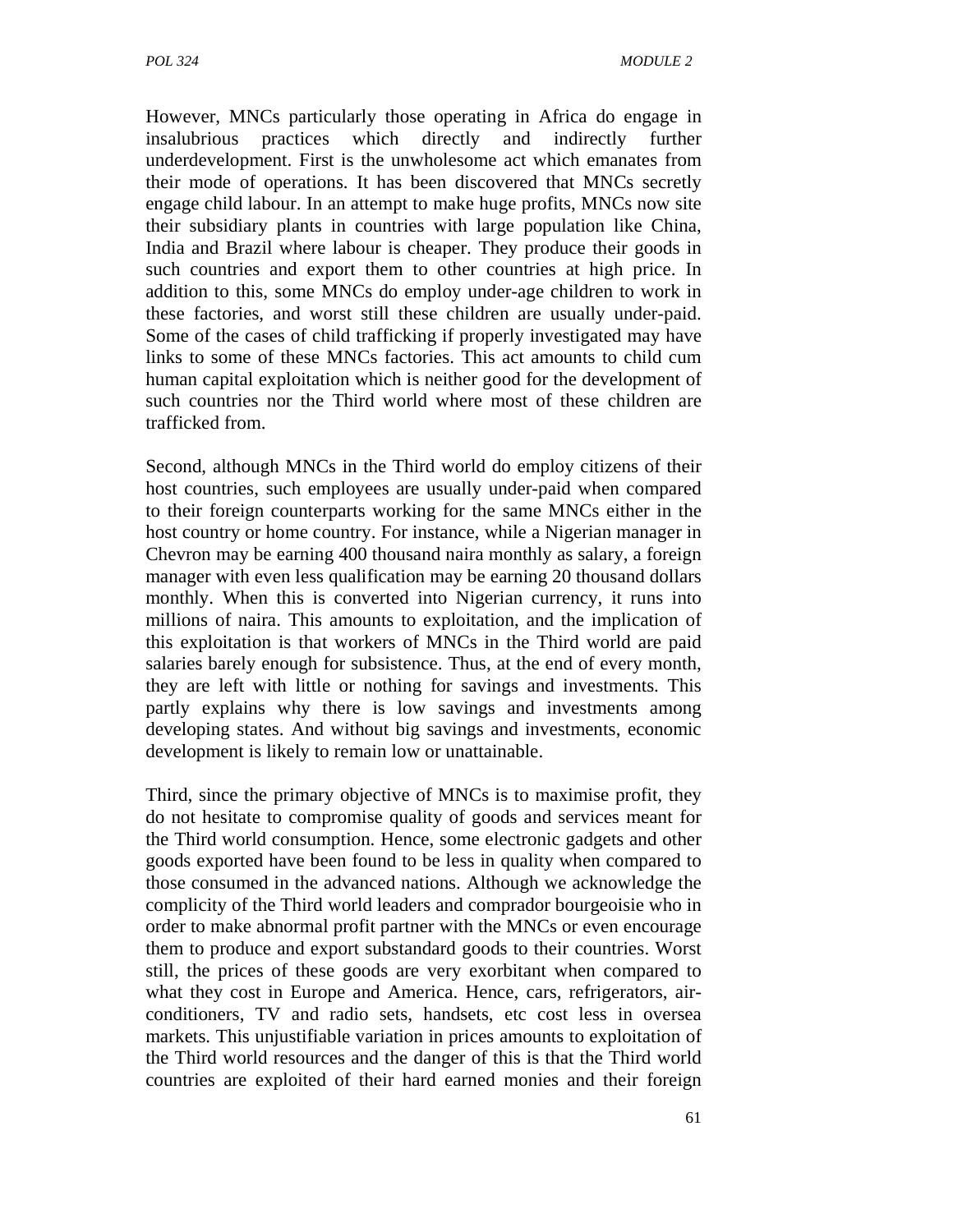However, MNCs particularly those operating in Africa do engage in insalubrious practices which directly and indirectly further underdevelopment. First is the unwholesome act which emanates from their mode of operations. It has been discovered that MNCs secretly engage child labour. In an attempt to make huge profits, MNCs now site their subsidiary plants in countries with large population like China, India and Brazil where labour is cheaper. They produce their goods in such countries and export them to other countries at high price. In addition to this, some MNCs do employ under-age children to work in these factories, and worst still these children are usually under-paid. Some of the cases of child trafficking if properly investigated may have links to some of these MNCs factories. This act amounts to child cum human capital exploitation which is neither good for the development of such countries nor the Third world where most of these children are trafficked from.

Second, although MNCs in the Third world do employ citizens of their host countries, such employees are usually under-paid when compared to their foreign counterparts working for the same MNCs either in the host country or home country. For instance, while a Nigerian manager in Chevron may be earning 400 thousand naira monthly as salary, a foreign manager with even less qualification may be earning 20 thousand dollars monthly. When this is converted into Nigerian currency, it runs into millions of naira. This amounts to exploitation, and the implication of this exploitation is that workers of MNCs in the Third world are paid salaries barely enough for subsistence. Thus, at the end of every month, they are left with little or nothing for savings and investments. This partly explains why there is low savings and investments among developing states. And without big savings and investments, economic development is likely to remain low or unattainable.

Third, since the primary objective of MNCs is to maximise profit, they do not hesitate to compromise quality of goods and services meant for the Third world consumption. Hence, some electronic gadgets and other goods exported have been found to be less in quality when compared to those consumed in the advanced nations. Although we acknowledge the complicity of the Third world leaders and comprador bourgeoisie who in order to make abnormal profit partner with the MNCs or even encourage them to produce and export substandard goods to their countries. Worst still, the prices of these goods are very exorbitant when compared to what they cost in Europe and America. Hence, cars, refrigerators, air-conditioners, TV and radio sets, handsets, etc cost less in oversea markets. This unjustifiable variation in prices amounts to exploitation of the Third world resources and the danger of this is that the Third world countries are exploited of their hard earned monies and their foreign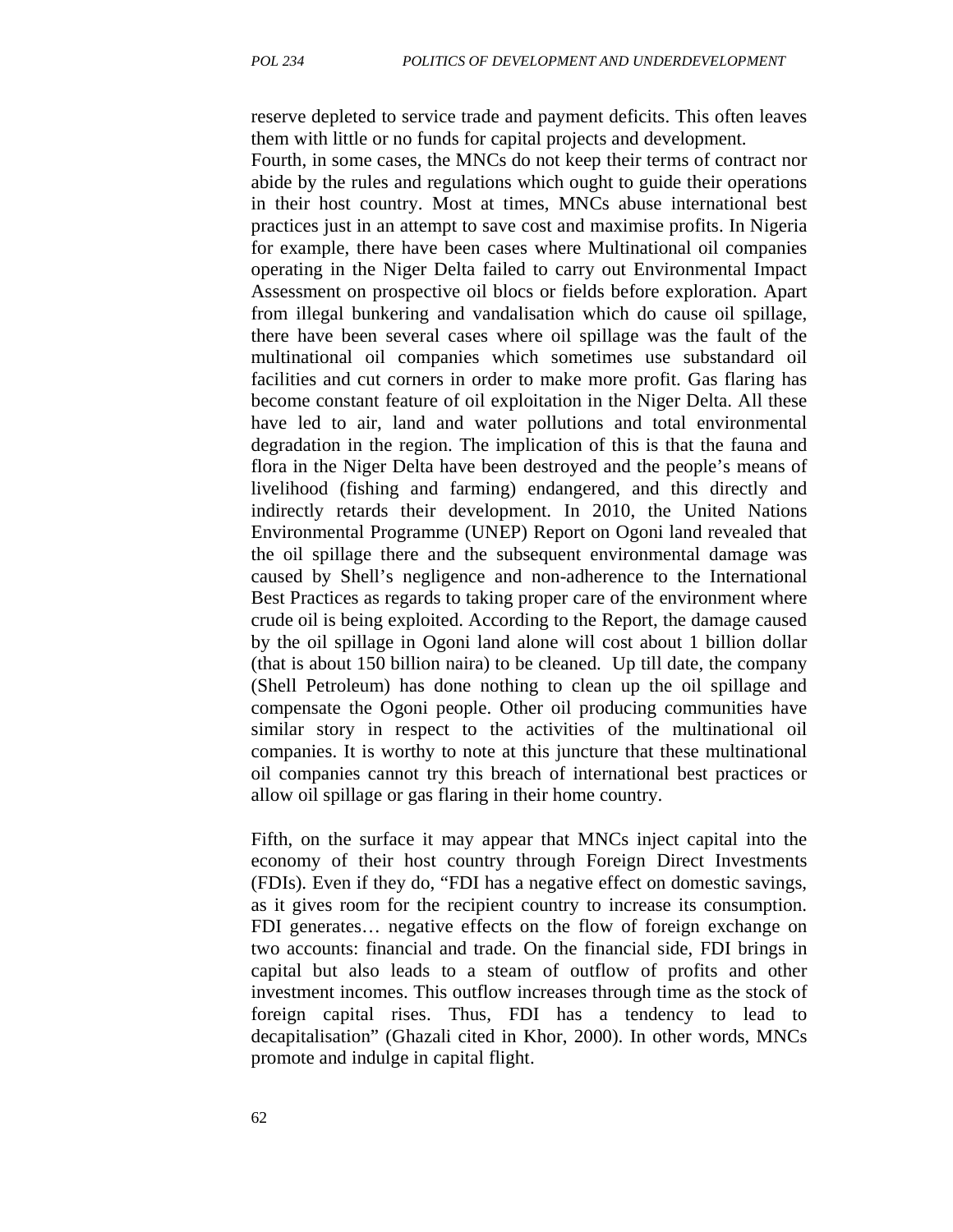reserve depleted to service trade and payment deficits. This often leaves them with little or no funds for capital projects and development.

Fourth, in some cases, the MNCs do not keep their terms of contract nor abide by the rules and regulations which ought to guide their operations in their host country. Most at times, MNCs abuse international best practices just in an attempt to save cost and maximise profits. In Nigeria for example, there have been cases where Multinational oil companies operating in the Niger Delta failed to carry out Environmental Impact Assessment on prospective oil blocs or fields before exploration. Apart from illegal bunkering and vandalisation which do cause oil spillage, there have been several cases where oil spillage was the fault of the multinational oil companies which sometimes use substandard oil facilities and cut corners in order to make more profit. Gas flaring has become constant feature of oil exploitation in the Niger Delta. All these have led to air, land and water pollutions and total environmental degradation in the region. The implication of this is that the fauna and flora in the Niger Delta have been destroyed and the people's means of livelihood (fishing and farming) endangered, and this directly and indirectly retards their development. In 2010, the United Nations Environmental Programme (UNEP) Report on Ogoni land revealed that the oil spillage there and the subsequent environmental damage was caused by Shell's negligence and non-adherence to the International Best Practices as regards to taking proper care of the environment where crude oil is being exploited. According to the Report, the damage caused by the oil spillage in Ogoni land alone will cost about 1 billion dollar (that is about 150 billion naira) to be cleaned. Up till date, the company (Shell Petroleum) has done nothing to clean up the oil spillage and compensate the Ogoni people. Other oil producing communities have similar story in respect to the activities of the multinational oil companies. It is worthy to note at this juncture that these multinational oil companies cannot try this breach of international best practices or allow oil spillage or gas flaring in their home country.

Fifth, on the surface it may appear that MNCs inject capital into the economy of their host country through Foreign Direct Investments (FDIs). Even if they do, "FDI has a negative effect on domestic savings, as it gives room for the recipient country to increase its consumption. FDI generates… negative effects on the flow of foreign exchange on two accounts: financial and trade. On the financial side, FDI brings in capital but also leads to a steam of outflow of profits and other investment incomes. This outflow increases through time as the stock of foreign capital rises. Thus, FDI has a tendency to lead to decapitalisation" (Ghazali cited in Khor, 2000). In other words, MNCs promote and indulge in capital flight.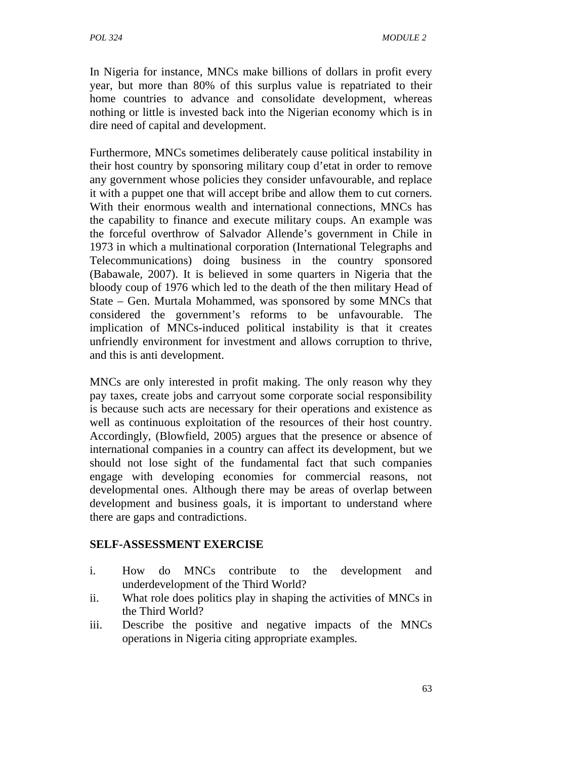In Nigeria for instance, MNCs make billions of dollars in profit every year, but more than 80% of this surplus value is repatriated to their home countries to advance and consolidate development, whereas nothing or little is invested back into the Nigerian economy which is in dire need of capital and development.

Furthermore, MNCs sometimes deliberately cause political instability in their host country by sponsoring military coup d'etat in order to remove any government whose policies they consider unfavourable, and replace it with a puppet one that will accept bribe and allow them to cut corners. With their enormous wealth and international connections, MNCs has the capability to finance and execute military coups. An example was the forceful overthrow of Salvador Allende's government in Chile in 1973 in which a multinational corporation (International Telegraphs and Telecommunications) doing business in the country sponsored (Babawale, 2007). It is believed in some quarters in Nigeria that the bloody coup of 1976 which led to the death of the then military Head of State – Gen. Murtala Mohammed, was sponsored by some MNCs that considered the government's reforms to be unfavourable. The implication of MNCs-induced political instability is that it creates unfriendly environment for investment and allows corruption to thrive, and this is anti development.

MNCs are only interested in profit making. The only reason why they pay taxes, create jobs and carryout some corporate social responsibility is because such acts are necessary for their operations and existence as well as continuous exploitation of the resources of their host country. Accordingly, (Blowfield, 2005) argues that the presence or absence of international companies in a country can affect its development, but we should not lose sight of the fundamental fact that such companies engage with developing economies for commercial reasons, not developmental ones. Although there may be areas of overlap between development and business goals, it is important to understand where there are gaps and contradictions.

**SELF-ASSESSMENT EXERCISE**

i. How do MNCs contribute to the development and underdevelopment of the Third World?
ii. What role does politics play in shaping the activities of MNCs in the Third World?
iii. Describe the positive and negative impacts of the MNCs operations in Nigeria citing appropriate examples.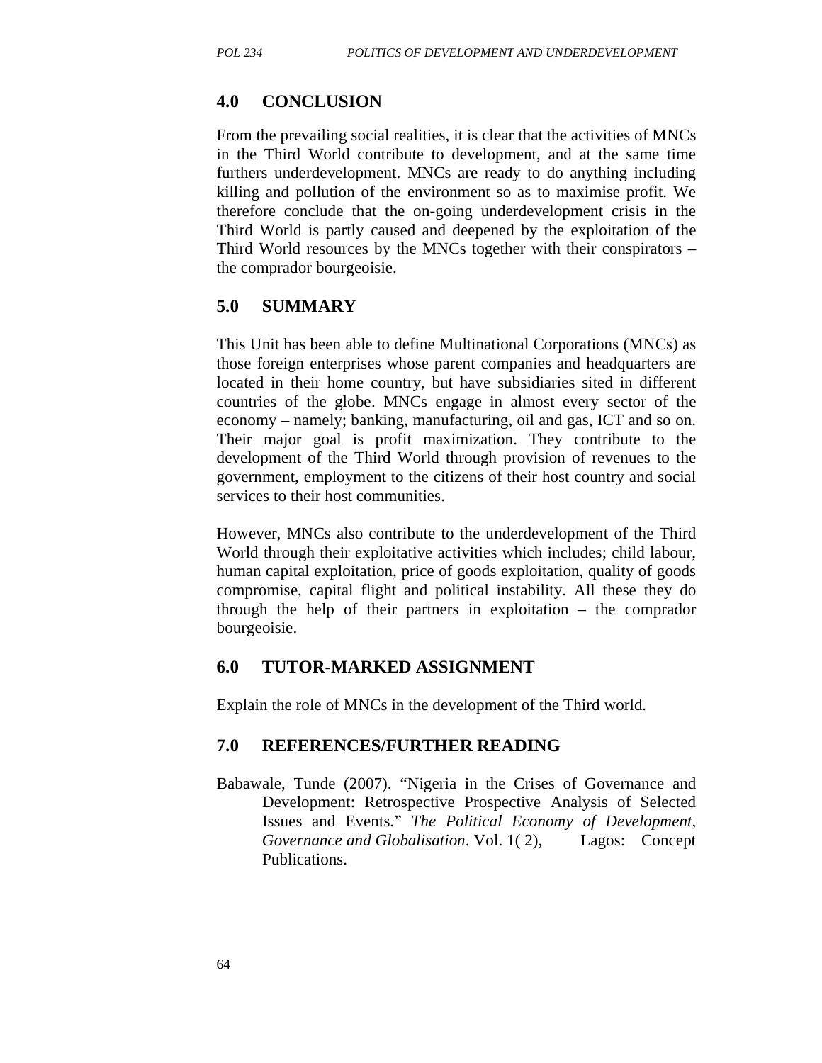## 4.0 CONCLUSION

From the prevailing social realities, it is clear that the activities of MNCs in the Third World contribute to development, and at the same time furthers underdevelopment. MNCs are ready to do anything including killing and pollution of the environment so as to maximise profit. We therefore conclude that the on-going underdevelopment crisis in the Third World is partly caused and deepened by the exploitation of the Third World resources by the MNCs together with their conspirators – the comprador bourgeoisie.

## 5.0 SUMMARY

This Unit has been able to define Multinational Corporations (MNCs) as those foreign enterprises whose parent companies and headquarters are located in their home country, but have subsidiaries sited in different countries of the globe. MNCs engage in almost every sector of the economy – namely; banking, manufacturing, oil and gas, ICT and so on. Their major goal is profit maximization. They contribute to the development of the Third World through provision of revenues to the government, employment to the citizens of their host country and social services to their host communities.

However, MNCs also contribute to the underdevelopment of the Third World through their exploitative activities which includes; child labour, human capital exploitation, price of goods exploitation, quality of goods compromise, capital flight and political instability. All these they do through the help of their partners in exploitation – the comprador bourgeoisie.

## 6.0 TUTOR-MARKED ASSIGNMENT

Explain the role of MNCs in the development of the Third world.

## 7.0 REFERENCES/FURTHER READING

Babawale, Tunde (2007). "Nigeria in the Crises of Governance and Development: Retrospective Prospective Analysis of Selected Issues and Events." *The Political Economy of Development, Governance and Globalisation*. Vol. 1( 2), Lagos: Concept Publications.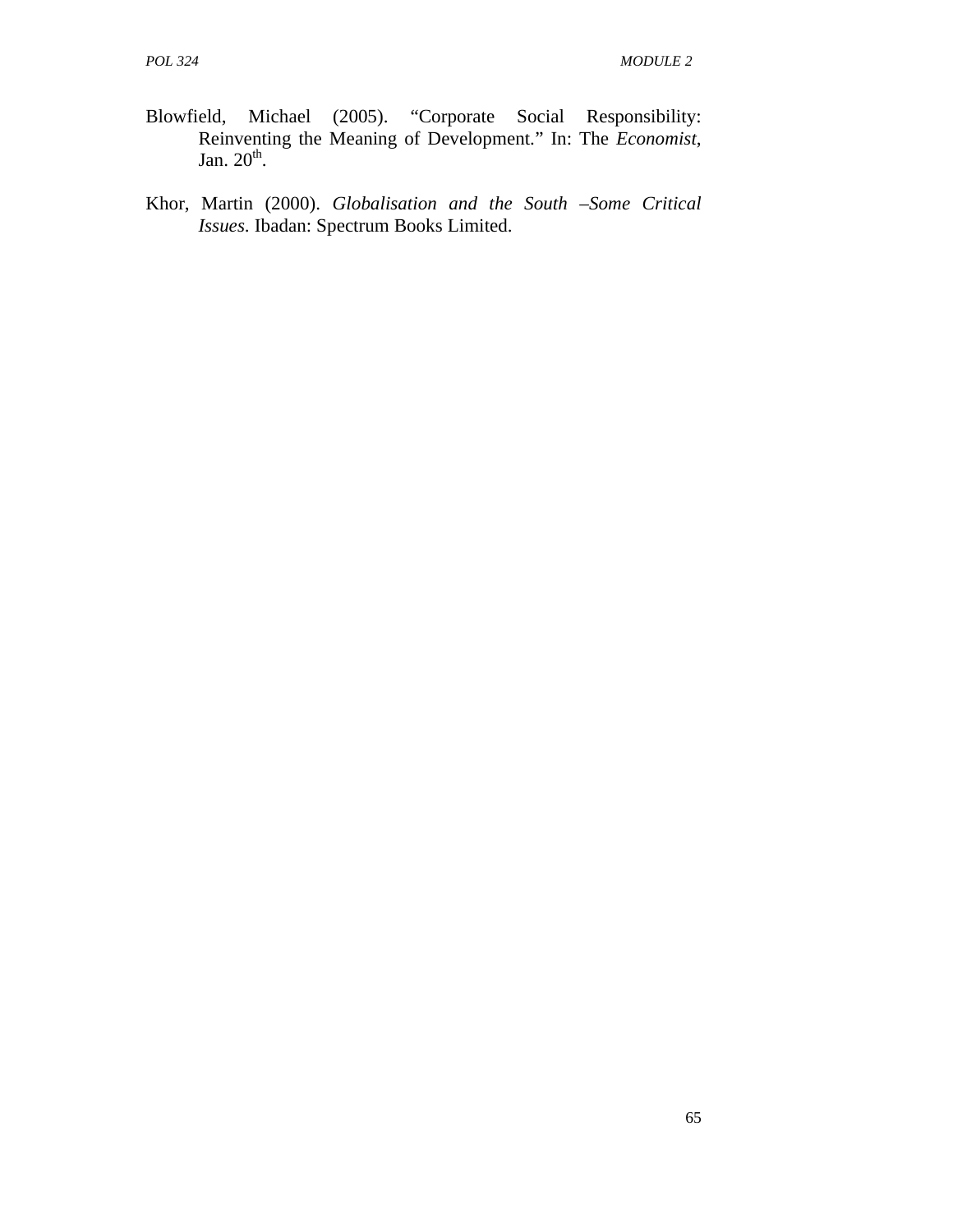Blowfield, Michael (2005). "Corporate Social Responsibility: Reinventing the Meaning of Development." In: The *Economist*, Jan. 20th.

Khor, Martin (2000). *Globalisation and the South –Some Critical Issues*. Ibadan: Spectrum Books Limited.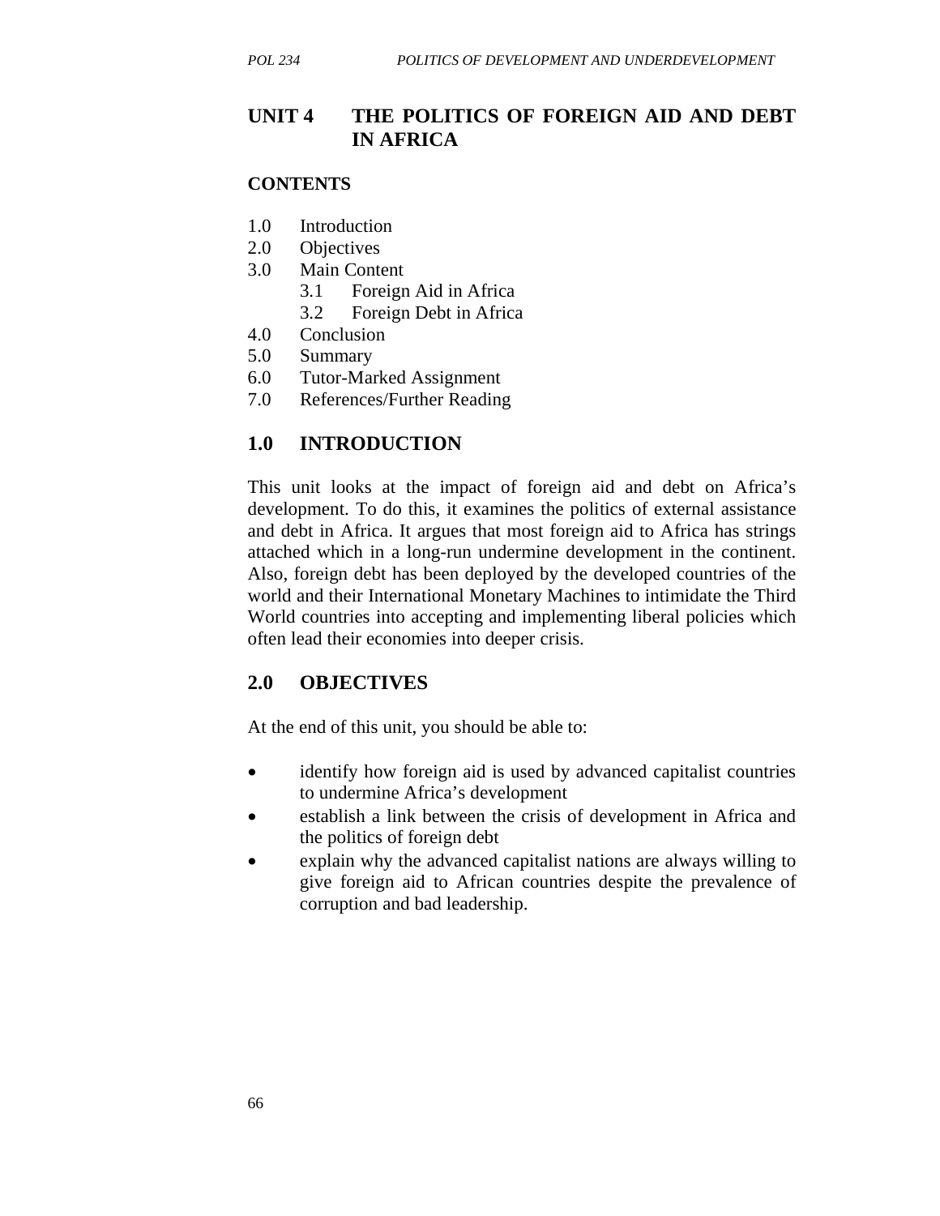# UNIT 4 THE POLITICS OF FOREIGN AID AND DEBT IN AFRICA

**CONTENTS**

1.0 Introduction
2.0 Objectives
3.0 Main Content
  3.1 Foreign Aid in Africa
  3.2 Foreign Debt in Africa
4.0 Conclusion
5.0 Summary
6.0 Tutor-Marked Assignment
7.0 References/Further Reading

## 1.0 INTRODUCTION

This unit looks at the impact of foreign aid and debt on Africa's development. To do this, it examines the politics of external assistance and debt in Africa. It argues that most foreign aid to Africa has strings attached which in a long-run undermine development in the continent. Also, foreign debt has been deployed by the developed countries of the world and their International Monetary Machines to intimidate the Third World countries into accepting and implementing liberal policies which often lead their economies into deeper crisis.

## 2.0 OBJECTIVES

At the end of this unit, you should be able to:

- identify how foreign aid is used by advanced capitalist countries to undermine Africa's development
- establish a link between the crisis of development in Africa and the politics of foreign debt
- explain why the advanced capitalist nations are always willing to give foreign aid to African countries despite the prevalence of corruption and bad leadership.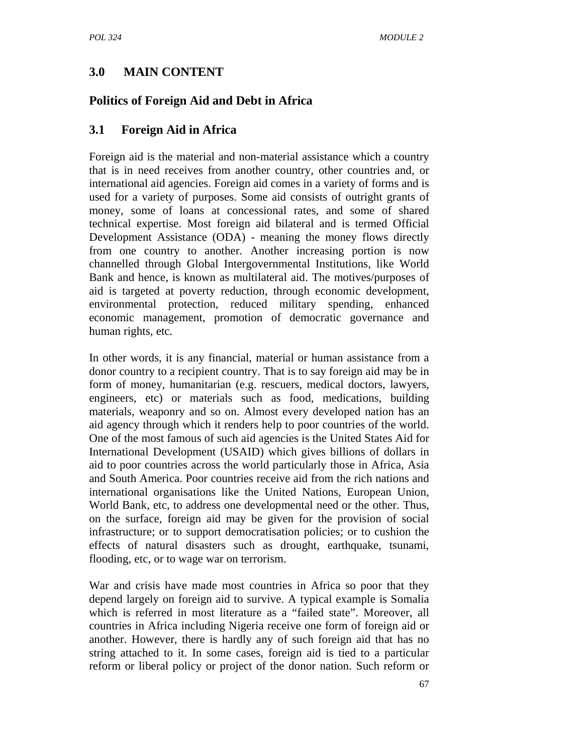## 3.0 MAIN CONTENT

## Politics of Foreign Aid and Debt in Africa

### 3.1 Foreign Aid in Africa

Foreign aid is the material and non-material assistance which a country that is in need receives from another country, other countries and, or international aid agencies. Foreign aid comes in a variety of forms and is used for a variety of purposes. Some aid consists of outright grants of money, some of loans at concessional rates, and some of shared technical expertise. Most foreign aid bilateral and is termed Official Development Assistance (ODA) - meaning the money flows directly from one country to another. Another increasing portion is now channelled through Global Intergovernmental Institutions, like World Bank and hence, is known as multilateral aid. The motives/purposes of aid is targeted at poverty reduction, through economic development, environmental protection, reduced military spending, enhanced economic management, promotion of democratic governance and human rights, etc.

In other words, it is any financial, material or human assistance from a donor country to a recipient country. That is to say foreign aid may be in form of money, humanitarian (e.g. rescuers, medical doctors, lawyers, engineers, etc) or materials such as food, medications, building materials, weaponry and so on. Almost every developed nation has an aid agency through which it renders help to poor countries of the world. One of the most famous of such aid agencies is the United States Aid for International Development (USAID) which gives billions of dollars in aid to poor countries across the world particularly those in Africa, Asia and South America. Poor countries receive aid from the rich nations and international organisations like the United Nations, European Union, World Bank, etc, to address one developmental need or the other. Thus, on the surface, foreign aid may be given for the provision of social infrastructure; or to support democratisation policies; or to cushion the effects of natural disasters such as drought, earthquake, tsunami, flooding, etc, or to wage war on terrorism.

War and crisis have made most countries in Africa so poor that they depend largely on foreign aid to survive. A typical example is Somalia which is referred in most literature as a "failed state". Moreover, all countries in Africa including Nigeria receive one form of foreign aid or another. However, there is hardly any of such foreign aid that has no string attached to it. In some cases, foreign aid is tied to a particular reform or liberal policy or project of the donor nation. Such reform or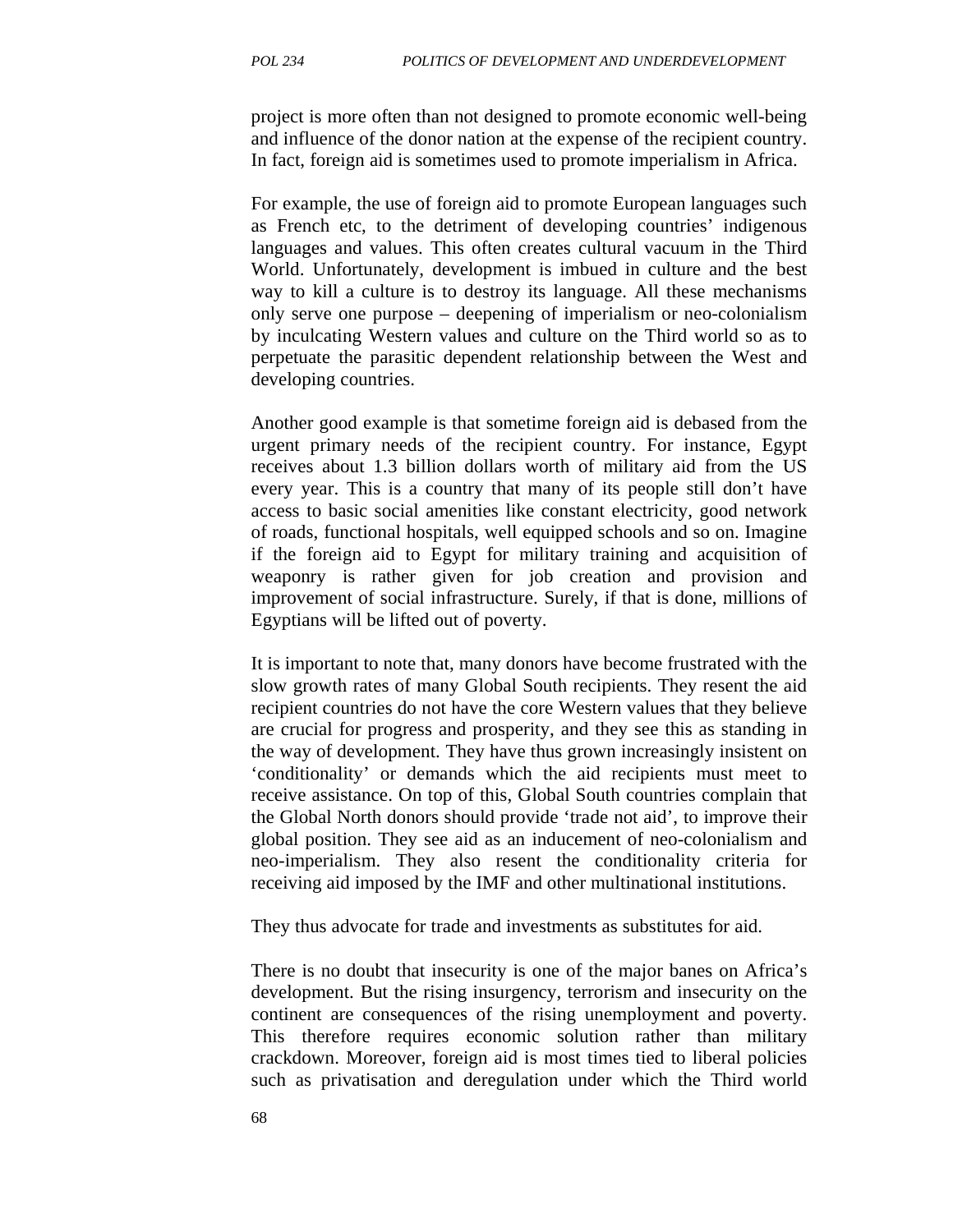project is more often than not designed to promote economic well-being and influence of the donor nation at the expense of the recipient country. In fact, foreign aid is sometimes used to promote imperialism in Africa.

For example, the use of foreign aid to promote European languages such as French etc, to the detriment of developing countries' indigenous languages and values. This often creates cultural vacuum in the Third World. Unfortunately, development is imbued in culture and the best way to kill a culture is to destroy its language. All these mechanisms only serve one purpose – deepening of imperialism or neo-colonialism by inculcating Western values and culture on the Third world so as to perpetuate the parasitic dependent relationship between the West and developing countries.

Another good example is that sometime foreign aid is debased from the urgent primary needs of the recipient country. For instance, Egypt receives about 1.3 billion dollars worth of military aid from the US every year. This is a country that many of its people still don't have access to basic social amenities like constant electricity, good network of roads, functional hospitals, well equipped schools and so on. Imagine if the foreign aid to Egypt for military training and acquisition of weaponry is rather given for job creation and provision and improvement of social infrastructure. Surely, if that is done, millions of Egyptians will be lifted out of poverty.

It is important to note that, many donors have become frustrated with the slow growth rates of many Global South recipients. They resent the aid recipient countries do not have the core Western values that they believe are crucial for progress and prosperity, and they see this as standing in the way of development. They have thus grown increasingly insistent on 'conditionality' or demands which the aid recipients must meet to receive assistance. On top of this, Global South countries complain that the Global North donors should provide 'trade not aid', to improve their global position. They see aid as an inducement of neo-colonialism and neo-imperialism. They also resent the conditionality criteria for receiving aid imposed by the IMF and other multinational institutions.

They thus advocate for trade and investments as substitutes for aid.

There is no doubt that insecurity is one of the major banes on Africa's development. But the rising insurgency, terrorism and insecurity on the continent are consequences of the rising unemployment and poverty. This therefore requires economic solution rather than military crackdown. Moreover, foreign aid is most times tied to liberal policies such as privatisation and deregulation under which the Third world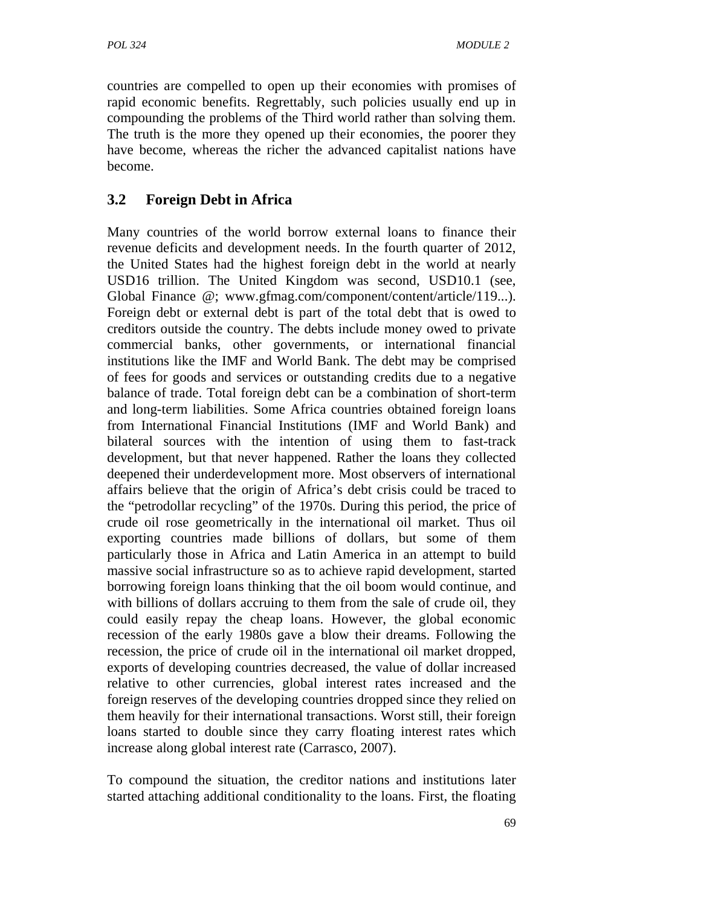countries are compelled to open up their economies with promises of rapid economic benefits. Regrettably, such policies usually end up in compounding the problems of the Third world rather than solving them. The truth is the more they opened up their economies, the poorer they have become, whereas the richer the advanced capitalist nations have become.

## 3.2 Foreign Debt in Africa

Many countries of the world borrow external loans to finance their revenue deficits and development needs. In the fourth quarter of 2012, the United States had the highest foreign debt in the world at nearly USD16 trillion. The United Kingdom was second, USD10.1 (see, Global Finance @; www.gfmag.com/component/content/article/119...). Foreign debt or external debt is part of the total debt that is owed to creditors outside the country. The debts include money owed to private commercial banks, other governments, or international financial institutions like the IMF and World Bank. The debt may be comprised of fees for goods and services or outstanding credits due to a negative balance of trade. Total foreign debt can be a combination of short-term and long-term liabilities. Some Africa countries obtained foreign loans from International Financial Institutions (IMF and World Bank) and bilateral sources with the intention of using them to fast-track development, but that never happened. Rather the loans they collected deepened their underdevelopment more. Most observers of international affairs believe that the origin of Africa's debt crisis could be traced to the "petrodollar recycling" of the 1970s. During this period, the price of crude oil rose geometrically in the international oil market. Thus oil exporting countries made billions of dollars, but some of them particularly those in Africa and Latin America in an attempt to build massive social infrastructure so as to achieve rapid development, started borrowing foreign loans thinking that the oil boom would continue, and with billions of dollars accruing to them from the sale of crude oil, they could easily repay the cheap loans. However, the global economic recession of the early 1980s gave a blow their dreams. Following the recession, the price of crude oil in the international oil market dropped, exports of developing countries decreased, the value of dollar increased relative to other currencies, global interest rates increased and the foreign reserves of the developing countries dropped since they relied on them heavily for their international transactions. Worst still, their foreign loans started to double since they carry floating interest rates which increase along global interest rate (Carrasco, 2007).

To compound the situation, the creditor nations and institutions later started attaching additional conditionality to the loans. First, the floating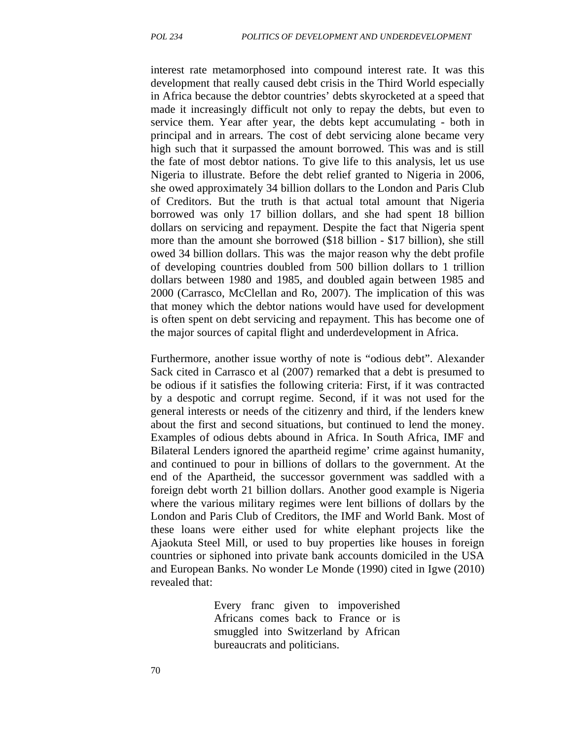interest rate metamorphosed into compound interest rate. It was this development that really caused debt crisis in the Third World especially in Africa because the debtor countries' debts skyrocketed at a speed that made it increasingly difficult not only to repay the debts, but even to service them. Year after year, the debts kept accumulating - both in principal and in arrears. The cost of debt servicing alone became very high such that it surpassed the amount borrowed. This was and is still the fate of most debtor nations. To give life to this analysis, let us use Nigeria to illustrate. Before the debt relief granted to Nigeria in 2006, she owed approximately 34 billion dollars to the London and Paris Club of Creditors. But the truth is that actual total amount that Nigeria borrowed was only 17 billion dollars, and she had spent 18 billion dollars on servicing and repayment. Despite the fact that Nigeria spent more than the amount she borrowed ($18 billion - $17 billion), she still owed 34 billion dollars. This was the major reason why the debt profile of developing countries doubled from 500 billion dollars to 1 trillion dollars between 1980 and 1985, and doubled again between 1985 and 2000 (Carrasco, McClellan and Ro, 2007). The implication of this was that money which the debtor nations would have used for development is often spent on debt servicing and repayment. This has become one of the major sources of capital flight and underdevelopment in Africa.

Furthermore, another issue worthy of note is "odious debt". Alexander Sack cited in Carrasco et al (2007) remarked that a debt is presumed to be odious if it satisfies the following criteria: First, if it was contracted by a despotic and corrupt regime. Second, if it was not used for the general interests or needs of the citizenry and third, if the lenders knew about the first and second situations, but continued to lend the money. Examples of odious debts abound in Africa. In South Africa, IMF and Bilateral Lenders ignored the apartheid regime' crime against humanity, and continued to pour in billions of dollars to the government. At the end of the Apartheid, the successor government was saddled with a foreign debt worth 21 billion dollars. Another good example is Nigeria where the various military regimes were lent billions of dollars by the London and Paris Club of Creditors, the IMF and World Bank. Most of these loans were either used for white elephant projects like the Ajaokuta Steel Mill, or used to buy properties like houses in foreign countries or siphoned into private bank accounts domiciled in the USA and European Banks. No wonder Le Monde (1990) cited in Igwe (2010) revealed that:

> Every franc given to impoverished Africans comes back to France or is smuggled into Switzerland by African bureaucrats and politicians.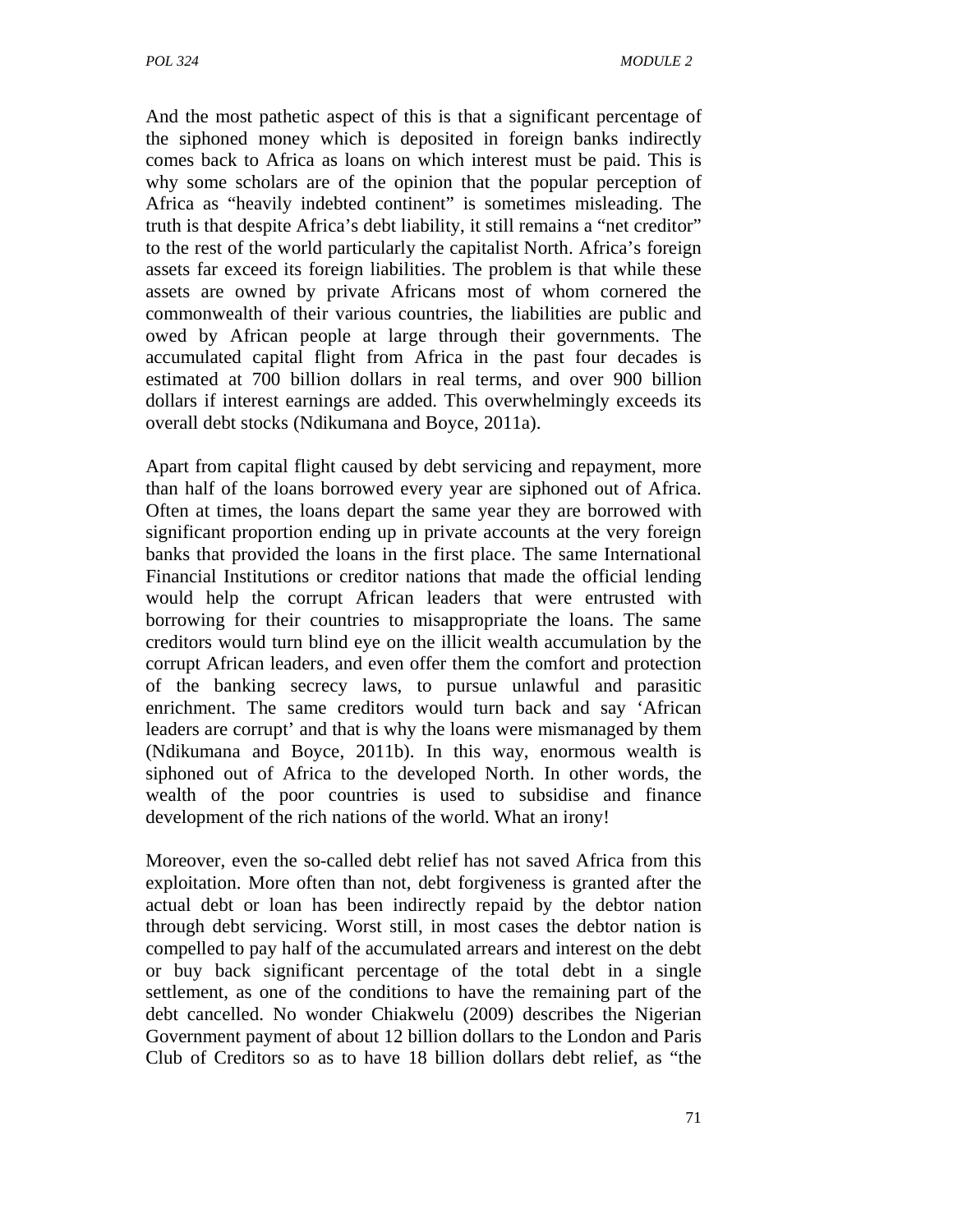And the most pathetic aspect of this is that a significant percentage of the siphoned money which is deposited in foreign banks indirectly comes back to Africa as loans on which interest must be paid. This is why some scholars are of the opinion that the popular perception of Africa as "heavily indebted continent" is sometimes misleading. The truth is that despite Africa's debt liability, it still remains a "net creditor" to the rest of the world particularly the capitalist North. Africa's foreign assets far exceed its foreign liabilities. The problem is that while these assets are owned by private Africans most of whom cornered the commonwealth of their various countries, the liabilities are public and owed by African people at large through their governments. The accumulated capital flight from Africa in the past four decades is estimated at 700 billion dollars in real terms, and over 900 billion dollars if interest earnings are added. This overwhelmingly exceeds its overall debt stocks (Ndikumana and Boyce, 2011a).

Apart from capital flight caused by debt servicing and repayment, more than half of the loans borrowed every year are siphoned out of Africa. Often at times, the loans depart the same year they are borrowed with significant proportion ending up in private accounts at the very foreign banks that provided the loans in the first place. The same International Financial Institutions or creditor nations that made the official lending would help the corrupt African leaders that were entrusted with borrowing for their countries to misappropriate the loans. The same creditors would turn blind eye on the illicit wealth accumulation by the corrupt African leaders, and even offer them the comfort and protection of the banking secrecy laws, to pursue unlawful and parasitic enrichment. The same creditors would turn back and say 'African leaders are corrupt' and that is why the loans were mismanaged by them (Ndikumana and Boyce, 2011b). In this way, enormous wealth is siphoned out of Africa to the developed North. In other words, the wealth of the poor countries is used to subsidise and finance development of the rich nations of the world. What an irony!

Moreover, even the so-called debt relief has not saved Africa from this exploitation. More often than not, debt forgiveness is granted after the actual debt or loan has been indirectly repaid by the debtor nation through debt servicing. Worst still, in most cases the debtor nation is compelled to pay half of the accumulated arrears and interest on the debt or buy back significant percentage of the total debt in a single settlement, as one of the conditions to have the remaining part of the debt cancelled. No wonder Chiakwelu (2009) describes the Nigerian Government payment of about 12 billion dollars to the London and Paris Club of Creditors so as to have 18 billion dollars debt relief, as "the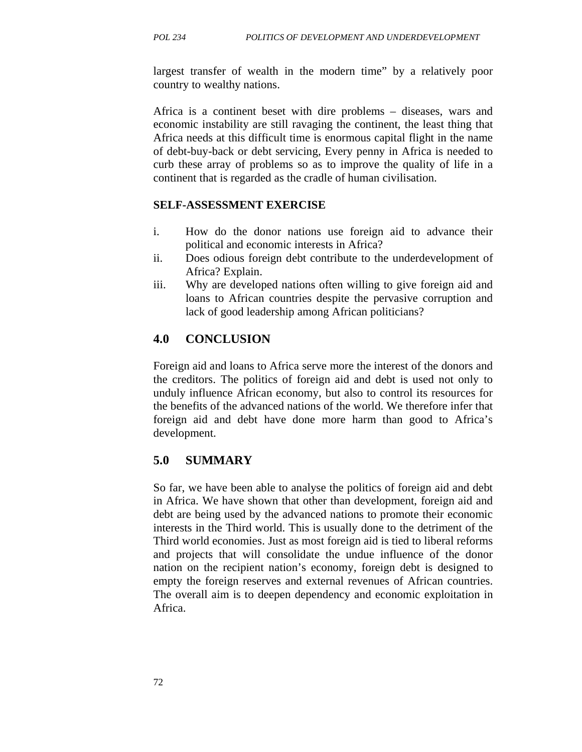largest transfer of wealth in the modern time" by a relatively poor country to wealthy nations.

Africa is a continent beset with dire problems – diseases, wars and economic instability are still ravaging the continent, the least thing that Africa needs at this difficult time is enormous capital flight in the name of debt-buy-back or debt servicing, Every penny in Africa is needed to curb these array of problems so as to improve the quality of life in a continent that is regarded as the cradle of human civilisation.

**SELF-ASSESSMENT EXERCISE**

i. How do the donor nations use foreign aid to advance their political and economic interests in Africa?
ii. Does odious foreign debt contribute to the underdevelopment of Africa? Explain.
iii. Why are developed nations often willing to give foreign aid and loans to African countries despite the pervasive corruption and lack of good leadership among African politicians?

## 4.0 CONCLUSION

Foreign aid and loans to Africa serve more the interest of the donors and the creditors. The politics of foreign aid and debt is used not only to unduly influence African economy, but also to control its resources for the benefits of the advanced nations of the world. We therefore infer that foreign aid and debt have done more harm than good to Africa's development.

## 5.0 SUMMARY

So far, we have been able to analyse the politics of foreign aid and debt in Africa. We have shown that other than development, foreign aid and debt are being used by the advanced nations to promote their economic interests in the Third world. This is usually done to the detriment of the Third world economies. Just as most foreign aid is tied to liberal reforms and projects that will consolidate the undue influence of the donor nation on the recipient nation's economy, foreign debt is designed to empty the foreign reserves and external revenues of African countries. The overall aim is to deepen dependency and economic exploitation in Africa.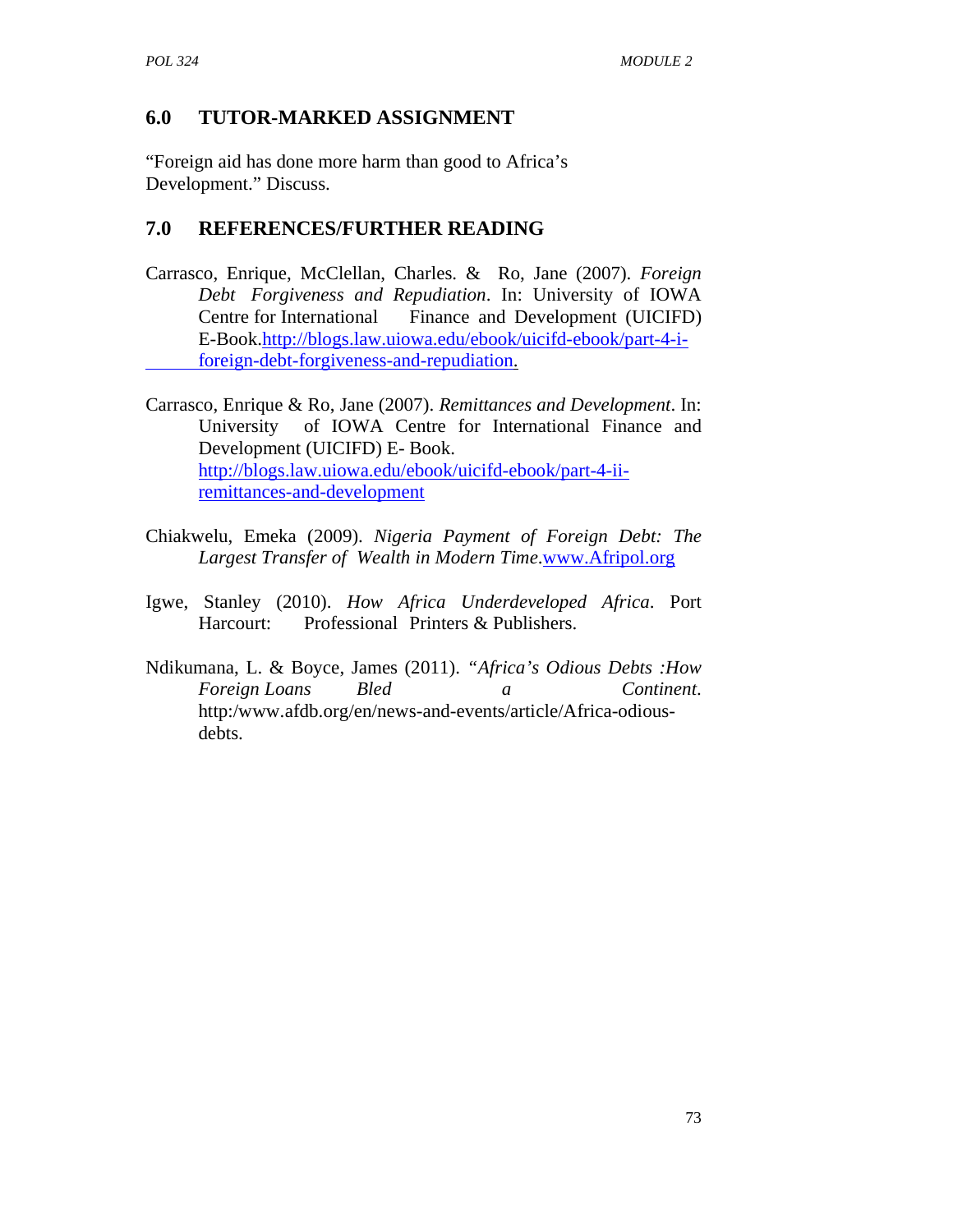## 6.0 TUTOR-MARKED ASSIGNMENT

"Foreign aid has done more harm than good to Africa's Development." Discuss.

## 7.0 REFERENCES/FURTHER READING

Carrasco, Enrique, McClellan, Charles. & Ro, Jane (2007). *Foreign Debt Forgiveness and Repudiation*. In: University of IOWA Centre for International Finance and Development (UICIFD) E-Book.http://blogs.law.uiowa.edu/ebook/uicifd-ebook/part-4-i-foreign-debt-forgiveness-and-repudiation.

Carrasco, Enrique & Ro, Jane (2007). *Remittances and Development*. In: University of IOWA Centre for International Finance and Development (UICIFD) E- Book. http://blogs.law.uiowa.edu/ebook/uicifd-ebook/part-4-ii-remittances-and-development

Chiakwelu, Emeka (2009). *Nigeria Payment of Foreign Debt: The Largest Transfer of Wealth in Modern Time*.www.Afripol.org

Igwe, Stanley (2010). *How Africa Underdeveloped Africa*. Port Harcourt: Professional Printers & Publishers.

Ndikumana, L. & Boyce, James (2011). *"Africa's Odious Debts :How Foreign Loans Bled a Continent*. http:/www.afdb.org/en/news-and-events/article/Africa-odious-debts.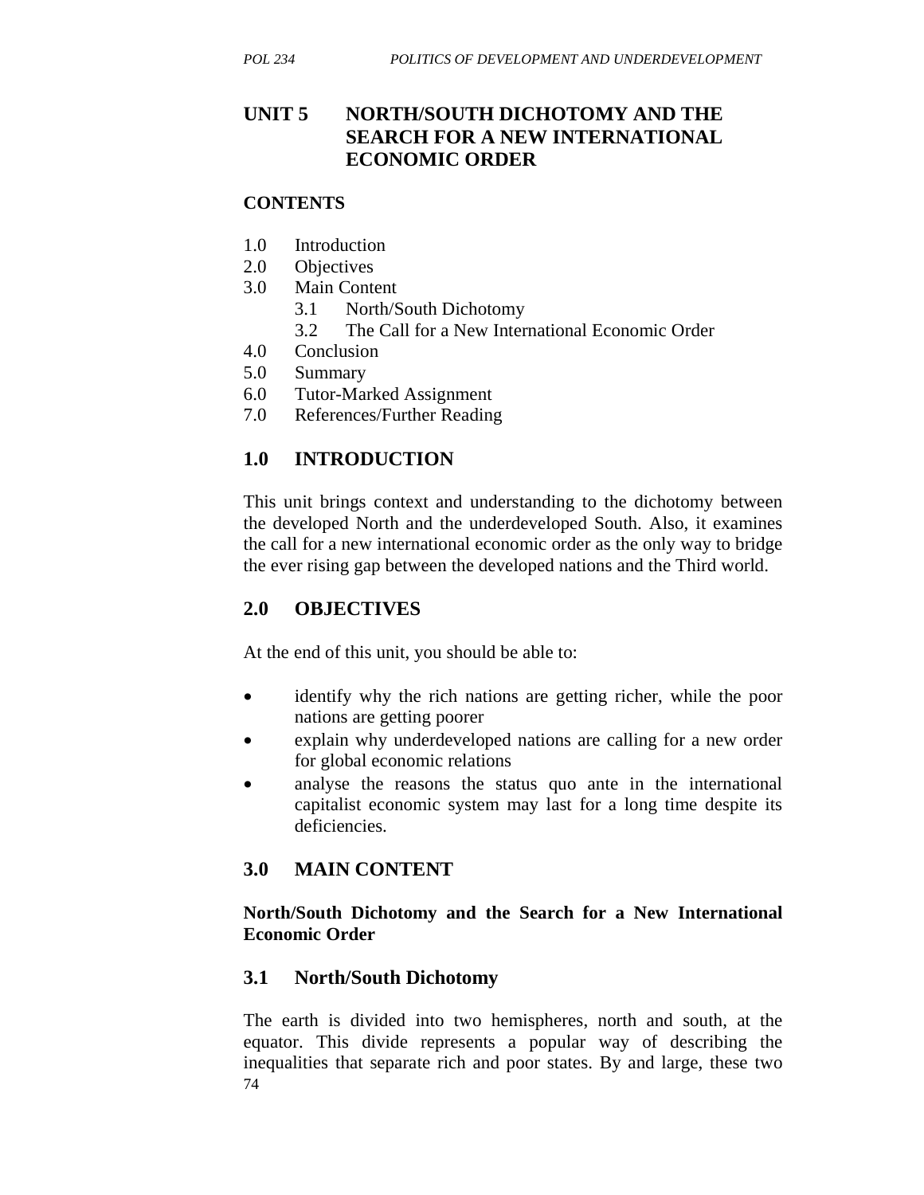# UNIT 5 NORTH/SOUTH DICHOTOMY AND THE SEARCH FOR A NEW INTERNATIONAL ECONOMIC ORDER

**CONTENTS**

1.0 Introduction
2.0 Objectives
3.0 Main Content
   3.1 North/South Dichotomy
   3.2 The Call for a New International Economic Order
4.0 Conclusion
5.0 Summary
6.0 Tutor-Marked Assignment
7.0 References/Further Reading

## 1.0 INTRODUCTION

This unit brings context and understanding to the dichotomy between the developed North and the underdeveloped South. Also, it examines the call for a new international economic order as the only way to bridge the ever rising gap between the developed nations and the Third world.

## 2.0 OBJECTIVES

At the end of this unit, you should be able to:

- identify why the rich nations are getting richer, while the poor nations are getting poorer
- explain why underdeveloped nations are calling for a new order for global economic relations
- analyse the reasons the status quo ante in the international capitalist economic system may last for a long time despite its deficiencies.

## 3.0 MAIN CONTENT

**North/South Dichotomy and the Search for a New International Economic Order**

### 3.1 North/South Dichotomy

The earth is divided into two hemispheres, north and south, at the equator. This divide represents a popular way of describing the inequalities that separate rich and poor states. By and large, these two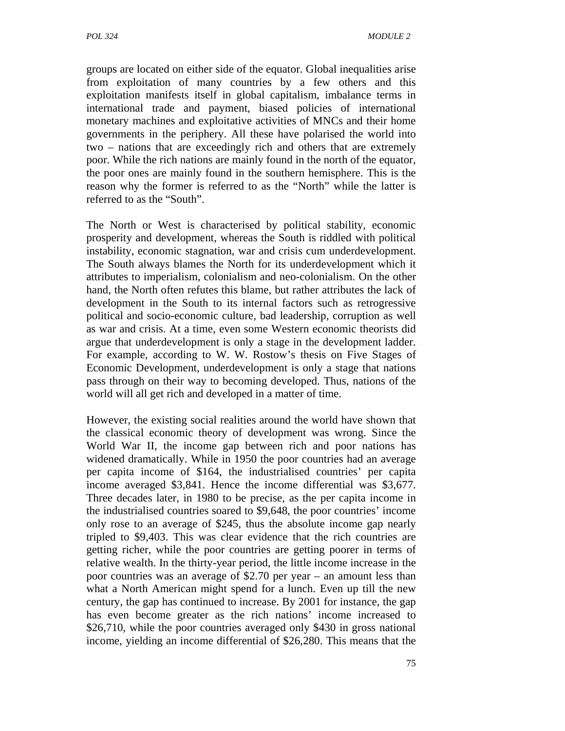groups are located on either side of the equator. Global inequalities arise from exploitation of many countries by a few others and this exploitation manifests itself in global capitalism, imbalance terms in international trade and payment, biased policies of international monetary machines and exploitative activities of MNCs and their home governments in the periphery. All these have polarised the world into two – nations that are exceedingly rich and others that are extremely poor. While the rich nations are mainly found in the north of the equator, the poor ones are mainly found in the southern hemisphere. This is the reason why the former is referred to as the "North" while the latter is referred to as the "South".

The North or West is characterised by political stability, economic prosperity and development, whereas the South is riddled with political instability, economic stagnation, war and crisis cum underdevelopment. The South always blames the North for its underdevelopment which it attributes to imperialism, colonialism and neo-colonialism. On the other hand, the North often refutes this blame, but rather attributes the lack of development in the South to its internal factors such as retrogressive political and socio-economic culture, bad leadership, corruption as well as war and crisis. At a time, even some Western economic theorists did argue that underdevelopment is only a stage in the development ladder. For example, according to W. W. Rostow's thesis on Five Stages of Economic Development, underdevelopment is only a stage that nations pass through on their way to becoming developed. Thus, nations of the world will all get rich and developed in a matter of time.

However, the existing social realities around the world have shown that the classical economic theory of development was wrong. Since the World War II, the income gap between rich and poor nations has widened dramatically. While in 1950 the poor countries had an average per capita income of $164, the industrialised countries' per capita income averaged $3,841. Hence the income differential was $3,677. Three decades later, in 1980 to be precise, as the per capita income in the industrialised countries soared to $9,648, the poor countries' income only rose to an average of $245, thus the absolute income gap nearly tripled to $9,403. This was clear evidence that the rich countries are getting richer, while the poor countries are getting poorer in terms of relative wealth. In the thirty-year period, the little income increase in the poor countries was an average of $2.70 per year – an amount less than what a North American might spend for a lunch. Even up till the new century, the gap has continued to increase. By 2001 for instance, the gap has even become greater as the rich nations' income increased to $26,710, while the poor countries averaged only $430 in gross national income, yielding an income differential of $26,280. This means that the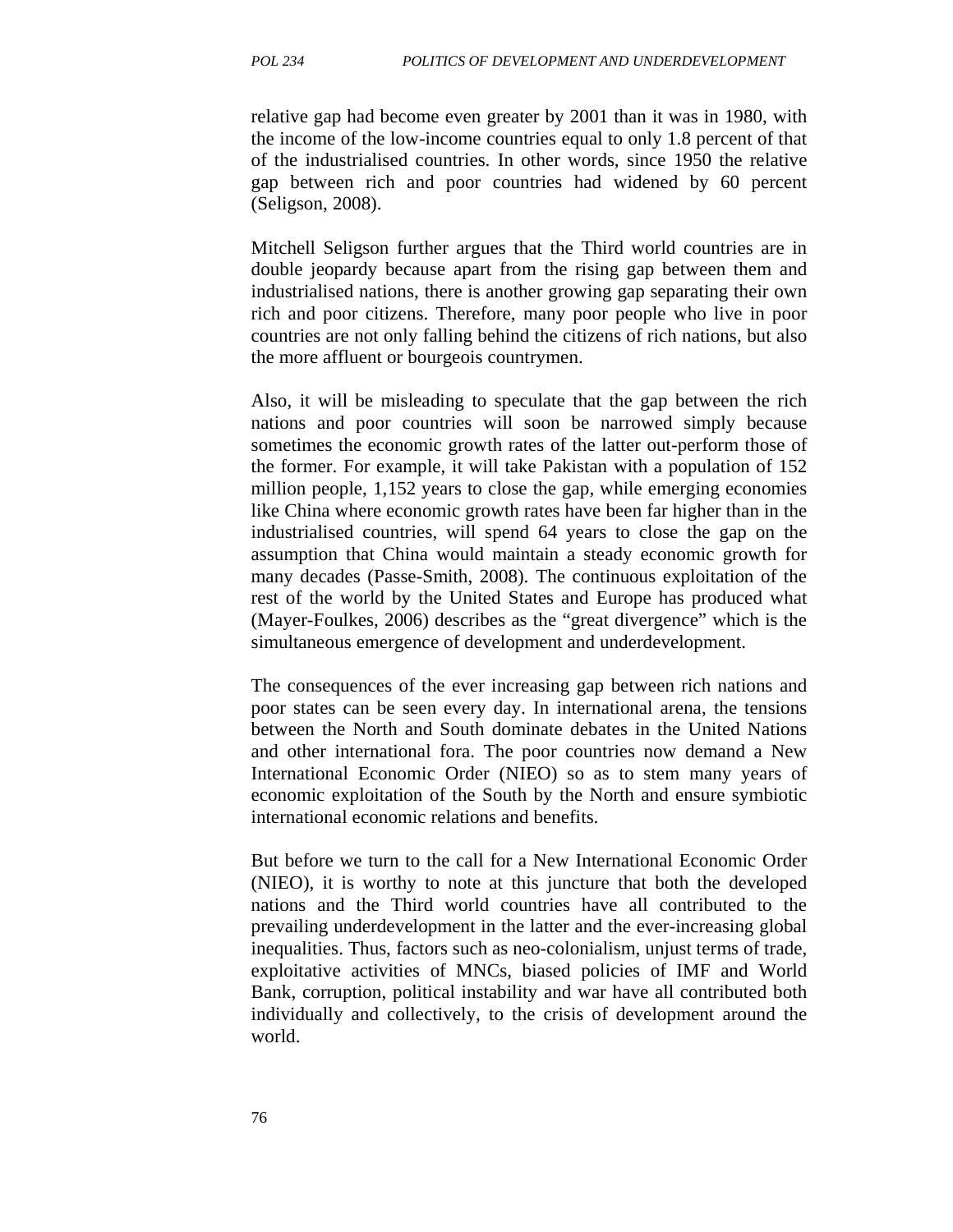relative gap had become even greater by 2001 than it was in 1980, with the income of the low-income countries equal to only 1.8 percent of that of the industrialised countries. In other words, since 1950 the relative gap between rich and poor countries had widened by 60 percent (Seligson, 2008).

Mitchell Seligson further argues that the Third world countries are in double jeopardy because apart from the rising gap between them and industrialised nations, there is another growing gap separating their own rich and poor citizens. Therefore, many poor people who live in poor countries are not only falling behind the citizens of rich nations, but also the more affluent or bourgeois countrymen.

Also, it will be misleading to speculate that the gap between the rich nations and poor countries will soon be narrowed simply because sometimes the economic growth rates of the latter out-perform those of the former. For example, it will take Pakistan with a population of 152 million people, 1,152 years to close the gap, while emerging economies like China where economic growth rates have been far higher than in the industrialised countries, will spend 64 years to close the gap on the assumption that China would maintain a steady economic growth for many decades (Passe-Smith, 2008). The continuous exploitation of the rest of the world by the United States and Europe has produced what (Mayer-Foulkes, 2006) describes as the "great divergence" which is the simultaneous emergence of development and underdevelopment.

The consequences of the ever increasing gap between rich nations and poor states can be seen every day. In international arena, the tensions between the North and South dominate debates in the United Nations and other international fora. The poor countries now demand a New International Economic Order (NIEO) so as to stem many years of economic exploitation of the South by the North and ensure symbiotic international economic relations and benefits.

But before we turn to the call for a New International Economic Order (NIEO), it is worthy to note at this juncture that both the developed nations and the Third world countries have all contributed to the prevailing underdevelopment in the latter and the ever-increasing global inequalities. Thus, factors such as neo-colonialism, unjust terms of trade, exploitative activities of MNCs, biased policies of IMF and World Bank, corruption, political instability and war have all contributed both individually and collectively, to the crisis of development around the world.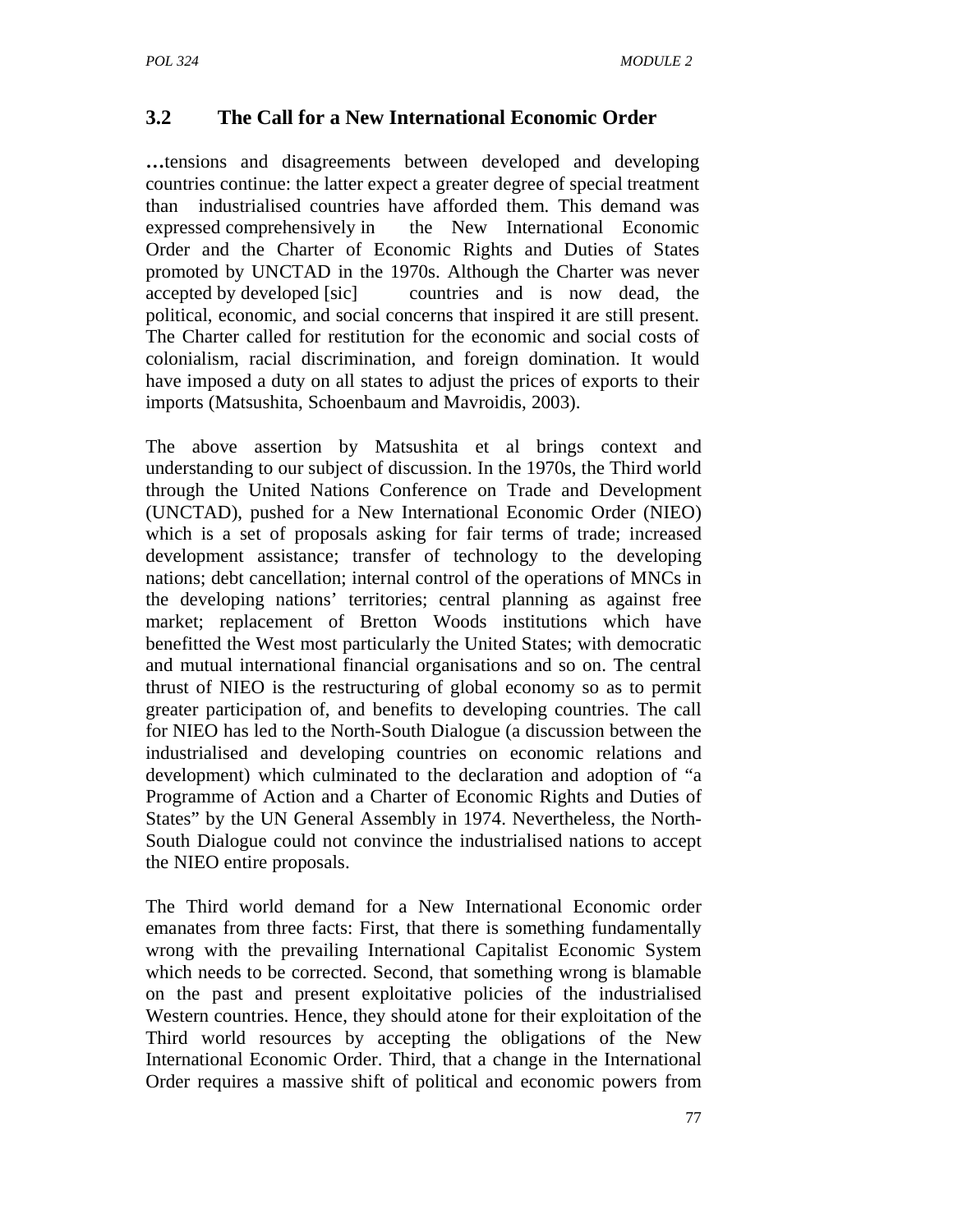## 3.2 The Call for a New International Economic Order

**…**tensions and disagreements between developed and developing countries continue: the latter expect a greater degree of special treatment than industrialised countries have afforded them. This demand was expressed comprehensively in the New International Economic Order and the Charter of Economic Rights and Duties of States promoted by UNCTAD in the 1970s. Although the Charter was never accepted by developed [sic] countries and is now dead, the political, economic, and social concerns that inspired it are still present. The Charter called for restitution for the economic and social costs of colonialism, racial discrimination, and foreign domination. It would have imposed a duty on all states to adjust the prices of exports to their imports (Matsushita, Schoenbaum and Mavroidis, 2003).

The above assertion by Matsushita et al brings context and understanding to our subject of discussion. In the 1970s, the Third world through the United Nations Conference on Trade and Development (UNCTAD), pushed for a New International Economic Order (NIEO) which is a set of proposals asking for fair terms of trade; increased development assistance; transfer of technology to the developing nations; debt cancellation; internal control of the operations of MNCs in the developing nations' territories; central planning as against free market; replacement of Bretton Woods institutions which have benefitted the West most particularly the United States; with democratic and mutual international financial organisations and so on. The central thrust of NIEO is the restructuring of global economy so as to permit greater participation of, and benefits to developing countries. The call for NIEO has led to the North-South Dialogue (a discussion between the industrialised and developing countries on economic relations and development) which culminated to the declaration and adoption of "a Programme of Action and a Charter of Economic Rights and Duties of States" by the UN General Assembly in 1974. Nevertheless, the North-South Dialogue could not convince the industrialised nations to accept the NIEO entire proposals.

The Third world demand for a New International Economic order emanates from three facts: First, that there is something fundamentally wrong with the prevailing International Capitalist Economic System which needs to be corrected. Second, that something wrong is blamable on the past and present exploitative policies of the industrialised Western countries. Hence, they should atone for their exploitation of the Third world resources by accepting the obligations of the New International Economic Order. Third, that a change in the International Order requires a massive shift of political and economic powers from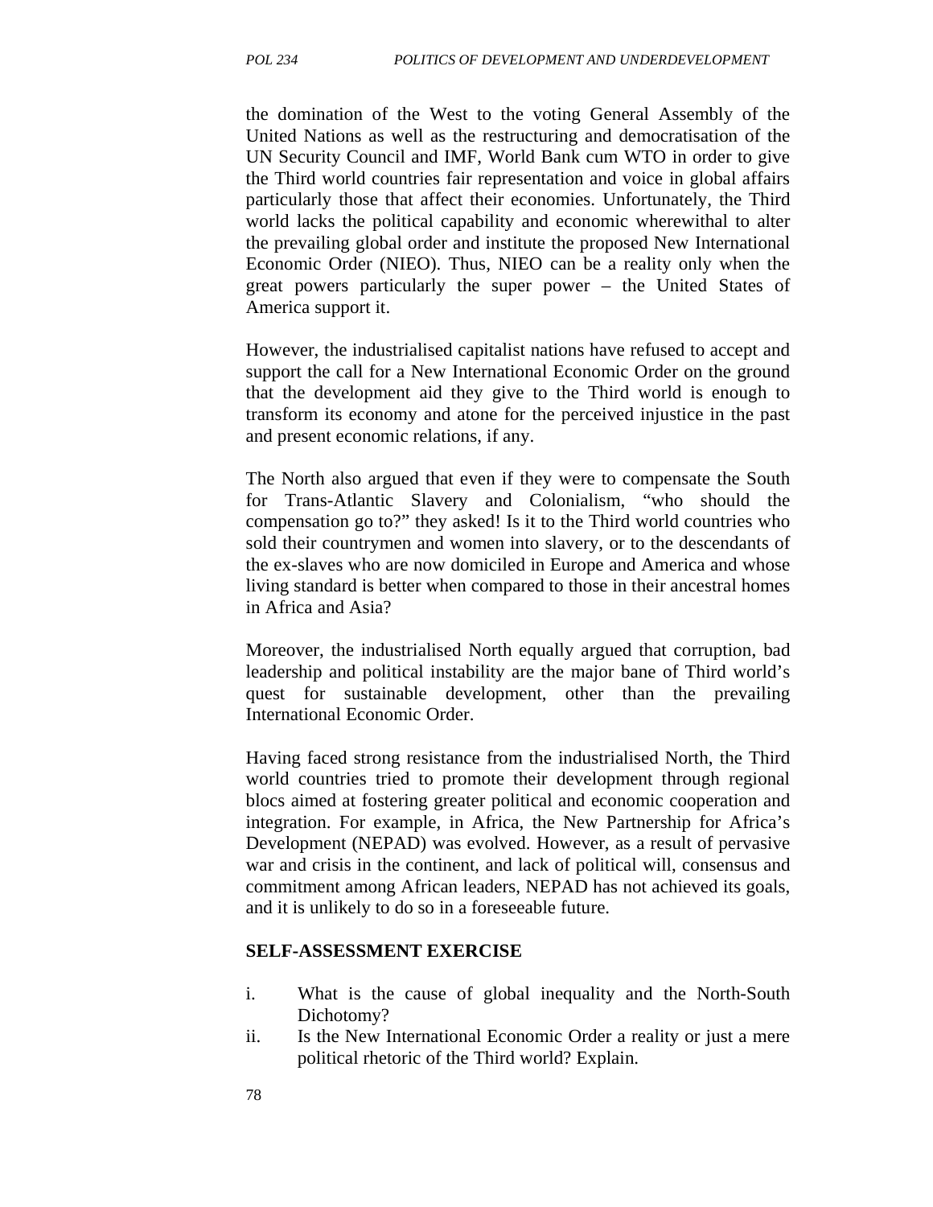the domination of the West to the voting General Assembly of the United Nations as well as the restructuring and democratisation of the UN Security Council and IMF, World Bank cum WTO in order to give the Third world countries fair representation and voice in global affairs particularly those that affect their economies. Unfortunately, the Third world lacks the political capability and economic wherewithal to alter the prevailing global order and institute the proposed New International Economic Order (NIEO). Thus, NIEO can be a reality only when the great powers particularly the super power – the United States of America support it.

However, the industrialised capitalist nations have refused to accept and support the call for a New International Economic Order on the ground that the development aid they give to the Third world is enough to transform its economy and atone for the perceived injustice in the past and present economic relations, if any.

The North also argued that even if they were to compensate the South for Trans-Atlantic Slavery and Colonialism, "who should the compensation go to?" they asked! Is it to the Third world countries who sold their countrymen and women into slavery, or to the descendants of the ex-slaves who are now domiciled in Europe and America and whose living standard is better when compared to those in their ancestral homes in Africa and Asia?

Moreover, the industrialised North equally argued that corruption, bad leadership and political instability are the major bane of Third world's quest for sustainable development, other than the prevailing International Economic Order.

Having faced strong resistance from the industrialised North, the Third world countries tried to promote their development through regional blocs aimed at fostering greater political and economic cooperation and integration. For example, in Africa, the New Partnership for Africa's Development (NEPAD) was evolved. However, as a result of pervasive war and crisis in the continent, and lack of political will, consensus and commitment among African leaders, NEPAD has not achieved its goals, and it is unlikely to do so in a foreseeable future.

**SELF-ASSESSMENT EXERCISE**

i. What is the cause of global inequality and the North-South Dichotomy?
ii. Is the New International Economic Order a reality or just a mere political rhetoric of the Third world? Explain.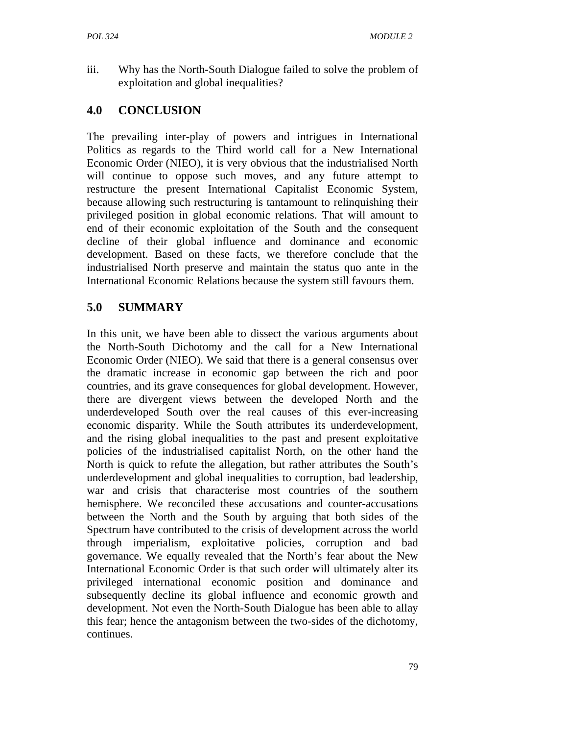iii. Why has the North-South Dialogue failed to solve the problem of exploitation and global inequalities?

## 4.0 CONCLUSION

The prevailing inter-play of powers and intrigues in International Politics as regards to the Third world call for a New International Economic Order (NIEO), it is very obvious that the industrialised North will continue to oppose such moves, and any future attempt to restructure the present International Capitalist Economic System, because allowing such restructuring is tantamount to relinquishing their privileged position in global economic relations. That will amount to end of their economic exploitation of the South and the consequent decline of their global influence and dominance and economic development. Based on these facts, we therefore conclude that the industrialised North preserve and maintain the status quo ante in the International Economic Relations because the system still favours them.

## 5.0 SUMMARY

In this unit, we have been able to dissect the various arguments about the North-South Dichotomy and the call for a New International Economic Order (NIEO). We said that there is a general consensus over the dramatic increase in economic gap between the rich and poor countries, and its grave consequences for global development. However, there are divergent views between the developed North and the underdeveloped South over the real causes of this ever-increasing economic disparity. While the South attributes its underdevelopment, and the rising global inequalities to the past and present exploitative policies of the industrialised capitalist North, on the other hand the North is quick to refute the allegation, but rather attributes the South's underdevelopment and global inequalities to corruption, bad leadership, war and crisis that characterise most countries of the southern hemisphere. We reconciled these accusations and counter-accusations between the North and the South by arguing that both sides of the Spectrum have contributed to the crisis of development across the world through imperialism, exploitative policies, corruption and bad governance. We equally revealed that the North's fear about the New International Economic Order is that such order will ultimately alter its privileged international economic position and dominance and subsequently decline its global influence and economic growth and development. Not even the North-South Dialogue has been able to allay this fear; hence the antagonism between the two-sides of the dichotomy, continues.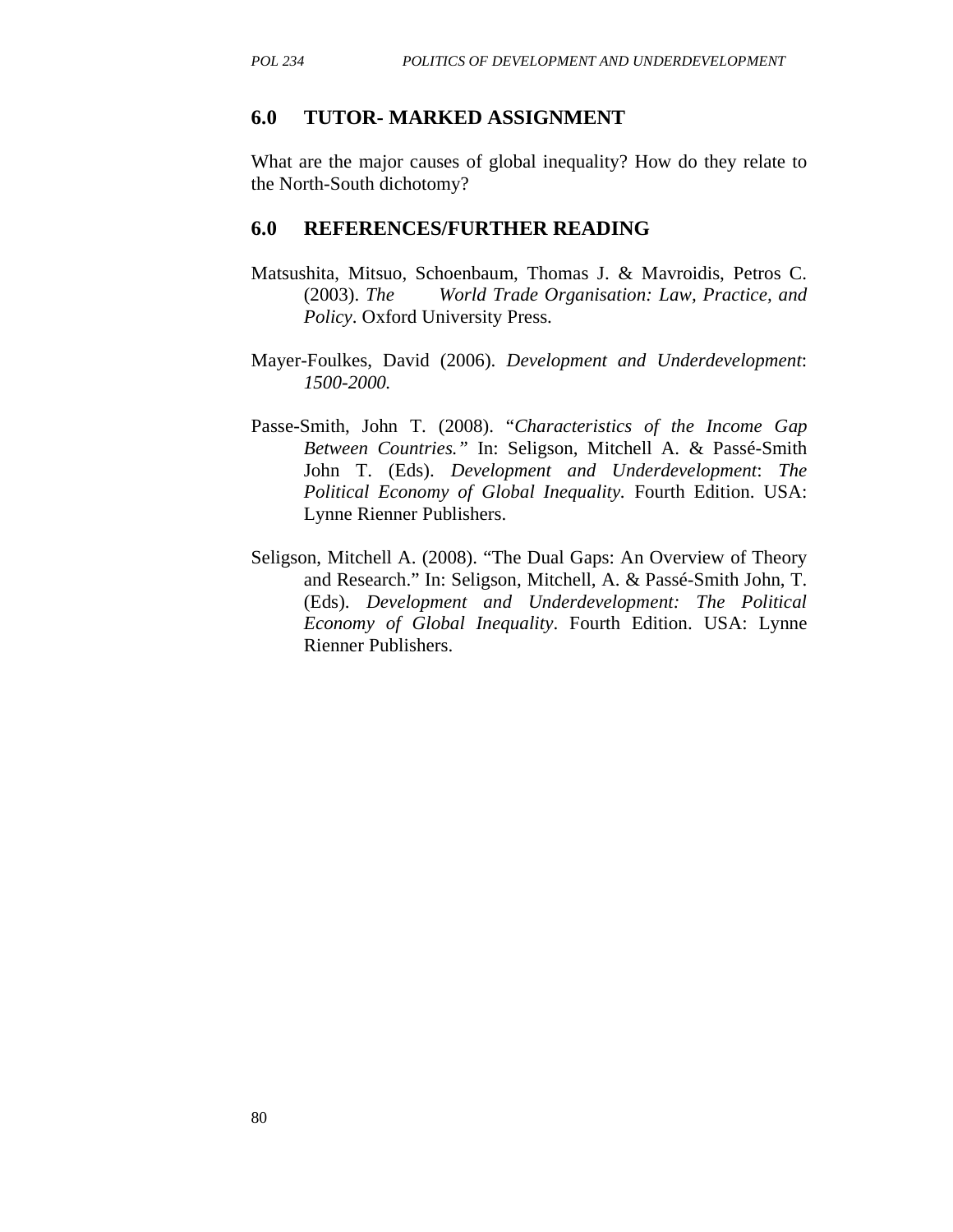## 6.0 TUTOR- MARKED ASSIGNMENT

What are the major causes of global inequality? How do they relate to the North-South dichotomy?

## 6.0 REFERENCES/FURTHER READING

Matsushita, Mitsuo, Schoenbaum, Thomas J. & Mavroidis, Petros C. (2003). *The World Trade Organisation: Law, Practice, and Policy*. Oxford University Press.

Mayer-Foulkes, David (2006). *Development and Underdevelopment*: *1500-2000.*

Passe-Smith, John T. (2008). "*Characteristics of the Income Gap Between Countries."* In: Seligson, Mitchell A. & Passé-Smith John T. (Eds). *Development and Underdevelopment*: *The Political Economy of Global Inequality*. Fourth Edition. USA: Lynne Rienner Publishers.

Seligson, Mitchell A. (2008). "The Dual Gaps: An Overview of Theory and Research." In: Seligson, Mitchell, A. & Passé-Smith John, T. (Eds). *Development and Underdevelopment: The Political Economy of Global Inequality*. Fourth Edition. USA: Lynne Rienner Publishers.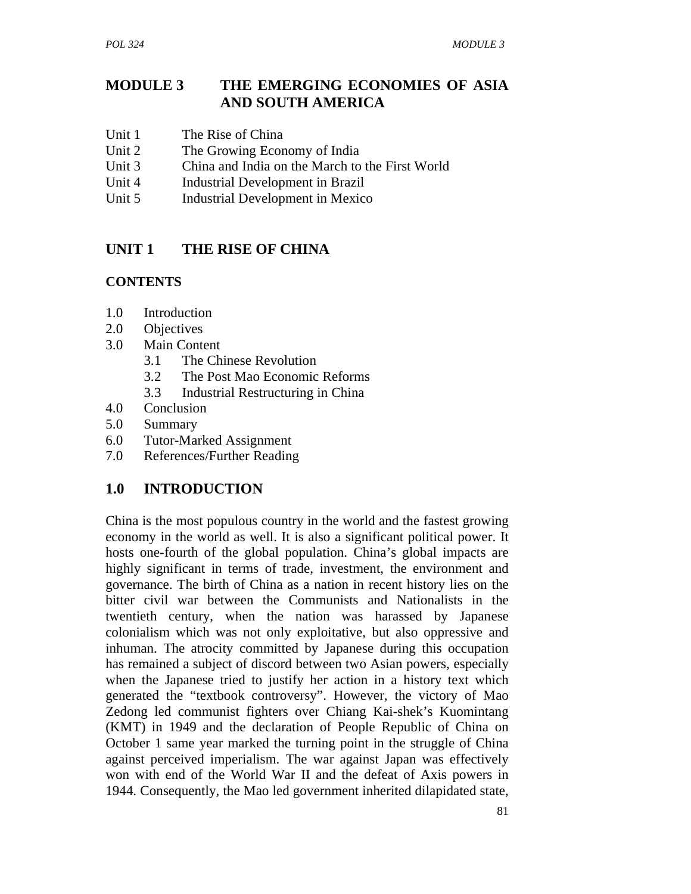# MODULE 3 THE EMERGING ECONOMIES OF ASIA AND SOUTH AMERICA

Unit 1 The Rise of China
Unit 2 The Growing Economy of India
Unit 3 China and India on the March to the First World
Unit 4 Industrial Development in Brazil
Unit 5 Industrial Development in Mexico

## UNIT 1 THE RISE OF CHINA

### CONTENTS

1.0 Introduction
2.0 Objectives
3.0 Main Content
 3.1 The Chinese Revolution
 3.2 The Post Mao Economic Reforms
 3.3 Industrial Restructuring in China
4.0 Conclusion
5.0 Summary
6.0 Tutor-Marked Assignment
7.0 References/Further Reading

## 1.0 INTRODUCTION

China is the most populous country in the world and the fastest growing economy in the world as well. It is also a significant political power. It hosts one-fourth of the global population. China's global impacts are highly significant in terms of trade, investment, the environment and governance. The birth of China as a nation in recent history lies on the bitter civil war between the Communists and Nationalists in the twentieth century, when the nation was harassed by Japanese colonialism which was not only exploitative, but also oppressive and inhuman. The atrocity committed by Japanese during this occupation has remained a subject of discord between two Asian powers, especially when the Japanese tried to justify her action in a history text which generated the "textbook controversy". However, the victory of Mao Zedong led communist fighters over Chiang Kai-shek's Kuomintang (KMT) in 1949 and the declaration of People Republic of China on October 1 same year marked the turning point in the struggle of China against perceived imperialism. The war against Japan was effectively won with end of the World War II and the defeat of Axis powers in 1944. Consequently, the Mao led government inherited dilapidated state,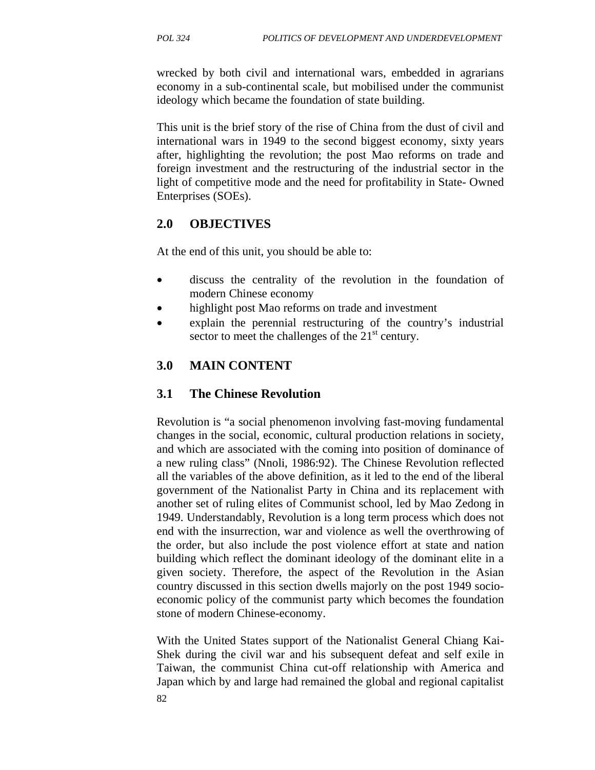wrecked by both civil and international wars, embedded in agrarians economy in a sub-continental scale, but mobilised under the communist ideology which became the foundation of state building.

This unit is the brief story of the rise of China from the dust of civil and international wars in 1949 to the second biggest economy, sixty years after, highlighting the revolution; the post Mao reforms on trade and foreign investment and the restructuring of the industrial sector in the light of competitive mode and the need for profitability in State- Owned Enterprises (SOEs).

## 2.0 OBJECTIVES

At the end of this unit, you should be able to:

- discuss the centrality of the revolution in the foundation of modern Chinese economy
- highlight post Mao reforms on trade and investment
- explain the perennial restructuring of the country's industrial sector to meet the challenges of the 21st century.

## 3.0 MAIN CONTENT

### 3.1 The Chinese Revolution

Revolution is "a social phenomenon involving fast-moving fundamental changes in the social, economic, cultural production relations in society, and which are associated with the coming into position of dominance of a new ruling class" (Nnoli, 1986:92). The Chinese Revolution reflected all the variables of the above definition, as it led to the end of the liberal government of the Nationalist Party in China and its replacement with another set of ruling elites of Communist school, led by Mao Zedong in 1949. Understandably, Revolution is a long term process which does not end with the insurrection, war and violence as well the overthrowing of the order, but also include the post violence effort at state and nation building which reflect the dominant ideology of the dominant elite in a given society. Therefore, the aspect of the Revolution in the Asian country discussed in this section dwells majorly on the post 1949 socio-economic policy of the communist party which becomes the foundation stone of modern Chinese-economy.

With the United States support of the Nationalist General Chiang Kai-Shek during the civil war and his subsequent defeat and self exile in Taiwan, the communist China cut-off relationship with America and Japan which by and large had remained the global and regional capitalist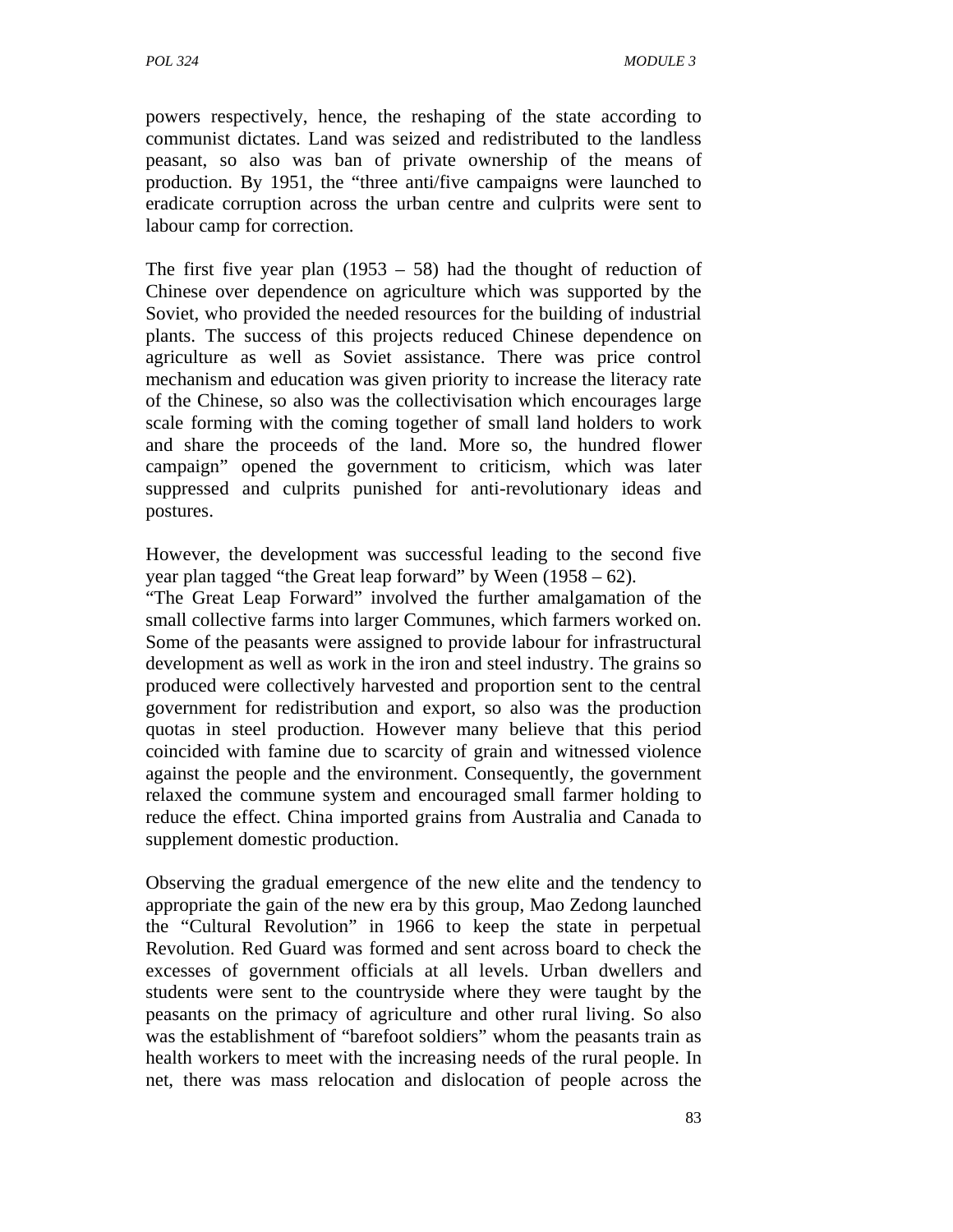powers respectively, hence, the reshaping of the state according to communist dictates. Land was seized and redistributed to the landless peasant, so also was ban of private ownership of the means of production. By 1951, the "three anti/five campaigns were launched to eradicate corruption across the urban centre and culprits were sent to labour camp for correction.

The first five year plan (1953 – 58) had the thought of reduction of Chinese over dependence on agriculture which was supported by the Soviet, who provided the needed resources for the building of industrial plants. The success of this projects reduced Chinese dependence on agriculture as well as Soviet assistance. There was price control mechanism and education was given priority to increase the literacy rate of the Chinese, so also was the collectivisation which encourages large scale forming with the coming together of small land holders to work and share the proceeds of the land. More so, the hundred flower campaign" opened the government to criticism, which was later suppressed and culprits punished for anti-revolutionary ideas and postures.

However, the development was successful leading to the second five year plan tagged "the Great leap forward" by Ween (1958 – 62).
"The Great Leap Forward" involved the further amalgamation of the small collective farms into larger Communes, which farmers worked on. Some of the peasants were assigned to provide labour for infrastructural development as well as work in the iron and steel industry. The grains so produced were collectively harvested and proportion sent to the central government for redistribution and export, so also was the production quotas in steel production. However many believe that this period coincided with famine due to scarcity of grain and witnessed violence against the people and the environment. Consequently, the government relaxed the commune system and encouraged small farmer holding to reduce the effect. China imported grains from Australia and Canada to supplement domestic production.

Observing the gradual emergence of the new elite and the tendency to appropriate the gain of the new era by this group, Mao Zedong launched the "Cultural Revolution" in 1966 to keep the state in perpetual Revolution. Red Guard was formed and sent across board to check the excesses of government officials at all levels. Urban dwellers and students were sent to the countryside where they were taught by the peasants on the primacy of agriculture and other rural living. So also was the establishment of "barefoot soldiers" whom the peasants train as health workers to meet with the increasing needs of the rural people. In net, there was mass relocation and dislocation of people across the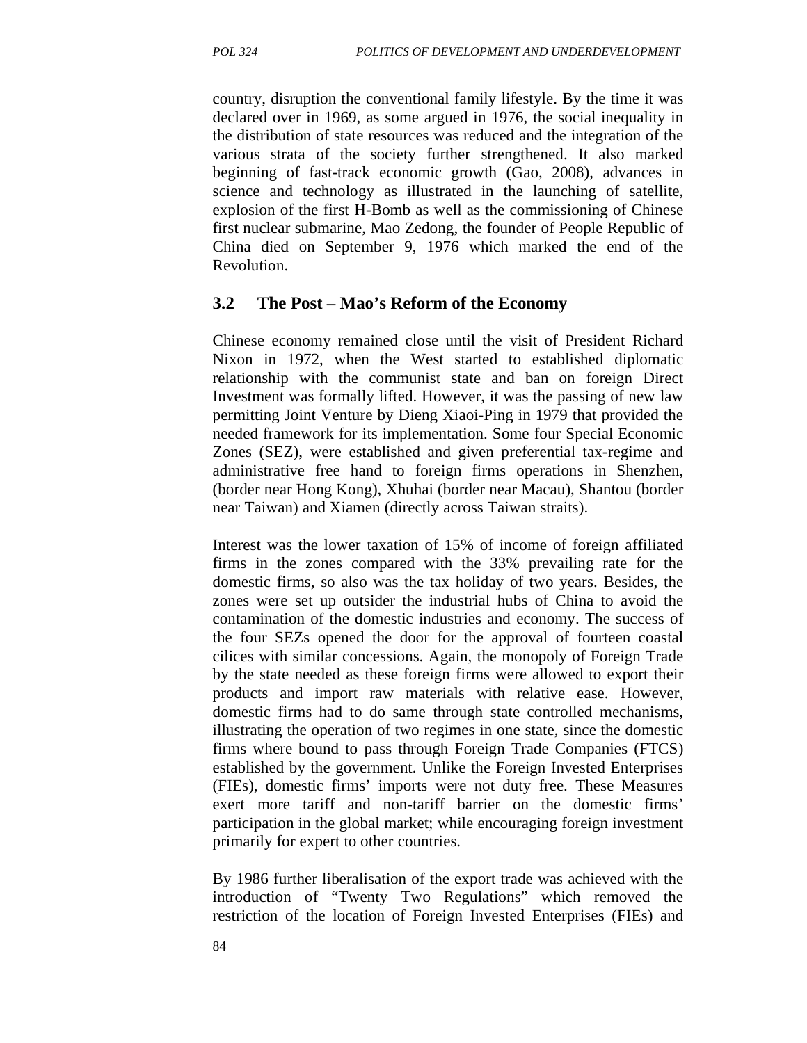country, disruption the conventional family lifestyle. By the time it was declared over in 1969, as some argued in 1976, the social inequality in the distribution of state resources was reduced and the integration of the various strata of the society further strengthened. It also marked beginning of fast-track economic growth (Gao, 2008), advances in science and technology as illustrated in the launching of satellite, explosion of the first H-Bomb as well as the commissioning of Chinese first nuclear submarine, Mao Zedong, the founder of People Republic of China died on September 9, 1976 which marked the end of the Revolution.

## 3.2 The Post – Mao's Reform of the Economy

Chinese economy remained close until the visit of President Richard Nixon in 1972, when the West started to established diplomatic relationship with the communist state and ban on foreign Direct Investment was formally lifted. However, it was the passing of new law permitting Joint Venture by Dieng Xiaoi-Ping in 1979 that provided the needed framework for its implementation. Some four Special Economic Zones (SEZ), were established and given preferential tax-regime and administrative free hand to foreign firms operations in Shenzhen, (border near Hong Kong), Xhuhai (border near Macau), Shantou (border near Taiwan) and Xiamen (directly across Taiwan straits).

Interest was the lower taxation of 15% of income of foreign affiliated firms in the zones compared with the 33% prevailing rate for the domestic firms, so also was the tax holiday of two years. Besides, the zones were set up outsider the industrial hubs of China to avoid the contamination of the domestic industries and economy. The success of the four SEZs opened the door for the approval of fourteen coastal cilices with similar concessions. Again, the monopoly of Foreign Trade by the state needed as these foreign firms were allowed to export their products and import raw materials with relative ease. However, domestic firms had to do same through state controlled mechanisms, illustrating the operation of two regimes in one state, since the domestic firms where bound to pass through Foreign Trade Companies (FTCS) established by the government. Unlike the Foreign Invested Enterprises (FIEs), domestic firms' imports were not duty free. These Measures exert more tariff and non-tariff barrier on the domestic firms' participation in the global market; while encouraging foreign investment primarily for expert to other countries.

By 1986 further liberalisation of the export trade was achieved with the introduction of "Twenty Two Regulations" which removed the restriction of the location of Foreign Invested Enterprises (FIEs) and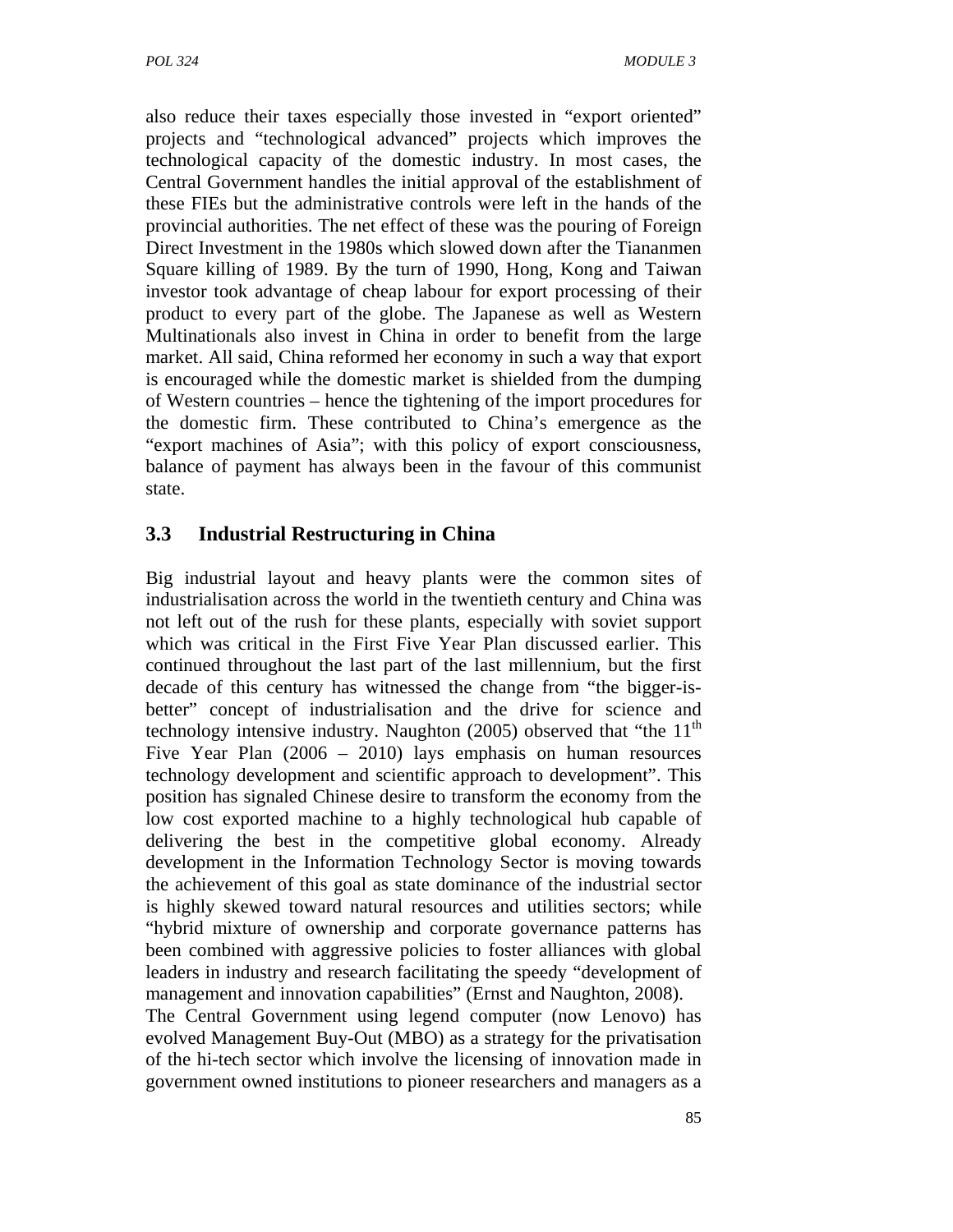also reduce their taxes especially those invested in "export oriented" projects and "technological advanced" projects which improves the technological capacity of the domestic industry. In most cases, the Central Government handles the initial approval of the establishment of these FIEs but the administrative controls were left in the hands of the provincial authorities. The net effect of these was the pouring of Foreign Direct Investment in the 1980s which slowed down after the Tiananmen Square killing of 1989. By the turn of 1990, Hong, Kong and Taiwan investor took advantage of cheap labour for export processing of their product to every part of the globe. The Japanese as well as Western Multinationals also invest in China in order to benefit from the large market. All said, China reformed her economy in such a way that export is encouraged while the domestic market is shielded from the dumping of Western countries – hence the tightening of the import procedures for the domestic firm. These contributed to China's emergence as the "export machines of Asia"; with this policy of export consciousness, balance of payment has always been in the favour of this communist state.

## 3.3 Industrial Restructuring in China

Big industrial layout and heavy plants were the common sites of industrialisation across the world in the twentieth century and China was not left out of the rush for these plants, especially with soviet support which was critical in the First Five Year Plan discussed earlier. This continued throughout the last part of the last millennium, but the first decade of this century has witnessed the change from "the bigger-is-better" concept of industrialisation and the drive for science and technology intensive industry. Naughton (2005) observed that "the 11th Five Year Plan (2006 – 2010) lays emphasis on human resources technology development and scientific approach to development". This position has signaled Chinese desire to transform the economy from the low cost exported machine to a highly technological hub capable of delivering the best in the competitive global economy. Already development in the Information Technology Sector is moving towards the achievement of this goal as state dominance of the industrial sector is highly skewed toward natural resources and utilities sectors; while "hybrid mixture of ownership and corporate governance patterns has been combined with aggressive policies to foster alliances with global leaders in industry and research facilitating the speedy "development of management and innovation capabilities" (Ernst and Naughton, 2008).

The Central Government using legend computer (now Lenovo) has evolved Management Buy-Out (MBO) as a strategy for the privatisation of the hi-tech sector which involve the licensing of innovation made in government owned institutions to pioneer researchers and managers as a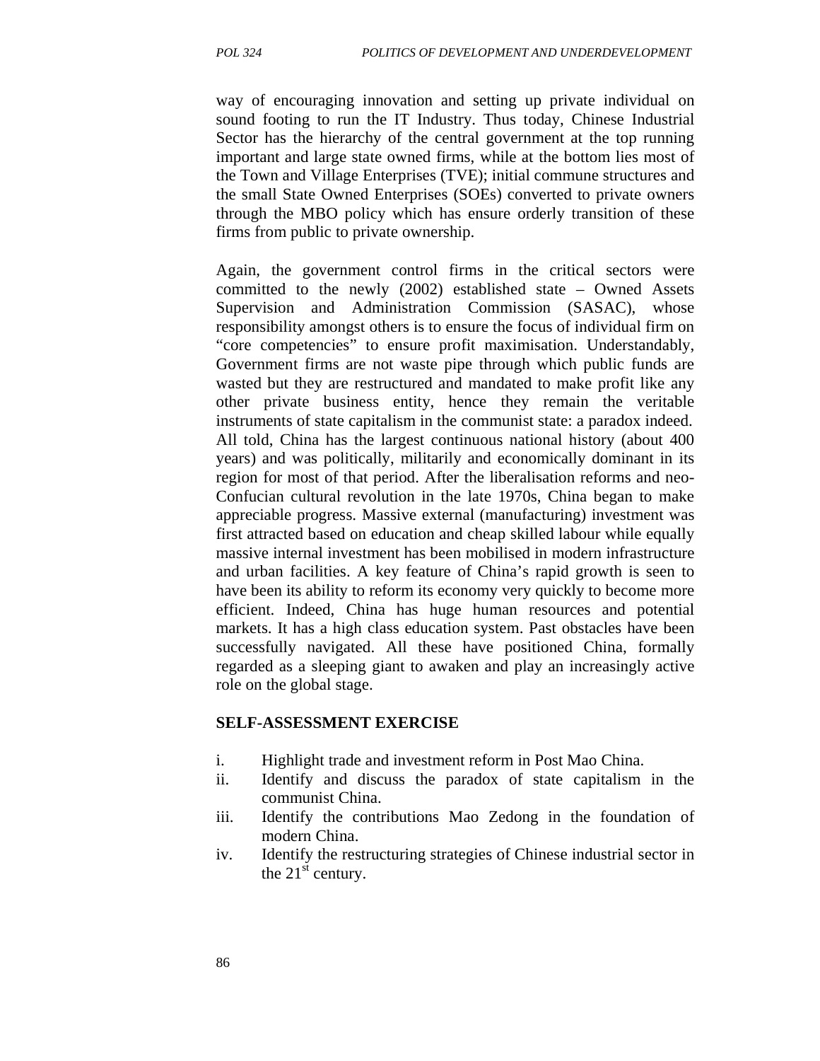way of encouraging innovation and setting up private individual on sound footing to run the IT Industry. Thus today, Chinese Industrial Sector has the hierarchy of the central government at the top running important and large state owned firms, while at the bottom lies most of the Town and Village Enterprises (TVE); initial commune structures and the small State Owned Enterprises (SOEs) converted to private owners through the MBO policy which has ensure orderly transition of these firms from public to private ownership.

Again, the government control firms in the critical sectors were committed to the newly (2002) established state – Owned Assets Supervision and Administration Commission (SASAC), whose responsibility amongst others is to ensure the focus of individual firm on "core competencies" to ensure profit maximisation. Understandably, Government firms are not waste pipe through which public funds are wasted but they are restructured and mandated to make profit like any other private business entity, hence they remain the veritable instruments of state capitalism in the communist state: a paradox indeed. All told, China has the largest continuous national history (about 400 years) and was politically, militarily and economically dominant in its region for most of that period. After the liberalisation reforms and neo-Confucian cultural revolution in the late 1970s, China began to make appreciable progress. Massive external (manufacturing) investment was first attracted based on education and cheap skilled labour while equally massive internal investment has been mobilised in modern infrastructure and urban facilities. A key feature of China's rapid growth is seen to have been its ability to reform its economy very quickly to become more efficient. Indeed, China has huge human resources and potential markets. It has a high class education system. Past obstacles have been successfully navigated. All these have positioned China, formally regarded as a sleeping giant to awaken and play an increasingly active role on the global stage.

**SELF-ASSESSMENT EXERCISE**

i. Highlight trade and investment reform in Post Mao China.
ii. Identify and discuss the paradox of state capitalism in the communist China.
iii. Identify the contributions Mao Zedong in the foundation of modern China.
iv. Identify the restructuring strategies of Chinese industrial sector in the 21st century.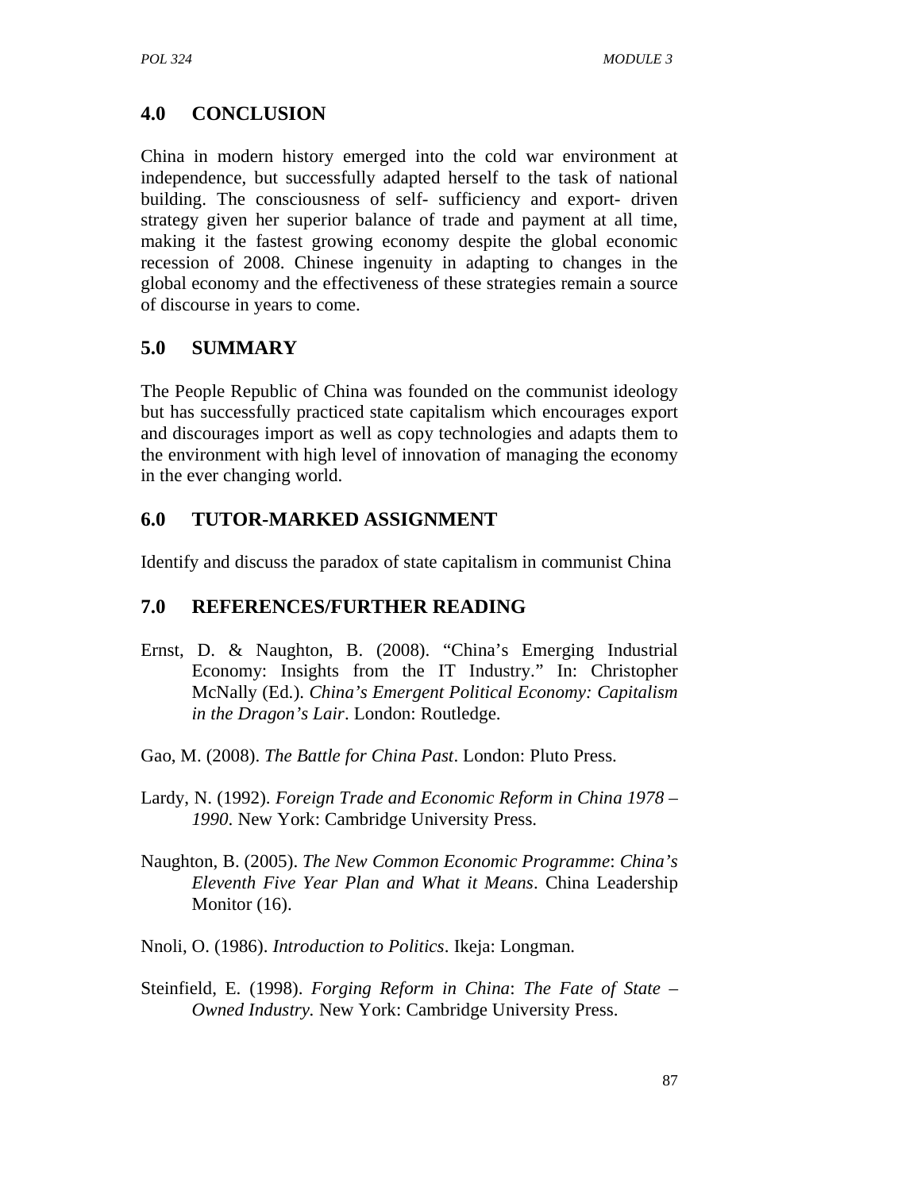## 4.0 CONCLUSION

China in modern history emerged into the cold war environment at independence, but successfully adapted herself to the task of national building. The consciousness of self- sufficiency and export- driven strategy given her superior balance of trade and payment at all time, making it the fastest growing economy despite the global economic recession of 2008. Chinese ingenuity in adapting to changes in the global economy and the effectiveness of these strategies remain a source of discourse in years to come.

## 5.0 SUMMARY

The People Republic of China was founded on the communist ideology but has successfully practiced state capitalism which encourages export and discourages import as well as copy technologies and adapts them to the environment with high level of innovation of managing the economy in the ever changing world.

## 6.0 TUTOR-MARKED ASSIGNMENT

Identify and discuss the paradox of state capitalism in communist China

## 7.0 REFERENCES/FURTHER READING

Ernst, D. & Naughton, B. (2008). "China's Emerging Industrial Economy: Insights from the IT Industry." In: Christopher McNally (Ed.). *China's Emergent Political Economy: Capitalism in the Dragon's Lair*. London: Routledge.

Gao, M. (2008). *The Battle for China Past*. London: Pluto Press.

Lardy, N. (1992). *Foreign Trade and Economic Reform in China 1978 – 1990*. New York: Cambridge University Press.

Naughton, B. (2005). *The New Common Economic Programme*: *China's Eleventh Five Year Plan and What it Means*. China Leadership Monitor (16).

Nnoli, O. (1986). *Introduction to Politics*. Ikeja: Longman.

Steinfield, E. (1998). *Forging Reform in China*: *The Fate of State – Owned Industry.* New York: Cambridge University Press.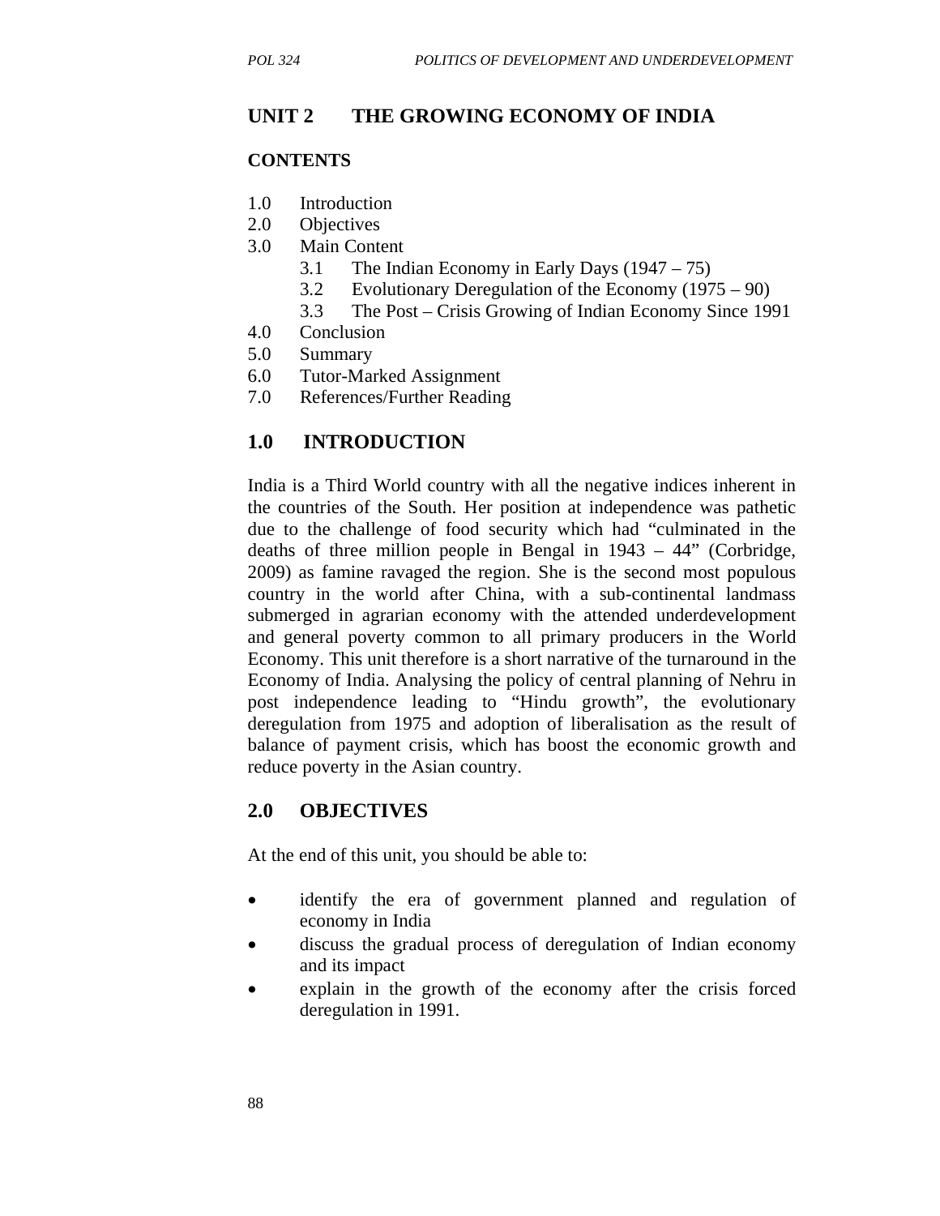## UNIT 2 THE GROWING ECONOMY OF INDIA

### CONTENTS

1.0 Introduction
2.0 Objectives
3.0 Main Content
    3.1 The Indian Economy in Early Days (1947 – 75)
    3.2 Evolutionary Deregulation of the Economy (1975 – 90)
    3.3 The Post – Crisis Growing of Indian Economy Since 1991
4.0 Conclusion
5.0 Summary
6.0 Tutor-Marked Assignment
7.0 References/Further Reading

## 1.0 INTRODUCTION

India is a Third World country with all the negative indices inherent in the countries of the South. Her position at independence was pathetic due to the challenge of food security which had "culminated in the deaths of three million people in Bengal in 1943 – 44" (Corbridge, 2009) as famine ravaged the region. She is the second most populous country in the world after China, with a sub-continental landmass submerged in agrarian economy with the attended underdevelopment and general poverty common to all primary producers in the World Economy. This unit therefore is a short narrative of the turnaround in the Economy of India. Analysing the policy of central planning of Nehru in post independence leading to "Hindu growth", the evolutionary deregulation from 1975 and adoption of liberalisation as the result of balance of payment crisis, which has boost the economic growth and reduce poverty in the Asian country.

## 2.0 OBJECTIVES

At the end of this unit, you should be able to:

- identify the era of government planned and regulation of economy in India
- discuss the gradual process of deregulation of Indian economy and its impact
- explain in the growth of the economy after the crisis forced deregulation in 1991.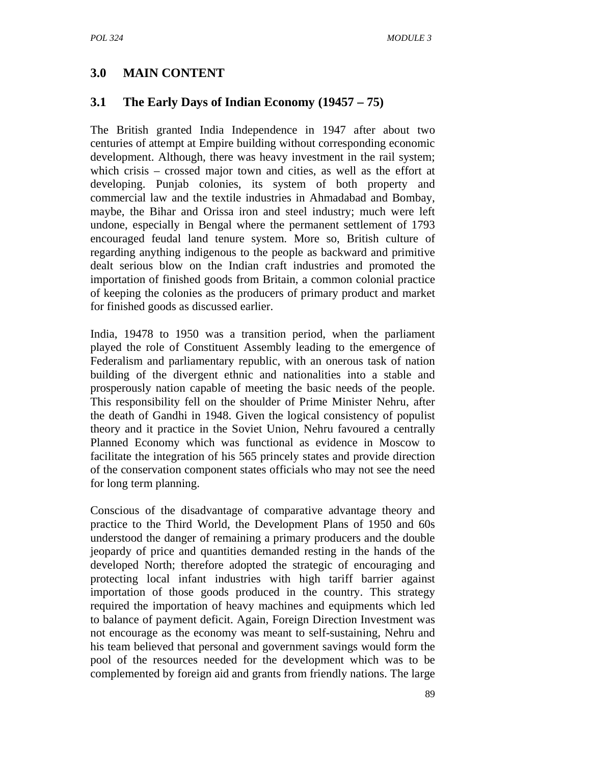## 3.0 MAIN CONTENT

### 3.1 The Early Days of Indian Economy (19457 – 75)

The British granted India Independence in 1947 after about two centuries of attempt at Empire building without corresponding economic development. Although, there was heavy investment in the rail system; which crisis – crossed major town and cities, as well as the effort at developing. Punjab colonies, its system of both property and commercial law and the textile industries in Ahmadabad and Bombay, maybe, the Bihar and Orissa iron and steel industry; much were left undone, especially in Bengal where the permanent settlement of 1793 encouraged feudal land tenure system. More so, British culture of regarding anything indigenous to the people as backward and primitive dealt serious blow on the Indian craft industries and promoted the importation of finished goods from Britain, a common colonial practice of keeping the colonies as the producers of primary product and market for finished goods as discussed earlier.

India, 19478 to 1950 was a transition period, when the parliament played the role of Constituent Assembly leading to the emergence of Federalism and parliamentary republic, with an onerous task of nation building of the divergent ethnic and nationalities into a stable and prosperously nation capable of meeting the basic needs of the people. This responsibility fell on the shoulder of Prime Minister Nehru, after the death of Gandhi in 1948. Given the logical consistency of populist theory and it practice in the Soviet Union, Nehru favoured a centrally Planned Economy which was functional as evidence in Moscow to facilitate the integration of his 565 princely states and provide direction of the conservation component states officials who may not see the need for long term planning.

Conscious of the disadvantage of comparative advantage theory and practice to the Third World, the Development Plans of 1950 and 60s understood the danger of remaining a primary producers and the double jeopardy of price and quantities demanded resting in the hands of the developed North; therefore adopted the strategic of encouraging and protecting local infant industries with high tariff barrier against importation of those goods produced in the country. This strategy required the importation of heavy machines and equipments which led to balance of payment deficit. Again, Foreign Direction Investment was not encourage as the economy was meant to self-sustaining, Nehru and his team believed that personal and government savings would form the pool of the resources needed for the development which was to be complemented by foreign aid and grants from friendly nations. The large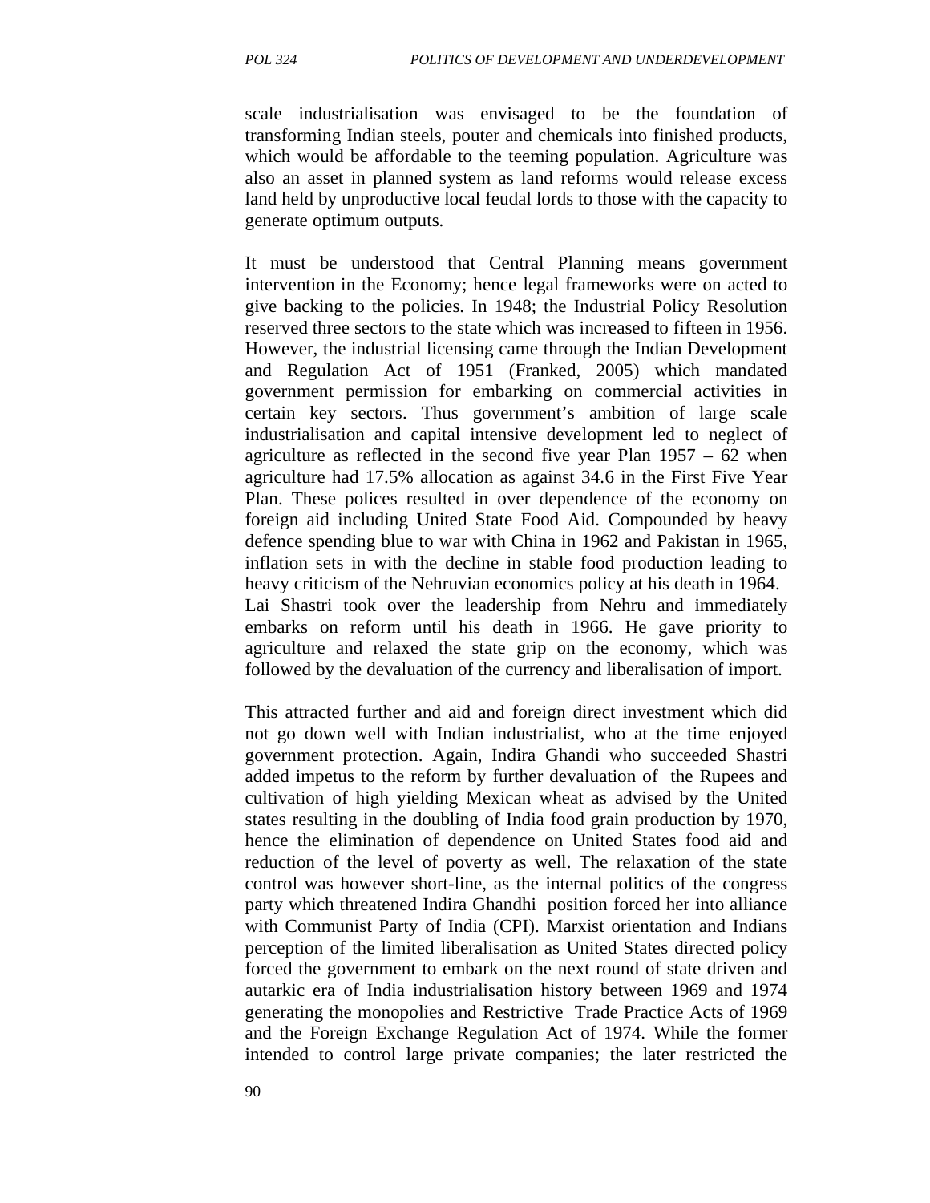scale industrialisation was envisaged to be the foundation of transforming Indian steels, pouter and chemicals into finished products, which would be affordable to the teeming population. Agriculture was also an asset in planned system as land reforms would release excess land held by unproductive local feudal lords to those with the capacity to generate optimum outputs.

It must be understood that Central Planning means government intervention in the Economy; hence legal frameworks were on acted to give backing to the policies. In 1948; the Industrial Policy Resolution reserved three sectors to the state which was increased to fifteen in 1956. However, the industrial licensing came through the Indian Development and Regulation Act of 1951 (Franked, 2005) which mandated government permission for embarking on commercial activities in certain key sectors. Thus government's ambition of large scale industrialisation and capital intensive development led to neglect of agriculture as reflected in the second five year Plan 1957 – 62 when agriculture had 17.5% allocation as against 34.6 in the First Five Year Plan. These polices resulted in over dependence of the economy on foreign aid including United State Food Aid. Compounded by heavy defence spending blue to war with China in 1962 and Pakistan in 1965, inflation sets in with the decline in stable food production leading to heavy criticism of the Nehruvian economics policy at his death in 1964. Lai Shastri took over the leadership from Nehru and immediately embarks on reform until his death in 1966. He gave priority to agriculture and relaxed the state grip on the economy, which was followed by the devaluation of the currency and liberalisation of import.

This attracted further and aid and foreign direct investment which did not go down well with Indian industrialist, who at the time enjoyed government protection. Again, Indira Ghandi who succeeded Shastri added impetus to the reform by further devaluation of the Rupees and cultivation of high yielding Mexican wheat as advised by the United states resulting in the doubling of India food grain production by 1970, hence the elimination of dependence on United States food aid and reduction of the level of poverty as well. The relaxation of the state control was however short-line, as the internal politics of the congress party which threatened Indira Ghandhi position forced her into alliance with Communist Party of India (CPI). Marxist orientation and Indians perception of the limited liberalisation as United States directed policy forced the government to embark on the next round of state driven and autarkic era of India industrialisation history between 1969 and 1974 generating the monopolies and Restrictive Trade Practice Acts of 1969 and the Foreign Exchange Regulation Act of 1974. While the former intended to control large private companies; the later restricted the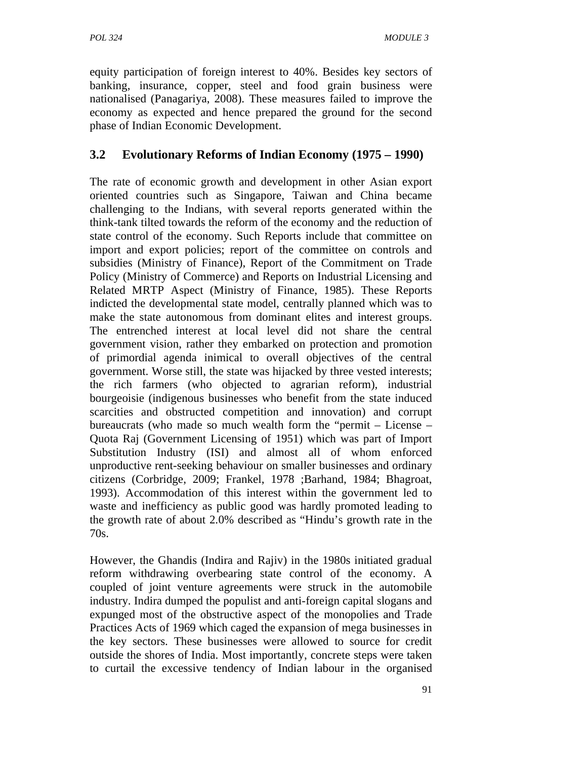equity participation of foreign interest to 40%. Besides key sectors of banking, insurance, copper, steel and food grain business were nationalised (Panagariya, 2008). These measures failed to improve the economy as expected and hence prepared the ground for the second phase of Indian Economic Development.

## 3.2 Evolutionary Reforms of Indian Economy (1975 – 1990)

The rate of economic growth and development in other Asian export oriented countries such as Singapore, Taiwan and China became challenging to the Indians, with several reports generated within the think-tank tilted towards the reform of the economy and the reduction of state control of the economy. Such Reports include that committee on import and export policies; report of the committee on controls and subsidies (Ministry of Finance), Report of the Commitment on Trade Policy (Ministry of Commerce) and Reports on Industrial Licensing and Related MRTP Aspect (Ministry of Finance, 1985). These Reports indicted the developmental state model, centrally planned which was to make the state autonomous from dominant elites and interest groups. The entrenched interest at local level did not share the central government vision, rather they embarked on protection and promotion of primordial agenda inimical to overall objectives of the central government. Worse still, the state was hijacked by three vested interests; the rich farmers (who objected to agrarian reform), industrial bourgeoisie (indigenous businesses who benefit from the state induced scarcities and obstructed competition and innovation) and corrupt bureaucrats (who made so much wealth form the "permit – License – Quota Raj (Government Licensing of 1951) which was part of Import Substitution Industry (ISI) and almost all of whom enforced unproductive rent-seeking behaviour on smaller businesses and ordinary citizens (Corbridge, 2009; Frankel, 1978 ;Barhand, 1984; Bhagroat, 1993). Accommodation of this interest within the government led to waste and inefficiency as public good was hardly promoted leading to the growth rate of about 2.0% described as "Hindu's growth rate in the 70s.

However, the Ghandis (Indira and Rajiv) in the 1980s initiated gradual reform withdrawing overbearing state control of the economy. A coupled of joint venture agreements were struck in the automobile industry. Indira dumped the populist and anti-foreign capital slogans and expunged most of the obstructive aspect of the monopolies and Trade Practices Acts of 1969 which caged the expansion of mega businesses in the key sectors. These businesses were allowed to source for credit outside the shores of India. Most importantly, concrete steps were taken to curtail the excessive tendency of Indian labour in the organised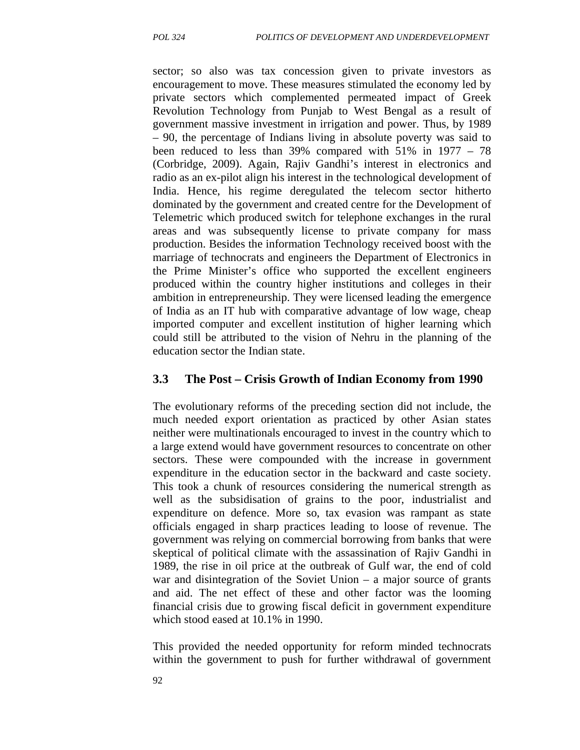sector; so also was tax concession given to private investors as encouragement to move. These measures stimulated the economy led by private sectors which complemented permeated impact of Greek Revolution Technology from Punjab to West Bengal as a result of government massive investment in irrigation and power. Thus, by 1989 – 90, the percentage of Indians living in absolute poverty was said to been reduced to less than 39% compared with 51% in 1977 – 78 (Corbridge, 2009). Again, Rajiv Gandhi's interest in electronics and radio as an ex-pilot align his interest in the technological development of India. Hence, his regime deregulated the telecom sector hitherto dominated by the government and created centre for the Development of Telemetric which produced switch for telephone exchanges in the rural areas and was subsequently license to private company for mass production. Besides the information Technology received boost with the marriage of technocrats and engineers the Department of Electronics in the Prime Minister's office who supported the excellent engineers produced within the country higher institutions and colleges in their ambition in entrepreneurship. They were licensed leading the emergence of India as an IT hub with comparative advantage of low wage, cheap imported computer and excellent institution of higher learning which could still be attributed to the vision of Nehru in the planning of the education sector the Indian state.

## 3.3 The Post – Crisis Growth of Indian Economy from 1990

The evolutionary reforms of the preceding section did not include, the much needed export orientation as practiced by other Asian states neither were multinationals encouraged to invest in the country which to a large extend would have government resources to concentrate on other sectors. These were compounded with the increase in government expenditure in the education sector in the backward and caste society. This took a chunk of resources considering the numerical strength as well as the subsidisation of grains to the poor, industrialist and expenditure on defence. More so, tax evasion was rampant as state officials engaged in sharp practices leading to loose of revenue. The government was relying on commercial borrowing from banks that were skeptical of political climate with the assassination of Rajiv Gandhi in 1989, the rise in oil price at the outbreak of Gulf war, the end of cold war and disintegration of the Soviet Union – a major source of grants and aid. The net effect of these and other factor was the looming financial crisis due to growing fiscal deficit in government expenditure which stood eased at 10.1% in 1990.

This provided the needed opportunity for reform minded technocrats within the government to push for further withdrawal of government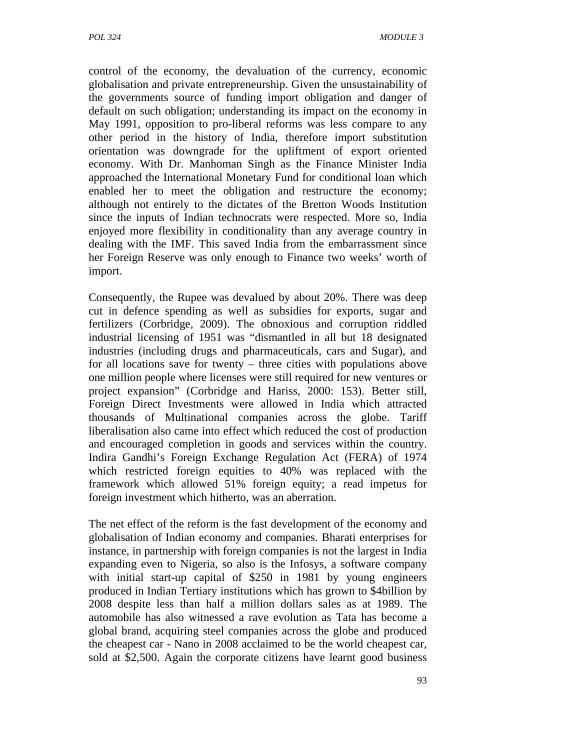control of the economy, the devaluation of the currency, economic globalisation and private entrepreneurship. Given the unsustainability of the governments source of funding import obligation and danger of default on such obligation; understanding its impact on the economy in May 1991, opposition to pro-liberal reforms was less compare to any other period in the history of India, therefore import substitution orientation was downgrade for the upliftment of export oriented economy. With Dr. Manhoman Singh as the Finance Minister India approached the International Monetary Fund for conditional loan which enabled her to meet the obligation and restructure the economy; although not entirely to the dictates of the Bretton Woods Institution since the inputs of Indian technocrats were respected. More so, India enjoyed more flexibility in conditionality than any average country in dealing with the IMF. This saved India from the embarrassment since her Foreign Reserve was only enough to Finance two weeks' worth of import.

Consequently, the Rupee was devalued by about 20%. There was deep cut in defence spending as well as subsidies for exports, sugar and fertilizers (Corbridge, 2009). The obnoxious and corruption riddled industrial licensing of 1951 was "dismantled in all but 18 designated industries (including drugs and pharmaceuticals, cars and Sugar), and for all locations save for twenty – three cities with populations above one million people where licenses were still required for new ventures or project expansion" (Corbridge and Hariss, 2000: 153). Better still, Foreign Direct Investments were allowed in India which attracted thousands of Multinational companies across the globe. Tariff liberalisation also came into effect which reduced the cost of production and encouraged completion in goods and services within the country. Indira Gandhi's Foreign Exchange Regulation Act (FERA) of 1974 which restricted foreign equities to 40% was replaced with the framework which allowed 51% foreign equity; a read impetus for foreign investment which hitherto, was an aberration.

The net effect of the reform is the fast development of the economy and globalisation of Indian economy and companies. Bharati enterprises for instance, in partnership with foreign companies is not the largest in India expanding even to Nigeria, so also is the Infosys, a software company with initial start-up capital of $250 in 1981 by young engineers produced in Indian Tertiary institutions which has grown to $4billion by 2008 despite less than half a million dollars sales as at 1989. The automobile has also witnessed a rave evolution as Tata has become a global brand, acquiring steel companies across the globe and produced the cheapest car - Nano in 2008 acclaimed to be the world cheapest car, sold at $2,500. Again the corporate citizens have learnt good business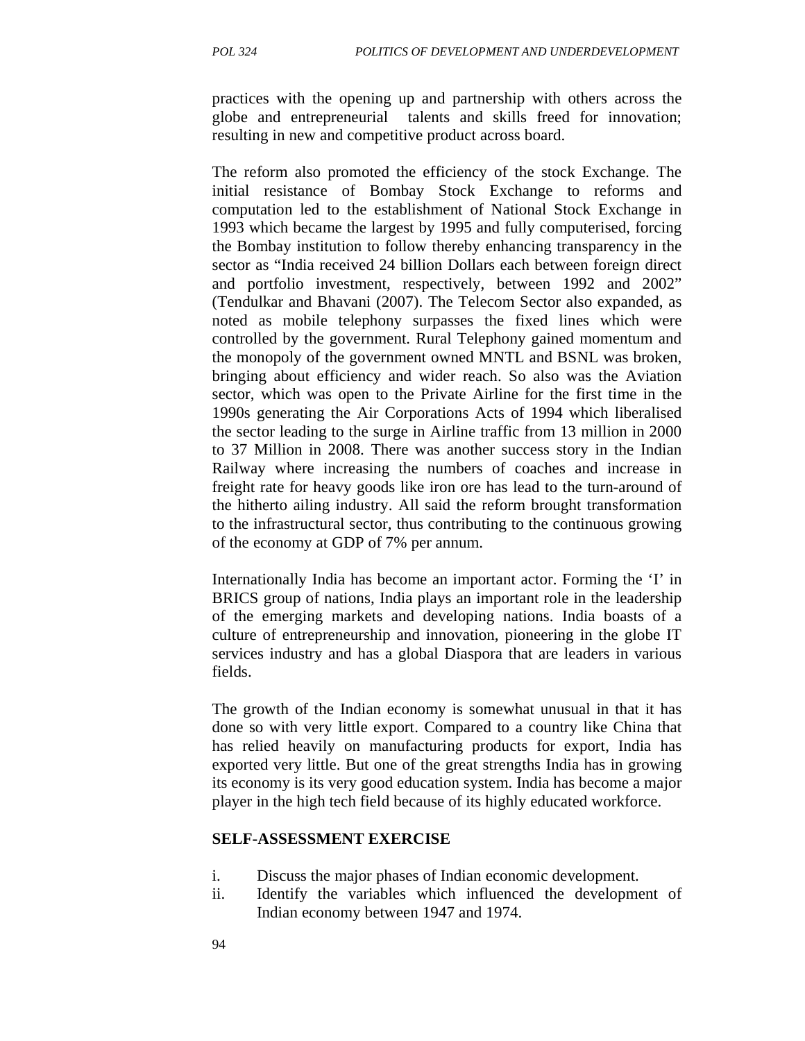practices with the opening up and partnership with others across the globe and entrepreneurial talents and skills freed for innovation; resulting in new and competitive product across board.

The reform also promoted the efficiency of the stock Exchange. The initial resistance of Bombay Stock Exchange to reforms and computation led to the establishment of National Stock Exchange in 1993 which became the largest by 1995 and fully computerised, forcing the Bombay institution to follow thereby enhancing transparency in the sector as "India received 24 billion Dollars each between foreign direct and portfolio investment, respectively, between 1992 and 2002" (Tendulkar and Bhavani (2007). The Telecom Sector also expanded, as noted as mobile telephony surpasses the fixed lines which were controlled by the government. Rural Telephony gained momentum and the monopoly of the government owned MNTL and BSNL was broken, bringing about efficiency and wider reach. So also was the Aviation sector, which was open to the Private Airline for the first time in the 1990s generating the Air Corporations Acts of 1994 which liberalised the sector leading to the surge in Airline traffic from 13 million in 2000 to 37 Million in 2008. There was another success story in the Indian Railway where increasing the numbers of coaches and increase in freight rate for heavy goods like iron ore has lead to the turn-around of the hitherto ailing industry. All said the reform brought transformation to the infrastructural sector, thus contributing to the continuous growing of the economy at GDP of 7% per annum.

Internationally India has become an important actor. Forming the 'I' in BRICS group of nations, India plays an important role in the leadership of the emerging markets and developing nations. India boasts of a culture of entrepreneurship and innovation, pioneering in the globe IT services industry and has a global Diaspora that are leaders in various fields.

The growth of the Indian economy is somewhat unusual in that it has done so with very little export. Compared to a country like China that has relied heavily on manufacturing products for export, India has exported very little. But one of the great strengths India has in growing its economy is its very good education system. India has become a major player in the high tech field because of its highly educated workforce.

**SELF-ASSESSMENT EXERCISE**

i. Discuss the major phases of Indian economic development.
ii. Identify the variables which influenced the development of Indian economy between 1947 and 1974.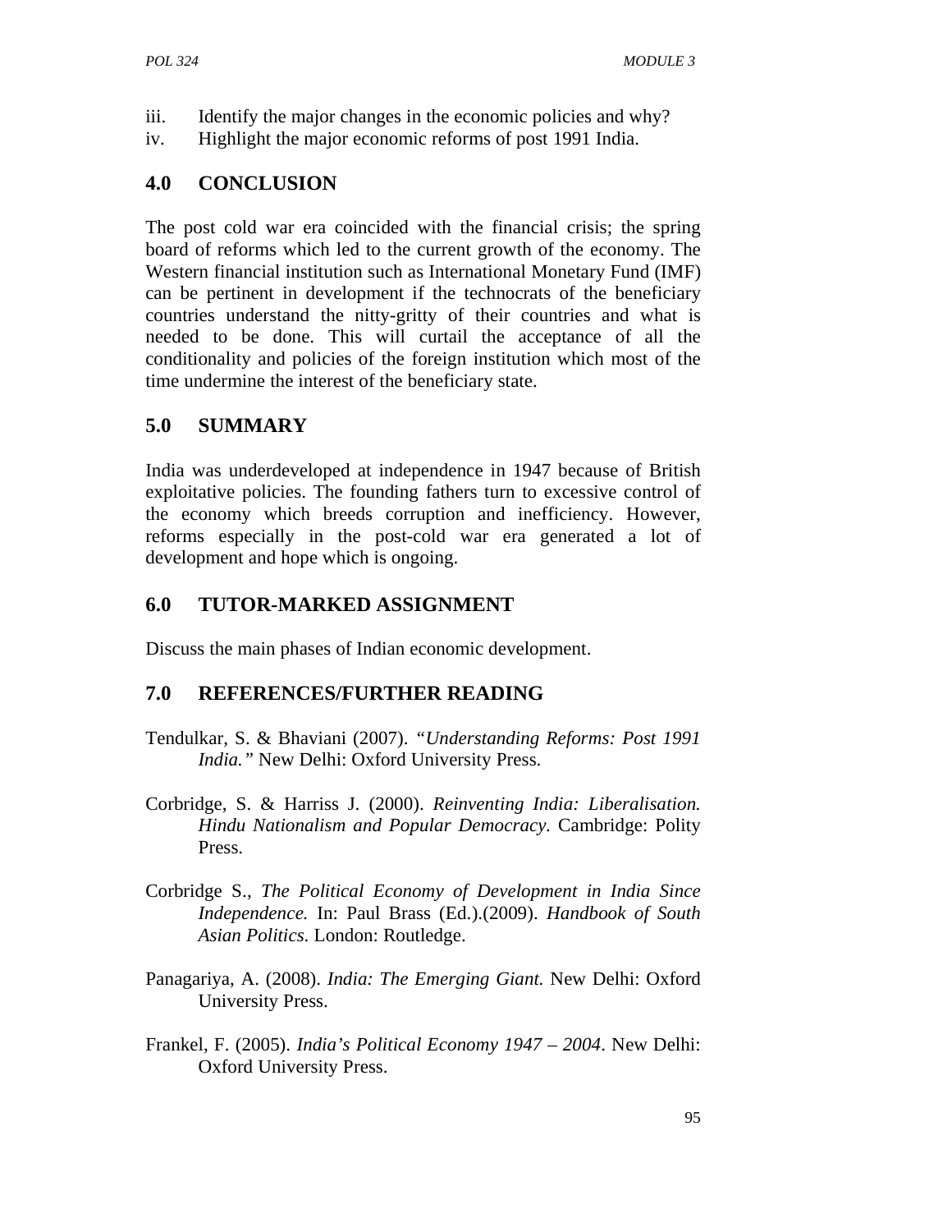iii. Identify the major changes in the economic policies and why?
iv. Highlight the major economic reforms of post 1991 India.

## 4.0 CONCLUSION

The post cold war era coincided with the financial crisis; the spring board of reforms which led to the current growth of the economy. The Western financial institution such as International Monetary Fund (IMF) can be pertinent in development if the technocrats of the beneficiary countries understand the nitty-gritty of their countries and what is needed to be done. This will curtail the acceptance of all the conditionality and policies of the foreign institution which most of the time undermine the interest of the beneficiary state.

## 5.0 SUMMARY

India was underdeveloped at independence in 1947 because of British exploitative policies. The founding fathers turn to excessive control of the economy which breeds corruption and inefficiency. However, reforms especially in the post-cold war era generated a lot of development and hope which is ongoing.

## 6.0 TUTOR-MARKED ASSIGNMENT

Discuss the main phases of Indian economic development.

## 7.0 REFERENCES/FURTHER READING

Tendulkar, S. & Bhaviani (2007). *"Understanding Reforms: Post 1991 India."* New Delhi: Oxford University Press.

Corbridge, S. & Harriss J. (2000). *Reinventing India: Liberalisation. Hindu Nationalism and Popular Democracy.* Cambridge: Polity Press.

Corbridge S., *The Political Economy of Development in India Since Independence.* In: Paul Brass (Ed.).(2009). *Handbook of South Asian Politics.* London: Routledge.

Panagariya, A. (2008). *India: The Emerging Giant.* New Delhi: Oxford University Press.

Frankel, F. (2005). *India's Political Economy 1947 – 2004*. New Delhi: Oxford University Press.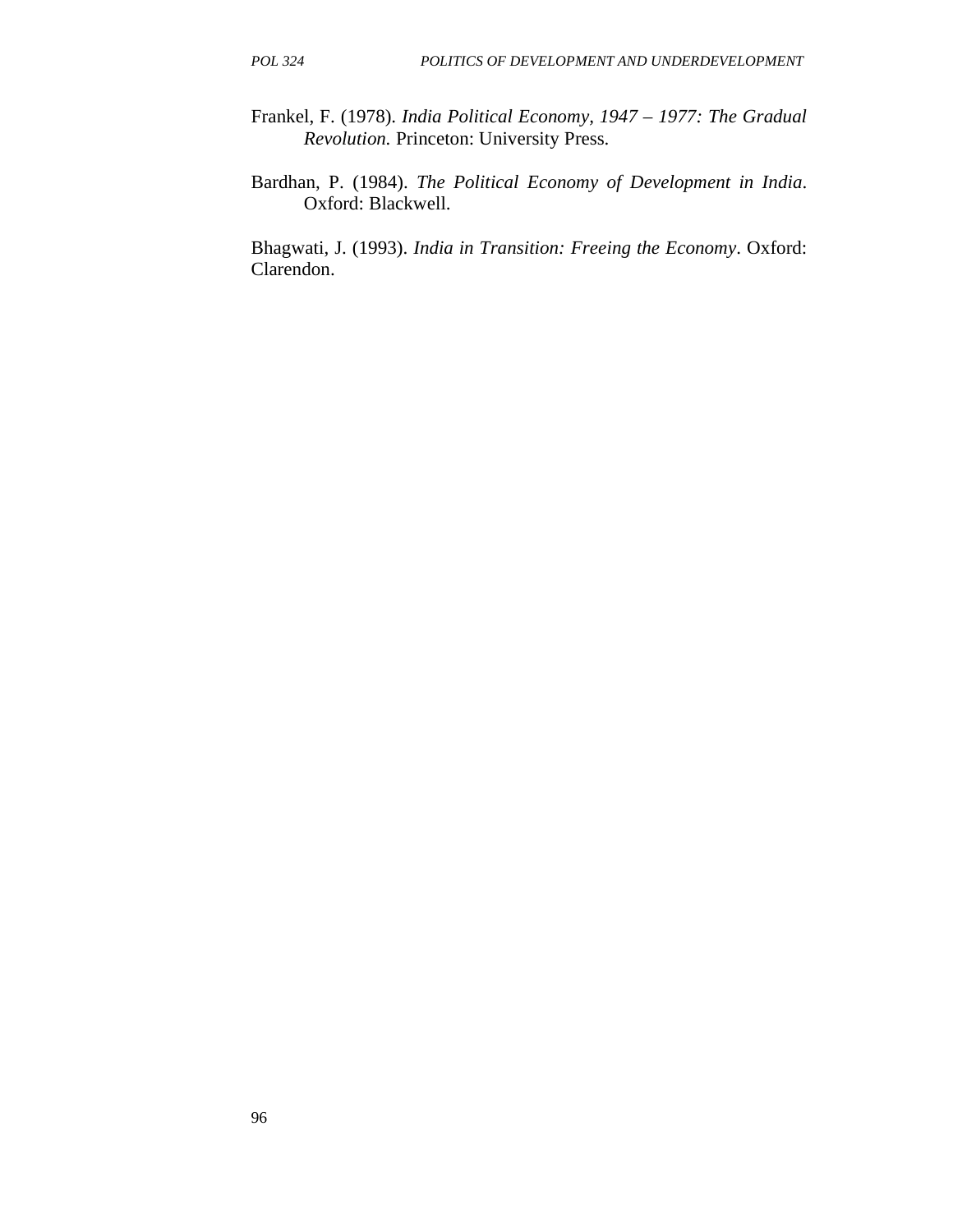Frankel, F. (1978). *India Political Economy, 1947 – 1977: The Gradual Revolution.* Princeton: University Press.

Bardhan, P. (1984). *The Political Economy of Development in India*. Oxford: Blackwell.

Bhagwati, J. (1993). *India in Transition: Freeing the Economy*. Oxford: Clarendon.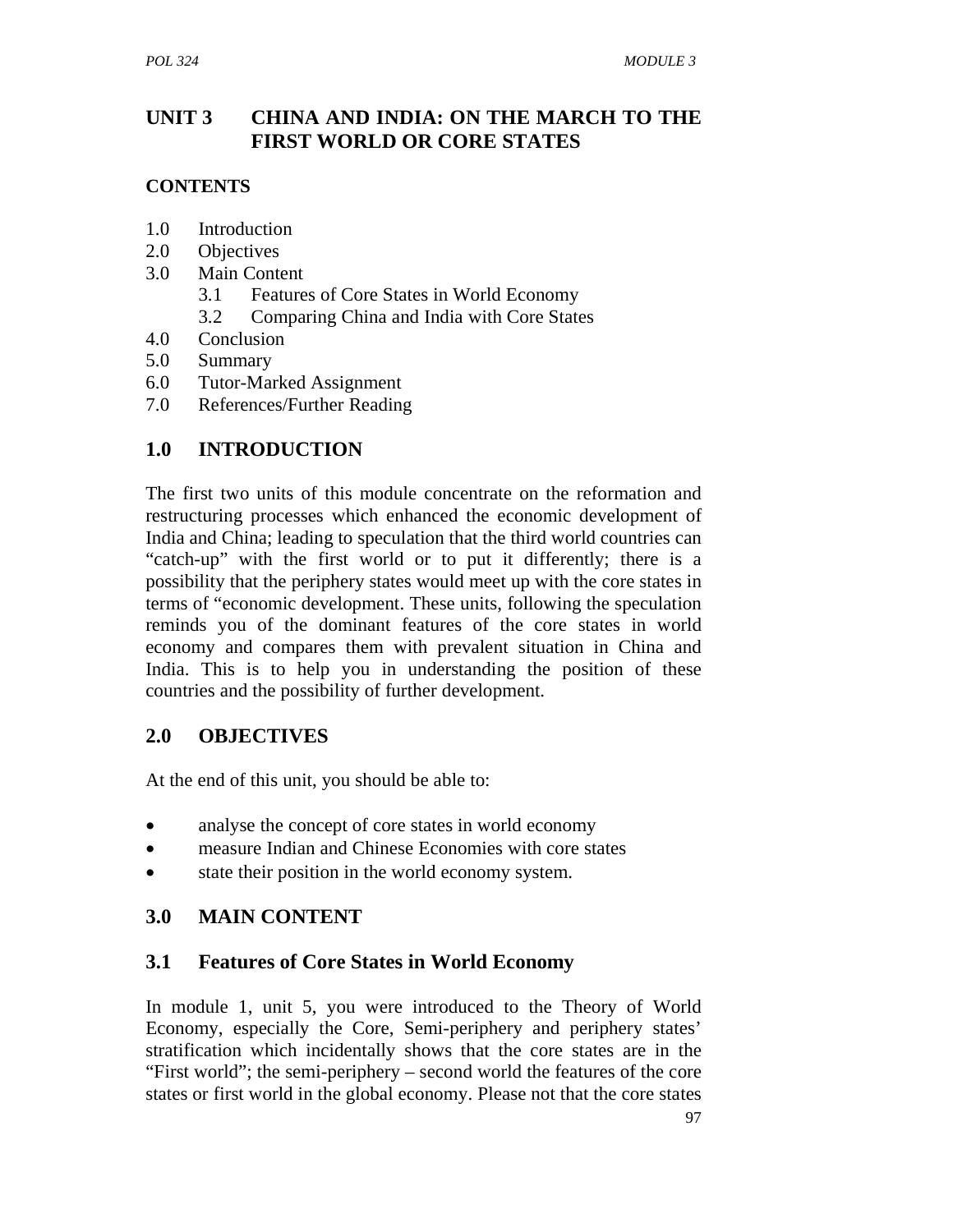# UNIT 3 CHINA AND INDIA: ON THE MARCH TO THE FIRST WORLD OR CORE STATES

**CONTENTS**

1.0 Introduction
2.0 Objectives
3.0 Main Content
  3.1 Features of Core States in World Economy
  3.2 Comparing China and India with Core States
4.0 Conclusion
5.0 Summary
6.0 Tutor-Marked Assignment
7.0 References/Further Reading

## 1.0 INTRODUCTION

The first two units of this module concentrate on the reformation and restructuring processes which enhanced the economic development of India and China; leading to speculation that the third world countries can "catch-up" with the first world or to put it differently; there is a possibility that the periphery states would meet up with the core states in terms of "economic development. These units, following the speculation reminds you of the dominant features of the core states in world economy and compares them with prevalent situation in China and India. This is to help you in understanding the position of these countries and the possibility of further development.

## 2.0 OBJECTIVES

At the end of this unit, you should be able to:

- analyse the concept of core states in world economy
- measure Indian and Chinese Economies with core states
- state their position in the world economy system.

## 3.0 MAIN CONTENT

### 3.1 Features of Core States in World Economy

In module 1, unit 5, you were introduced to the Theory of World Economy, especially the Core, Semi-periphery and periphery states' stratification which incidentally shows that the core states are in the "First world"; the semi-periphery – second world the features of the core states or first world in the global economy. Please not that the core states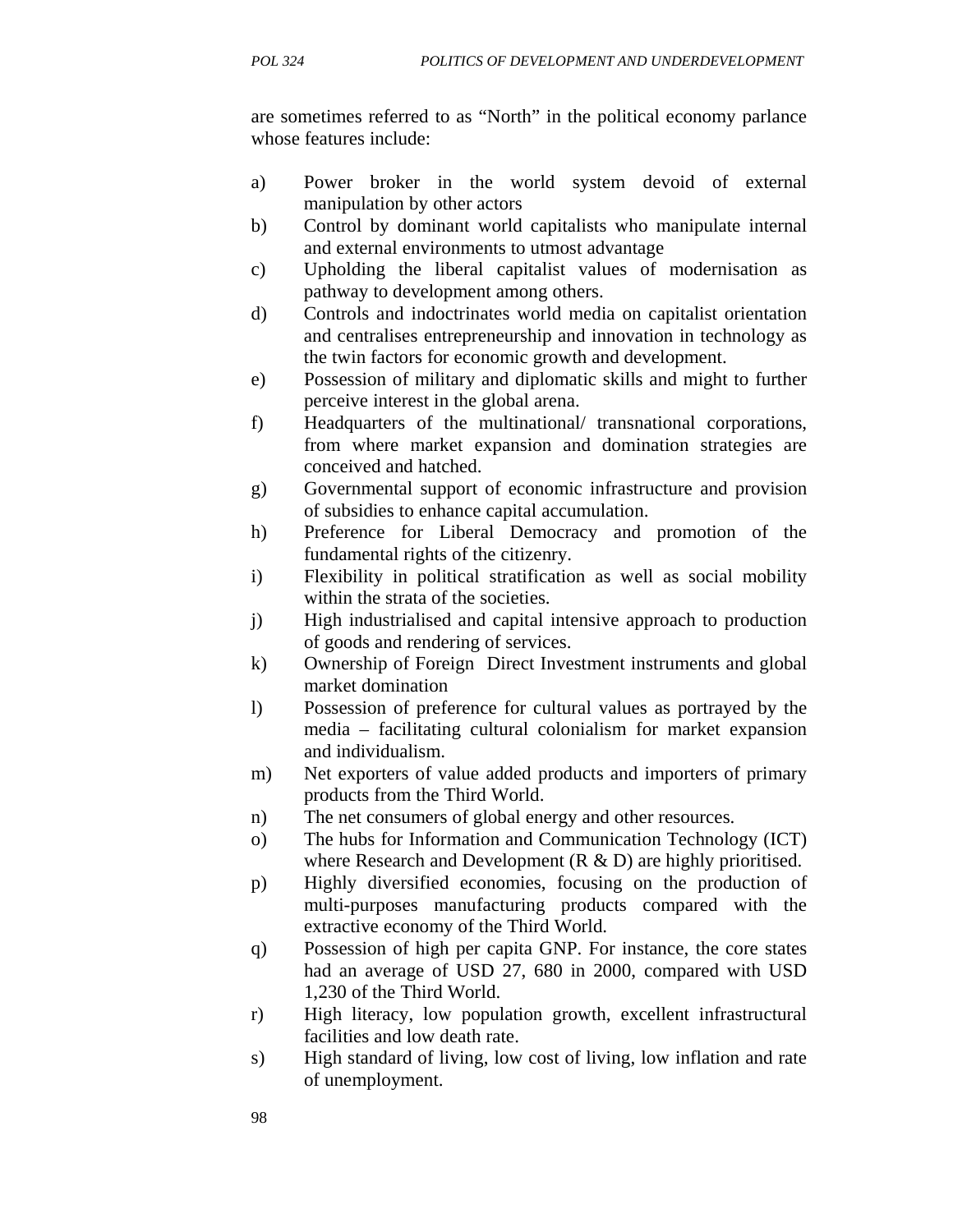are sometimes referred to as "North" in the political economy parlance whose features include:

a) Power broker in the world system devoid of external manipulation by other actors
b) Control by dominant world capitalists who manipulate internal and external environments to utmost advantage
c) Upholding the liberal capitalist values of modernisation as pathway to development among others.
d) Controls and indoctrinates world media on capitalist orientation and centralises entrepreneurship and innovation in technology as the twin factors for economic growth and development.
e) Possession of military and diplomatic skills and might to further perceive interest in the global arena.
f) Headquarters of the multinational/ transnational corporations, from where market expansion and domination strategies are conceived and hatched.
g) Governmental support of economic infrastructure and provision of subsidies to enhance capital accumulation.
h) Preference for Liberal Democracy and promotion of the fundamental rights of the citizenry.
i) Flexibility in political stratification as well as social mobility within the strata of the societies.
j) High industrialised and capital intensive approach to production of goods and rendering of services.
k) Ownership of Foreign Direct Investment instruments and global market domination
l) Possession of preference for cultural values as portrayed by the media – facilitating cultural colonialism for market expansion and individualism.
m) Net exporters of value added products and importers of primary products from the Third World.
n) The net consumers of global energy and other resources.
o) The hubs for Information and Communication Technology (ICT) where Research and Development (R & D) are highly prioritised.
p) Highly diversified economies, focusing on the production of multi-purposes manufacturing products compared with the extractive economy of the Third World.
q) Possession of high per capita GNP. For instance, the core states had an average of USD 27, 680 in 2000, compared with USD 1,230 of the Third World.
r) High literacy, low population growth, excellent infrastructural facilities and low death rate.
s) High standard of living, low cost of living, low inflation and rate of unemployment.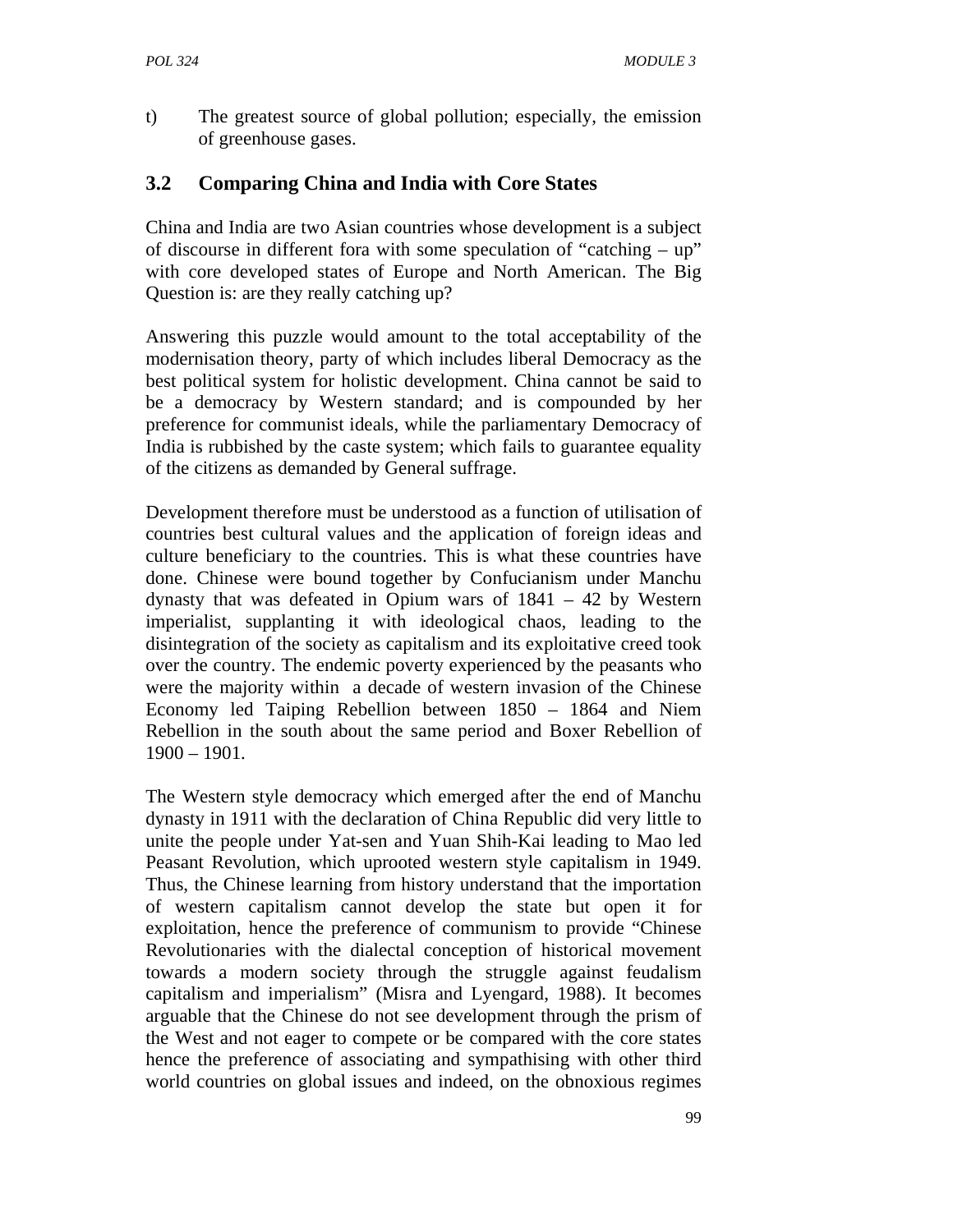t) The greatest source of global pollution; especially, the emission of greenhouse gases.

## 3.2 Comparing China and India with Core States

China and India are two Asian countries whose development is a subject of discourse in different fora with some speculation of "catching – up" with core developed states of Europe and North American. The Big Question is: are they really catching up?

Answering this puzzle would amount to the total acceptability of the modernisation theory, party of which includes liberal Democracy as the best political system for holistic development. China cannot be said to be a democracy by Western standard; and is compounded by her preference for communist ideals, while the parliamentary Democracy of India is rubbished by the caste system; which fails to guarantee equality of the citizens as demanded by General suffrage.

Development therefore must be understood as a function of utilisation of countries best cultural values and the application of foreign ideas and culture beneficiary to the countries. This is what these countries have done. Chinese were bound together by Confucianism under Manchu dynasty that was defeated in Opium wars of 1841 – 42 by Western imperialist, supplanting it with ideological chaos, leading to the disintegration of the society as capitalism and its exploitative creed took over the country. The endemic poverty experienced by the peasants who were the majority within a decade of western invasion of the Chinese Economy led Taiping Rebellion between 1850 – 1864 and Niem Rebellion in the south about the same period and Boxer Rebellion of 1900 – 1901.

The Western style democracy which emerged after the end of Manchu dynasty in 1911 with the declaration of China Republic did very little to unite the people under Yat-sen and Yuan Shih-Kai leading to Mao led Peasant Revolution, which uprooted western style capitalism in 1949. Thus, the Chinese learning from history understand that the importation of western capitalism cannot develop the state but open it for exploitation, hence the preference of communism to provide "Chinese Revolutionaries with the dialectal conception of historical movement towards a modern society through the struggle against feudalism capitalism and imperialism" (Misra and Lyengard, 1988). It becomes arguable that the Chinese do not see development through the prism of the West and not eager to compete or be compared with the core states hence the preference of associating and sympathising with other third world countries on global issues and indeed, on the obnoxious regimes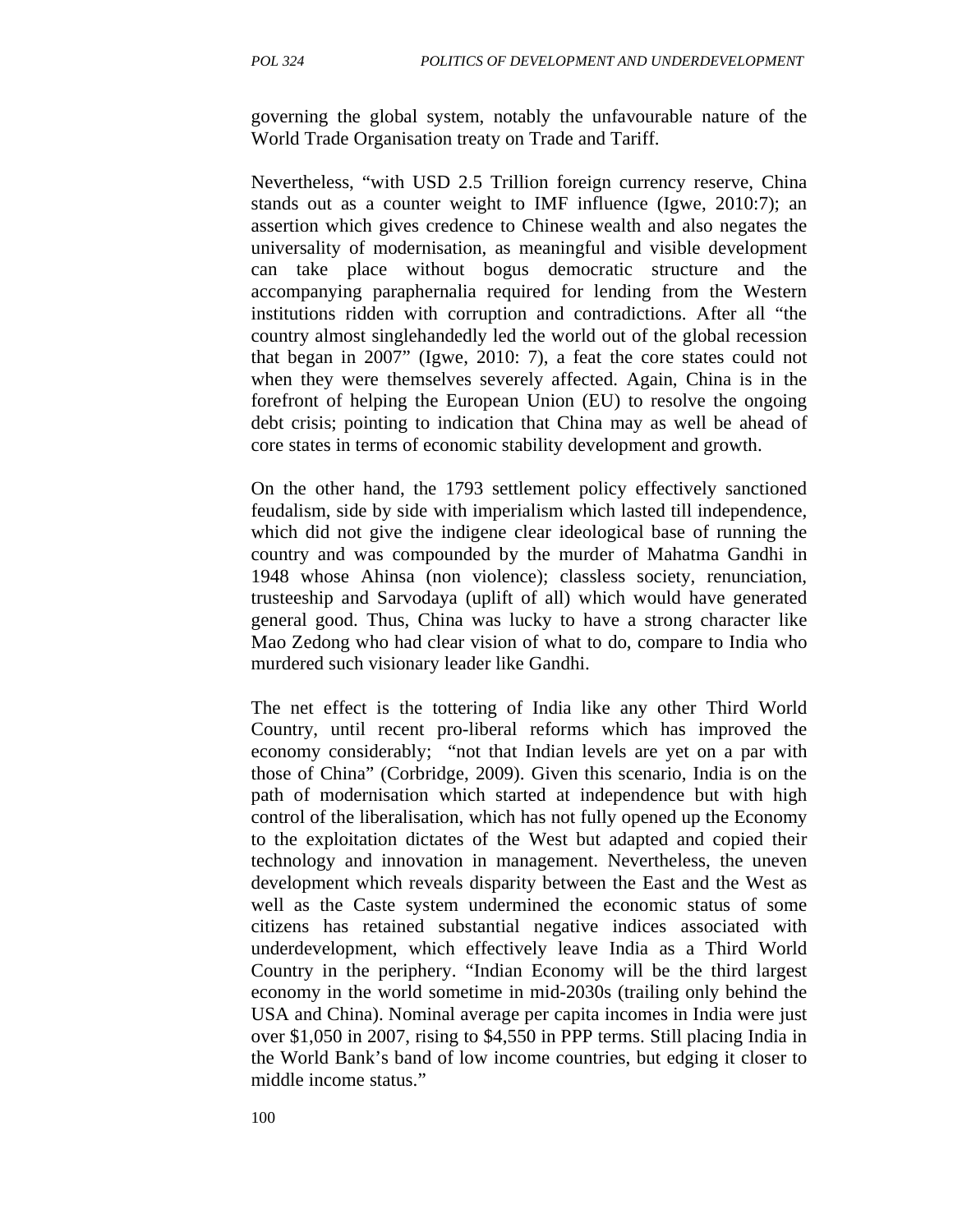governing the global system, notably the unfavourable nature of the World Trade Organisation treaty on Trade and Tariff.

Nevertheless, "with USD 2.5 Trillion foreign currency reserve, China stands out as a counter weight to IMF influence (Igwe, 2010:7); an assertion which gives credence to Chinese wealth and also negates the universality of modernisation, as meaningful and visible development can take place without bogus democratic structure and the accompanying paraphernalia required for lending from the Western institutions ridden with corruption and contradictions. After all "the country almost singlehandedly led the world out of the global recession that began in 2007" (Igwe, 2010: 7), a feat the core states could not when they were themselves severely affected. Again, China is in the forefront of helping the European Union (EU) to resolve the ongoing debt crisis; pointing to indication that China may as well be ahead of core states in terms of economic stability development and growth.

On the other hand, the 1793 settlement policy effectively sanctioned feudalism, side by side with imperialism which lasted till independence, which did not give the indigene clear ideological base of running the country and was compounded by the murder of Mahatma Gandhi in 1948 whose Ahinsa (non violence); classless society, renunciation, trusteeship and Sarvodaya (uplift of all) which would have generated general good. Thus, China was lucky to have a strong character like Mao Zedong who had clear vision of what to do, compare to India who murdered such visionary leader like Gandhi.

The net effect is the tottering of India like any other Third World Country, until recent pro-liberal reforms which has improved the economy considerably; "not that Indian levels are yet on a par with those of China" (Corbridge, 2009). Given this scenario, India is on the path of modernisation which started at independence but with high control of the liberalisation, which has not fully opened up the Economy to the exploitation dictates of the West but adapted and copied their technology and innovation in management. Nevertheless, the uneven development which reveals disparity between the East and the West as well as the Caste system undermined the economic status of some citizens has retained substantial negative indices associated with underdevelopment, which effectively leave India as a Third World Country in the periphery. "Indian Economy will be the third largest economy in the world sometime in mid-2030s (trailing only behind the USA and China). Nominal average per capita incomes in India were just over $1,050 in 2007, rising to $4,550 in PPP terms. Still placing India in the World Bank's band of low income countries, but edging it closer to middle income status."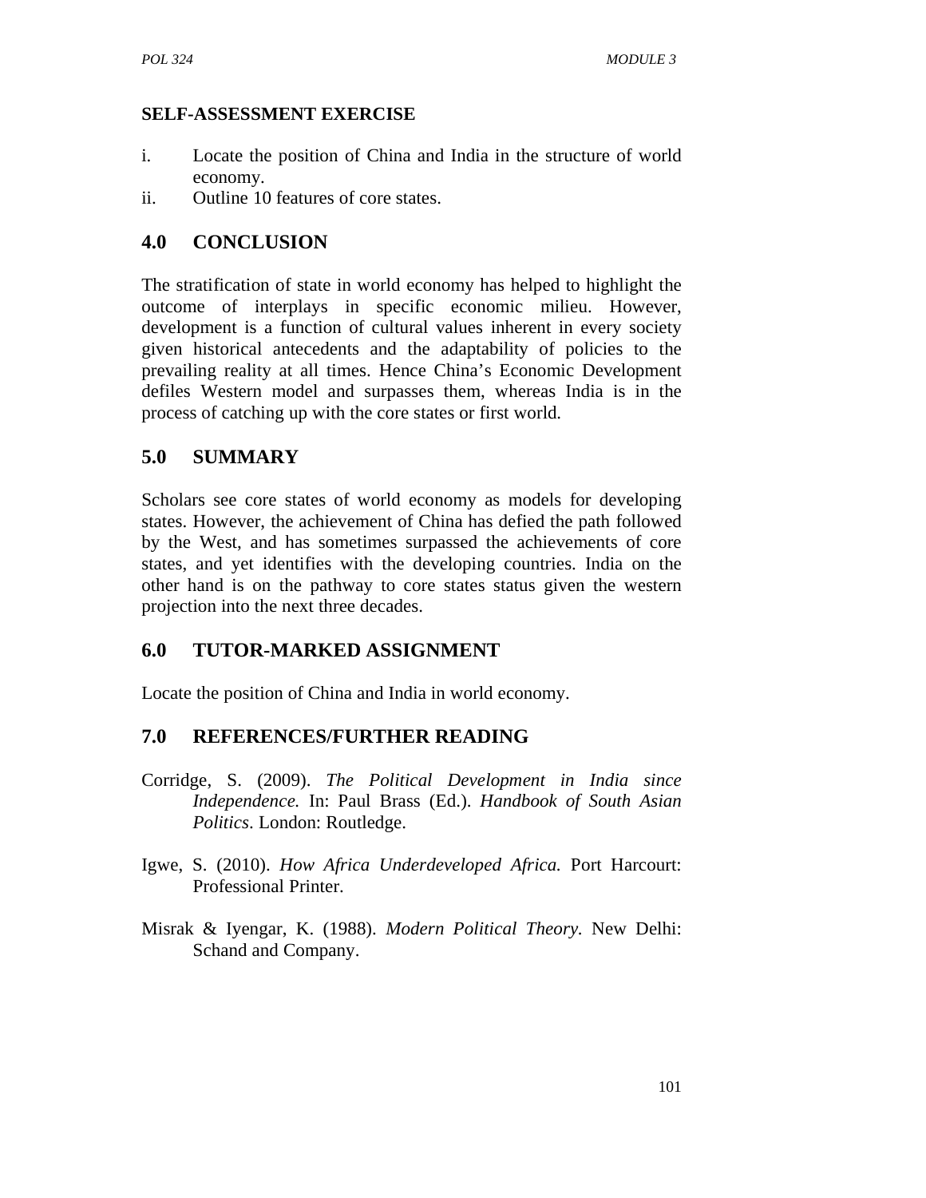**SELF-ASSESSMENT EXERCISE**

i. Locate the position of China and India in the structure of world economy.
ii. Outline 10 features of core states.

## 4.0 CONCLUSION

The stratification of state in world economy has helped to highlight the outcome of interplays in specific economic milieu. However, development is a function of cultural values inherent in every society given historical antecedents and the adaptability of policies to the prevailing reality at all times. Hence China's Economic Development defiles Western model and surpasses them, whereas India is in the process of catching up with the core states or first world.

## 5.0 SUMMARY

Scholars see core states of world economy as models for developing states. However, the achievement of China has defied the path followed by the West, and has sometimes surpassed the achievements of core states, and yet identifies with the developing countries. India on the other hand is on the pathway to core states status given the western projection into the next three decades.

## 6.0 TUTOR-MARKED ASSIGNMENT

Locate the position of China and India in world economy.

## 7.0 REFERENCES/FURTHER READING

Corridge, S. (2009). *The Political Development in India since Independence.* In: Paul Brass (Ed.). *Handbook of South Asian Politics*. London: Routledge.

Igwe, S. (2010). *How Africa Underdeveloped Africa.* Port Harcourt: Professional Printer.

Misrak & Iyengar, K. (1988). *Modern Political Theory.* New Delhi: Schand and Company.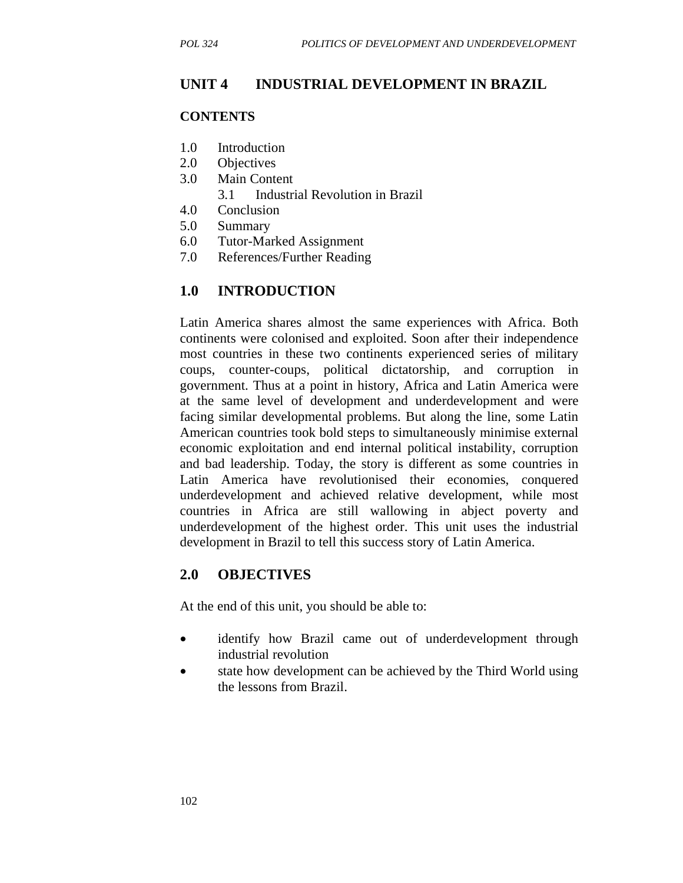# UNIT 4 INDUSTRIAL DEVELOPMENT IN BRAZIL

## CONTENTS

1.0 Introduction
2.0 Objectives
3.0 Main Content
 3.1 Industrial Revolution in Brazil
4.0 Conclusion
5.0 Summary
6.0 Tutor-Marked Assignment
7.0 References/Further Reading

## 1.0 INTRODUCTION

Latin America shares almost the same experiences with Africa. Both continents were colonised and exploited. Soon after their independence most countries in these two continents experienced series of military coups, counter-coups, political dictatorship, and corruption in government. Thus at a point in history, Africa and Latin America were at the same level of development and underdevelopment and were facing similar developmental problems. But along the line, some Latin American countries took bold steps to simultaneously minimise external economic exploitation and end internal political instability, corruption and bad leadership. Today, the story is different as some countries in Latin America have revolutionised their economies, conquered underdevelopment and achieved relative development, while most countries in Africa are still wallowing in abject poverty and underdevelopment of the highest order. This unit uses the industrial development in Brazil to tell this success story of Latin America.

## 2.0 OBJECTIVES

At the end of this unit, you should be able to:

- identify how Brazil came out of underdevelopment through industrial revolution
- state how development can be achieved by the Third World using the lessons from Brazil.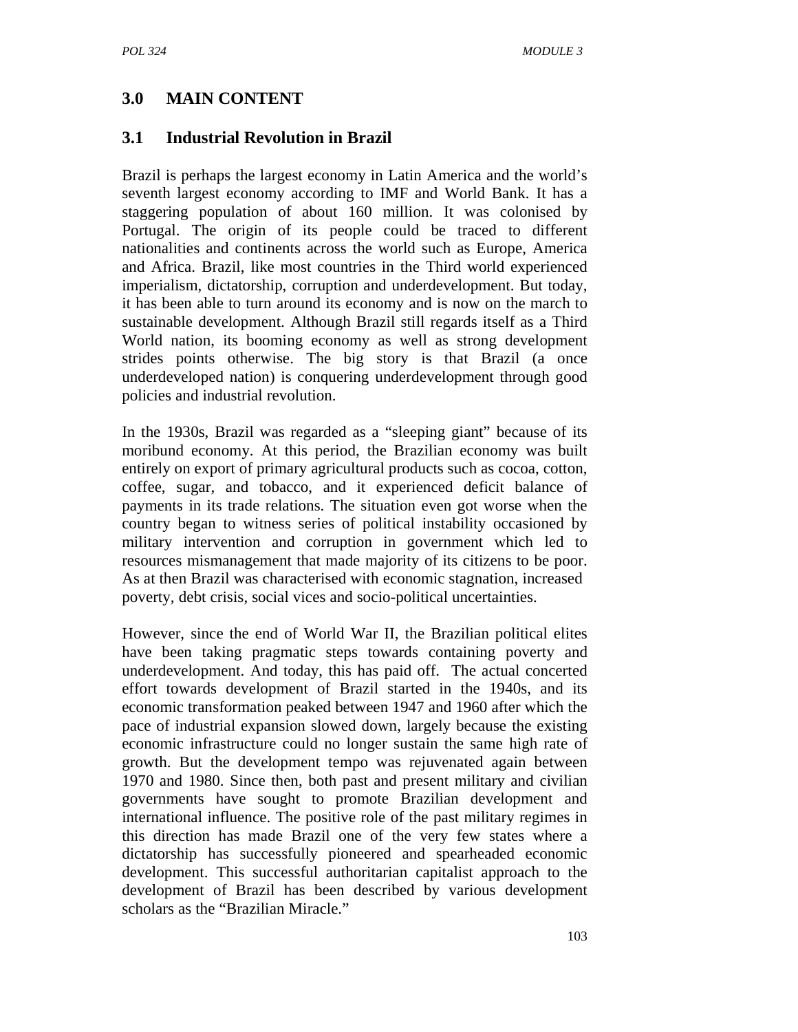## 3.0 MAIN CONTENT

### 3.1 Industrial Revolution in Brazil

Brazil is perhaps the largest economy in Latin America and the world's seventh largest economy according to IMF and World Bank. It has a staggering population of about 160 million. It was colonised by Portugal. The origin of its people could be traced to different nationalities and continents across the world such as Europe, America and Africa. Brazil, like most countries in the Third world experienced imperialism, dictatorship, corruption and underdevelopment. But today, it has been able to turn around its economy and is now on the march to sustainable development. Although Brazil still regards itself as a Third World nation, its booming economy as well as strong development strides points otherwise. The big story is that Brazil (a once underdeveloped nation) is conquering underdevelopment through good policies and industrial revolution.

In the 1930s, Brazil was regarded as a "sleeping giant" because of its moribund economy. At this period, the Brazilian economy was built entirely on export of primary agricultural products such as cocoa, cotton, coffee, sugar, and tobacco, and it experienced deficit balance of payments in its trade relations. The situation even got worse when the country began to witness series of political instability occasioned by military intervention and corruption in government which led to resources mismanagement that made majority of its citizens to be poor. As at then Brazil was characterised with economic stagnation, increased poverty, debt crisis, social vices and socio-political uncertainties.

However, since the end of World War II, the Brazilian political elites have been taking pragmatic steps towards containing poverty and underdevelopment. And today, this has paid off. The actual concerted effort towards development of Brazil started in the 1940s, and its economic transformation peaked between 1947 and 1960 after which the pace of industrial expansion slowed down, largely because the existing economic infrastructure could no longer sustain the same high rate of growth. But the development tempo was rejuvenated again between 1970 and 1980. Since then, both past and present military and civilian governments have sought to promote Brazilian development and international influence. The positive role of the past military regimes in this direction has made Brazil one of the very few states where a dictatorship has successfully pioneered and spearheaded economic development. This successful authoritarian capitalist approach to the development of Brazil has been described by various development scholars as the "Brazilian Miracle."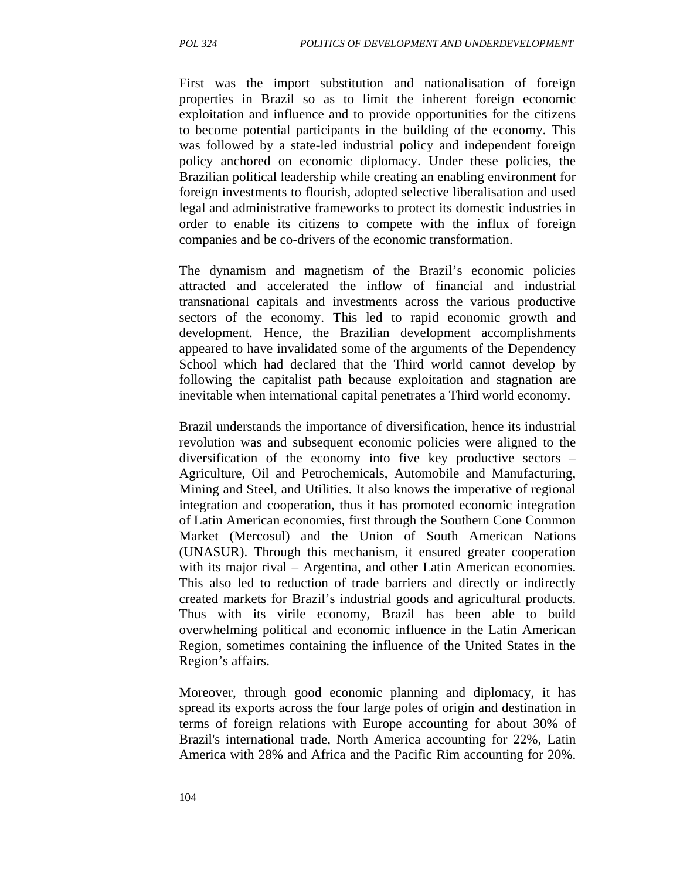First was the import substitution and nationalisation of foreign properties in Brazil so as to limit the inherent foreign economic exploitation and influence and to provide opportunities for the citizens to become potential participants in the building of the economy. This was followed by a state-led industrial policy and independent foreign policy anchored on economic diplomacy. Under these policies, the Brazilian political leadership while creating an enabling environment for foreign investments to flourish, adopted selective liberalisation and used legal and administrative frameworks to protect its domestic industries in order to enable its citizens to compete with the influx of foreign companies and be co-drivers of the economic transformation.

The dynamism and magnetism of the Brazil's economic policies attracted and accelerated the inflow of financial and industrial transnational capitals and investments across the various productive sectors of the economy. This led to rapid economic growth and development. Hence, the Brazilian development accomplishments appeared to have invalidated some of the arguments of the Dependency School which had declared that the Third world cannot develop by following the capitalist path because exploitation and stagnation are inevitable when international capital penetrates a Third world economy.

Brazil understands the importance of diversification, hence its industrial revolution was and subsequent economic policies were aligned to the diversification of the economy into five key productive sectors – Agriculture, Oil and Petrochemicals, Automobile and Manufacturing, Mining and Steel, and Utilities. It also knows the imperative of regional integration and cooperation, thus it has promoted economic integration of Latin American economies, first through the Southern Cone Common Market (Mercosul) and the Union of South American Nations (UNASUR). Through this mechanism, it ensured greater cooperation with its major rival – Argentina, and other Latin American economies. This also led to reduction of trade barriers and directly or indirectly created markets for Brazil's industrial goods and agricultural products. Thus with its virile economy, Brazil has been able to build overwhelming political and economic influence in the Latin American Region, sometimes containing the influence of the United States in the Region's affairs.

Moreover, through good economic planning and diplomacy, it has spread its exports across the four large poles of origin and destination in terms of foreign relations with Europe accounting for about 30% of Brazil's international trade, North America accounting for 22%, Latin America with 28% and Africa and the Pacific Rim accounting for 20%.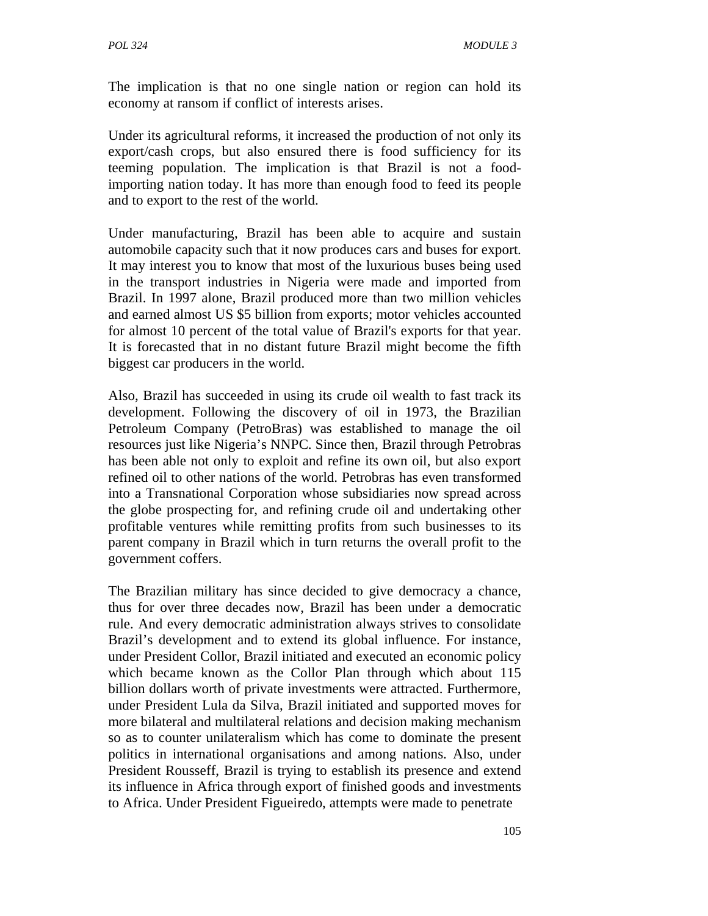The implication is that no one single nation or region can hold its economy at ransom if conflict of interests arises.

Under its agricultural reforms, it increased the production of not only its export/cash crops, but also ensured there is food sufficiency for its teeming population. The implication is that Brazil is not a food-importing nation today. It has more than enough food to feed its people and to export to the rest of the world.

Under manufacturing, Brazil has been able to acquire and sustain automobile capacity such that it now produces cars and buses for export. It may interest you to know that most of the luxurious buses being used in the transport industries in Nigeria were made and imported from Brazil. In 1997 alone, Brazil produced more than two million vehicles and earned almost US $5 billion from exports; motor vehicles accounted for almost 10 percent of the total value of Brazil's exports for that year. It is forecasted that in no distant future Brazil might become the fifth biggest car producers in the world.

Also, Brazil has succeeded in using its crude oil wealth to fast track its development. Following the discovery of oil in 1973, the Brazilian Petroleum Company (PetroBras) was established to manage the oil resources just like Nigeria's NNPC. Since then, Brazil through Petrobras has been able not only to exploit and refine its own oil, but also export refined oil to other nations of the world. Petrobras has even transformed into a Transnational Corporation whose subsidiaries now spread across the globe prospecting for, and refining crude oil and undertaking other profitable ventures while remitting profits from such businesses to its parent company in Brazil which in turn returns the overall profit to the government coffers.

The Brazilian military has since decided to give democracy a chance, thus for over three decades now, Brazil has been under a democratic rule. And every democratic administration always strives to consolidate Brazil's development and to extend its global influence. For instance, under President Collor, Brazil initiated and executed an economic policy which became known as the Collor Plan through which about 115 billion dollars worth of private investments were attracted. Furthermore, under President Lula da Silva, Brazil initiated and supported moves for more bilateral and multilateral relations and decision making mechanism so as to counter unilateralism which has come to dominate the present politics in international organisations and among nations. Also, under President Rousseff, Brazil is trying to establish its presence and extend its influence in Africa through export of finished goods and investments to Africa. Under President Figueiredo, attempts were made to penetrate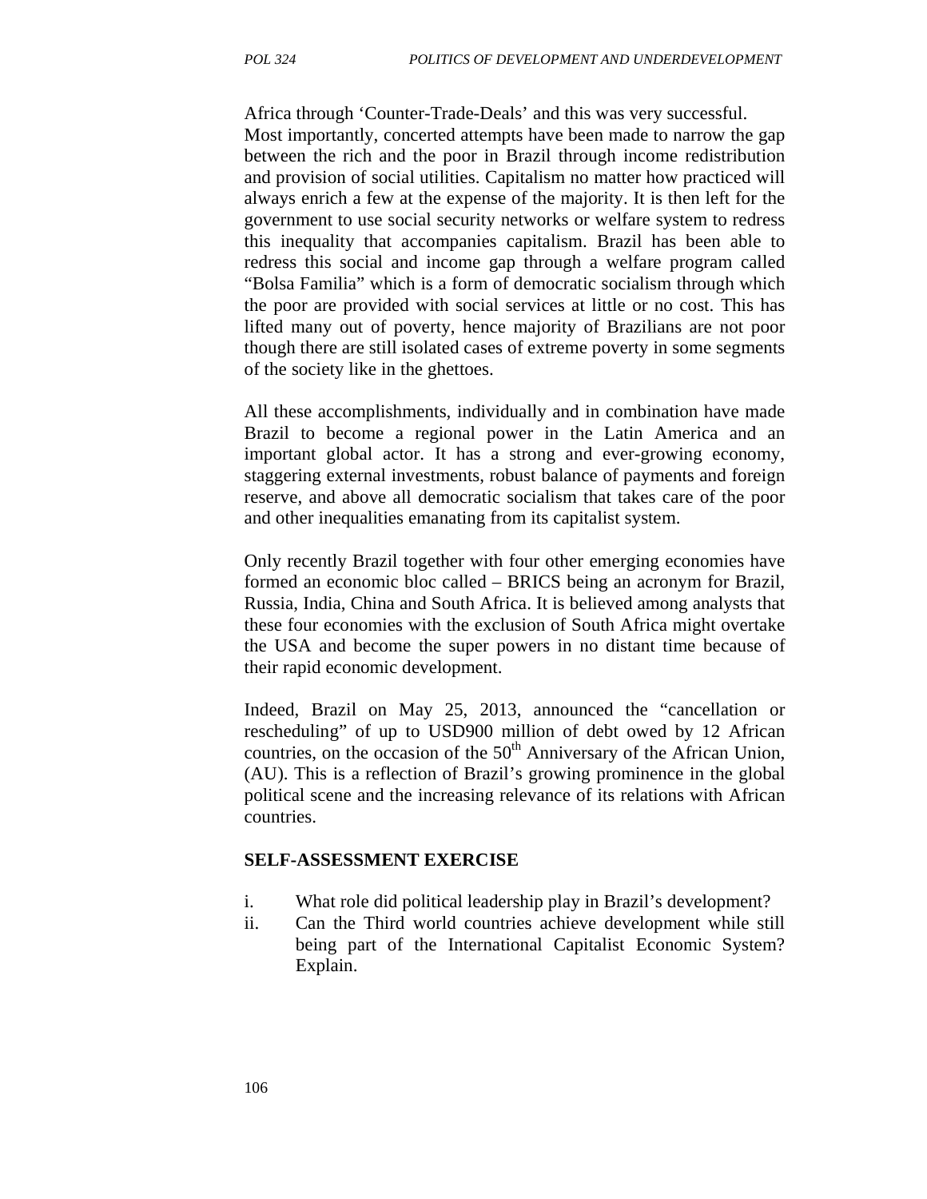Africa through 'Counter-Trade-Deals' and this was very successful.
Most importantly, concerted attempts have been made to narrow the gap between the rich and the poor in Brazil through income redistribution and provision of social utilities. Capitalism no matter how practiced will always enrich a few at the expense of the majority. It is then left for the government to use social security networks or welfare system to redress this inequality that accompanies capitalism. Brazil has been able to redress this social and income gap through a welfare program called "Bolsa Familia" which is a form of democratic socialism through which the poor are provided with social services at little or no cost. This has lifted many out of poverty, hence majority of Brazilians are not poor though there are still isolated cases of extreme poverty in some segments of the society like in the ghettoes.

All these accomplishments, individually and in combination have made Brazil to become a regional power in the Latin America and an important global actor. It has a strong and ever-growing economy, staggering external investments, robust balance of payments and foreign reserve, and above all democratic socialism that takes care of the poor and other inequalities emanating from its capitalist system.

Only recently Brazil together with four other emerging economies have formed an economic bloc called – BRICS being an acronym for Brazil, Russia, India, China and South Africa. It is believed among analysts that these four economies with the exclusion of South Africa might overtake the USA and become the super powers in no distant time because of their rapid economic development.

Indeed, Brazil on May 25, 2013, announced the "cancellation or rescheduling" of up to USD900 million of debt owed by 12 African countries, on the occasion of the 50th Anniversary of the African Union, (AU). This is a reflection of Brazil's growing prominence in the global political scene and the increasing relevance of its relations with African countries.

**SELF-ASSESSMENT EXERCISE**

i. What role did political leadership play in Brazil's development?
ii. Can the Third world countries achieve development while still being part of the International Capitalist Economic System? Explain.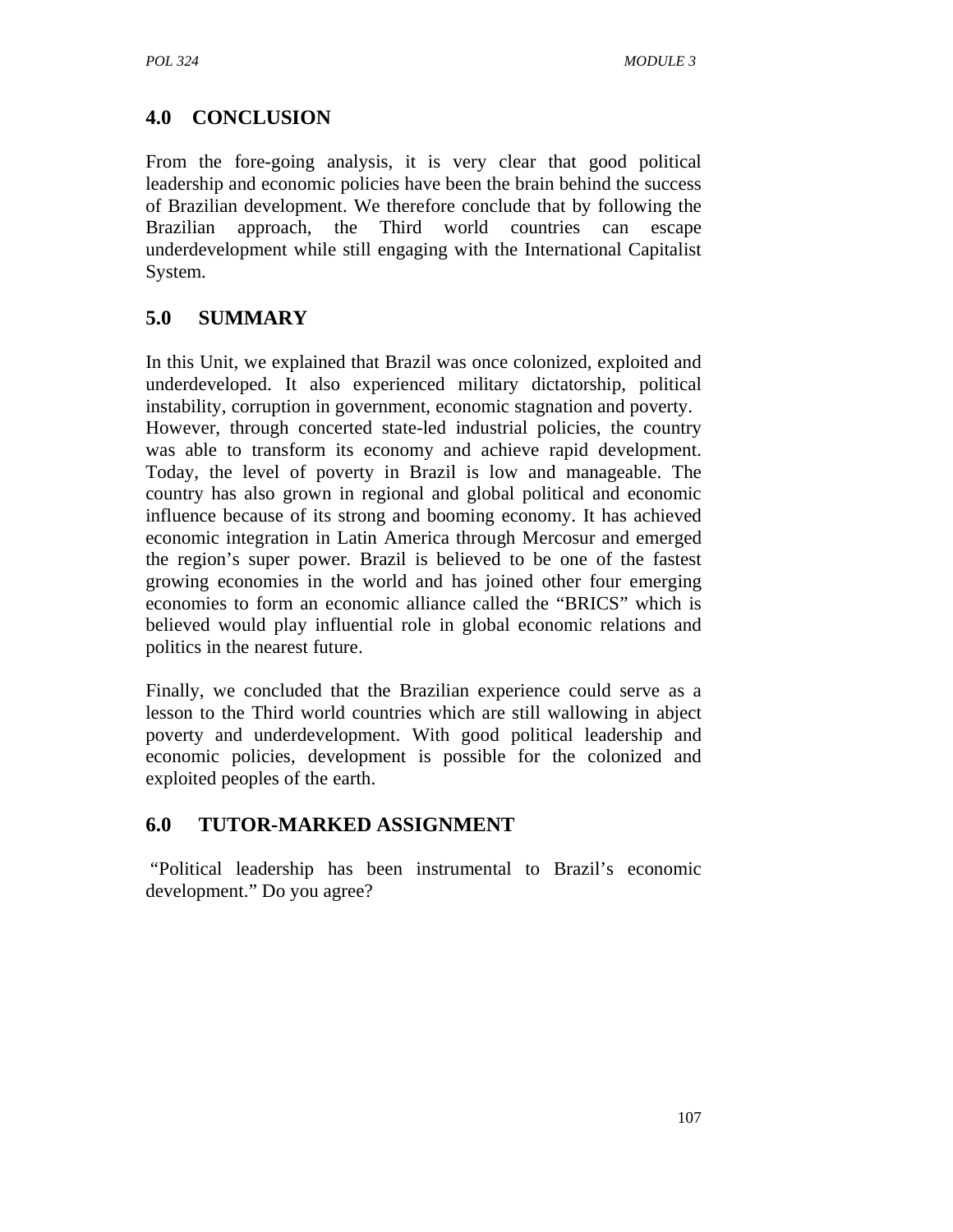## 4.0 CONCLUSION

From the fore-going analysis, it is very clear that good political leadership and economic policies have been the brain behind the success of Brazilian development. We therefore conclude that by following the Brazilian approach, the Third world countries can escape underdevelopment while still engaging with the International Capitalist System.

## 5.0 SUMMARY

In this Unit, we explained that Brazil was once colonized, exploited and underdeveloped. It also experienced military dictatorship, political instability, corruption in government, economic stagnation and poverty. However, through concerted state-led industrial policies, the country was able to transform its economy and achieve rapid development. Today, the level of poverty in Brazil is low and manageable. The country has also grown in regional and global political and economic influence because of its strong and booming economy. It has achieved economic integration in Latin America through Mercosur and emerged the region's super power. Brazil is believed to be one of the fastest growing economies in the world and has joined other four emerging economies to form an economic alliance called the "BRICS" which is believed would play influential role in global economic relations and politics in the nearest future.

Finally, we concluded that the Brazilian experience could serve as a lesson to the Third world countries which are still wallowing in abject poverty and underdevelopment. With good political leadership and economic policies, development is possible for the colonized and exploited peoples of the earth.

## 6.0 TUTOR-MARKED ASSIGNMENT

"Political leadership has been instrumental to Brazil's economic development." Do you agree?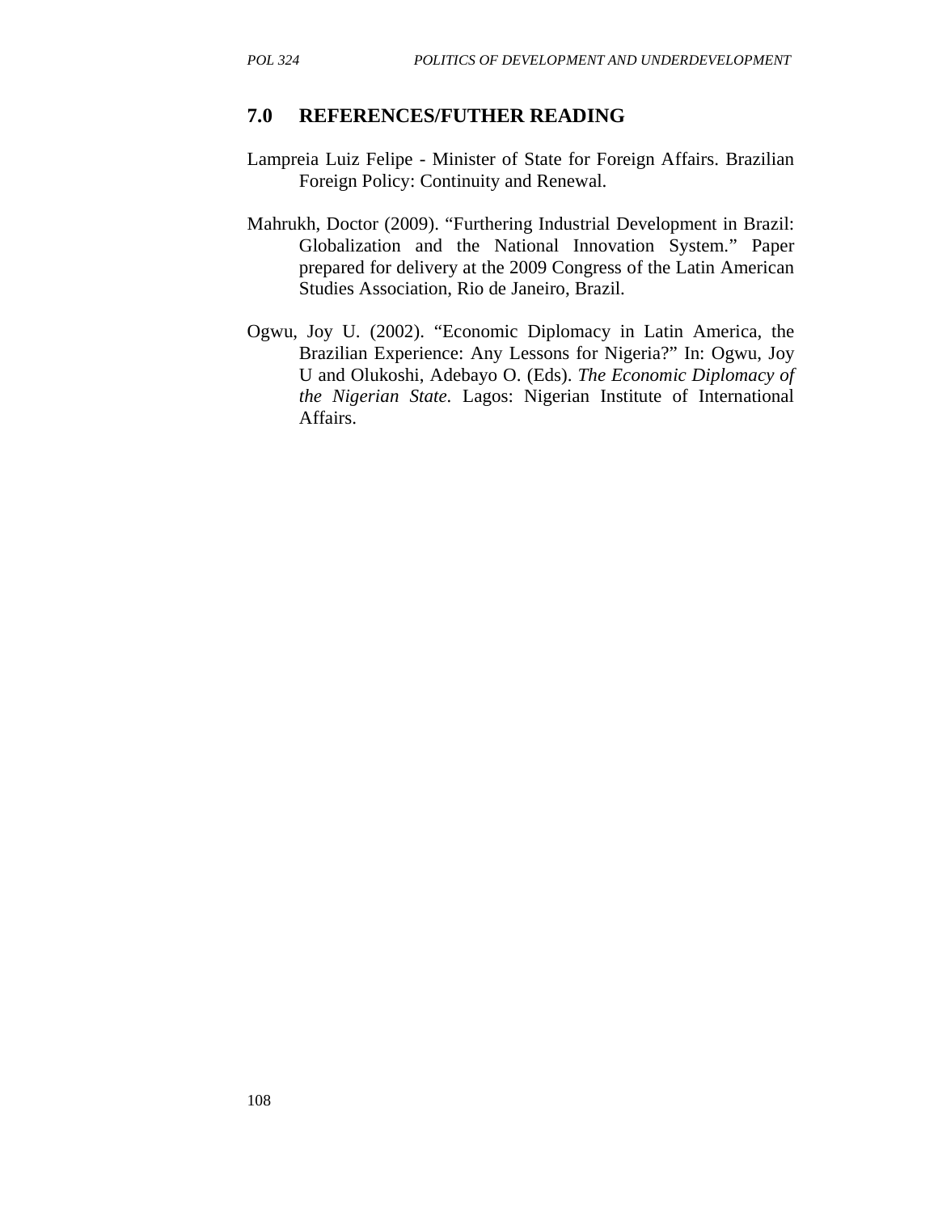## 7.0 REFERENCES/FUTHER READING

Lampreia Luiz Felipe - Minister of State for Foreign Affairs. Brazilian Foreign Policy: Continuity and Renewal.

Mahrukh, Doctor (2009). "Furthering Industrial Development in Brazil: Globalization and the National Innovation System." Paper prepared for delivery at the 2009 Congress of the Latin American Studies Association, Rio de Janeiro, Brazil.

Ogwu, Joy U. (2002). "Economic Diplomacy in Latin America, the Brazilian Experience: Any Lessons for Nigeria?" In: Ogwu, Joy U and Olukoshi, Adebayo O. (Eds). *The Economic Diplomacy of the Nigerian State.* Lagos: Nigerian Institute of International Affairs.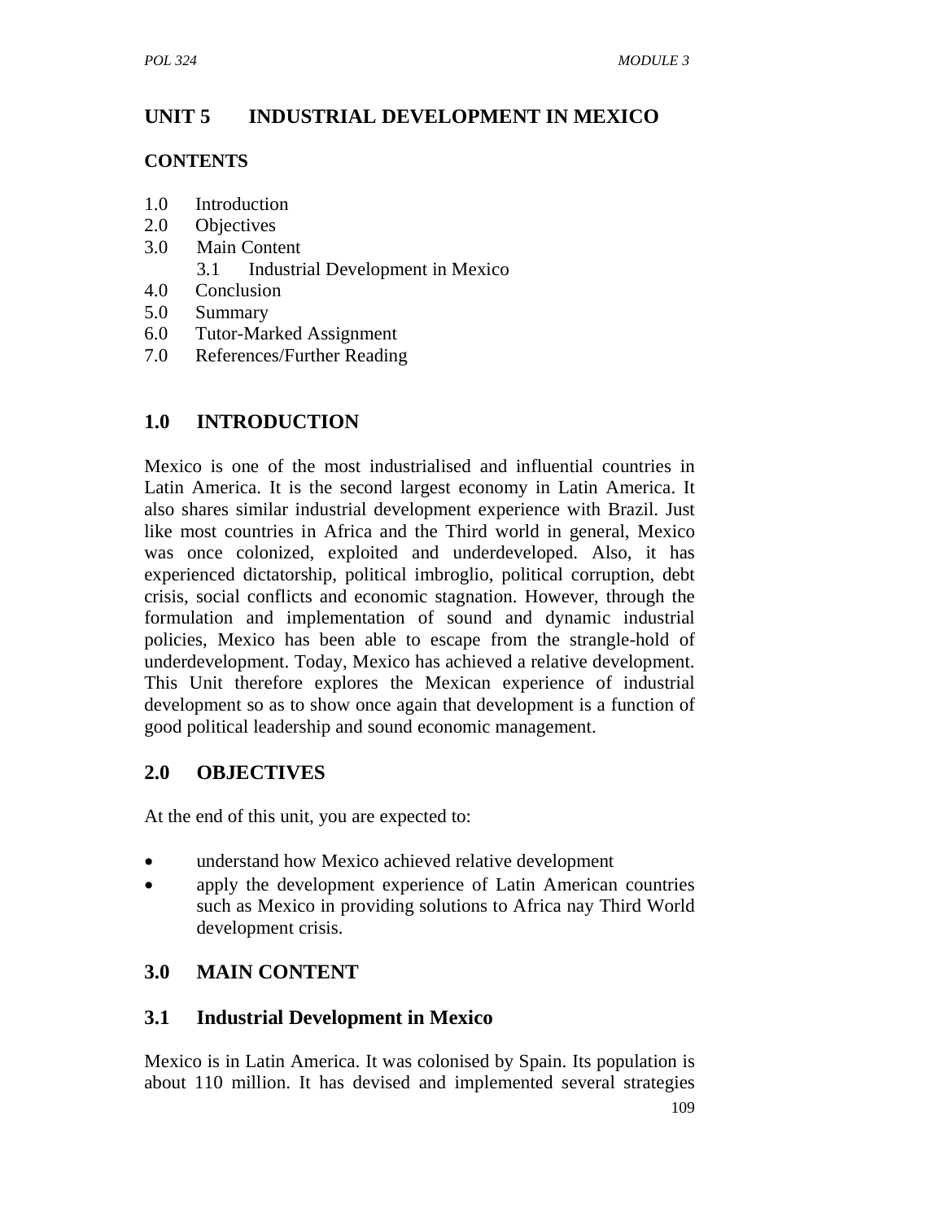# UNIT 5 INDUSTRIAL DEVELOPMENT IN MEXICO

## CONTENTS

1.0 Introduction
2.0 Objectives
3.0 Main Content
  3.1 Industrial Development in Mexico
4.0 Conclusion
5.0 Summary
6.0 Tutor-Marked Assignment
7.0 References/Further Reading

## 1.0 INTRODUCTION

Mexico is one of the most industrialised and influential countries in Latin America. It is the second largest economy in Latin America. It also shares similar industrial development experience with Brazil. Just like most countries in Africa and the Third world in general, Mexico was once colonized, exploited and underdeveloped. Also, it has experienced dictatorship, political imbroglio, political corruption, debt crisis, social conflicts and economic stagnation. However, through the formulation and implementation of sound and dynamic industrial policies, Mexico has been able to escape from the strangle-hold of underdevelopment. Today, Mexico has achieved a relative development. This Unit therefore explores the Mexican experience of industrial development so as to show once again that development is a function of good political leadership and sound economic management.

## 2.0 OBJECTIVES

At the end of this unit, you are expected to:

- understand how Mexico achieved relative development
- apply the development experience of Latin American countries such as Mexico in providing solutions to Africa nay Third World development crisis.

## 3.0 MAIN CONTENT

### 3.1 Industrial Development in Mexico

Mexico is in Latin America. It was colonised by Spain. Its population is about 110 million. It has devised and implemented several strategies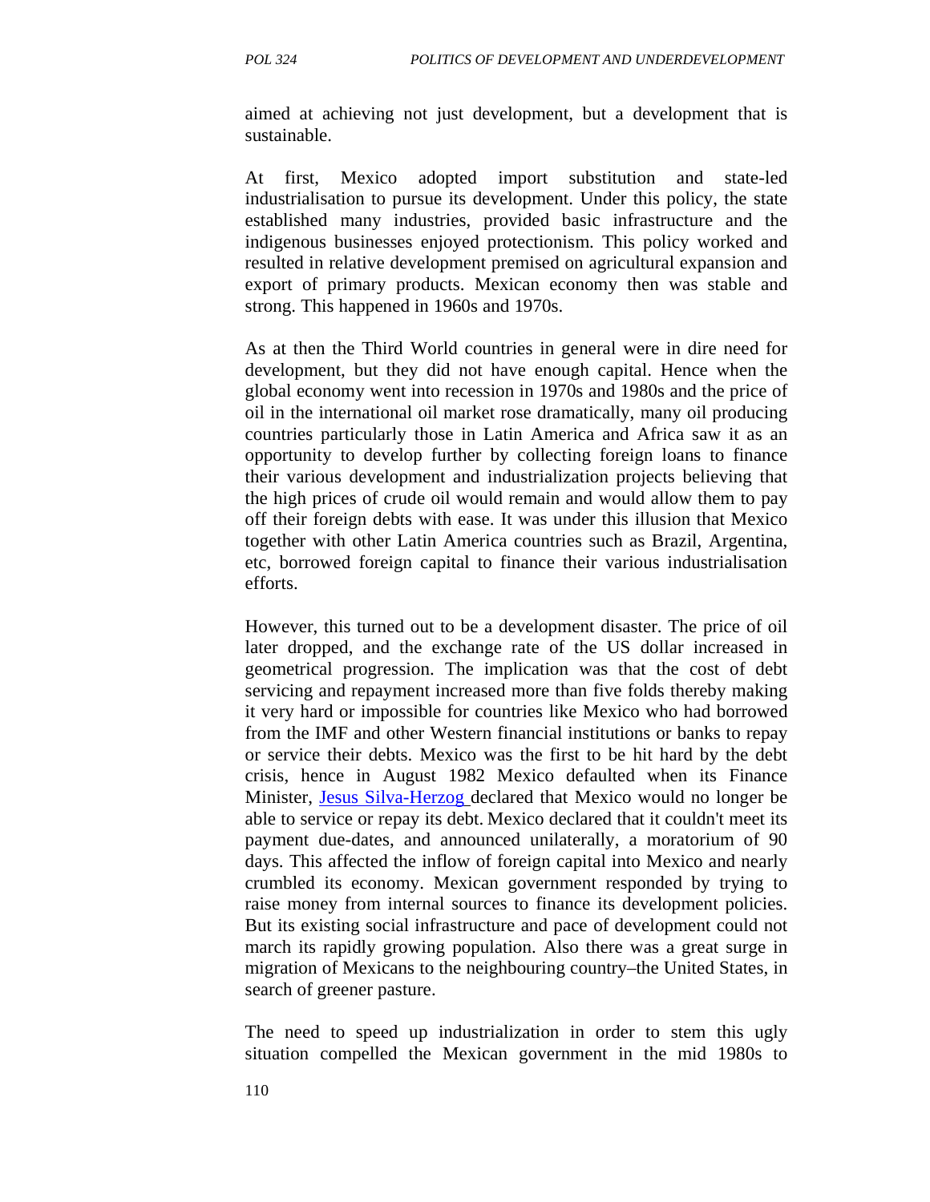aimed at achieving not just development, but a development that is sustainable.

At first, Mexico adopted import substitution and state-led industrialisation to pursue its development. Under this policy, the state established many industries, provided basic infrastructure and the indigenous businesses enjoyed protectionism. This policy worked and resulted in relative development premised on agricultural expansion and export of primary products. Mexican economy then was stable and strong. This happened in 1960s and 1970s.

As at then the Third World countries in general were in dire need for development, but they did not have enough capital. Hence when the global economy went into recession in 1970s and 1980s and the price of oil in the international oil market rose dramatically, many oil producing countries particularly those in Latin America and Africa saw it as an opportunity to develop further by collecting foreign loans to finance their various development and industrialization projects believing that the high prices of crude oil would remain and would allow them to pay off their foreign debts with ease. It was under this illusion that Mexico together with other Latin America countries such as Brazil, Argentina, etc, borrowed foreign capital to finance their various industrialisation efforts.

However, this turned out to be a development disaster. The price of oil later dropped, and the exchange rate of the US dollar increased in geometrical progression. The implication was that the cost of debt servicing and repayment increased more than five folds thereby making it very hard or impossible for countries like Mexico who had borrowed from the IMF and other Western financial institutions or banks to repay or service their debts. Mexico was the first to be hit hard by the debt crisis, hence in August 1982 Mexico defaulted when its Finance Minister, Jesus Silva-Herzog declared that Mexico would no longer be able to service or repay its debt. Mexico declared that it couldn't meet its payment due-dates, and announced unilaterally, a moratorium of 90 days. This affected the inflow of foreign capital into Mexico and nearly crumbled its economy. Mexican government responded by trying to raise money from internal sources to finance its development policies. But its existing social infrastructure and pace of development could not march its rapidly growing population. Also there was a great surge in migration of Mexicans to the neighbouring country–the United States, in search of greener pasture.

The need to speed up industrialization in order to stem this ugly situation compelled the Mexican government in the mid 1980s to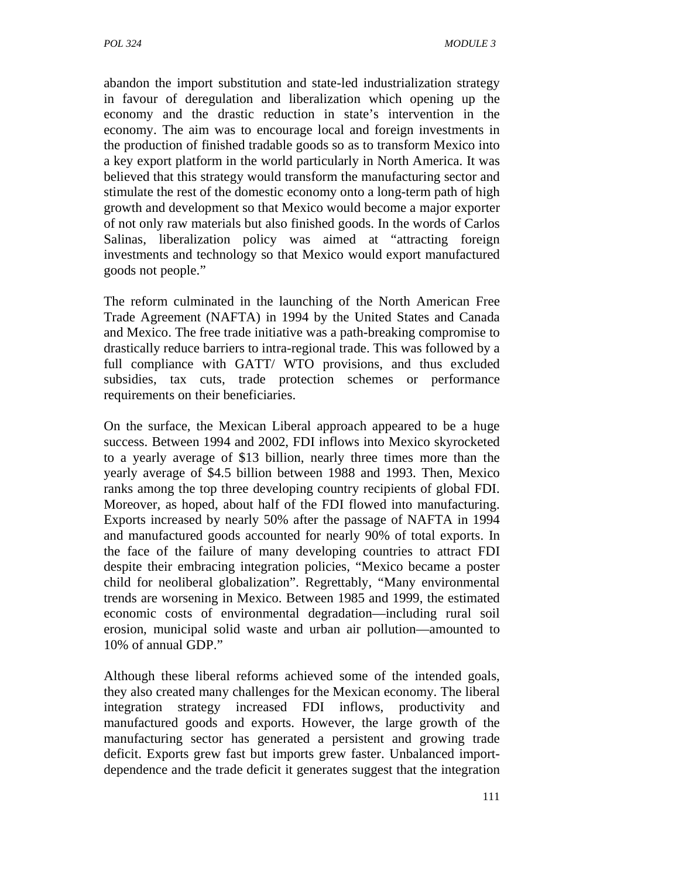abandon the import substitution and state-led industrialization strategy in favour of deregulation and liberalization which opening up the economy and the drastic reduction in state's intervention in the economy. The aim was to encourage local and foreign investments in the production of finished tradable goods so as to transform Mexico into a key export platform in the world particularly in North America. It was believed that this strategy would transform the manufacturing sector and stimulate the rest of the domestic economy onto a long-term path of high growth and development so that Mexico would become a major exporter of not only raw materials but also finished goods. In the words of Carlos Salinas, liberalization policy was aimed at "attracting foreign investments and technology so that Mexico would export manufactured goods not people."

The reform culminated in the launching of the North American Free Trade Agreement (NAFTA) in 1994 by the United States and Canada and Mexico. The free trade initiative was a path-breaking compromise to drastically reduce barriers to intra-regional trade. This was followed by a full compliance with GATT/ WTO provisions, and thus excluded subsidies, tax cuts, trade protection schemes or performance requirements on their beneficiaries.

On the surface, the Mexican Liberal approach appeared to be a huge success. Between 1994 and 2002, FDI inflows into Mexico skyrocketed to a yearly average of $13 billion, nearly three times more than the yearly average of $4.5 billion between 1988 and 1993. Then, Mexico ranks among the top three developing country recipients of global FDI. Moreover, as hoped, about half of the FDI flowed into manufacturing. Exports increased by nearly 50% after the passage of NAFTA in 1994 and manufactured goods accounted for nearly 90% of total exports. In the face of the failure of many developing countries to attract FDI despite their embracing integration policies, "Mexico became a poster child for neoliberal globalization". Regrettably, "Many environmental trends are worsening in Mexico. Between 1985 and 1999, the estimated economic costs of environmental degradation—including rural soil erosion, municipal solid waste and urban air pollution—amounted to 10% of annual GDP."

Although these liberal reforms achieved some of the intended goals, they also created many challenges for the Mexican economy. The liberal integration strategy increased FDI inflows, productivity and manufactured goods and exports. However, the large growth of the manufacturing sector has generated a persistent and growing trade deficit. Exports grew fast but imports grew faster. Unbalanced import-dependence and the trade deficit it generates suggest that the integration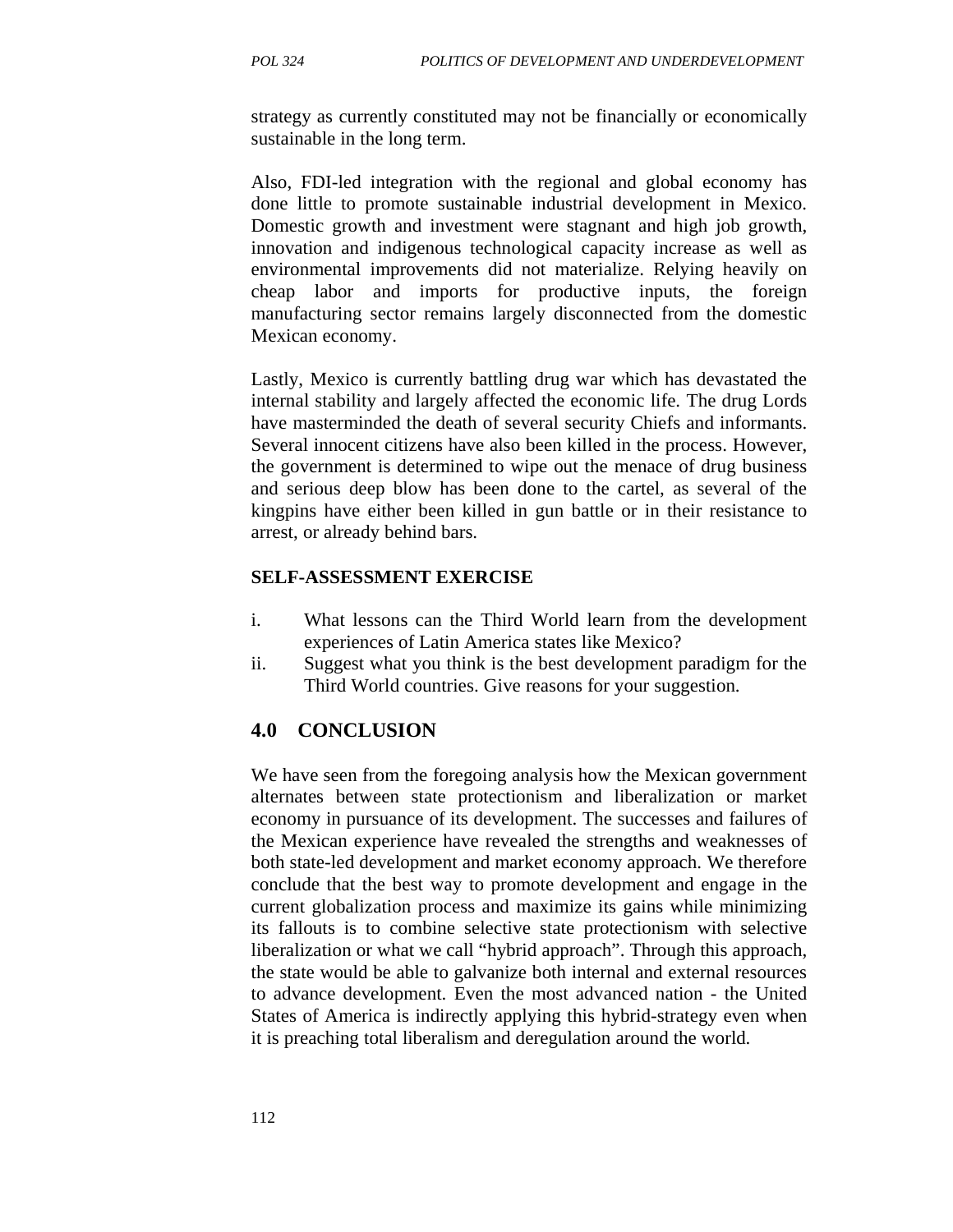strategy as currently constituted may not be financially or economically sustainable in the long term.

Also, FDI-led integration with the regional and global economy has done little to promote sustainable industrial development in Mexico. Domestic growth and investment were stagnant and high job growth, innovation and indigenous technological capacity increase as well as environmental improvements did not materialize. Relying heavily on cheap labor and imports for productive inputs, the foreign manufacturing sector remains largely disconnected from the domestic Mexican economy.

Lastly, Mexico is currently battling drug war which has devastated the internal stability and largely affected the economic life. The drug Lords have masterminded the death of several security Chiefs and informants. Several innocent citizens have also been killed in the process. However, the government is determined to wipe out the menace of drug business and serious deep blow has been done to the cartel, as several of the kingpins have either been killed in gun battle or in their resistance to arrest, or already behind bars.

**SELF-ASSESSMENT EXERCISE**

i. What lessons can the Third World learn from the development experiences of Latin America states like Mexico?
ii. Suggest what you think is the best development paradigm for the Third World countries. Give reasons for your suggestion.

## 4.0 CONCLUSION

We have seen from the foregoing analysis how the Mexican government alternates between state protectionism and liberalization or market economy in pursuance of its development. The successes and failures of the Mexican experience have revealed the strengths and weaknesses of both state-led development and market economy approach. We therefore conclude that the best way to promote development and engage in the current globalization process and maximize its gains while minimizing its fallouts is to combine selective state protectionism with selective liberalization or what we call "hybrid approach". Through this approach, the state would be able to galvanize both internal and external resources to advance development. Even the most advanced nation - the United States of America is indirectly applying this hybrid-strategy even when it is preaching total liberalism and deregulation around the world.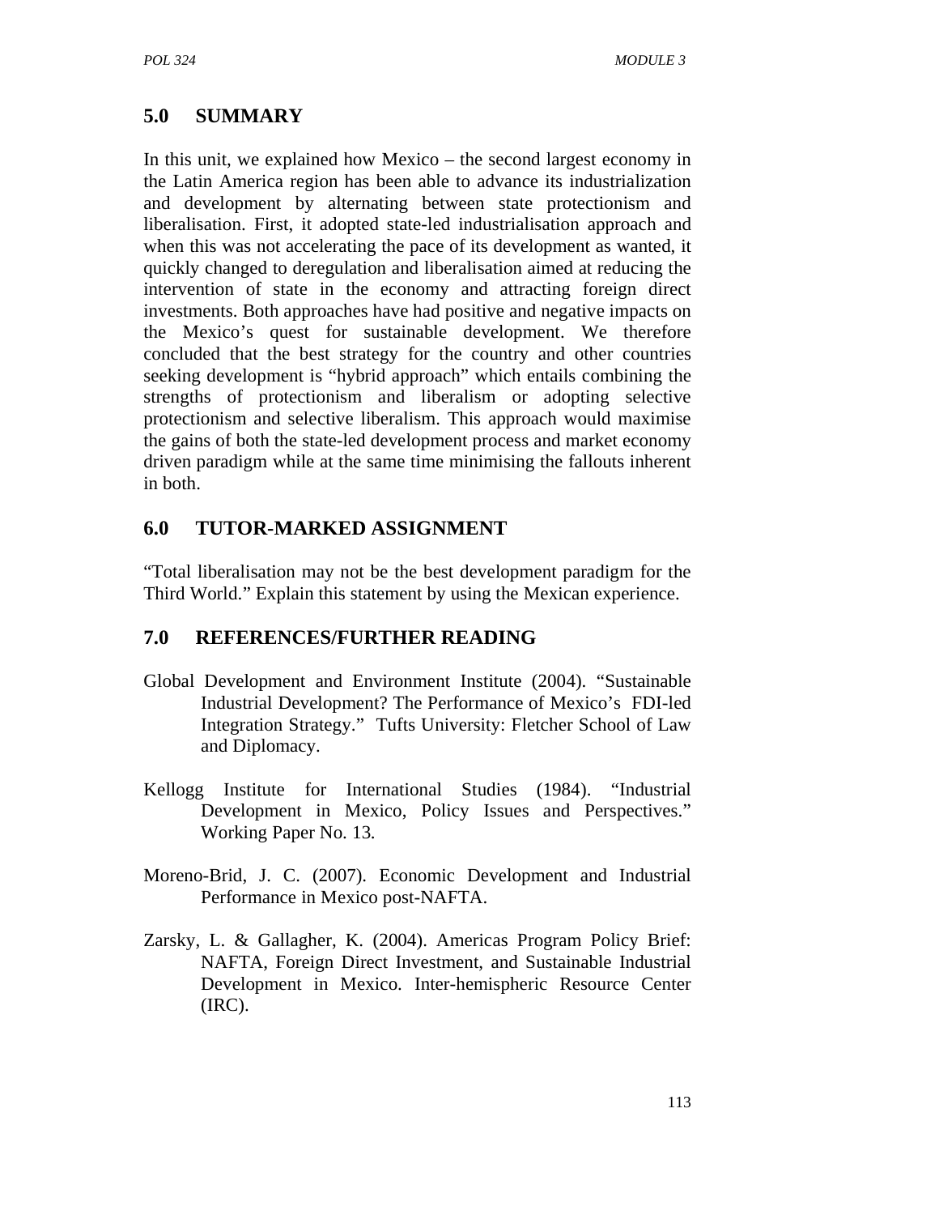## 5.0 SUMMARY

In this unit, we explained how Mexico – the second largest economy in the Latin America region has been able to advance its industrialization and development by alternating between state protectionism and liberalisation. First, it adopted state-led industrialisation approach and when this was not accelerating the pace of its development as wanted, it quickly changed to deregulation and liberalisation aimed at reducing the intervention of state in the economy and attracting foreign direct investments. Both approaches have had positive and negative impacts on the Mexico's quest for sustainable development. We therefore concluded that the best strategy for the country and other countries seeking development is "hybrid approach" which entails combining the strengths of protectionism and liberalism or adopting selective protectionism and selective liberalism. This approach would maximise the gains of both the state-led development process and market economy driven paradigm while at the same time minimising the fallouts inherent in both.

## 6.0 TUTOR-MARKED ASSIGNMENT

"Total liberalisation may not be the best development paradigm for the Third World." Explain this statement by using the Mexican experience.

## 7.0 REFERENCES/FURTHER READING

Global Development and Environment Institute (2004). "Sustainable Industrial Development? The Performance of Mexico's FDI-led Integration Strategy." Tufts University: Fletcher School of Law and Diplomacy.

Kellogg Institute for International Studies (1984). "Industrial Development in Mexico, Policy Issues and Perspectives." Working Paper No. 13.

Moreno-Brid, J. C. (2007). Economic Development and Industrial Performance in Mexico post-NAFTA.

Zarsky, L. & Gallagher, K. (2004). Americas Program Policy Brief: NAFTA, Foreign Direct Investment, and Sustainable Industrial Development in Mexico. Inter-hemispheric Resource Center (IRC).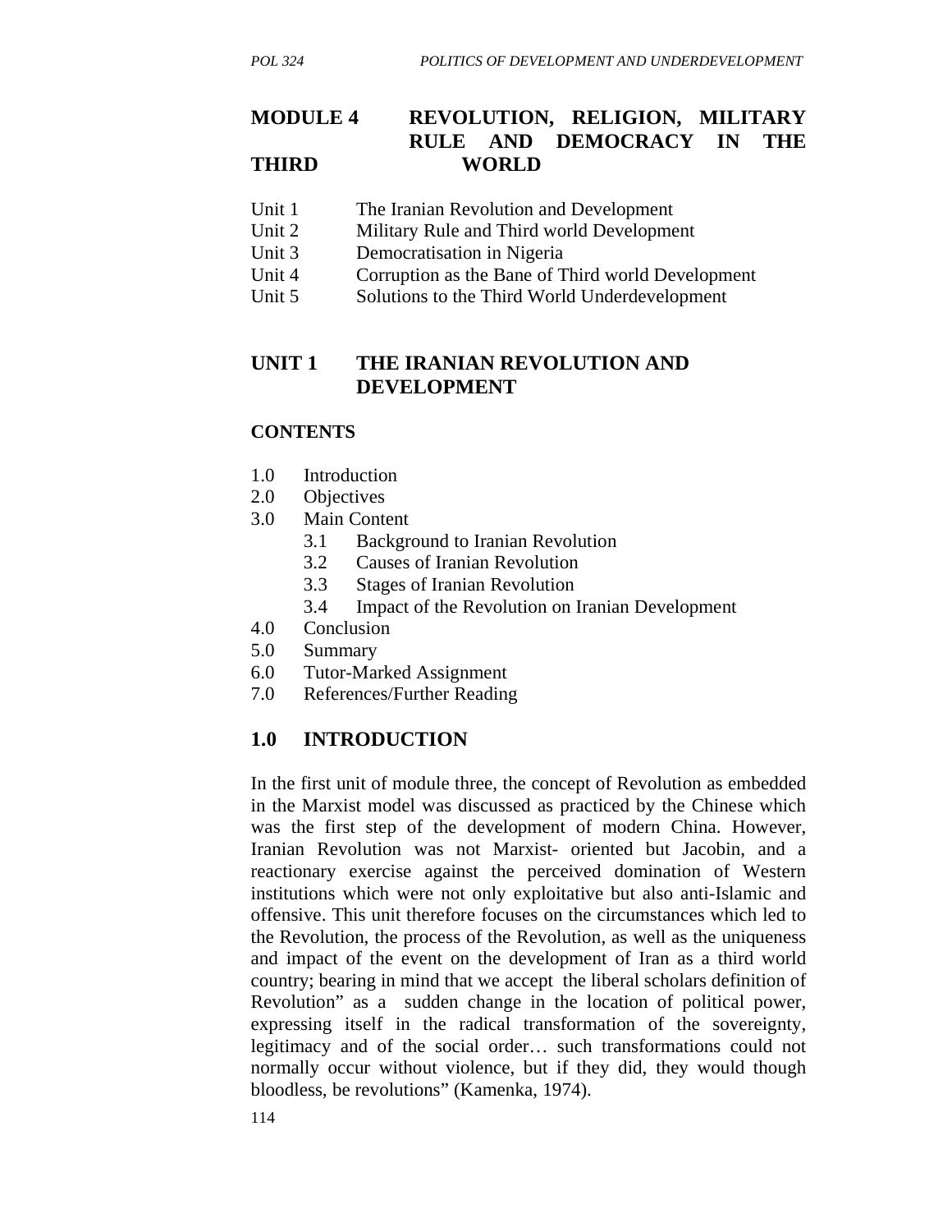# MODULE 4 REVOLUTION, RELIGION, MILITARY RULE AND DEMOCRACY IN THE THIRD WORLD

Unit 1 The Iranian Revolution and Development
Unit 2 Military Rule and Third world Development
Unit 3 Democratisation in Nigeria
Unit 4 Corruption as the Bane of Third world Development
Unit 5 Solutions to the Third World Underdevelopment

## UNIT 1 THE IRANIAN REVOLUTION AND DEVELOPMENT

### CONTENTS

1.0 Introduction
2.0 Objectives
3.0 Main Content
  3.1 Background to Iranian Revolution
  3.2 Causes of Iranian Revolution
  3.3 Stages of Iranian Revolution
  3.4 Impact of the Revolution on Iranian Development
4.0 Conclusion
5.0 Summary
6.0 Tutor-Marked Assignment
7.0 References/Further Reading

## 1.0 INTRODUCTION

In the first unit of module three, the concept of Revolution as embedded in the Marxist model was discussed as practiced by the Chinese which was the first step of the development of modern China. However, Iranian Revolution was not Marxist- oriented but Jacobin, and a reactionary exercise against the perceived domination of Western institutions which were not only exploitative but also anti-Islamic and offensive. This unit therefore focuses on the circumstances which led to the Revolution, the process of the Revolution, as well as the uniqueness and impact of the event on the development of Iran as a third world country; bearing in mind that we accept the liberal scholars definition of Revolution" as a sudden change in the location of political power, expressing itself in the radical transformation of the sovereignty, legitimacy and of the social order… such transformations could not normally occur without violence, but if they did, they would though bloodless, be revolutions" (Kamenka, 1974).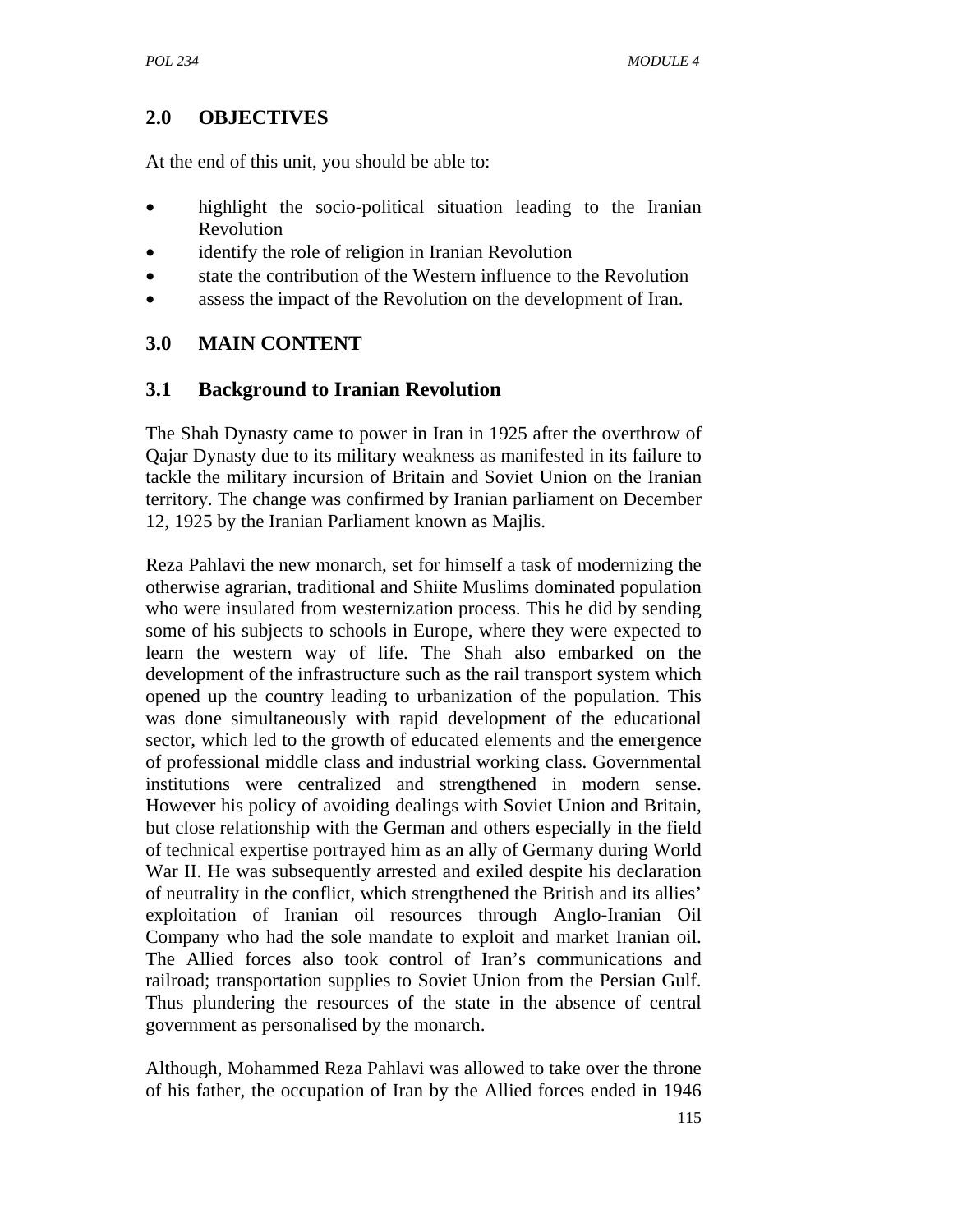## 2.0 OBJECTIVES

At the end of this unit, you should be able to:

- highlight the socio-political situation leading to the Iranian Revolution
- identify the role of religion in Iranian Revolution
- state the contribution of the Western influence to the Revolution
- assess the impact of the Revolution on the development of Iran.

## 3.0 MAIN CONTENT

### 3.1 Background to Iranian Revolution

The Shah Dynasty came to power in Iran in 1925 after the overthrow of Qajar Dynasty due to its military weakness as manifested in its failure to tackle the military incursion of Britain and Soviet Union on the Iranian territory. The change was confirmed by Iranian parliament on December 12, 1925 by the Iranian Parliament known as Majlis.

Reza Pahlavi the new monarch, set for himself a task of modernizing the otherwise agrarian, traditional and Shiite Muslims dominated population who were insulated from westernization process. This he did by sending some of his subjects to schools in Europe, where they were expected to learn the western way of life. The Shah also embarked on the development of the infrastructure such as the rail transport system which opened up the country leading to urbanization of the population. This was done simultaneously with rapid development of the educational sector, which led to the growth of educated elements and the emergence of professional middle class and industrial working class. Governmental institutions were centralized and strengthened in modern sense. However his policy of avoiding dealings with Soviet Union and Britain, but close relationship with the German and others especially in the field of technical expertise portrayed him as an ally of Germany during World War II. He was subsequently arrested and exiled despite his declaration of neutrality in the conflict, which strengthened the British and its allies' exploitation of Iranian oil resources through Anglo-Iranian Oil Company who had the sole mandate to exploit and market Iranian oil. The Allied forces also took control of Iran's communications and railroad; transportation supplies to Soviet Union from the Persian Gulf. Thus plundering the resources of the state in the absence of central government as personalised by the monarch.

Although, Mohammed Reza Pahlavi was allowed to take over the throne of his father, the occupation of Iran by the Allied forces ended in 1946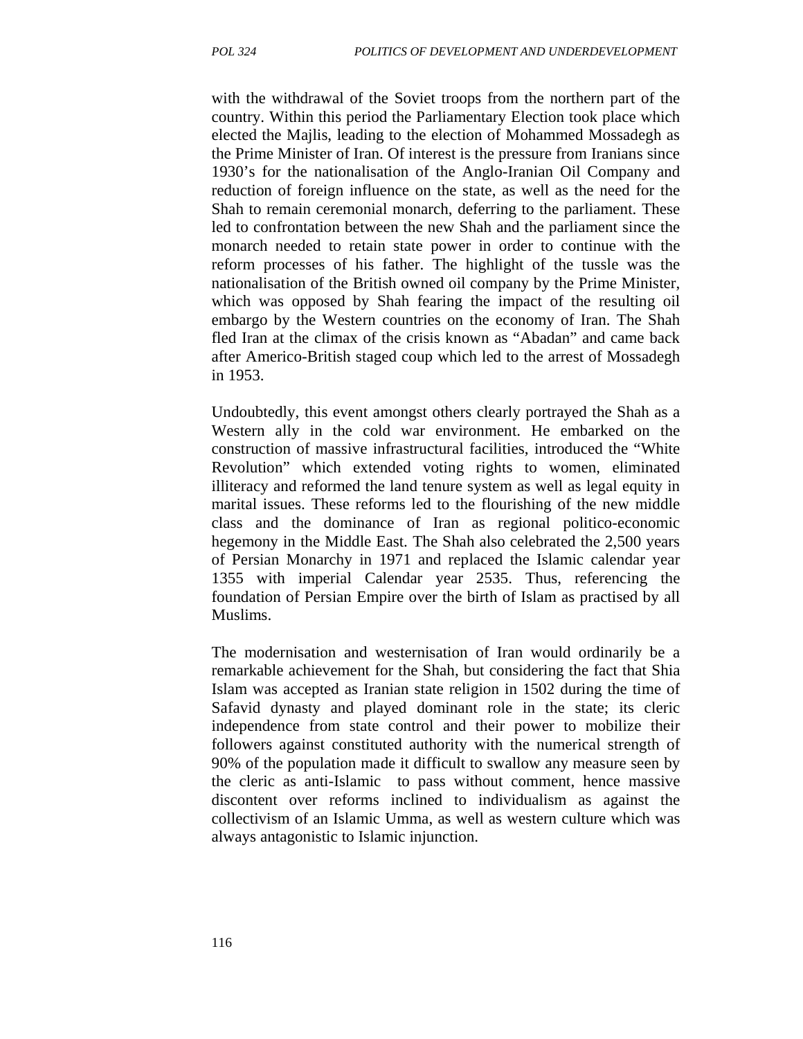with the withdrawal of the Soviet troops from the northern part of the country. Within this period the Parliamentary Election took place which elected the Majlis, leading to the election of Mohammed Mossadegh as the Prime Minister of Iran. Of interest is the pressure from Iranians since 1930's for the nationalisation of the Anglo-Iranian Oil Company and reduction of foreign influence on the state, as well as the need for the Shah to remain ceremonial monarch, deferring to the parliament. These led to confrontation between the new Shah and the parliament since the monarch needed to retain state power in order to continue with the reform processes of his father. The highlight of the tussle was the nationalisation of the British owned oil company by the Prime Minister, which was opposed by Shah fearing the impact of the resulting oil embargo by the Western countries on the economy of Iran. The Shah fled Iran at the climax of the crisis known as "Abadan" and came back after Americo-British staged coup which led to the arrest of Mossadegh in 1953.

Undoubtedly, this event amongst others clearly portrayed the Shah as a Western ally in the cold war environment. He embarked on the construction of massive infrastructural facilities, introduced the "White Revolution" which extended voting rights to women, eliminated illiteracy and reformed the land tenure system as well as legal equity in marital issues. These reforms led to the flourishing of the new middle class and the dominance of Iran as regional politico-economic hegemony in the Middle East. The Shah also celebrated the 2,500 years of Persian Monarchy in 1971 and replaced the Islamic calendar year 1355 with imperial Calendar year 2535. Thus, referencing the foundation of Persian Empire over the birth of Islam as practised by all Muslims.

The modernisation and westernisation of Iran would ordinarily be a remarkable achievement for the Shah, but considering the fact that Shia Islam was accepted as Iranian state religion in 1502 during the time of Safavid dynasty and played dominant role in the state; its cleric independence from state control and their power to mobilize their followers against constituted authority with the numerical strength of 90% of the population made it difficult to swallow any measure seen by the cleric as anti-Islamic to pass without comment, hence massive discontent over reforms inclined to individualism as against the collectivism of an Islamic Umma, as well as western culture which was always antagonistic to Islamic injunction.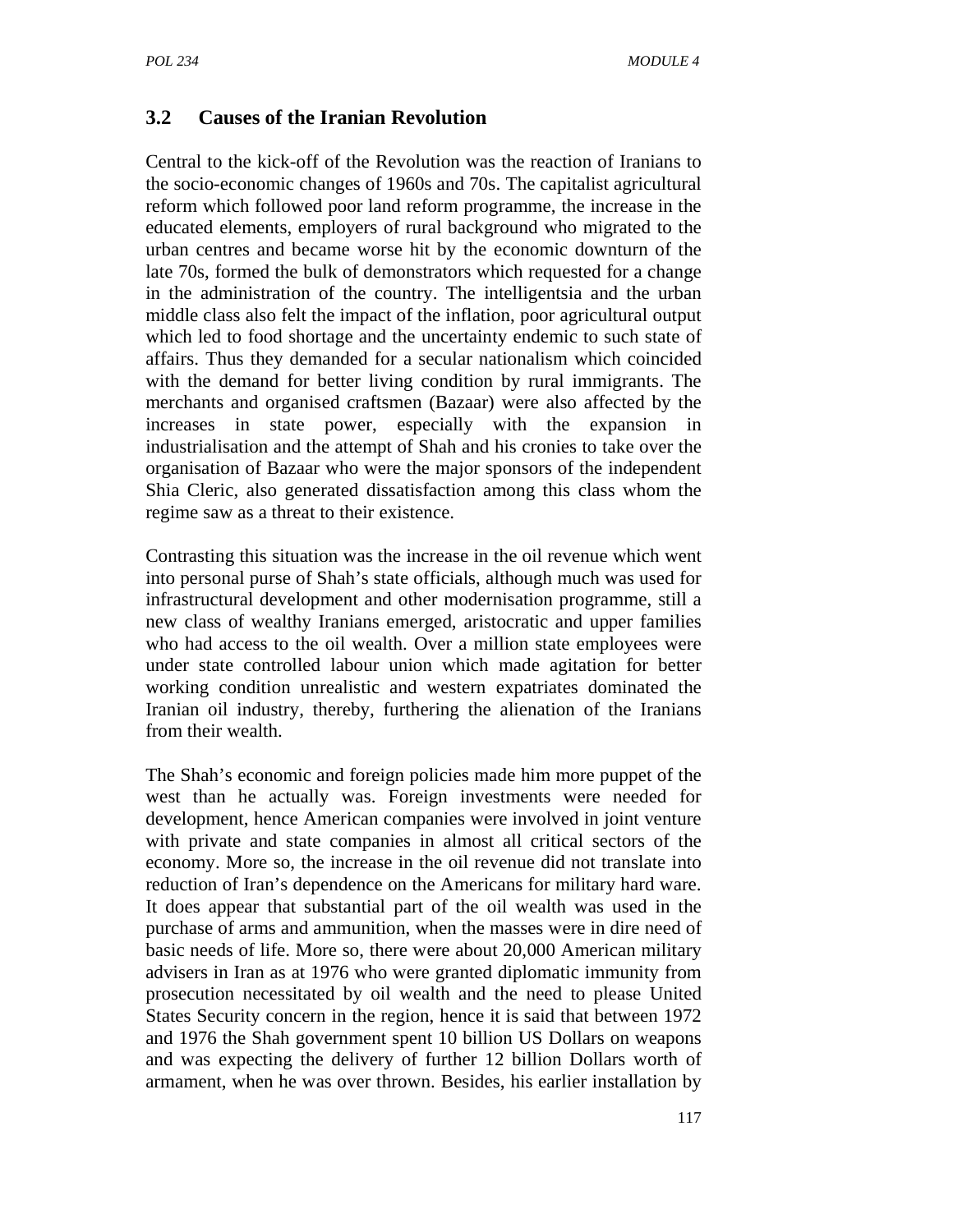### 3.2 Causes of the Iranian Revolution

Central to the kick-off of the Revolution was the reaction of Iranians to the socio-economic changes of 1960s and 70s. The capitalist agricultural reform which followed poor land reform programme, the increase in the educated elements, employers of rural background who migrated to the urban centres and became worse hit by the economic downturn of the late 70s, formed the bulk of demonstrators which requested for a change in the administration of the country. The intelligentsia and the urban middle class also felt the impact of the inflation, poor agricultural output which led to food shortage and the uncertainty endemic to such state of affairs. Thus they demanded for a secular nationalism which coincided with the demand for better living condition by rural immigrants. The merchants and organised craftsmen (Bazaar) were also affected by the increases in state power, especially with the expansion in industrialisation and the attempt of Shah and his cronies to take over the organisation of Bazaar who were the major sponsors of the independent Shia Cleric, also generated dissatisfaction among this class whom the regime saw as a threat to their existence.

Contrasting this situation was the increase in the oil revenue which went into personal purse of Shah's state officials, although much was used for infrastructural development and other modernisation programme, still a new class of wealthy Iranians emerged, aristocratic and upper families who had access to the oil wealth. Over a million state employees were under state controlled labour union which made agitation for better working condition unrealistic and western expatriates dominated the Iranian oil industry, thereby, furthering the alienation of the Iranians from their wealth.

The Shah's economic and foreign policies made him more puppet of the west than he actually was. Foreign investments were needed for development, hence American companies were involved in joint venture with private and state companies in almost all critical sectors of the economy. More so, the increase in the oil revenue did not translate into reduction of Iran's dependence on the Americans for military hard ware. It does appear that substantial part of the oil wealth was used in the purchase of arms and ammunition, when the masses were in dire need of basic needs of life. More so, there were about 20,000 American military advisers in Iran as at 1976 who were granted diplomatic immunity from prosecution necessitated by oil wealth and the need to please United States Security concern in the region, hence it is said that between 1972 and 1976 the Shah government spent 10 billion US Dollars on weapons and was expecting the delivery of further 12 billion Dollars worth of armament, when he was over thrown. Besides, his earlier installation by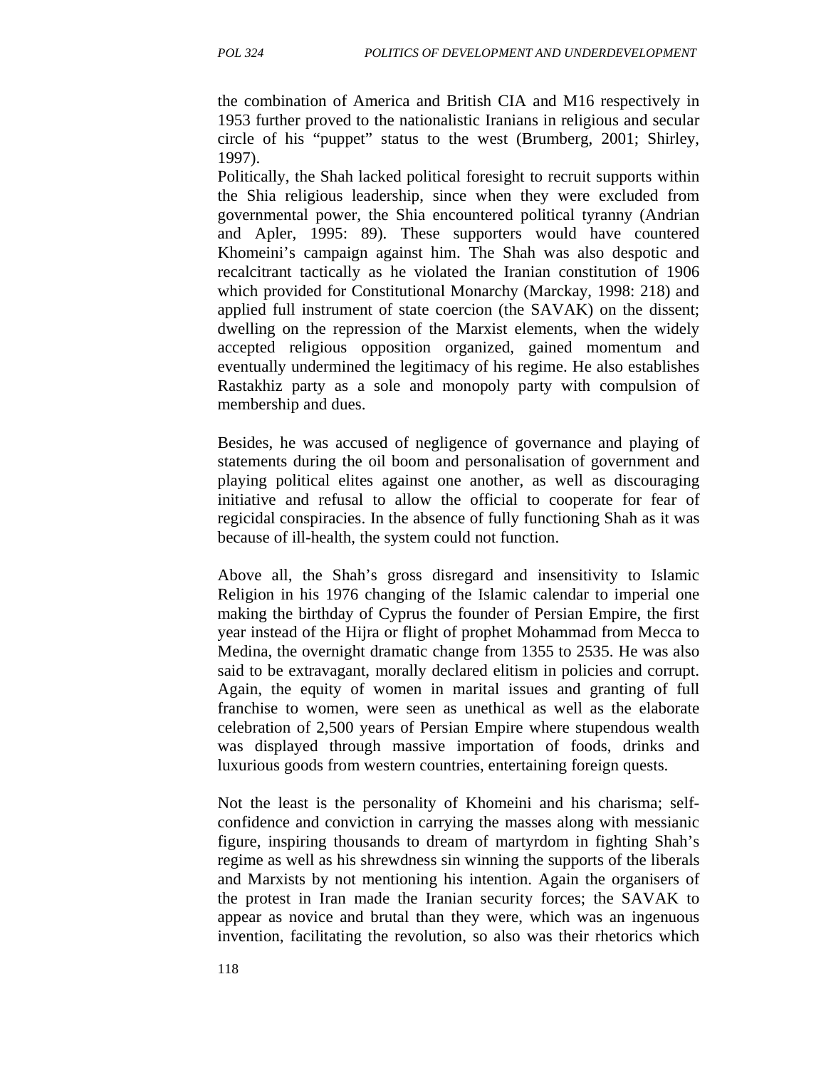the combination of America and British CIA and M16 respectively in 1953 further proved to the nationalistic Iranians in religious and secular circle of his "puppet" status to the west (Brumberg, 2001; Shirley, 1997).

Politically, the Shah lacked political foresight to recruit supports within the Shia religious leadership, since when they were excluded from governmental power, the Shia encountered political tyranny (Andrian and Apler, 1995: 89). These supporters would have countered Khomeini's campaign against him. The Shah was also despotic and recalcitrant tactically as he violated the Iranian constitution of 1906 which provided for Constitutional Monarchy (Marckay, 1998: 218) and applied full instrument of state coercion (the SAVAK) on the dissent; dwelling on the repression of the Marxist elements, when the widely accepted religious opposition organized, gained momentum and eventually undermined the legitimacy of his regime. He also establishes Rastakhiz party as a sole and monopoly party with compulsion of membership and dues.

Besides, he was accused of negligence of governance and playing of statements during the oil boom and personalisation of government and playing political elites against one another, as well as discouraging initiative and refusal to allow the official to cooperate for fear of regicidal conspiracies. In the absence of fully functioning Shah as it was because of ill-health, the system could not function.

Above all, the Shah's gross disregard and insensitivity to Islamic Religion in his 1976 changing of the Islamic calendar to imperial one making the birthday of Cyprus the founder of Persian Empire, the first year instead of the Hijra or flight of prophet Mohammad from Mecca to Medina, the overnight dramatic change from 1355 to 2535. He was also said to be extravagant, morally declared elitism in policies and corrupt. Again, the equity of women in marital issues and granting of full franchise to women, were seen as unethical as well as the elaborate celebration of 2,500 years of Persian Empire where stupendous wealth was displayed through massive importation of foods, drinks and luxurious goods from western countries, entertaining foreign quests.

Not the least is the personality of Khomeini and his charisma; self-confidence and conviction in carrying the masses along with messianic figure, inspiring thousands to dream of martyrdom in fighting Shah's regime as well as his shrewdness sin winning the supports of the liberals and Marxists by not mentioning his intention. Again the organisers of the protest in Iran made the Iranian security forces; the SAVAK to appear as novice and brutal than they were, which was an ingenuous invention, facilitating the revolution, so also was their rhetorics which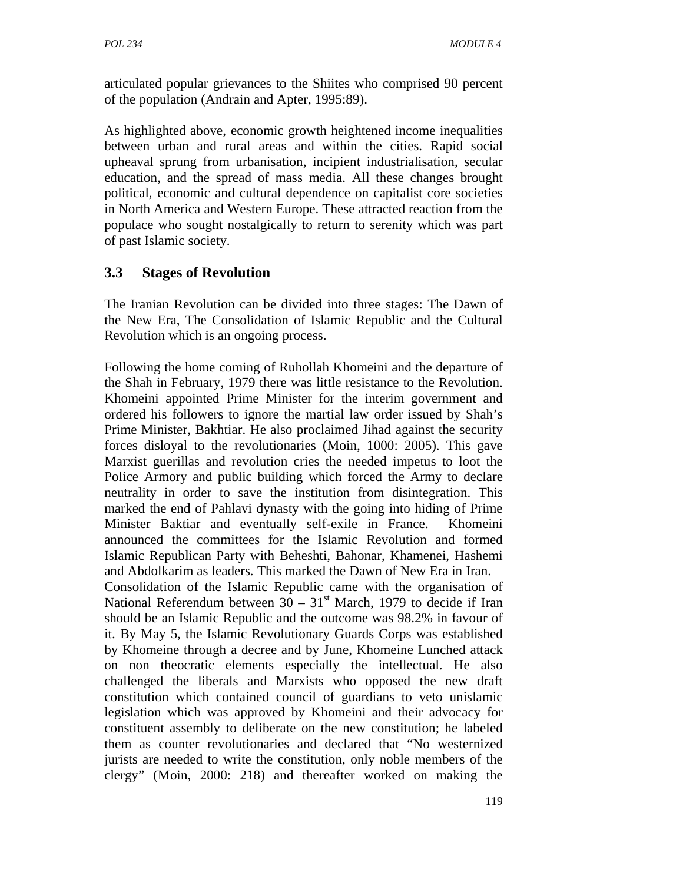articulated popular grievances to the Shiites who comprised 90 percent of the population (Andrain and Apter, 1995:89).

As highlighted above, economic growth heightened income inequalities between urban and rural areas and within the cities. Rapid social upheaval sprung from urbanisation, incipient industrialisation, secular education, and the spread of mass media. All these changes brought political, economic and cultural dependence on capitalist core societies in North America and Western Europe. These attracted reaction from the populace who sought nostalgically to return to serenity which was part of past Islamic society.

### 3.3 Stages of Revolution

The Iranian Revolution can be divided into three stages: The Dawn of the New Era, The Consolidation of Islamic Republic and the Cultural Revolution which is an ongoing process.

Following the home coming of Ruhollah Khomeini and the departure of the Shah in February, 1979 there was little resistance to the Revolution. Khomeini appointed Prime Minister for the interim government and ordered his followers to ignore the martial law order issued by Shah's Prime Minister, Bakhtiar. He also proclaimed Jihad against the security forces disloyal to the revolutionaries (Moin, 1000: 2005). This gave Marxist guerillas and revolution cries the needed impetus to loot the Police Armory and public building which forced the Army to declare neutrality in order to save the institution from disintegration. This marked the end of Pahlavi dynasty with the going into hiding of Prime Minister Baktiar and eventually self-exile in France. Khomeini announced the committees for the Islamic Revolution and formed Islamic Republican Party with Beheshti, Bahonar, Khamenei, Hashemi and Abdolkarim as leaders. This marked the Dawn of New Era in Iran.
Consolidation of the Islamic Republic came with the organisation of National Referendum between 30 – 31st March, 1979 to decide if Iran should be an Islamic Republic and the outcome was 98.2% in favour of it. By May 5, the Islamic Revolutionary Guards Corps was established by Khomeine through a decree and by June, Khomeine Lunched attack on non theocratic elements especially the intellectual. He also challenged the liberals and Marxists who opposed the new draft constitution which contained council of guardians to veto unislamic legislation which was approved by Khomeini and their advocacy for constituent assembly to deliberate on the new constitution; he labeled them as counter revolutionaries and declared that "No westernized jurists are needed to write the constitution, only noble members of the clergy" (Moin, 2000: 218) and thereafter worked on making the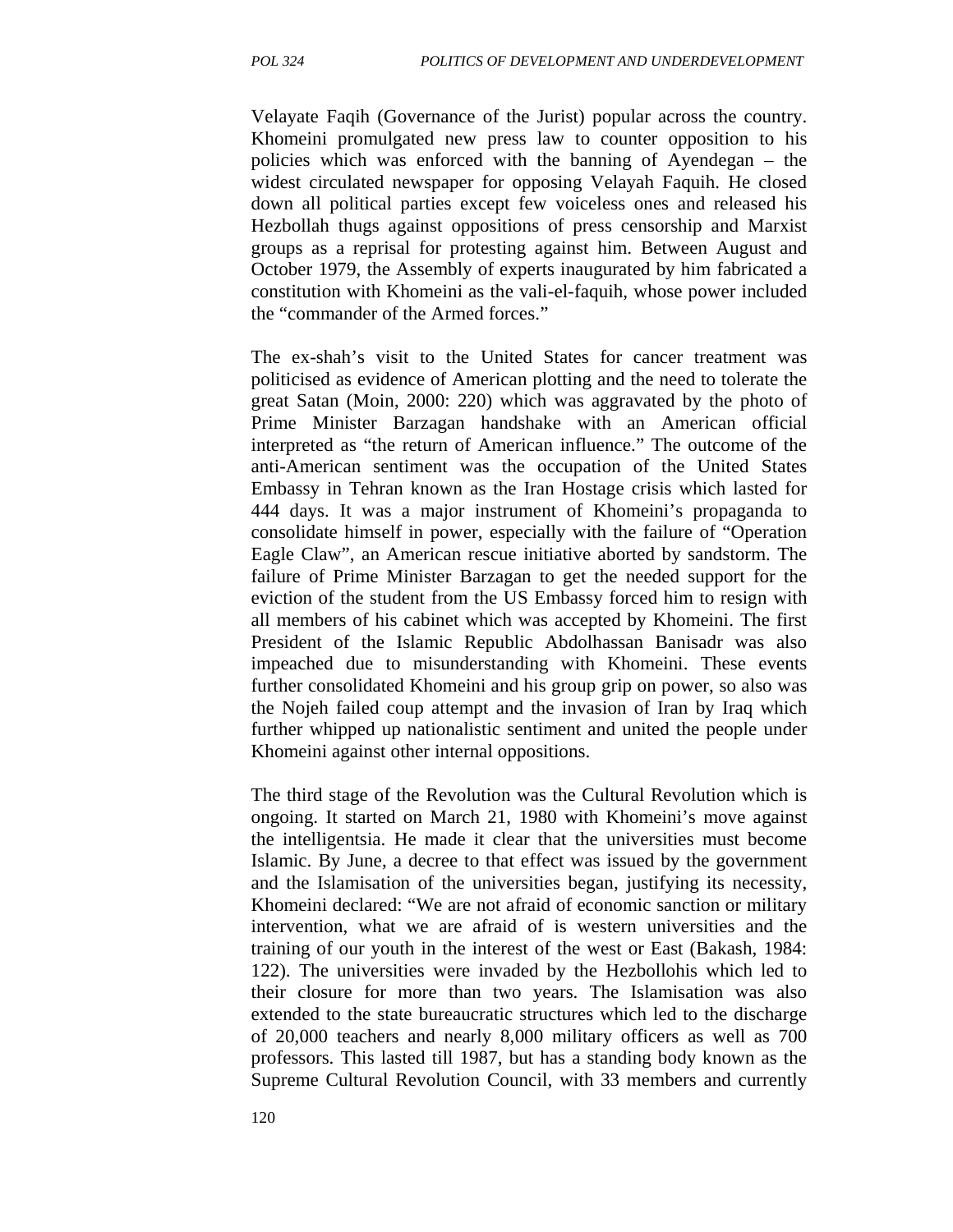Velayate Faqih (Governance of the Jurist) popular across the country. Khomeini promulgated new press law to counter opposition to his policies which was enforced with the banning of Ayendegan – the widest circulated newspaper for opposing Velayah Faquih. He closed down all political parties except few voiceless ones and released his Hezbollah thugs against oppositions of press censorship and Marxist groups as a reprisal for protesting against him. Between August and October 1979, the Assembly of experts inaugurated by him fabricated a constitution with Khomeini as the vali-el-faquih, whose power included the "commander of the Armed forces."

The ex-shah's visit to the United States for cancer treatment was politicised as evidence of American plotting and the need to tolerate the great Satan (Moin, 2000: 220) which was aggravated by the photo of Prime Minister Barzagan handshake with an American official interpreted as "the return of American influence." The outcome of the anti-American sentiment was the occupation of the United States Embassy in Tehran known as the Iran Hostage crisis which lasted for 444 days. It was a major instrument of Khomeini's propaganda to consolidate himself in power, especially with the failure of "Operation Eagle Claw", an American rescue initiative aborted by sandstorm. The failure of Prime Minister Barzagan to get the needed support for the eviction of the student from the US Embassy forced him to resign with all members of his cabinet which was accepted by Khomeini. The first President of the Islamic Republic Abdolhassan Banisadr was also impeached due to misunderstanding with Khomeini. These events further consolidated Khomeini and his group grip on power, so also was the Nojeh failed coup attempt and the invasion of Iran by Iraq which further whipped up nationalistic sentiment and united the people under Khomeini against other internal oppositions.

The third stage of the Revolution was the Cultural Revolution which is ongoing. It started on March 21, 1980 with Khomeini's move against the intelligentsia. He made it clear that the universities must become Islamic. By June, a decree to that effect was issued by the government and the Islamisation of the universities began, justifying its necessity, Khomeini declared: "We are not afraid of economic sanction or military intervention, what we are afraid of is western universities and the training of our youth in the interest of the west or East (Bakash, 1984: 122). The universities were invaded by the Hezbollohis which led to their closure for more than two years. The Islamisation was also extended to the state bureaucratic structures which led to the discharge of 20,000 teachers and nearly 8,000 military officers as well as 700 professors. This lasted till 1987, but has a standing body known as the Supreme Cultural Revolution Council, with 33 members and currently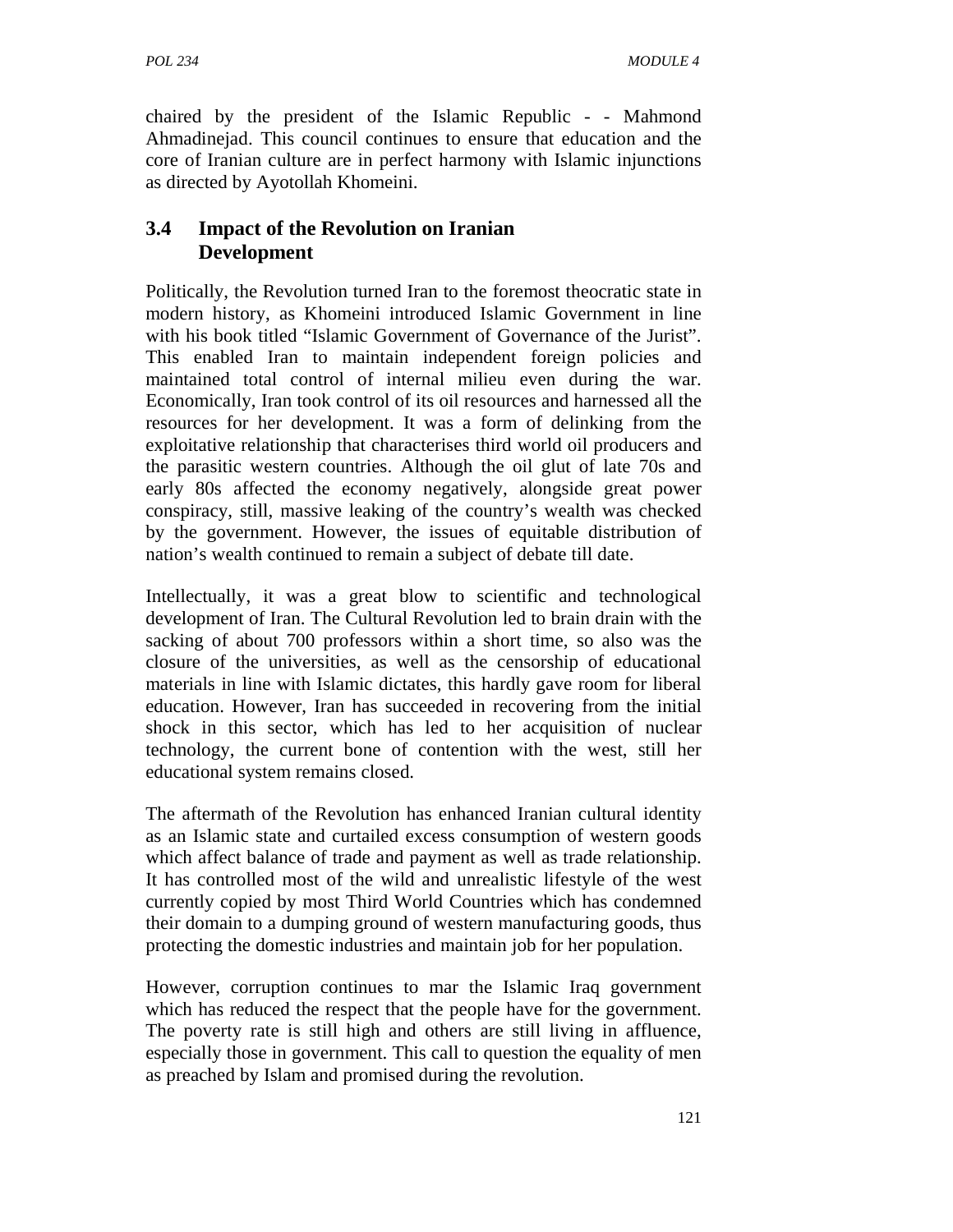chaired by the president of the Islamic Republic - - Mahmond Ahmadinejad. This council continues to ensure that education and the core of Iranian culture are in perfect harmony with Islamic injunctions as directed by Ayotollah Khomeini.

## 3.4 Impact of the Revolution on Iranian Development

Politically, the Revolution turned Iran to the foremost theocratic state in modern history, as Khomeini introduced Islamic Government in line with his book titled "Islamic Government of Governance of the Jurist". This enabled Iran to maintain independent foreign policies and maintained total control of internal milieu even during the war. Economically, Iran took control of its oil resources and harnessed all the resources for her development. It was a form of delinking from the exploitative relationship that characterises third world oil producers and the parasitic western countries. Although the oil glut of late 70s and early 80s affected the economy negatively, alongside great power conspiracy, still, massive leaking of the country's wealth was checked by the government. However, the issues of equitable distribution of nation's wealth continued to remain a subject of debate till date.

Intellectually, it was a great blow to scientific and technological development of Iran. The Cultural Revolution led to brain drain with the sacking of about 700 professors within a short time, so also was the closure of the universities, as well as the censorship of educational materials in line with Islamic dictates, this hardly gave room for liberal education. However, Iran has succeeded in recovering from the initial shock in this sector, which has led to her acquisition of nuclear technology, the current bone of contention with the west, still her educational system remains closed.

The aftermath of the Revolution has enhanced Iranian cultural identity as an Islamic state and curtailed excess consumption of western goods which affect balance of trade and payment as well as trade relationship. It has controlled most of the wild and unrealistic lifestyle of the west currently copied by most Third World Countries which has condemned their domain to a dumping ground of western manufacturing goods, thus protecting the domestic industries and maintain job for her population.

However, corruption continues to mar the Islamic Iraq government which has reduced the respect that the people have for the government. The poverty rate is still high and others are still living in affluence, especially those in government. This call to question the equality of men as preached by Islam and promised during the revolution.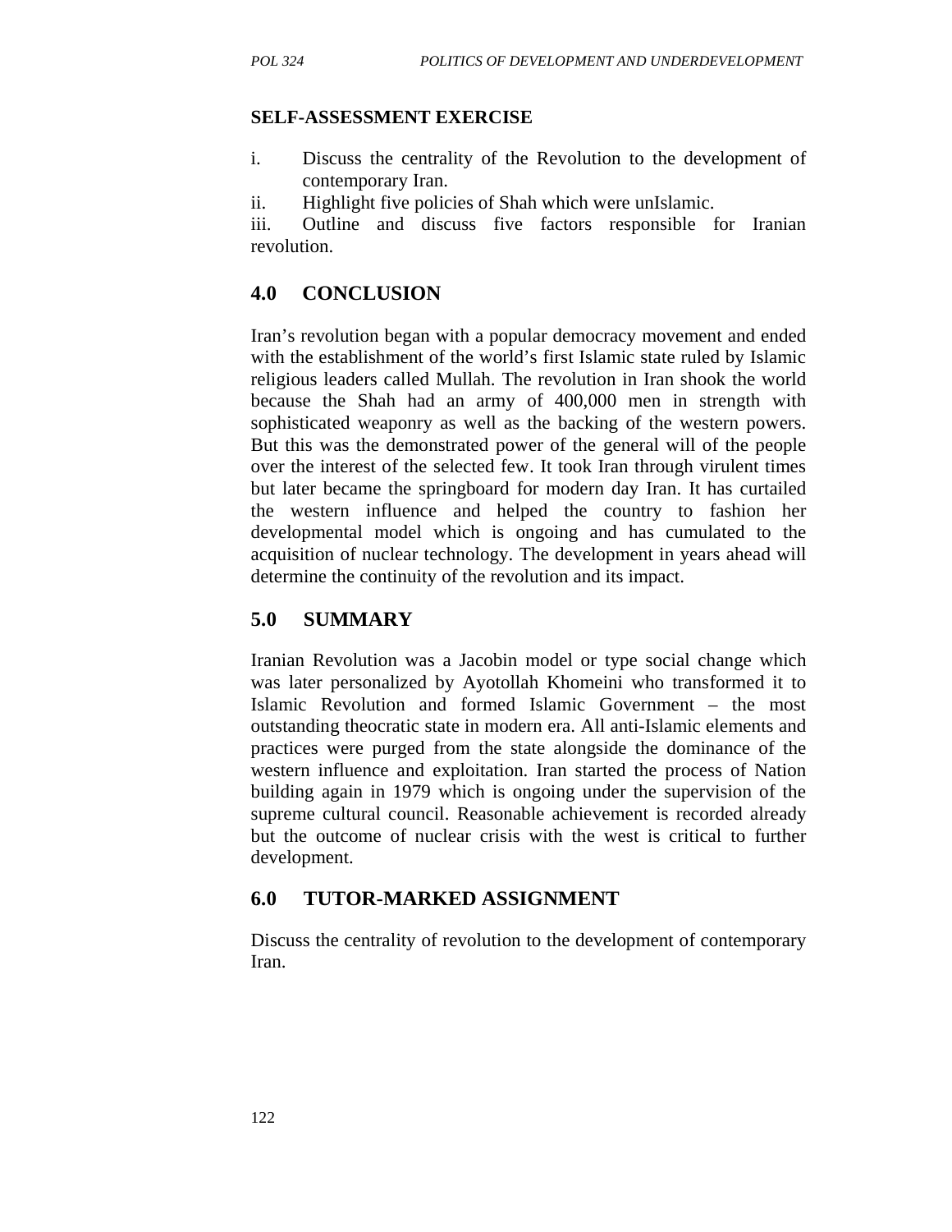**SELF-ASSESSMENT EXERCISE**

i. Discuss the centrality of the Revolution to the development of contemporary Iran.
ii. Highlight five policies of Shah which were unIslamic.
iii. Outline and discuss five factors responsible for Iranian revolution.

## 4.0 CONCLUSION

Iran's revolution began with a popular democracy movement and ended with the establishment of the world's first Islamic state ruled by Islamic religious leaders called Mullah. The revolution in Iran shook the world because the Shah had an army of 400,000 men in strength with sophisticated weaponry as well as the backing of the western powers. But this was the demonstrated power of the general will of the people over the interest of the selected few. It took Iran through virulent times but later became the springboard for modern day Iran. It has curtailed the western influence and helped the country to fashion her developmental model which is ongoing and has cumulated to the acquisition of nuclear technology. The development in years ahead will determine the continuity of the revolution and its impact.

## 5.0 SUMMARY

Iranian Revolution was a Jacobin model or type social change which was later personalized by Ayotollah Khomeini who transformed it to Islamic Revolution and formed Islamic Government – the most outstanding theocratic state in modern era. All anti-Islamic elements and practices were purged from the state alongside the dominance of the western influence and exploitation. Iran started the process of Nation building again in 1979 which is ongoing under the supervision of the supreme cultural council. Reasonable achievement is recorded already but the outcome of nuclear crisis with the west is critical to further development.

## 6.0 TUTOR-MARKED ASSIGNMENT

Discuss the centrality of revolution to the development of contemporary Iran.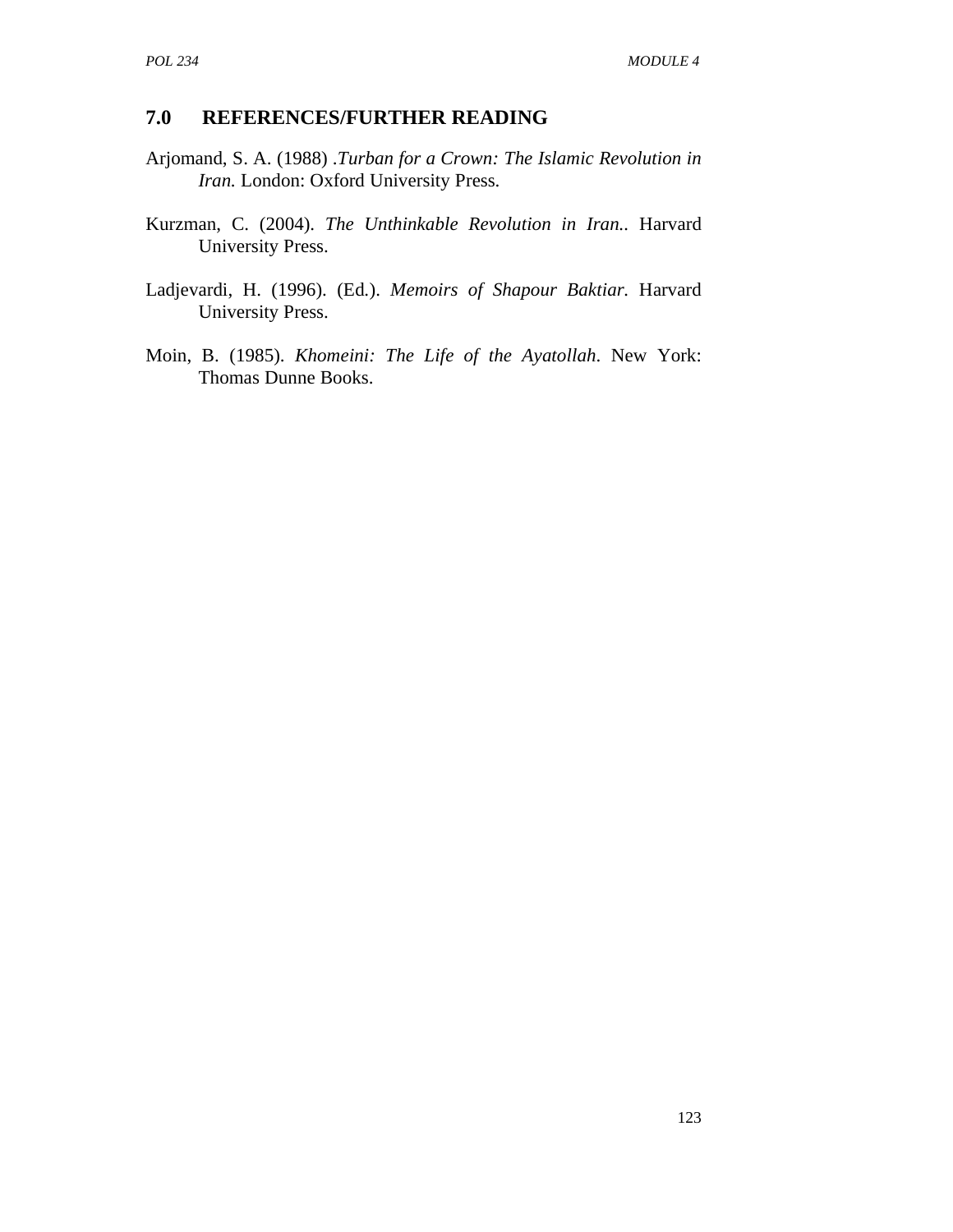## 7.0 REFERENCES/FURTHER READING

Arjomand, S. A. (1988) .*Turban for a Crown: The Islamic Revolution in Iran.* London: Oxford University Press.

Kurzman, C. (2004). *The Unthinkable Revolution in Iran..* Harvard University Press.

Ladjevardi, H. (1996). (Ed.). *Memoirs of Shapour Baktiar.* Harvard University Press.

Moin, B. (1985). *Khomeini: The Life of the Ayatollah*. New York: Thomas Dunne Books.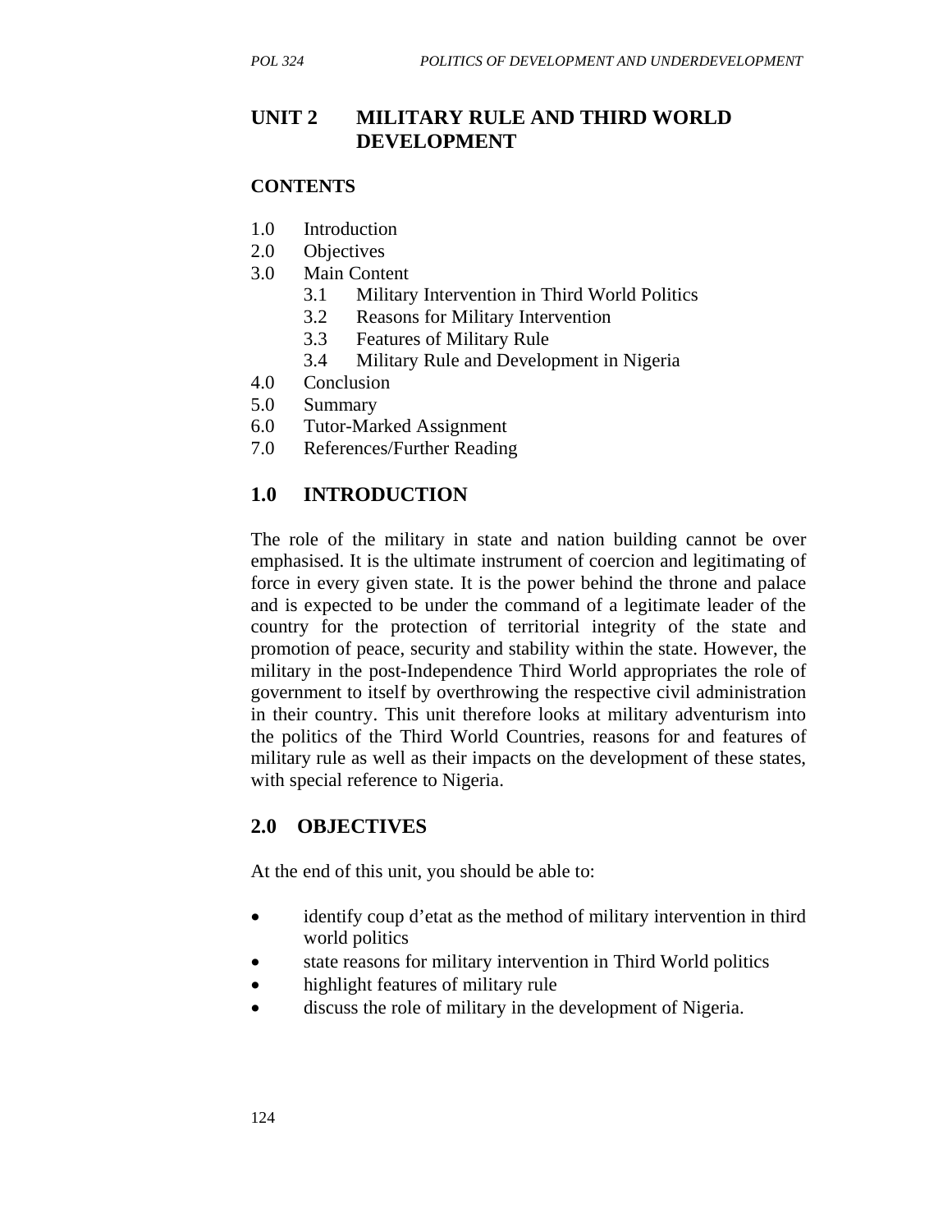# UNIT 2 MILITARY RULE AND THIRD WORLD DEVELOPMENT

## CONTENTS

1.0 Introduction
2.0 Objectives
3.0 Main Content
  3.1 Military Intervention in Third World Politics
  3.2 Reasons for Military Intervention
  3.3 Features of Military Rule
  3.4 Military Rule and Development in Nigeria
4.0 Conclusion
5.0 Summary
6.0 Tutor-Marked Assignment
7.0 References/Further Reading

## 1.0 INTRODUCTION

The role of the military in state and nation building cannot be over emphasised. It is the ultimate instrument of coercion and legitimating of force in every given state. It is the power behind the throne and palace and is expected to be under the command of a legitimate leader of the country for the protection of territorial integrity of the state and promotion of peace, security and stability within the state. However, the military in the post-Independence Third World appropriates the role of government to itself by overthrowing the respective civil administration in their country. This unit therefore looks at military adventurism into the politics of the Third World Countries, reasons for and features of military rule as well as their impacts on the development of these states, with special reference to Nigeria.

## 2.0 OBJECTIVES

At the end of this unit, you should be able to:

- identify coup d'etat as the method of military intervention in third world politics
- state reasons for military intervention in Third World politics
- highlight features of military rule
- discuss the role of military in the development of Nigeria.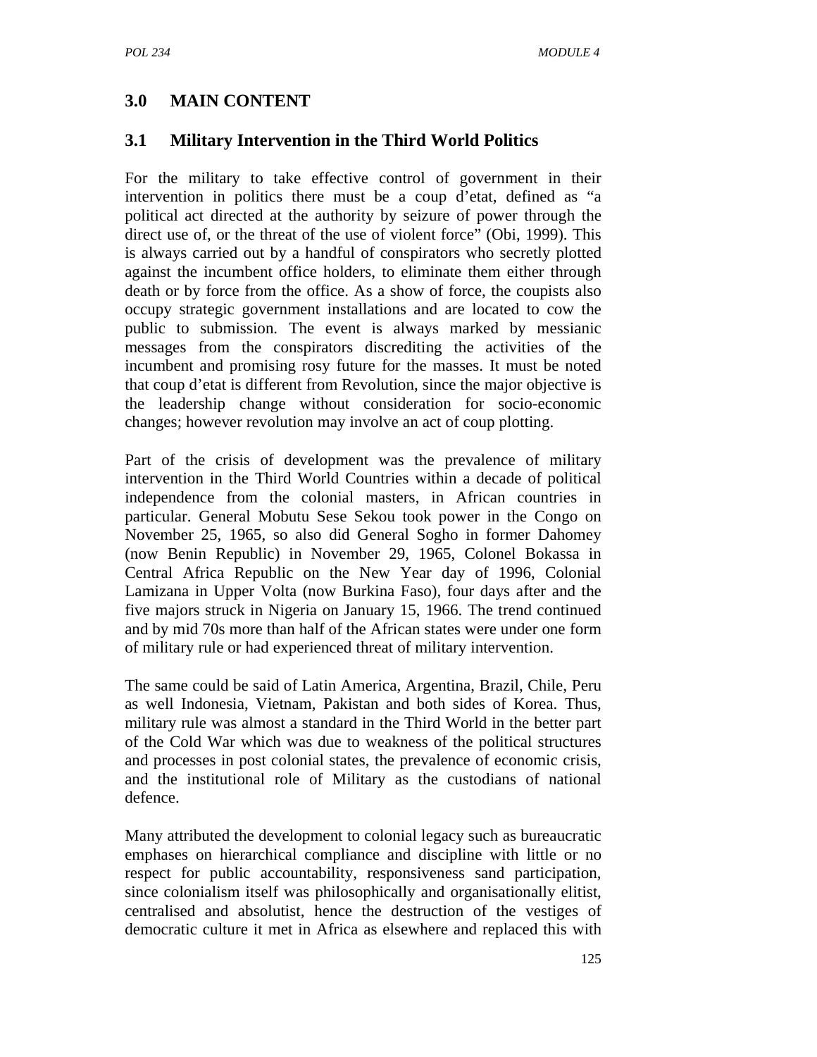## 3.0 MAIN CONTENT

### 3.1 Military Intervention in the Third World Politics

For the military to take effective control of government in their intervention in politics there must be a coup d'etat, defined as "a political act directed at the authority by seizure of power through the direct use of, or the threat of the use of violent force" (Obi, 1999). This is always carried out by a handful of conspirators who secretly plotted against the incumbent office holders, to eliminate them either through death or by force from the office. As a show of force, the coupists also occupy strategic government installations and are located to cow the public to submission. The event is always marked by messianic messages from the conspirators discrediting the activities of the incumbent and promising rosy future for the masses. It must be noted that coup d'etat is different from Revolution, since the major objective is the leadership change without consideration for socio-economic changes; however revolution may involve an act of coup plotting.

Part of the crisis of development was the prevalence of military intervention in the Third World Countries within a decade of political independence from the colonial masters, in African countries in particular. General Mobutu Sese Sekou took power in the Congo on November 25, 1965, so also did General Sogho in former Dahomey (now Benin Republic) in November 29, 1965, Colonel Bokassa in Central Africa Republic on the New Year day of 1996, Colonial Lamizana in Upper Volta (now Burkina Faso), four days after and the five majors struck in Nigeria on January 15, 1966. The trend continued and by mid 70s more than half of the African states were under one form of military rule or had experienced threat of military intervention.

The same could be said of Latin America, Argentina, Brazil, Chile, Peru as well Indonesia, Vietnam, Pakistan and both sides of Korea. Thus, military rule was almost a standard in the Third World in the better part of the Cold War which was due to weakness of the political structures and processes in post colonial states, the prevalence of economic crisis, and the institutional role of Military as the custodians of national defence.

Many attributed the development to colonial legacy such as bureaucratic emphases on hierarchical compliance and discipline with little or no respect for public accountability, responsiveness sand participation, since colonialism itself was philosophically and organisationally elitist, centralised and absolutist, hence the destruction of the vestiges of democratic culture it met in Africa as elsewhere and replaced this with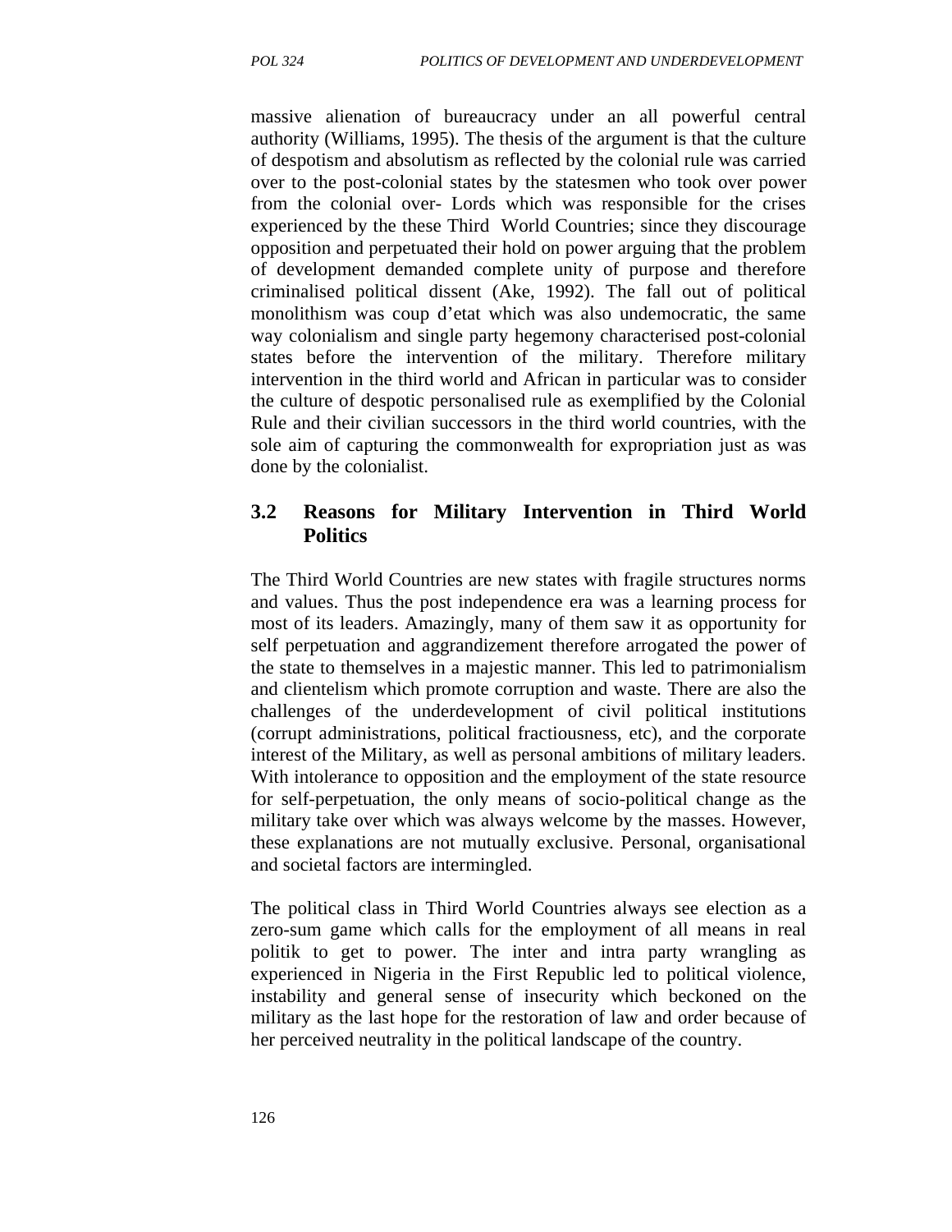massive alienation of bureaucracy under an all powerful central authority (Williams, 1995). The thesis of the argument is that the culture of despotism and absolutism as reflected by the colonial rule was carried over to the post-colonial states by the statesmen who took over power from the colonial over- Lords which was responsible for the crises experienced by the these Third World Countries; since they discourage opposition and perpetuated their hold on power arguing that the problem of development demanded complete unity of purpose and therefore criminalised political dissent (Ake, 1992). The fall out of political monolithism was coup d'etat which was also undemocratic, the same way colonialism and single party hegemony characterised post-colonial states before the intervention of the military. Therefore military intervention in the third world and African in particular was to consider the culture of despotic personalised rule as exemplified by the Colonial Rule and their civilian successors in the third world countries, with the sole aim of capturing the commonwealth for expropriation just as was done by the colonialist.

## 3.2 Reasons for Military Intervention in Third World Politics

The Third World Countries are new states with fragile structures norms and values. Thus the post independence era was a learning process for most of its leaders. Amazingly, many of them saw it as opportunity for self perpetuation and aggrandizement therefore arrogated the power of the state to themselves in a majestic manner. This led to patrimonialism and clientelism which promote corruption and waste. There are also the challenges of the underdevelopment of civil political institutions (corrupt administrations, political fractiousness, etc), and the corporate interest of the Military, as well as personal ambitions of military leaders. With intolerance to opposition and the employment of the state resource for self-perpetuation, the only means of socio-political change as the military take over which was always welcome by the masses. However, these explanations are not mutually exclusive. Personal, organisational and societal factors are intermingled.

The political class in Third World Countries always see election as a zero-sum game which calls for the employment of all means in real politik to get to power. The inter and intra party wrangling as experienced in Nigeria in the First Republic led to political violence, instability and general sense of insecurity which beckoned on the military as the last hope for the restoration of law and order because of her perceived neutrality in the political landscape of the country.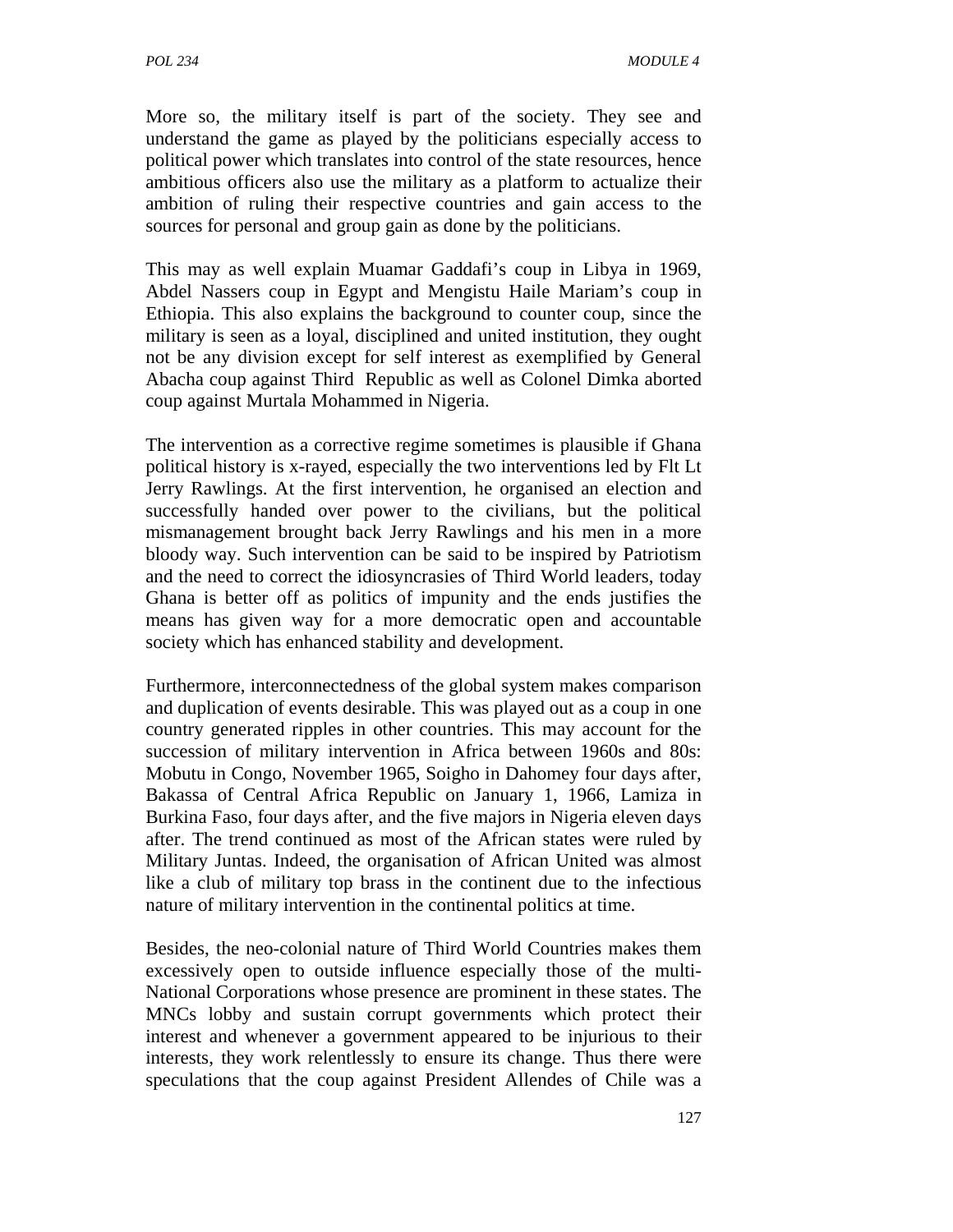More so, the military itself is part of the society. They see and understand the game as played by the politicians especially access to political power which translates into control of the state resources, hence ambitious officers also use the military as a platform to actualize their ambition of ruling their respective countries and gain access to the sources for personal and group gain as done by the politicians.

This may as well explain Muamar Gaddafi's coup in Libya in 1969, Abdel Nassers coup in Egypt and Mengistu Haile Mariam's coup in Ethiopia. This also explains the background to counter coup, since the military is seen as a loyal, disciplined and united institution, they ought not be any division except for self interest as exemplified by General Abacha coup against Third Republic as well as Colonel Dimka aborted coup against Murtala Mohammed in Nigeria.

The intervention as a corrective regime sometimes is plausible if Ghana political history is x-rayed, especially the two interventions led by Flt Lt Jerry Rawlings. At the first intervention, he organised an election and successfully handed over power to the civilians, but the political mismanagement brought back Jerry Rawlings and his men in a more bloody way. Such intervention can be said to be inspired by Patriotism and the need to correct the idiosyncrasies of Third World leaders, today Ghana is better off as politics of impunity and the ends justifies the means has given way for a more democratic open and accountable society which has enhanced stability and development.

Furthermore, interconnectedness of the global system makes comparison and duplication of events desirable. This was played out as a coup in one country generated ripples in other countries. This may account for the succession of military intervention in Africa between 1960s and 80s: Mobutu in Congo, November 1965, Soigho in Dahomey four days after, Bakassa of Central Africa Republic on January 1, 1966, Lamiza in Burkina Faso, four days after, and the five majors in Nigeria eleven days after. The trend continued as most of the African states were ruled by Military Juntas. Indeed, the organisation of African United was almost like a club of military top brass in the continent due to the infectious nature of military intervention in the continental politics at time.

Besides, the neo-colonial nature of Third World Countries makes them excessively open to outside influence especially those of the multi-National Corporations whose presence are prominent in these states. The MNCs lobby and sustain corrupt governments which protect their interest and whenever a government appeared to be injurious to their interests, they work relentlessly to ensure its change. Thus there were speculations that the coup against President Allendes of Chile was a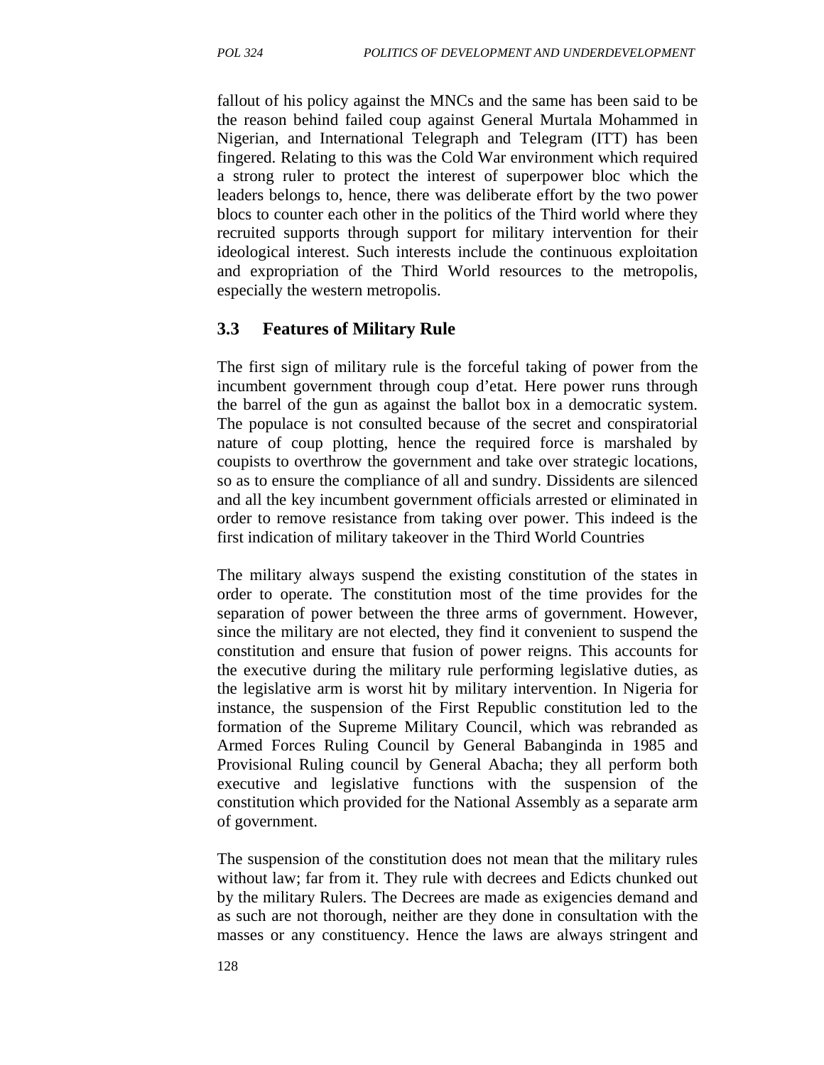fallout of his policy against the MNCs and the same has been said to be the reason behind failed coup against General Murtala Mohammed in Nigerian, and International Telegraph and Telegram (ITT) has been fingered. Relating to this was the Cold War environment which required a strong ruler to protect the interest of superpower bloc which the leaders belongs to, hence, there was deliberate effort by the two power blocs to counter each other in the politics of the Third world where they recruited supports through support for military intervention for their ideological interest. Such interests include the continuous exploitation and expropriation of the Third World resources to the metropolis, especially the western metropolis.

## 3.3 Features of Military Rule

The first sign of military rule is the forceful taking of power from the incumbent government through coup d'etat. Here power runs through the barrel of the gun as against the ballot box in a democratic system. The populace is not consulted because of the secret and conspiratorial nature of coup plotting, hence the required force is marshaled by coupists to overthrow the government and take over strategic locations, so as to ensure the compliance of all and sundry. Dissidents are silenced and all the key incumbent government officials arrested or eliminated in order to remove resistance from taking over power. This indeed is the first indication of military takeover in the Third World Countries

The military always suspend the existing constitution of the states in order to operate. The constitution most of the time provides for the separation of power between the three arms of government. However, since the military are not elected, they find it convenient to suspend the constitution and ensure that fusion of power reigns. This accounts for the executive during the military rule performing legislative duties, as the legislative arm is worst hit by military intervention. In Nigeria for instance, the suspension of the First Republic constitution led to the formation of the Supreme Military Council, which was rebranded as Armed Forces Ruling Council by General Babanginda in 1985 and Provisional Ruling council by General Abacha; they all perform both executive and legislative functions with the suspension of the constitution which provided for the National Assembly as a separate arm of government.

The suspension of the constitution does not mean that the military rules without law; far from it. They rule with decrees and Edicts chunked out by the military Rulers. The Decrees are made as exigencies demand and as such are not thorough, neither are they done in consultation with the masses or any constituency. Hence the laws are always stringent and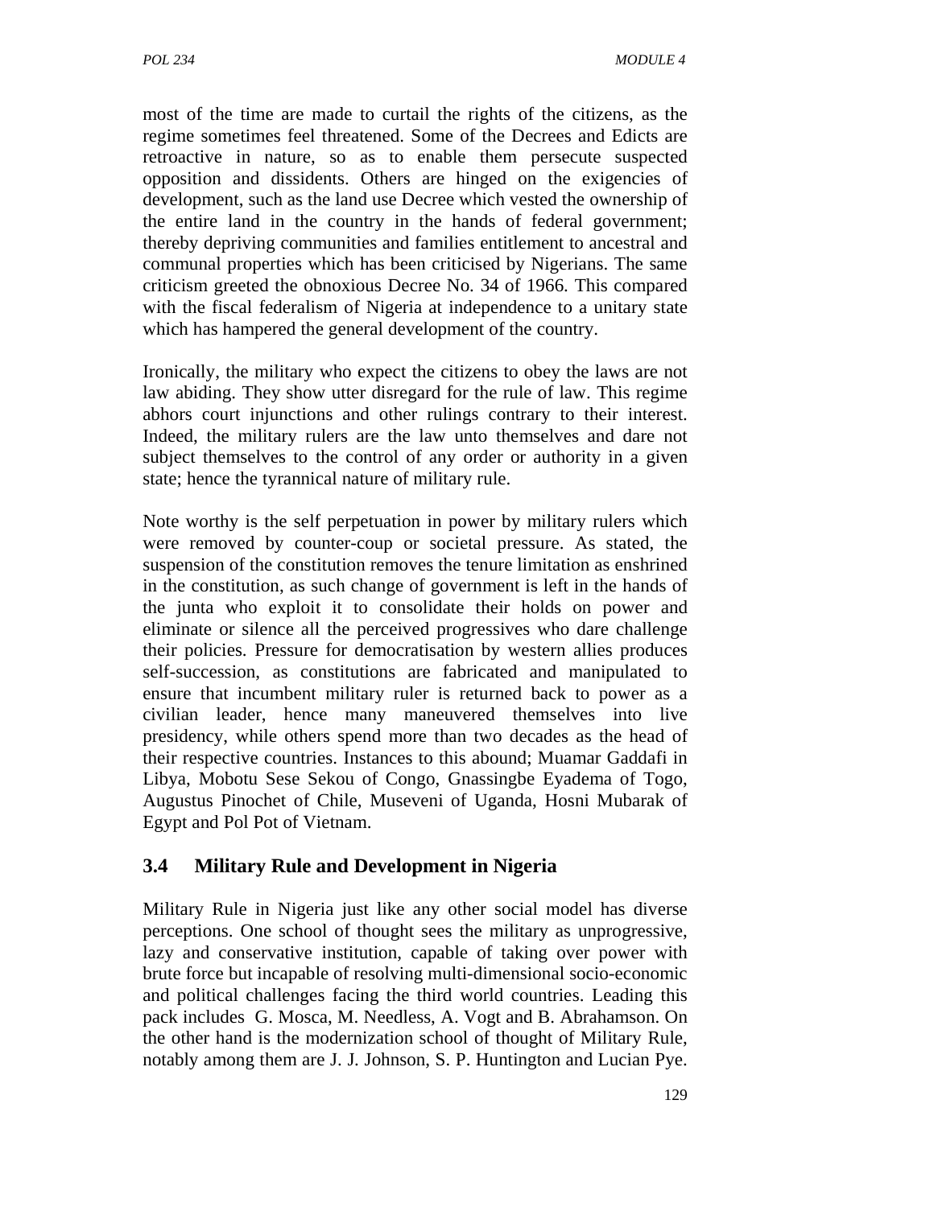most of the time are made to curtail the rights of the citizens, as the regime sometimes feel threatened. Some of the Decrees and Edicts are retroactive in nature, so as to enable them persecute suspected opposition and dissidents. Others are hinged on the exigencies of development, such as the land use Decree which vested the ownership of the entire land in the country in the hands of federal government; thereby depriving communities and families entitlement to ancestral and communal properties which has been criticised by Nigerians. The same criticism greeted the obnoxious Decree No. 34 of 1966. This compared with the fiscal federalism of Nigeria at independence to a unitary state which has hampered the general development of the country.

Ironically, the military who expect the citizens to obey the laws are not law abiding. They show utter disregard for the rule of law. This regime abhors court injunctions and other rulings contrary to their interest. Indeed, the military rulers are the law unto themselves and dare not subject themselves to the control of any order or authority in a given state; hence the tyrannical nature of military rule.

Note worthy is the self perpetuation in power by military rulers which were removed by counter-coup or societal pressure. As stated, the suspension of the constitution removes the tenure limitation as enshrined in the constitution, as such change of government is left in the hands of the junta who exploit it to consolidate their holds on power and eliminate or silence all the perceived progressives who dare challenge their policies. Pressure for democratisation by western allies produces self-succession, as constitutions are fabricated and manipulated to ensure that incumbent military ruler is returned back to power as a civilian leader, hence many maneuvered themselves into live presidency, while others spend more than two decades as the head of their respective countries. Instances to this abound; Muamar Gaddafi in Libya, Mobotu Sese Sekou of Congo, Gnassingbe Eyadema of Togo, Augustus Pinochet of Chile, Museveni of Uganda, Hosni Mubarak of Egypt and Pol Pot of Vietnam.

## 3.4 Military Rule and Development in Nigeria

Military Rule in Nigeria just like any other social model has diverse perceptions. One school of thought sees the military as unprogressive, lazy and conservative institution, capable of taking over power with brute force but incapable of resolving multi-dimensional socio-economic and political challenges facing the third world countries. Leading this pack includes G. Mosca, M. Needless, A. Vogt and B. Abrahamson. On the other hand is the modernization school of thought of Military Rule, notably among them are J. J. Johnson, S. P. Huntington and Lucian Pye.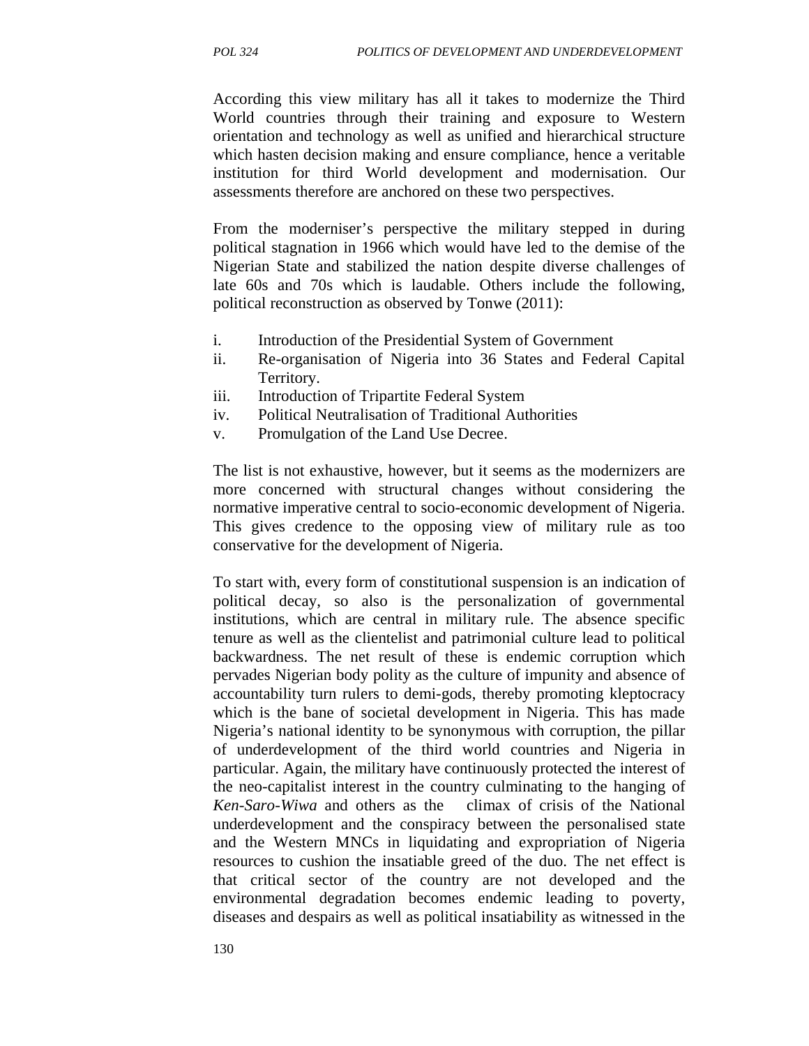According this view military has all it takes to modernize the Third World countries through their training and exposure to Western orientation and technology as well as unified and hierarchical structure which hasten decision making and ensure compliance, hence a veritable institution for third World development and modernisation. Our assessments therefore are anchored on these two perspectives.

From the moderniser's perspective the military stepped in during political stagnation in 1966 which would have led to the demise of the Nigerian State and stabilized the nation despite diverse challenges of late 60s and 70s which is laudable. Others include the following, political reconstruction as observed by Tonwe (2011):

i. Introduction of the Presidential System of Government
ii. Re-organisation of Nigeria into 36 States and Federal Capital Territory.
iii. Introduction of Tripartite Federal System
iv. Political Neutralisation of Traditional Authorities
v. Promulgation of the Land Use Decree.

The list is not exhaustive, however, but it seems as the modernizers are more concerned with structural changes without considering the normative imperative central to socio-economic development of Nigeria. This gives credence to the opposing view of military rule as too conservative for the development of Nigeria.

To start with, every form of constitutional suspension is an indication of political decay, so also is the personalization of governmental institutions, which are central in military rule. The absence specific tenure as well as the clientelist and patrimonial culture lead to political backwardness. The net result of these is endemic corruption which pervades Nigerian body polity as the culture of impunity and absence of accountability turn rulers to demi-gods, thereby promoting kleptocracy which is the bane of societal development in Nigeria. This has made Nigeria's national identity to be synonymous with corruption, the pillar of underdevelopment of the third world countries and Nigeria in particular. Again, the military have continuously protected the interest of the neo-capitalist interest in the country culminating to the hanging of *Ken-Saro-Wiwa* and others as the climax of crisis of the National underdevelopment and the conspiracy between the personalised state and the Western MNCs in liquidating and expropriation of Nigeria resources to cushion the insatiable greed of the duo. The net effect is that critical sector of the country are not developed and the environmental degradation becomes endemic leading to poverty, diseases and despairs as well as political insatiability as witnessed in the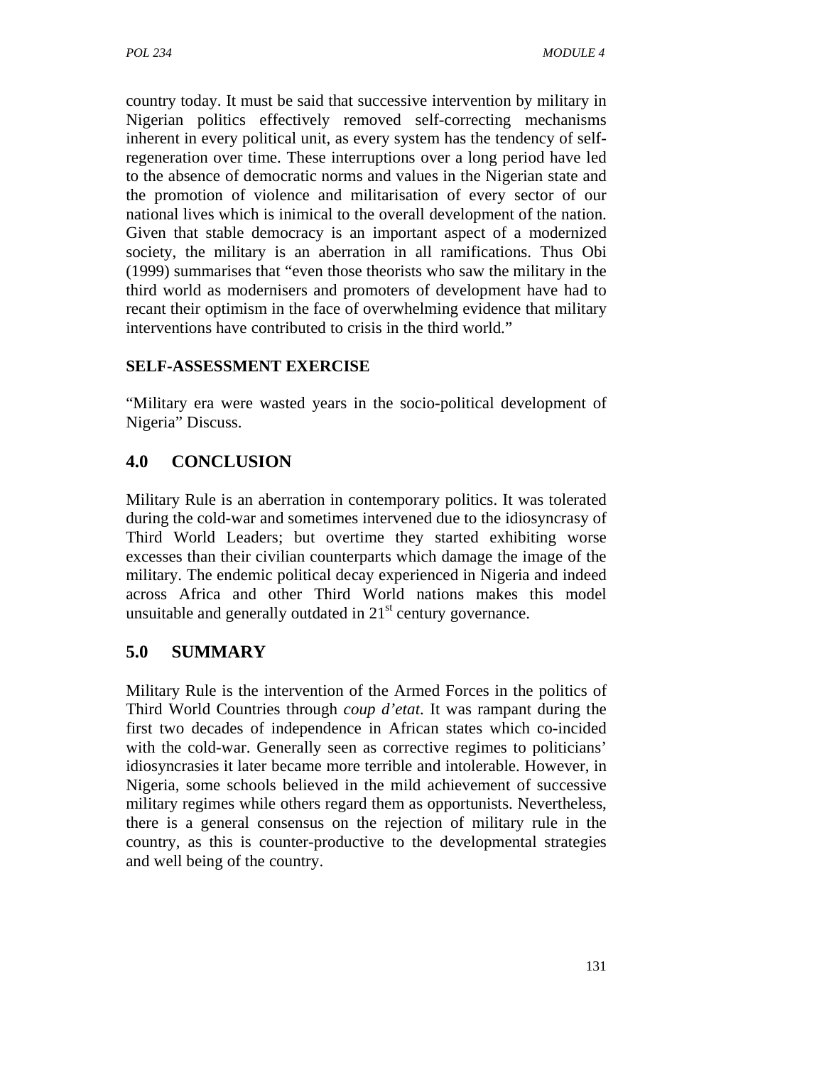country today. It must be said that successive intervention by military in Nigerian politics effectively removed self-correcting mechanisms inherent in every political unit, as every system has the tendency of self-regeneration over time. These interruptions over a long period have led to the absence of democratic norms and values in the Nigerian state and the promotion of violence and militarisation of every sector of our national lives which is inimical to the overall development of the nation. Given that stable democracy is an important aspect of a modernized society, the military is an aberration in all ramifications. Thus Obi (1999) summarises that "even those theorists who saw the military in the third world as modernisers and promoters of development have had to recant their optimism in the face of overwhelming evidence that military interventions have contributed to crisis in the third world."

**SELF-ASSESSMENT EXERCISE**

"Military era were wasted years in the socio-political development of Nigeria" Discuss.

## 4.0 CONCLUSION

Military Rule is an aberration in contemporary politics. It was tolerated during the cold-war and sometimes intervened due to the idiosyncrasy of Third World Leaders; but overtime they started exhibiting worse excesses than their civilian counterparts which damage the image of the military. The endemic political decay experienced in Nigeria and indeed across Africa and other Third World nations makes this model unsuitable and generally outdated in 21st century governance.

## 5.0 SUMMARY

Military Rule is the intervention of the Armed Forces in the politics of Third World Countries through *coup d'etat*. It was rampant during the first two decades of independence in African states which co-incided with the cold-war. Generally seen as corrective regimes to politicians' idiosyncrasies it later became more terrible and intolerable. However, in Nigeria, some schools believed in the mild achievement of successive military regimes while others regard them as opportunists. Nevertheless, there is a general consensus on the rejection of military rule in the country, as this is counter-productive to the developmental strategies and well being of the country.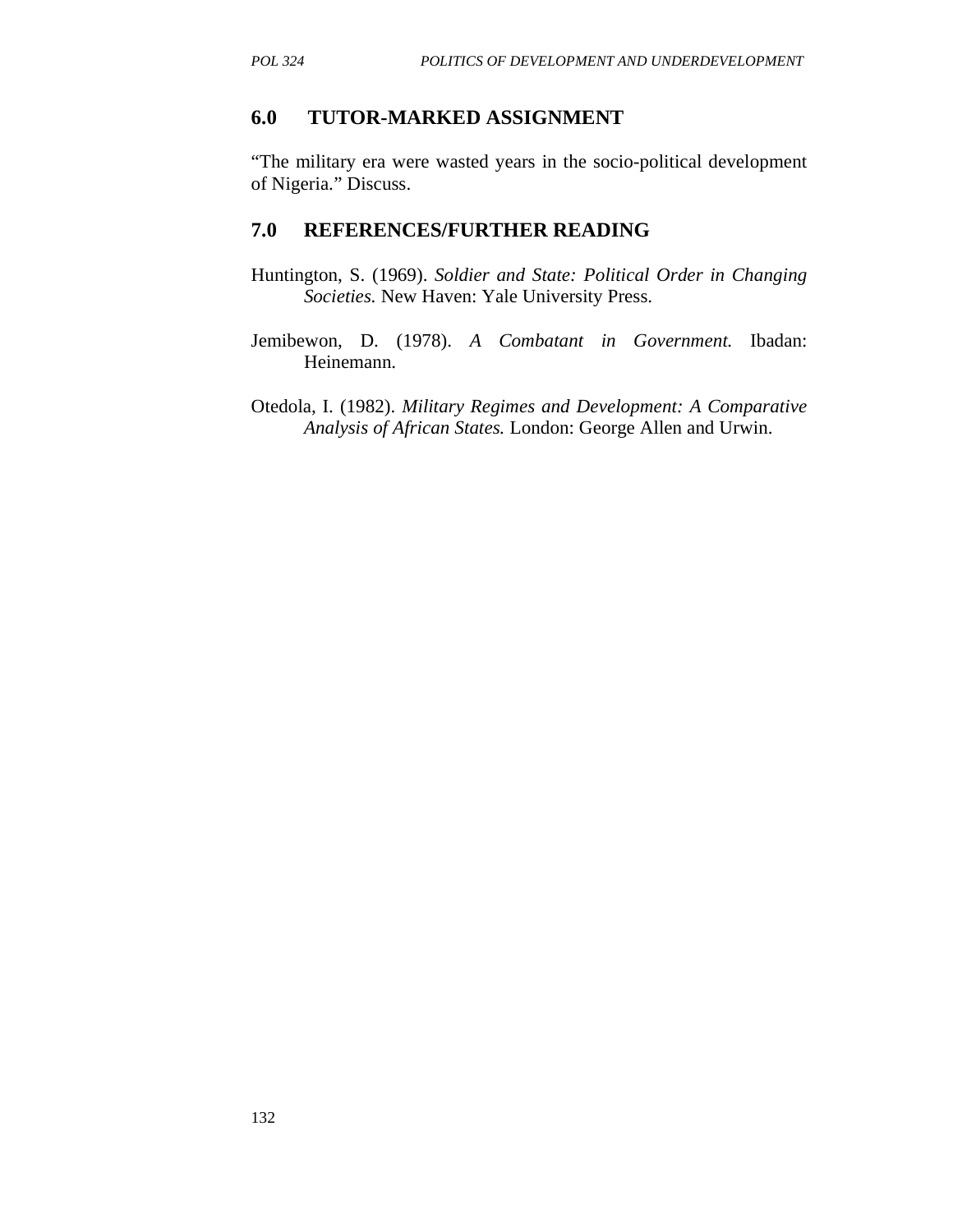## 6.0 TUTOR-MARKED ASSIGNMENT

"The military era were wasted years in the socio-political development of Nigeria." Discuss.

## 7.0 REFERENCES/FURTHER READING

Huntington, S. (1969). *Soldier and State: Political Order in Changing Societies.* New Haven: Yale University Press.

Jemibewon, D. (1978). *A Combatant in Government.* Ibadan: Heinemann.

Otedola, I. (1982). *Military Regimes and Development: A Comparative Analysis of African States.* London: George Allen and Urwin.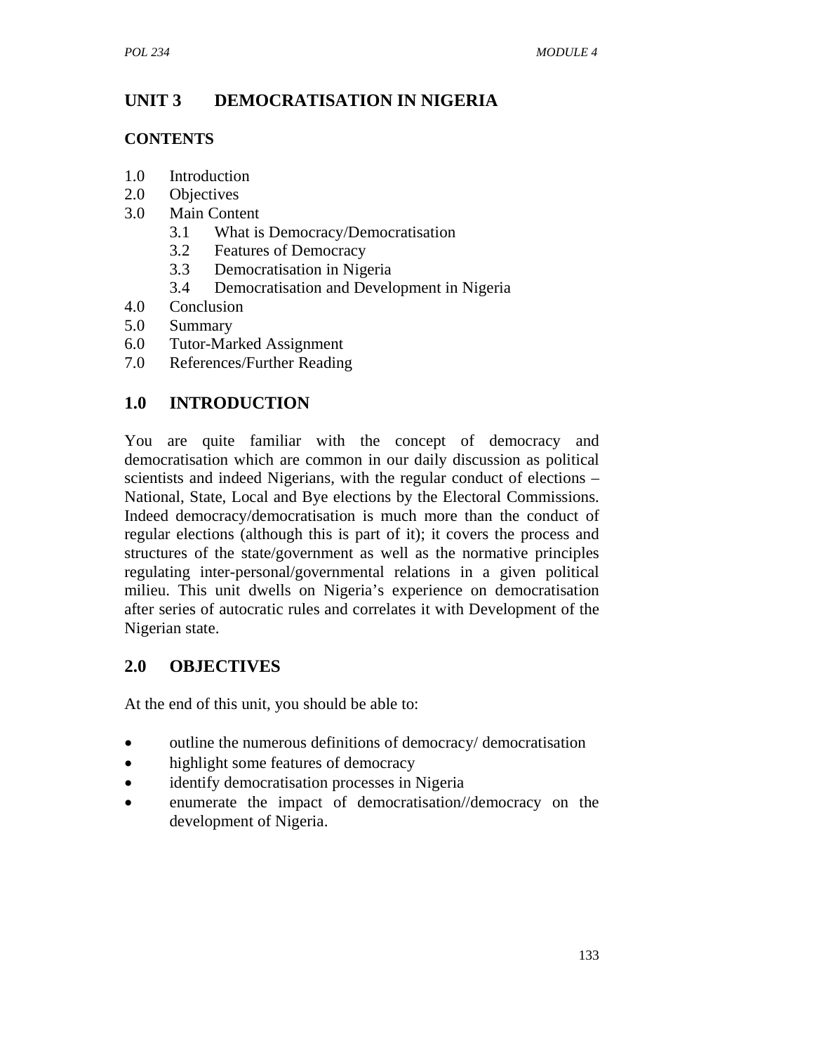# UNIT 3 DEMOCRATISATION IN NIGERIA

## CONTENTS

1.0 Introduction
2.0 Objectives
3.0 Main Content
   3.1 What is Democracy/Democratisation
   3.2 Features of Democracy
   3.3 Democratisation in Nigeria
   3.4 Democratisation and Development in Nigeria
4.0 Conclusion
5.0 Summary
6.0 Tutor-Marked Assignment
7.0 References/Further Reading

## 1.0 INTRODUCTION

You are quite familiar with the concept of democracy and democratisation which are common in our daily discussion as political scientists and indeed Nigerians, with the regular conduct of elections – National, State, Local and Bye elections by the Electoral Commissions. Indeed democracy/democratisation is much more than the conduct of regular elections (although this is part of it); it covers the process and structures of the state/government as well as the normative principles regulating inter-personal/governmental relations in a given political milieu. This unit dwells on Nigeria's experience on democratisation after series of autocratic rules and correlates it with Development of the Nigerian state.

## 2.0 OBJECTIVES

At the end of this unit, you should be able to:

- outline the numerous definitions of democracy/ democratisation
- highlight some features of democracy
- identify democratisation processes in Nigeria
- enumerate the impact of democratisation//democracy on the development of Nigeria.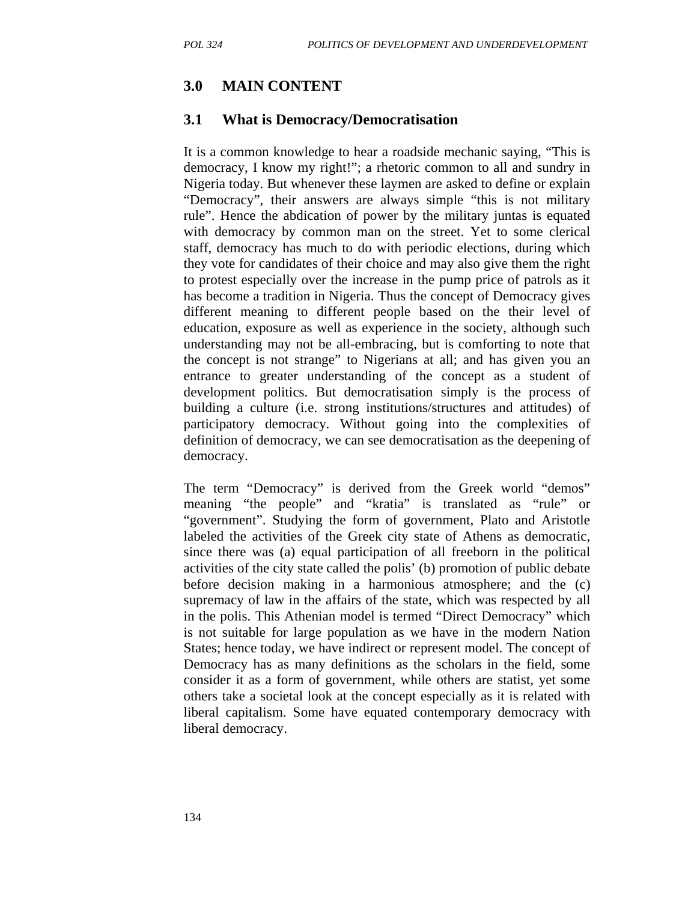## 3.0 MAIN CONTENT

### 3.1 What is Democracy/Democratisation

It is a common knowledge to hear a roadside mechanic saying, "This is democracy, I know my right!"; a rhetoric common to all and sundry in Nigeria today. But whenever these laymen are asked to define or explain "Democracy", their answers are always simple "this is not military rule". Hence the abdication of power by the military juntas is equated with democracy by common man on the street. Yet to some clerical staff, democracy has much to do with periodic elections, during which they vote for candidates of their choice and may also give them the right to protest especially over the increase in the pump price of patrols as it has become a tradition in Nigeria. Thus the concept of Democracy gives different meaning to different people based on the their level of education, exposure as well as experience in the society, although such understanding may not be all-embracing, but is comforting to note that the concept is not strange" to Nigerians at all; and has given you an entrance to greater understanding of the concept as a student of development politics. But democratisation simply is the process of building a culture (i.e. strong institutions/structures and attitudes) of participatory democracy. Without going into the complexities of definition of democracy, we can see democratisation as the deepening of democracy.

The term "Democracy" is derived from the Greek world "demos" meaning "the people" and "kratia" is translated as "rule" or "government". Studying the form of government, Plato and Aristotle labeled the activities of the Greek city state of Athens as democratic, since there was (a) equal participation of all freeborn in the political activities of the city state called the polis' (b) promotion of public debate before decision making in a harmonious atmosphere; and the (c) supremacy of law in the affairs of the state, which was respected by all in the polis. This Athenian model is termed "Direct Democracy" which is not suitable for large population as we have in the modern Nation States; hence today, we have indirect or represent model. The concept of Democracy has as many definitions as the scholars in the field, some consider it as a form of government, while others are statist, yet some others take a societal look at the concept especially as it is related with liberal capitalism. Some have equated contemporary democracy with liberal democracy.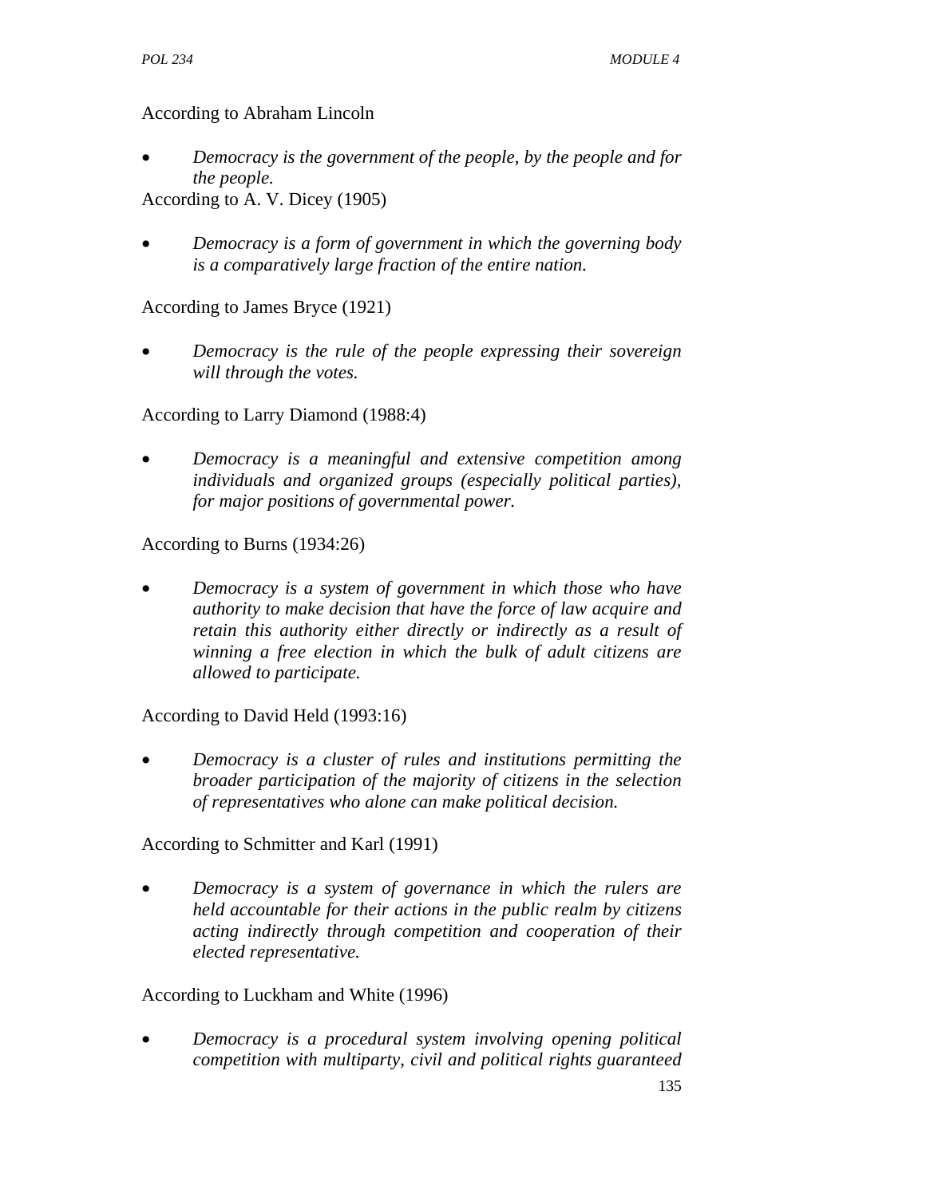According to Abraham Lincoln

- *Democracy is the government of the people, by the people and for the people.*

According to A. V. Dicey (1905)

- *Democracy is a form of government in which the governing body is a comparatively large fraction of the entire nation.*

According to James Bryce (1921)

- *Democracy is the rule of the people expressing their sovereign will through the votes.*

According to Larry Diamond (1988:4)

- *Democracy is a meaningful and extensive competition among individuals and organized groups (especially political parties), for major positions of governmental power.*

According to Burns (1934:26)

- *Democracy is a system of government in which those who have authority to make decision that have the force of law acquire and retain this authority either directly or indirectly as a result of winning a free election in which the bulk of adult citizens are allowed to participate.*

According to David Held (1993:16)

- *Democracy is a cluster of rules and institutions permitting the broader participation of the majority of citizens in the selection of representatives who alone can make political decision.*

According to Schmitter and Karl (1991)

- *Democracy is a system of governance in which the rulers are held accountable for their actions in the public realm by citizens acting indirectly through competition and cooperation of their elected representative.*

According to Luckham and White (1996)

- *Democracy is a procedural system involving opening political competition with multiparty, civil and political rights guaranteed*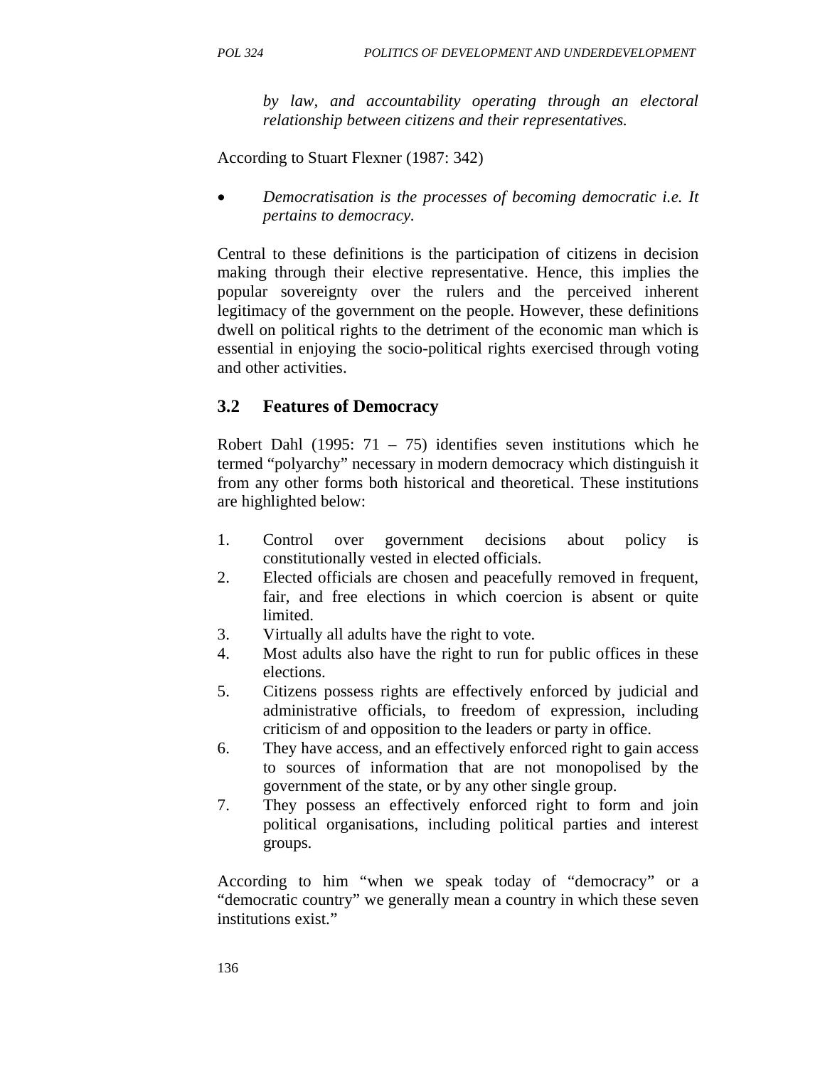*by law, and accountability operating through an electoral relationship between citizens and their representatives.*

According to Stuart Flexner (1987: 342)

- *Democratisation is the processes of becoming democratic i.e. It pertains to democracy.*

Central to these definitions is the participation of citizens in decision making through their elective representative. Hence, this implies the popular sovereignty over the rulers and the perceived inherent legitimacy of the government on the people. However, these definitions dwell on political rights to the detriment of the economic man which is essential in enjoying the socio-political rights exercised through voting and other activities.

## 3.2 Features of Democracy

Robert Dahl (1995: 71 – 75) identifies seven institutions which he termed "polyarchy" necessary in modern democracy which distinguish it from any other forms both historical and theoretical. These institutions are highlighted below:

1. Control over government decisions about policy is constitutionally vested in elected officials.
2. Elected officials are chosen and peacefully removed in frequent, fair, and free elections in which coercion is absent or quite limited.
3. Virtually all adults have the right to vote.
4. Most adults also have the right to run for public offices in these elections.
5. Citizens possess rights are effectively enforced by judicial and administrative officials, to freedom of expression, including criticism of and opposition to the leaders or party in office.
6. They have access, and an effectively enforced right to gain access to sources of information that are not monopolised by the government of the state, or by any other single group.
7. They possess an effectively enforced right to form and join political organisations, including political parties and interest groups.

According to him "when we speak today of "democracy" or a "democratic country" we generally mean a country in which these seven institutions exist."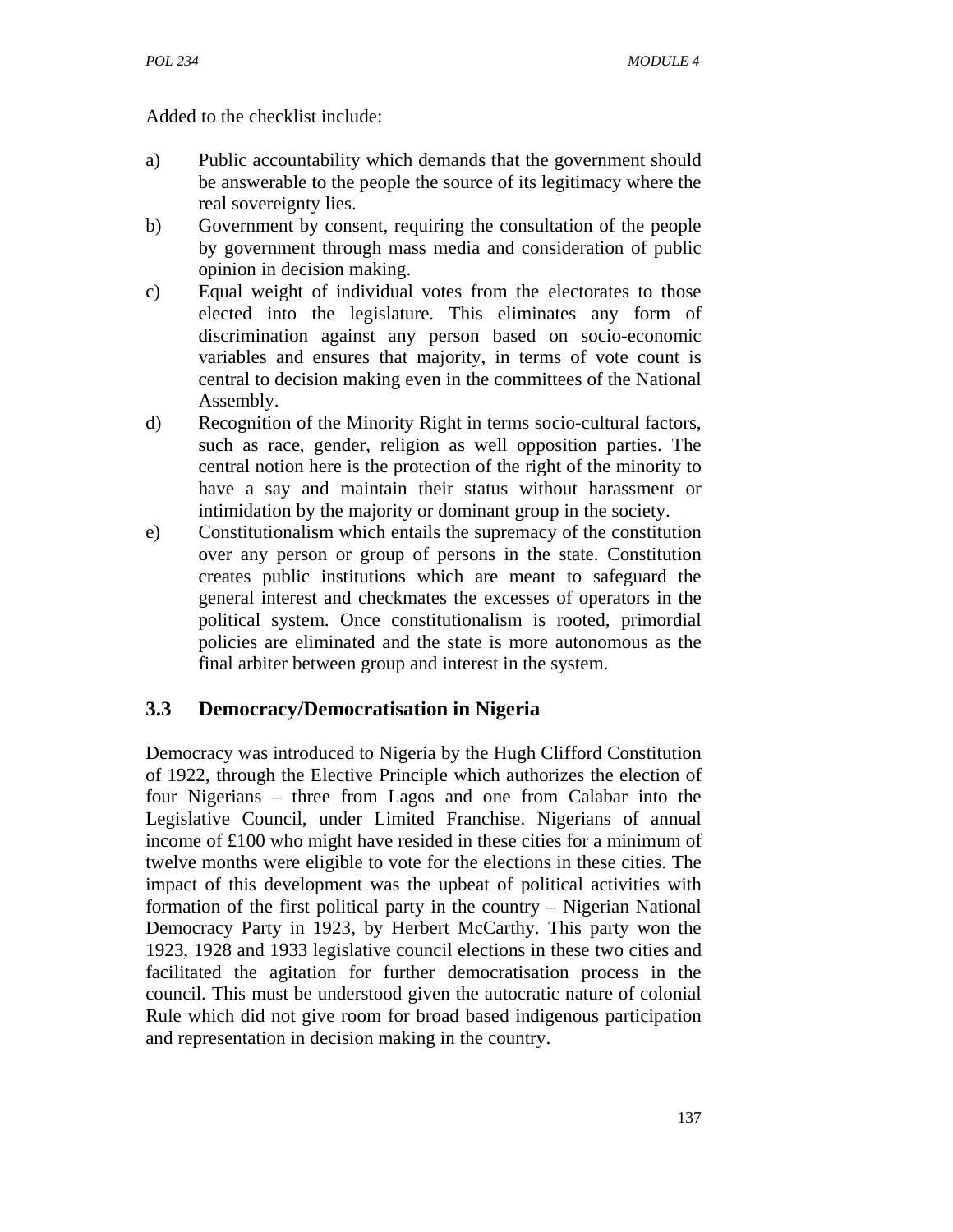Added to the checklist include:

a) Public accountability which demands that the government should be answerable to the people the source of its legitimacy where the real sovereignty lies.

b) Government by consent, requiring the consultation of the people by government through mass media and consideration of public opinion in decision making.

c) Equal weight of individual votes from the electorates to those elected into the legislature. This eliminates any form of discrimination against any person based on socio-economic variables and ensures that majority, in terms of vote count is central to decision making even in the committees of the National Assembly.

d) Recognition of the Minority Right in terms socio-cultural factors, such as race, gender, religion as well opposition parties. The central notion here is the protection of the right of the minority to have a say and maintain their status without harassment or intimidation by the majority or dominant group in the society.

e) Constitutionalism which entails the supremacy of the constitution over any person or group of persons in the state. Constitution creates public institutions which are meant to safeguard the general interest and checkmates the excesses of operators in the political system. Once constitutionalism is rooted, primordial policies are eliminated and the state is more autonomous as the final arbiter between group and interest in the system.

## 3.3 Democracy/Democratisation in Nigeria

Democracy was introduced to Nigeria by the Hugh Clifford Constitution of 1922, through the Elective Principle which authorizes the election of four Nigerians – three from Lagos and one from Calabar into the Legislative Council, under Limited Franchise. Nigerians of annual income of £100 who might have resided in these cities for a minimum of twelve months were eligible to vote for the elections in these cities. The impact of this development was the upbeat of political activities with formation of the first political party in the country – Nigerian National Democracy Party in 1923, by Herbert McCarthy. This party won the 1923, 1928 and 1933 legislative council elections in these two cities and facilitated the agitation for further democratisation process in the council. This must be understood given the autocratic nature of colonial Rule which did not give room for broad based indigenous participation and representation in decision making in the country.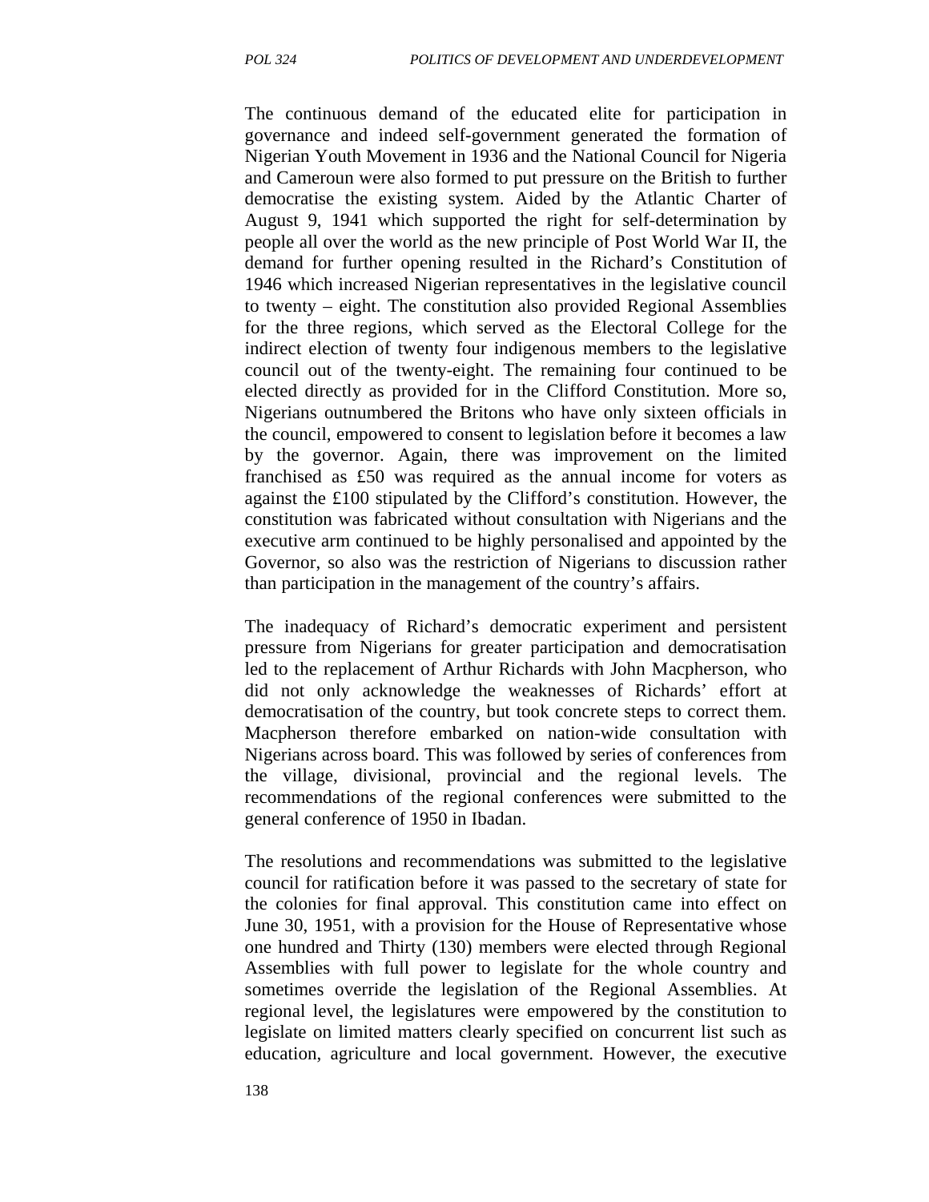The continuous demand of the educated elite for participation in governance and indeed self-government generated the formation of Nigerian Youth Movement in 1936 and the National Council for Nigeria and Cameroun were also formed to put pressure on the British to further democratise the existing system. Aided by the Atlantic Charter of August 9, 1941 which supported the right for self-determination by people all over the world as the new principle of Post World War II, the demand for further opening resulted in the Richard's Constitution of 1946 which increased Nigerian representatives in the legislative council to twenty – eight. The constitution also provided Regional Assemblies for the three regions, which served as the Electoral College for the indirect election of twenty four indigenous members to the legislative council out of the twenty-eight. The remaining four continued to be elected directly as provided for in the Clifford Constitution. More so, Nigerians outnumbered the Britons who have only sixteen officials in the council, empowered to consent to legislation before it becomes a law by the governor. Again, there was improvement on the limited franchised as £50 was required as the annual income for voters as against the £100 stipulated by the Clifford's constitution. However, the constitution was fabricated without consultation with Nigerians and the executive arm continued to be highly personalised and appointed by the Governor, so also was the restriction of Nigerians to discussion rather than participation in the management of the country's affairs.

The inadequacy of Richard's democratic experiment and persistent pressure from Nigerians for greater participation and democratisation led to the replacement of Arthur Richards with John Macpherson, who did not only acknowledge the weaknesses of Richards' effort at democratisation of the country, but took concrete steps to correct them. Macpherson therefore embarked on nation-wide consultation with Nigerians across board. This was followed by series of conferences from the village, divisional, provincial and the regional levels. The recommendations of the regional conferences were submitted to the general conference of 1950 in Ibadan.

The resolutions and recommendations was submitted to the legislative council for ratification before it was passed to the secretary of state for the colonies for final approval. This constitution came into effect on June 30, 1951, with a provision for the House of Representative whose one hundred and Thirty (130) members were elected through Regional Assemblies with full power to legislate for the whole country and sometimes override the legislation of the Regional Assemblies. At regional level, the legislatures were empowered by the constitution to legislate on limited matters clearly specified on concurrent list such as education, agriculture and local government. However, the executive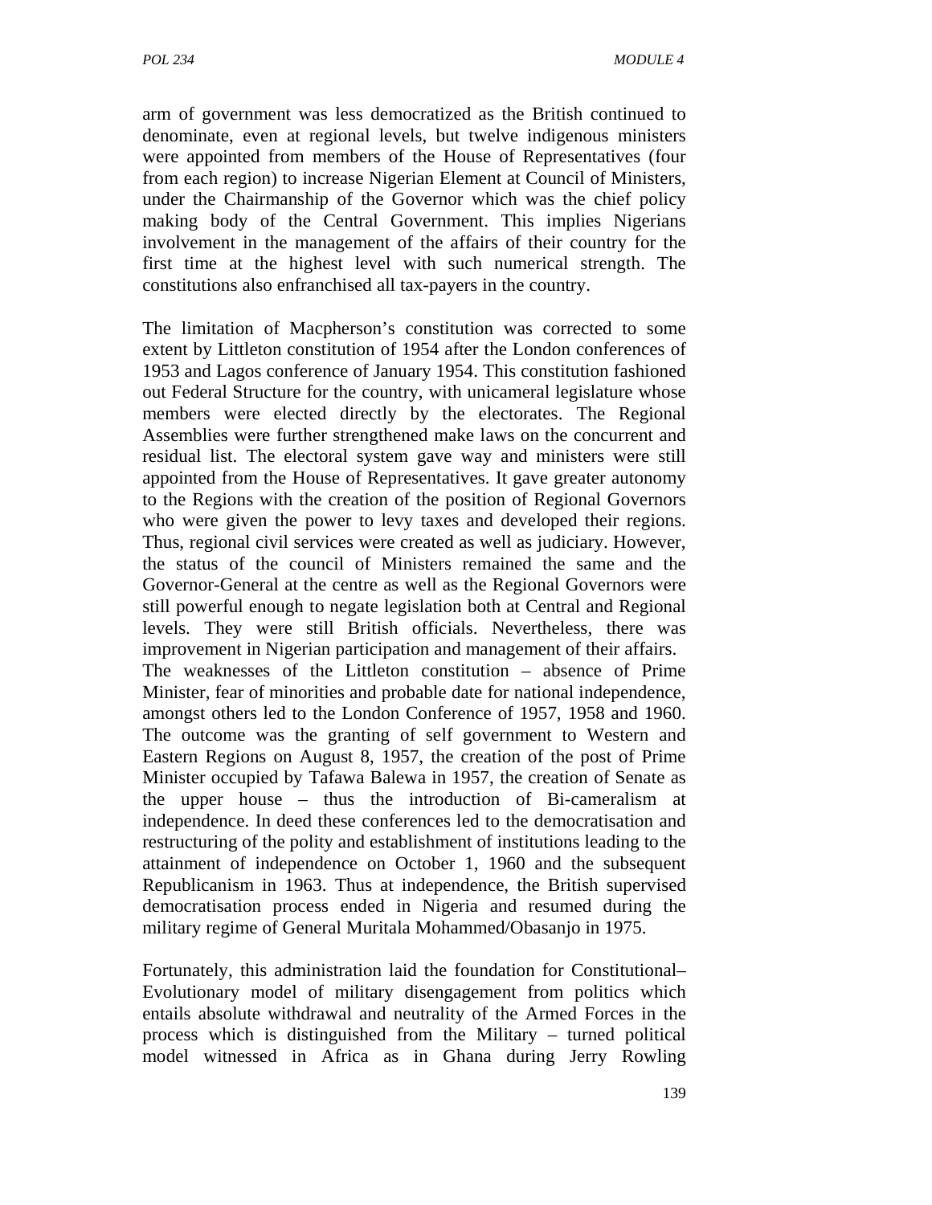arm of government was less democratized as the British continued to denominate, even at regional levels, but twelve indigenous ministers were appointed from members of the House of Representatives (four from each region) to increase Nigerian Element at Council of Ministers, under the Chairmanship of the Governor which was the chief policy making body of the Central Government. This implies Nigerians involvement in the management of the affairs of their country for the first time at the highest level with such numerical strength. The constitutions also enfranchised all tax-payers in the country.

The limitation of Macpherson's constitution was corrected to some extent by Littleton constitution of 1954 after the London conferences of 1953 and Lagos conference of January 1954. This constitution fashioned out Federal Structure for the country, with unicameral legislature whose members were elected directly by the electorates. The Regional Assemblies were further strengthened make laws on the concurrent and residual list. The electoral system gave way and ministers were still appointed from the House of Representatives. It gave greater autonomy to the Regions with the creation of the position of Regional Governors who were given the power to levy taxes and developed their regions. Thus, regional civil services were created as well as judiciary. However, the status of the council of Ministers remained the same and the Governor-General at the centre as well as the Regional Governors were still powerful enough to negate legislation both at Central and Regional levels. They were still British officials. Nevertheless, there was improvement in Nigerian participation and management of their affairs. The weaknesses of the Littleton constitution – absence of Prime Minister, fear of minorities and probable date for national independence, amongst others led to the London Conference of 1957, 1958 and 1960. The outcome was the granting of self government to Western and Eastern Regions on August 8, 1957, the creation of the post of Prime Minister occupied by Tafawa Balewa in 1957, the creation of Senate as the upper house – thus the introduction of Bi-cameralism at independence. In deed these conferences led to the democratisation and restructuring of the polity and establishment of institutions leading to the attainment of independence on October 1, 1960 and the subsequent Republicanism in 1963. Thus at independence, the British supervised democratisation process ended in Nigeria and resumed during the military regime of General Muritala Mohammed/Obasanjo in 1975.

Fortunately, this administration laid the foundation for Constitutional–Evolutionary model of military disengagement from politics which entails absolute withdrawal and neutrality of the Armed Forces in the process which is distinguished from the Military – turned political model witnessed in Africa as in Ghana during Jerry Rowling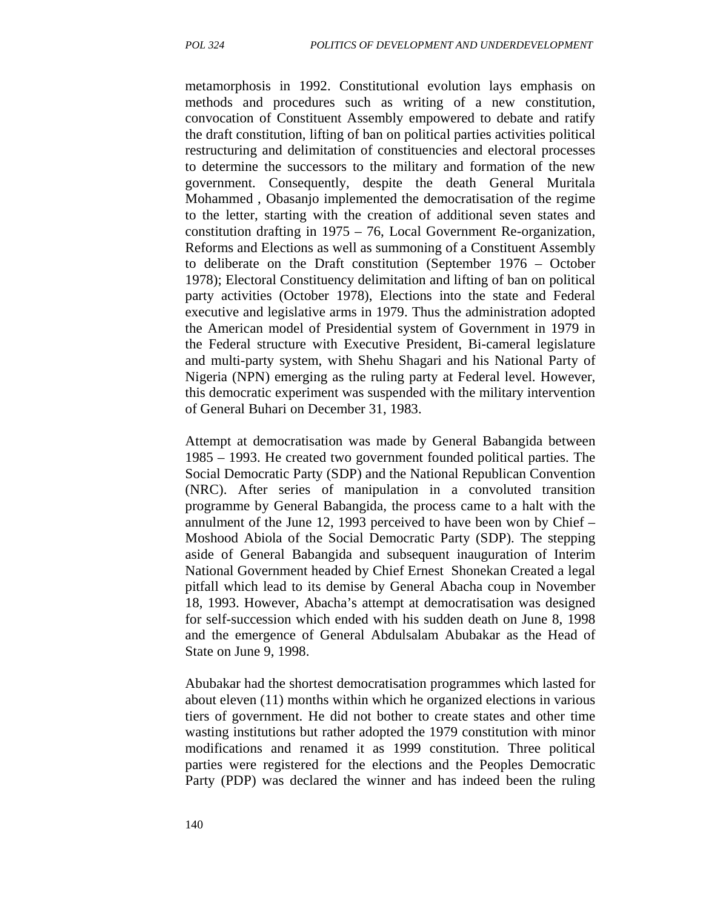metamorphosis in 1992. Constitutional evolution lays emphasis on methods and procedures such as writing of a new constitution, convocation of Constituent Assembly empowered to debate and ratify the draft constitution, lifting of ban on political parties activities political restructuring and delimitation of constituencies and electoral processes to determine the successors to the military and formation of the new government. Consequently, despite the death General Muritala Mohammed , Obasanjo implemented the democratisation of the regime to the letter, starting with the creation of additional seven states and constitution drafting in 1975 – 76, Local Government Re-organization, Reforms and Elections as well as summoning of a Constituent Assembly to deliberate on the Draft constitution (September 1976 – October 1978); Electoral Constituency delimitation and lifting of ban on political party activities (October 1978), Elections into the state and Federal executive and legislative arms in 1979. Thus the administration adopted the American model of Presidential system of Government in 1979 in the Federal structure with Executive President, Bi-cameral legislature and multi-party system, with Shehu Shagari and his National Party of Nigeria (NPN) emerging as the ruling party at Federal level. However, this democratic experiment was suspended with the military intervention of General Buhari on December 31, 1983.

Attempt at democratisation was made by General Babangida between 1985 – 1993. He created two government founded political parties. The Social Democratic Party (SDP) and the National Republican Convention (NRC). After series of manipulation in a convoluted transition programme by General Babangida, the process came to a halt with the annulment of the June 12, 1993 perceived to have been won by Chief – Moshood Abiola of the Social Democratic Party (SDP). The stepping aside of General Babangida and subsequent inauguration of Interim National Government headed by Chief Ernest Shonekan Created a legal pitfall which lead to its demise by General Abacha coup in November 18, 1993. However, Abacha's attempt at democratisation was designed for self-succession which ended with his sudden death on June 8, 1998 and the emergence of General Abdulsalam Abubakar as the Head of State on June 9, 1998.

Abubakar had the shortest democratisation programmes which lasted for about eleven (11) months within which he organized elections in various tiers of government. He did not bother to create states and other time wasting institutions but rather adopted the 1979 constitution with minor modifications and renamed it as 1999 constitution. Three political parties were registered for the elections and the Peoples Democratic Party (PDP) was declared the winner and has indeed been the ruling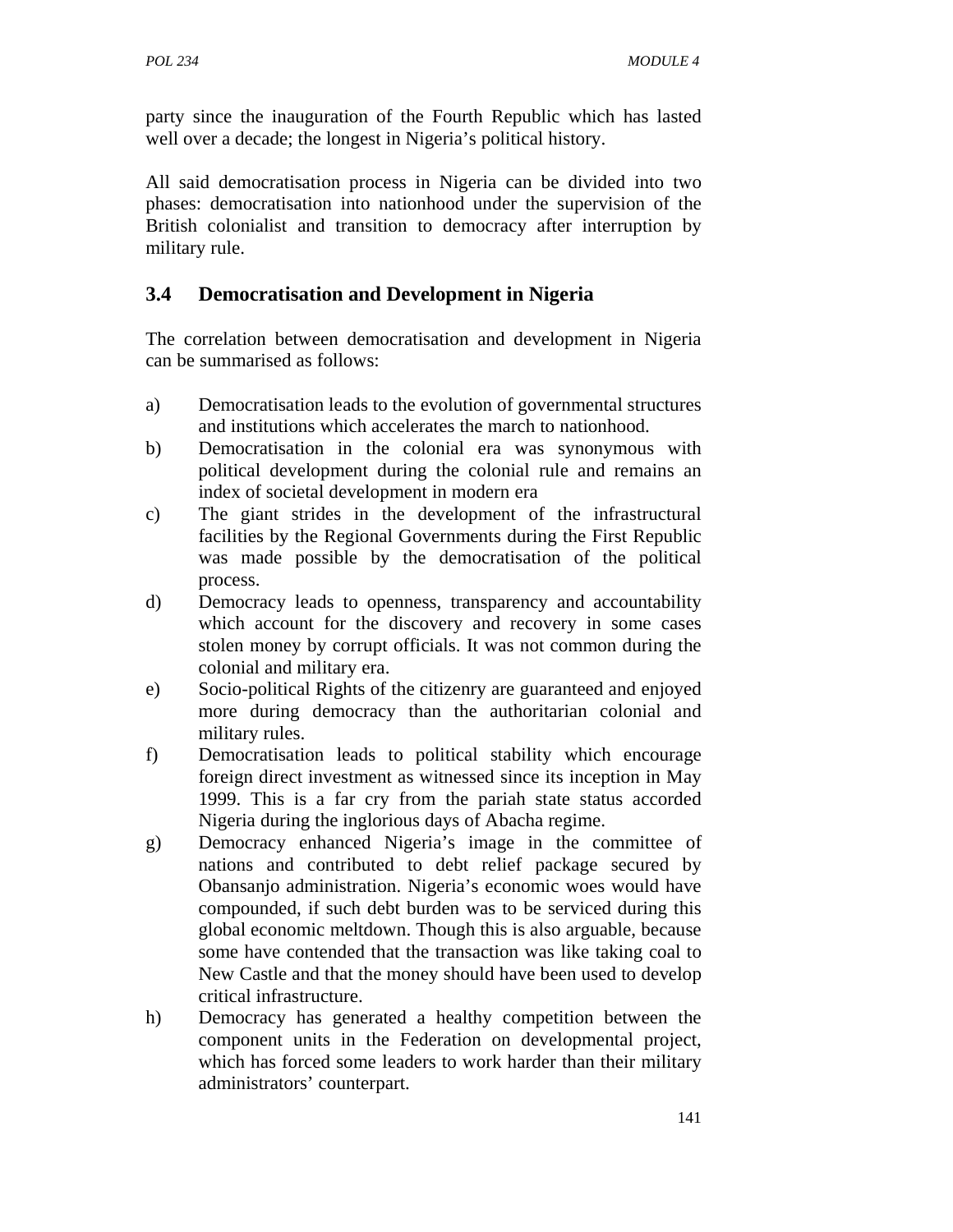party since the inauguration of the Fourth Republic which has lasted well over a decade; the longest in Nigeria's political history.

All said democratisation process in Nigeria can be divided into two phases: democratisation into nationhood under the supervision of the British colonialist and transition to democracy after interruption by military rule.

## 3.4 Democratisation and Development in Nigeria

The correlation between democratisation and development in Nigeria can be summarised as follows:

a) Democratisation leads to the evolution of governmental structures and institutions which accelerates the march to nationhood.
b) Democratisation in the colonial era was synonymous with political development during the colonial rule and remains an index of societal development in modern era
c) The giant strides in the development of the infrastructural facilities by the Regional Governments during the First Republic was made possible by the democratisation of the political process.
d) Democracy leads to openness, transparency and accountability which account for the discovery and recovery in some cases stolen money by corrupt officials. It was not common during the colonial and military era.
e) Socio-political Rights of the citizenry are guaranteed and enjoyed more during democracy than the authoritarian colonial and military rules.
f) Democratisation leads to political stability which encourage foreign direct investment as witnessed since its inception in May 1999. This is a far cry from the pariah state status accorded Nigeria during the inglorious days of Abacha regime.
g) Democracy enhanced Nigeria's image in the committee of nations and contributed to debt relief package secured by Obansanjo administration. Nigeria's economic woes would have compounded, if such debt burden was to be serviced during this global economic meltdown. Though this is also arguable, because some have contended that the transaction was like taking coal to New Castle and that the money should have been used to develop critical infrastructure.
h) Democracy has generated a healthy competition between the component units in the Federation on developmental project, which has forced some leaders to work harder than their military administrators' counterpart.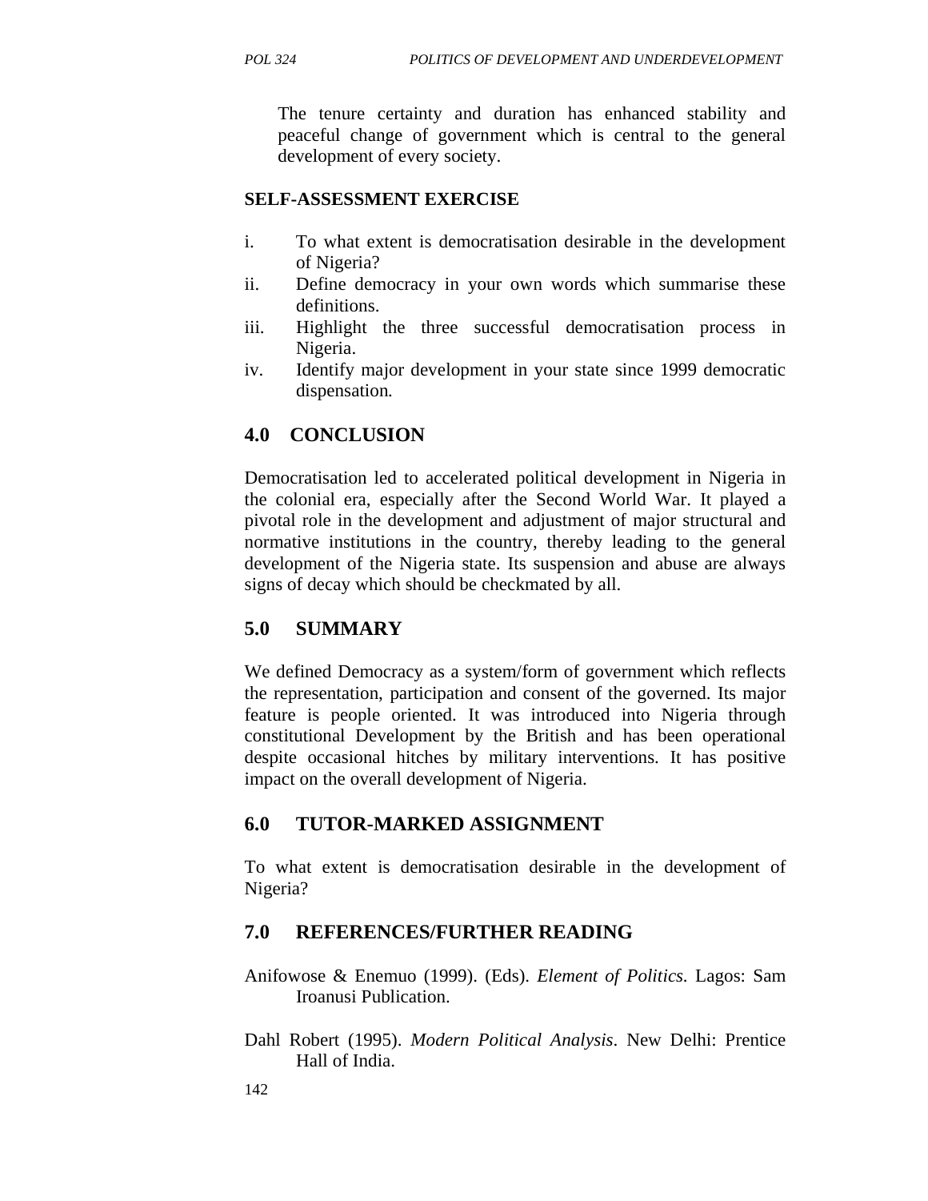The tenure certainty and duration has enhanced stability and peaceful change of government which is central to the general development of every society.

**SELF-ASSESSMENT EXERCISE**

i. To what extent is democratisation desirable in the development of Nigeria?
ii. Define democracy in your own words which summarise these definitions.
iii. Highlight the three successful democratisation process in Nigeria.
iv. Identify major development in your state since 1999 democratic dispensation.

## 4.0 CONCLUSION

Democratisation led to accelerated political development in Nigeria in the colonial era, especially after the Second World War. It played a pivotal role in the development and adjustment of major structural and normative institutions in the country, thereby leading to the general development of the Nigeria state. Its suspension and abuse are always signs of decay which should be checkmated by all.

## 5.0 SUMMARY

We defined Democracy as a system/form of government which reflects the representation, participation and consent of the governed. Its major feature is people oriented. It was introduced into Nigeria through constitutional Development by the British and has been operational despite occasional hitches by military interventions. It has positive impact on the overall development of Nigeria.

## 6.0 TUTOR-MARKED ASSIGNMENT

To what extent is democratisation desirable in the development of Nigeria?

## 7.0 REFERENCES/FURTHER READING

Anifowose & Enemuo (1999). (Eds). *Element of Politics*. Lagos: Sam Iroanusi Publication.

Dahl Robert (1995). *Modern Political Analysis*. New Delhi: Prentice Hall of India.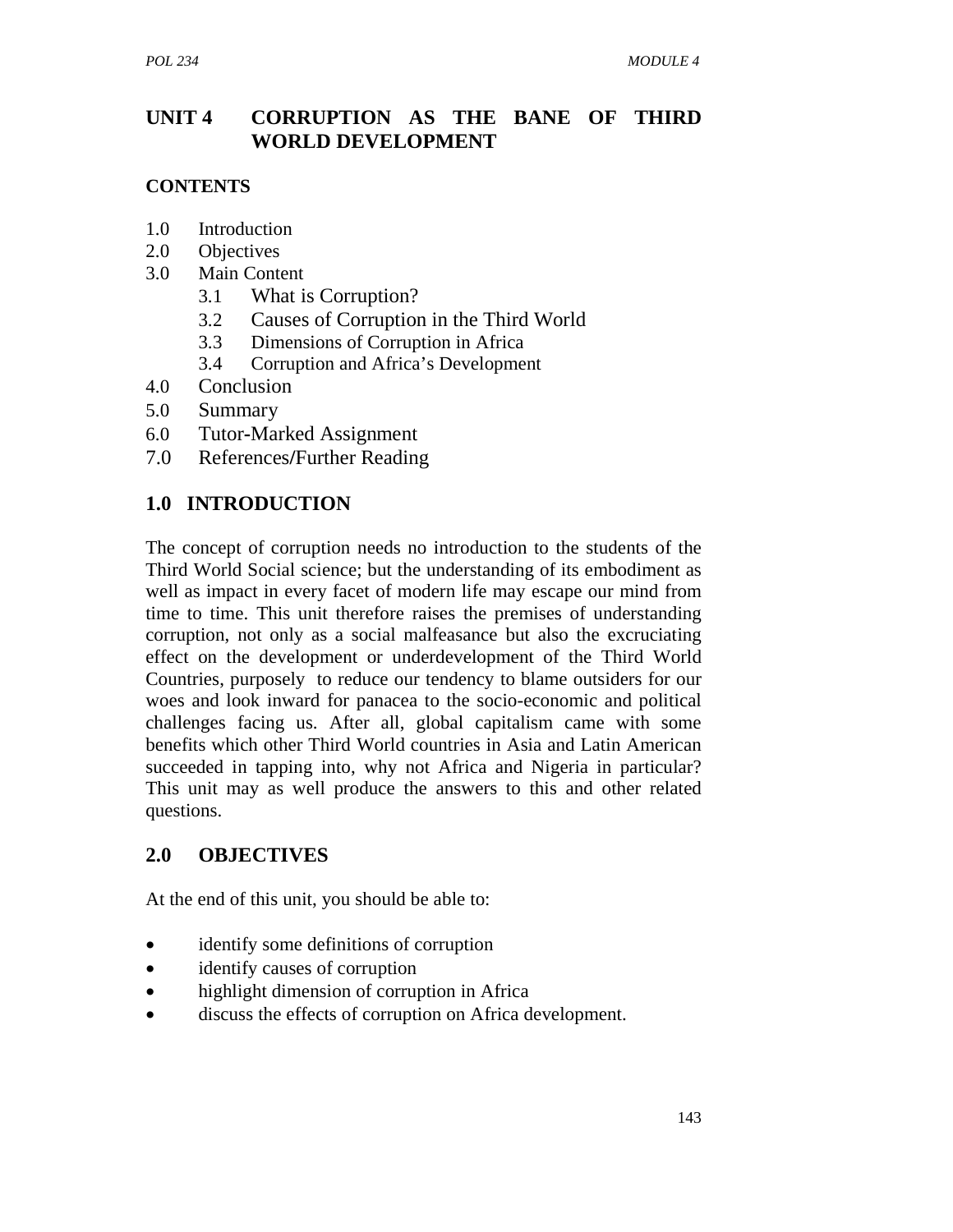# UNIT 4 CORRUPTION AS THE BANE OF THIRD WORLD DEVELOPMENT

## CONTENTS

1.0 Introduction
2.0 Objectives
3.0 Main Content
    3.1 What is Corruption?
    3.2 Causes of Corruption in the Third World
    3.3 Dimensions of Corruption in Africa
    3.4 Corruption and Africa's Development
4.0 Conclusion
5.0 Summary
6.0 Tutor-Marked Assignment
7.0 References/Further Reading

## 1.0 INTRODUCTION

The concept of corruption needs no introduction to the students of the Third World Social science; but the understanding of its embodiment as well as impact in every facet of modern life may escape our mind from time to time. This unit therefore raises the premises of understanding corruption, not only as a social malfeasance but also the excruciating effect on the development or underdevelopment of the Third World Countries, purposely to reduce our tendency to blame outsiders for our woes and look inward for panacea to the socio-economic and political challenges facing us. After all, global capitalism came with some benefits which other Third World countries in Asia and Latin American succeeded in tapping into, why not Africa and Nigeria in particular? This unit may as well produce the answers to this and other related questions.

## 2.0 OBJECTIVES

At the end of this unit, you should be able to:

- identify some definitions of corruption
- identify causes of corruption
- highlight dimension of corruption in Africa
- discuss the effects of corruption on Africa development.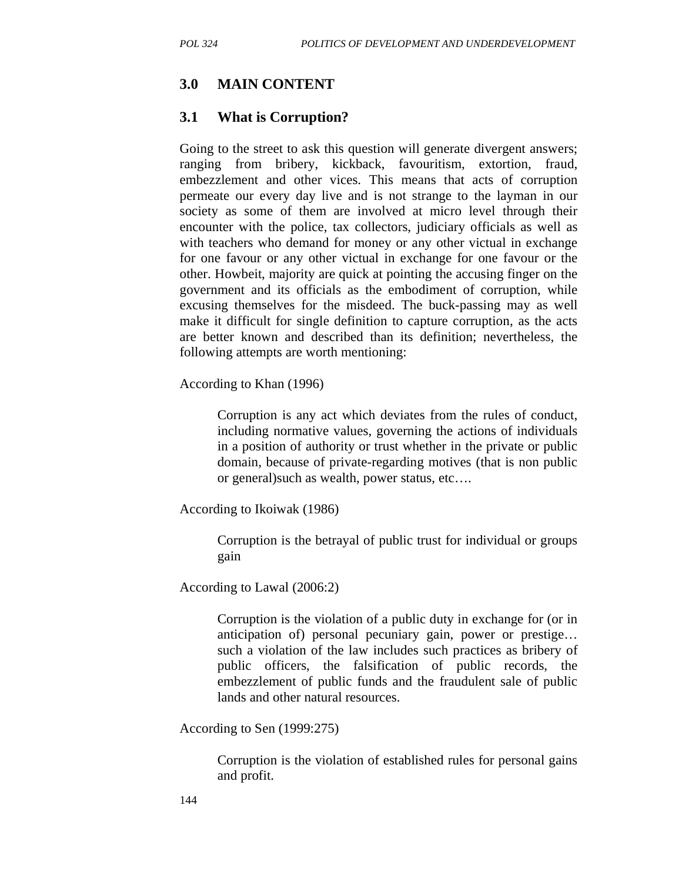## 3.0 MAIN CONTENT

### 3.1 What is Corruption?

Going to the street to ask this question will generate divergent answers; ranging from bribery, kickback, favouritism, extortion, fraud, embezzlement and other vices. This means that acts of corruption permeate our every day live and is not strange to the layman in our society as some of them are involved at micro level through their encounter with the police, tax collectors, judiciary officials as well as with teachers who demand for money or any other victual in exchange for one favour or any other victual in exchange for one favour or the other. Howbeit, majority are quick at pointing the accusing finger on the government and its officials as the embodiment of corruption, while excusing themselves for the misdeed. The buck-passing may as well make it difficult for single definition to capture corruption, as the acts are better known and described than its definition; nevertheless, the following attempts are worth mentioning:

According to Khan (1996)

> Corruption is any act which deviates from the rules of conduct, including normative values, governing the actions of individuals in a position of authority or trust whether in the private or public domain, because of private-regarding motives (that is non public or general)such as wealth, power status, etc….

According to Ikoiwak (1986)

> Corruption is the betrayal of public trust for individual or groups gain

According to Lawal (2006:2)

> Corruption is the violation of a public duty in exchange for (or in anticipation of) personal pecuniary gain, power or prestige… such a violation of the law includes such practices as bribery of public officers, the falsification of public records, the embezzlement of public funds and the fraudulent sale of public lands and other natural resources.

According to Sen (1999:275)

> Corruption is the violation of established rules for personal gains and profit.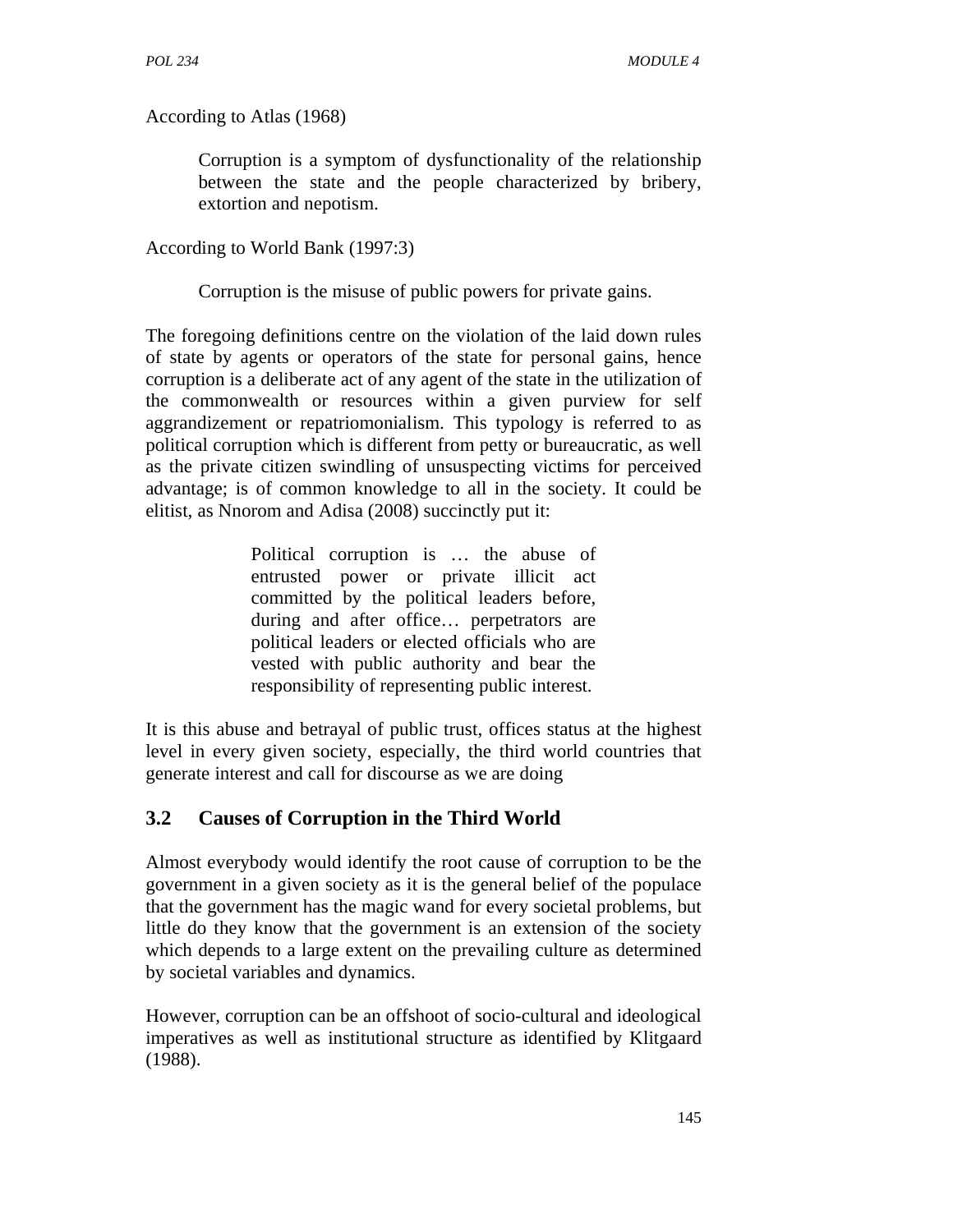According to Atlas (1968)

> Corruption is a symptom of dysfunctionality of the relationship between the state and the people characterized by bribery, extortion and nepotism.

According to World Bank (1997:3)

> Corruption is the misuse of public powers for private gains.

The foregoing definitions centre on the violation of the laid down rules of state by agents or operators of the state for personal gains, hence corruption is a deliberate act of any agent of the state in the utilization of the commonwealth or resources within a given purview for self aggrandizement or repatriomonialism. This typology is referred to as political corruption which is different from petty or bureaucratic, as well as the private citizen swindling of unsuspecting victims for perceived advantage; is of common knowledge to all in the society. It could be elitist, as Nnorom and Adisa (2008) succinctly put it:

> Political corruption is … the abuse of entrusted power or private illicit act committed by the political leaders before, during and after office… perpetrators are political leaders or elected officials who are vested with public authority and bear the responsibility of representing public interest.

It is this abuse and betrayal of public trust, offices status at the highest level in every given society, especially, the third world countries that generate interest and call for discourse as we are doing

## 3.2 Causes of Corruption in the Third World

Almost everybody would identify the root cause of corruption to be the government in a given society as it is the general belief of the populace that the government has the magic wand for every societal problems, but little do they know that the government is an extension of the society which depends to a large extent on the prevailing culture as determined by societal variables and dynamics.

However, corruption can be an offshoot of socio-cultural and ideological imperatives as well as institutional structure as identified by Klitgaard (1988).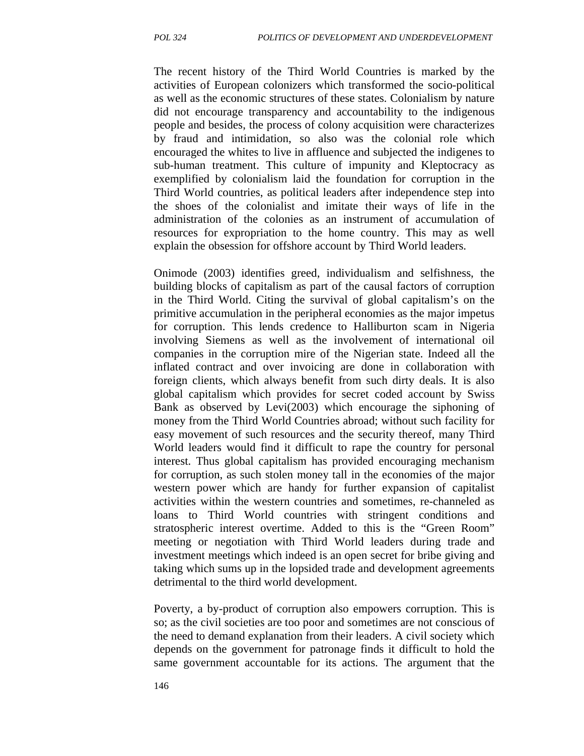The recent history of the Third World Countries is marked by the activities of European colonizers which transformed the socio-political as well as the economic structures of these states. Colonialism by nature did not encourage transparency and accountability to the indigenous people and besides, the process of colony acquisition were characterizes by fraud and intimidation, so also was the colonial role which encouraged the whites to live in affluence and subjected the indigenes to sub-human treatment. This culture of impunity and Kleptocracy as exemplified by colonialism laid the foundation for corruption in the Third World countries, as political leaders after independence step into the shoes of the colonialist and imitate their ways of life in the administration of the colonies as an instrument of accumulation of resources for expropriation to the home country. This may as well explain the obsession for offshore account by Third World leaders.

Onimode (2003) identifies greed, individualism and selfishness, the building blocks of capitalism as part of the causal factors of corruption in the Third World. Citing the survival of global capitalism's on the primitive accumulation in the peripheral economies as the major impetus for corruption. This lends credence to Halliburton scam in Nigeria involving Siemens as well as the involvement of international oil companies in the corruption mire of the Nigerian state. Indeed all the inflated contract and over invoicing are done in collaboration with foreign clients, which always benefit from such dirty deals. It is also global capitalism which provides for secret coded account by Swiss Bank as observed by Levi(2003) which encourage the siphoning of money from the Third World Countries abroad; without such facility for easy movement of such resources and the security thereof, many Third World leaders would find it difficult to rape the country for personal interest. Thus global capitalism has provided encouraging mechanism for corruption, as such stolen money tall in the economies of the major western power which are handy for further expansion of capitalist activities within the western countries and sometimes, re-channeled as loans to Third World countries with stringent conditions and stratospheric interest overtime. Added to this is the "Green Room" meeting or negotiation with Third World leaders during trade and investment meetings which indeed is an open secret for bribe giving and taking which sums up in the lopsided trade and development agreements detrimental to the third world development.

Poverty, a by-product of corruption also empowers corruption. This is so; as the civil societies are too poor and sometimes are not conscious of the need to demand explanation from their leaders. A civil society which depends on the government for patronage finds it difficult to hold the same government accountable for its actions. The argument that the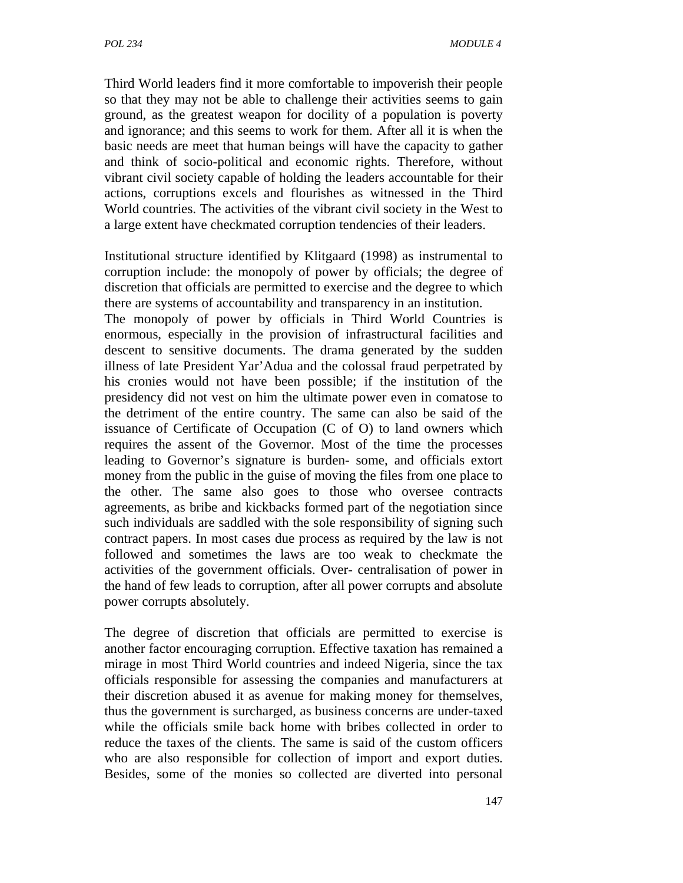Third World leaders find it more comfortable to impoverish their people so that they may not be able to challenge their activities seems to gain ground, as the greatest weapon for docility of a population is poverty and ignorance; and this seems to work for them. After all it is when the basic needs are meet that human beings will have the capacity to gather and think of socio-political and economic rights. Therefore, without vibrant civil society capable of holding the leaders accountable for their actions, corruptions excels and flourishes as witnessed in the Third World countries. The activities of the vibrant civil society in the West to a large extent have checkmated corruption tendencies of their leaders.

Institutional structure identified by Klitgaard (1998) as instrumental to corruption include: the monopoly of power by officials; the degree of discretion that officials are permitted to exercise and the degree to which there are systems of accountability and transparency in an institution.

The monopoly of power by officials in Third World Countries is enormous, especially in the provision of infrastructural facilities and descent to sensitive documents. The drama generated by the sudden illness of late President Yar'Adua and the colossal fraud perpetrated by his cronies would not have been possible; if the institution of the presidency did not vest on him the ultimate power even in comatose to the detriment of the entire country. The same can also be said of the issuance of Certificate of Occupation (C of O) to land owners which requires the assent of the Governor. Most of the time the processes leading to Governor's signature is burden- some, and officials extort money from the public in the guise of moving the files from one place to the other. The same also goes to those who oversee contracts agreements, as bribe and kickbacks formed part of the negotiation since such individuals are saddled with the sole responsibility of signing such contract papers. In most cases due process as required by the law is not followed and sometimes the laws are too weak to checkmate the activities of the government officials. Over- centralisation of power in the hand of few leads to corruption, after all power corrupts and absolute power corrupts absolutely.

The degree of discretion that officials are permitted to exercise is another factor encouraging corruption. Effective taxation has remained a mirage in most Third World countries and indeed Nigeria, since the tax officials responsible for assessing the companies and manufacturers at their discretion abused it as avenue for making money for themselves, thus the government is surcharged, as business concerns are under-taxed while the officials smile back home with bribes collected in order to reduce the taxes of the clients. The same is said of the custom officers who are also responsible for collection of import and export duties. Besides, some of the monies so collected are diverted into personal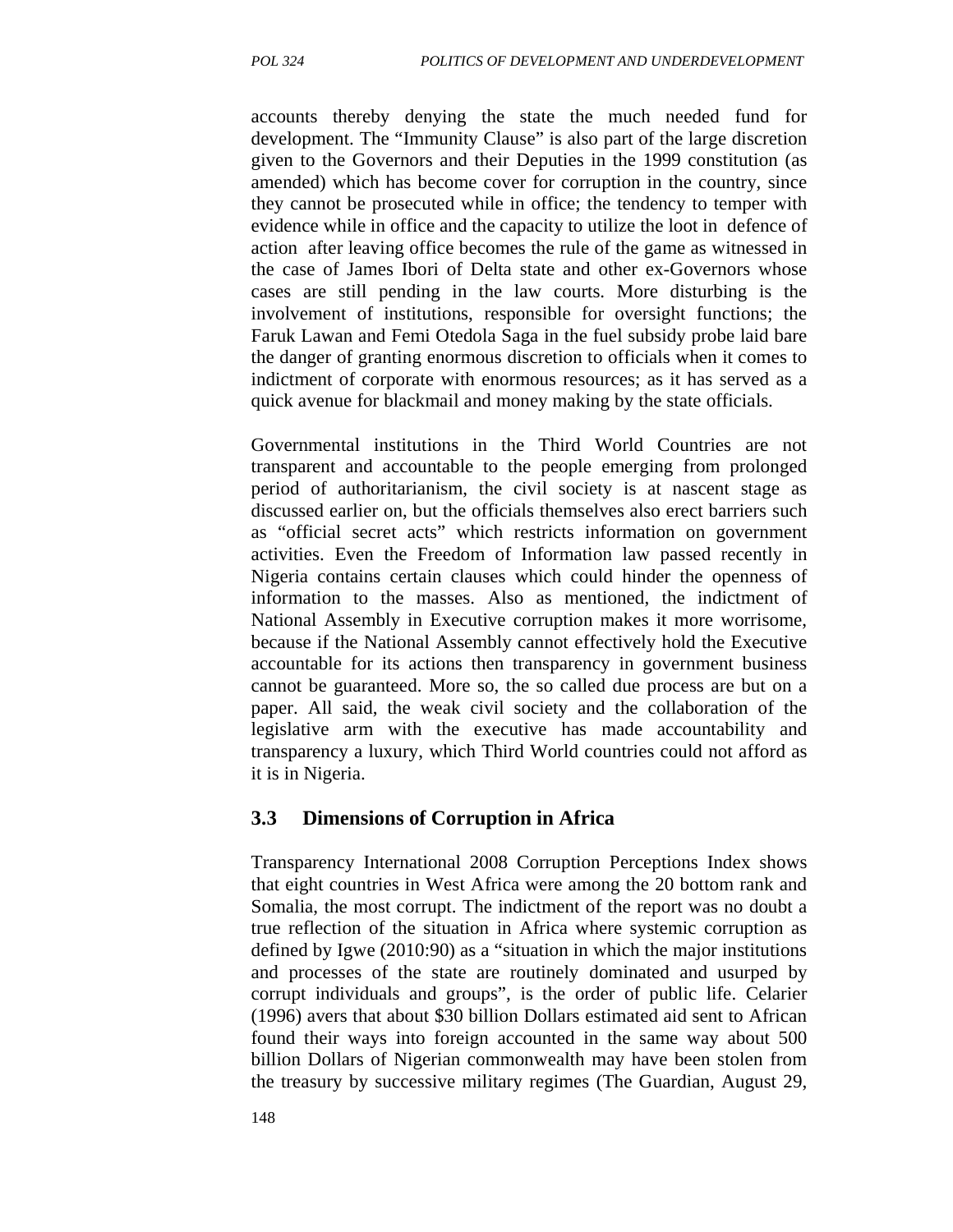accounts thereby denying the state the much needed fund for development. The "Immunity Clause" is also part of the large discretion given to the Governors and their Deputies in the 1999 constitution (as amended) which has become cover for corruption in the country, since they cannot be prosecuted while in office; the tendency to temper with evidence while in office and the capacity to utilize the loot in defence of action after leaving office becomes the rule of the game as witnessed in the case of James Ibori of Delta state and other ex-Governors whose cases are still pending in the law courts. More disturbing is the involvement of institutions, responsible for oversight functions; the Faruk Lawan and Femi Otedola Saga in the fuel subsidy probe laid bare the danger of granting enormous discretion to officials when it comes to indictment of corporate with enormous resources; as it has served as a quick avenue for blackmail and money making by the state officials.

Governmental institutions in the Third World Countries are not transparent and accountable to the people emerging from prolonged period of authoritarianism, the civil society is at nascent stage as discussed earlier on, but the officials themselves also erect barriers such as "official secret acts" which restricts information on government activities. Even the Freedom of Information law passed recently in Nigeria contains certain clauses which could hinder the openness of information to the masses. Also as mentioned, the indictment of National Assembly in Executive corruption makes it more worrisome, because if the National Assembly cannot effectively hold the Executive accountable for its actions then transparency in government business cannot be guaranteed. More so, the so called due process are but on a paper. All said, the weak civil society and the collaboration of the legislative arm with the executive has made accountability and transparency a luxury, which Third World countries could not afford as it is in Nigeria.

## 3.3 Dimensions of Corruption in Africa

Transparency International 2008 Corruption Perceptions Index shows that eight countries in West Africa were among the 20 bottom rank and Somalia, the most corrupt. The indictment of the report was no doubt a true reflection of the situation in Africa where systemic corruption as defined by Igwe (2010:90) as a "situation in which the major institutions and processes of the state are routinely dominated and usurped by corrupt individuals and groups", is the order of public life. Celarier (1996) avers that about $30 billion Dollars estimated aid sent to African found their ways into foreign accounted in the same way about 500 billion Dollars of Nigerian commonwealth may have been stolen from the treasury by successive military regimes (The Guardian, August 29,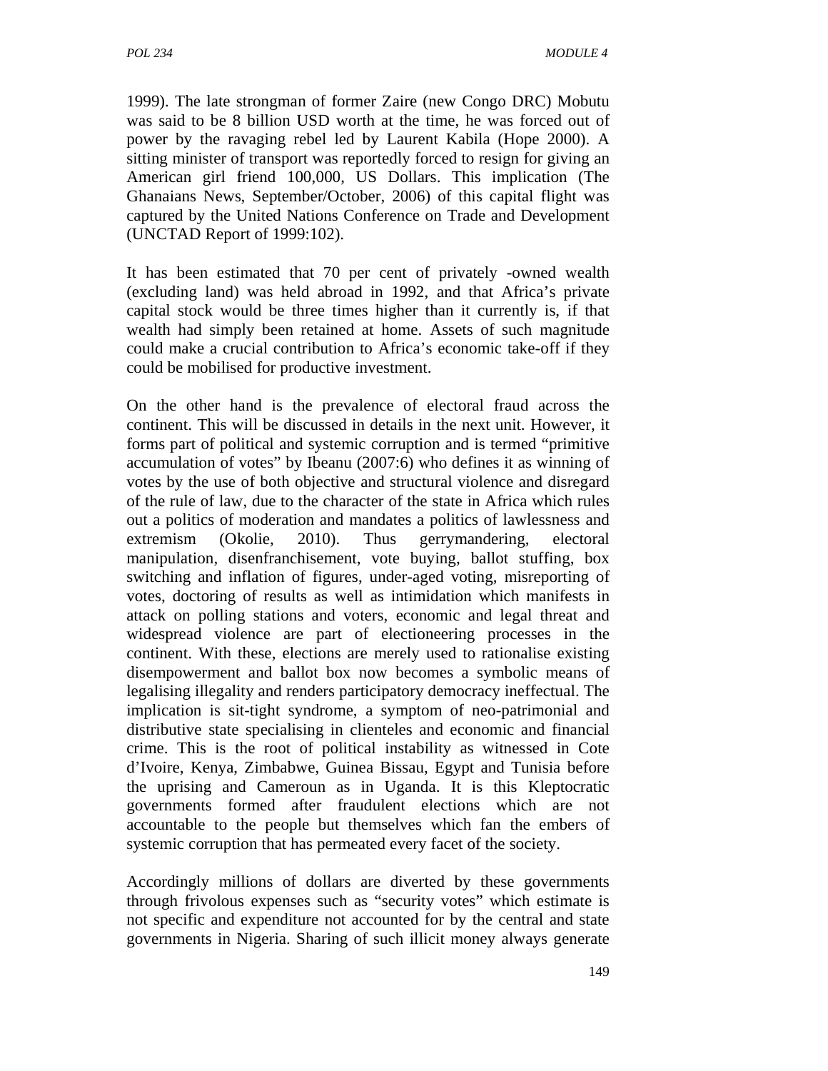1999). The late strongman of former Zaire (new Congo DRC) Mobutu was said to be 8 billion USD worth at the time, he was forced out of power by the ravaging rebel led by Laurent Kabila (Hope 2000). A sitting minister of transport was reportedly forced to resign for giving an American girl friend 100,000, US Dollars. This implication (The Ghanaians News, September/October, 2006) of this capital flight was captured by the United Nations Conference on Trade and Development (UNCTAD Report of 1999:102).

It has been estimated that 70 per cent of privately -owned wealth (excluding land) was held abroad in 1992, and that Africa's private capital stock would be three times higher than it currently is, if that wealth had simply been retained at home. Assets of such magnitude could make a crucial contribution to Africa's economic take-off if they could be mobilised for productive investment.

On the other hand is the prevalence of electoral fraud across the continent. This will be discussed in details in the next unit. However, it forms part of political and systemic corruption and is termed "primitive accumulation of votes" by Ibeanu (2007:6) who defines it as winning of votes by the use of both objective and structural violence and disregard of the rule of law, due to the character of the state in Africa which rules out a politics of moderation and mandates a politics of lawlessness and extremism (Okolie, 2010). Thus gerrymandering, electoral manipulation, disenfranchisement, vote buying, ballot stuffing, box switching and inflation of figures, under-aged voting, misreporting of votes, doctoring of results as well as intimidation which manifests in attack on polling stations and voters, economic and legal threat and widespread violence are part of electioneering processes in the continent. With these, elections are merely used to rationalise existing disempowerment and ballot box now becomes a symbolic means of legalising illegality and renders participatory democracy ineffectual. The implication is sit-tight syndrome, a symptom of neo-patrimonial and distributive state specialising in clienteles and economic and financial crime. This is the root of political instability as witnessed in Cote d'Ivoire, Kenya, Zimbabwe, Guinea Bissau, Egypt and Tunisia before the uprising and Cameroun as in Uganda. It is this Kleptocratic governments formed after fraudulent elections which are not accountable to the people but themselves which fan the embers of systemic corruption that has permeated every facet of the society.

Accordingly millions of dollars are diverted by these governments through frivolous expenses such as "security votes" which estimate is not specific and expenditure not accounted for by the central and state governments in Nigeria. Sharing of such illicit money always generate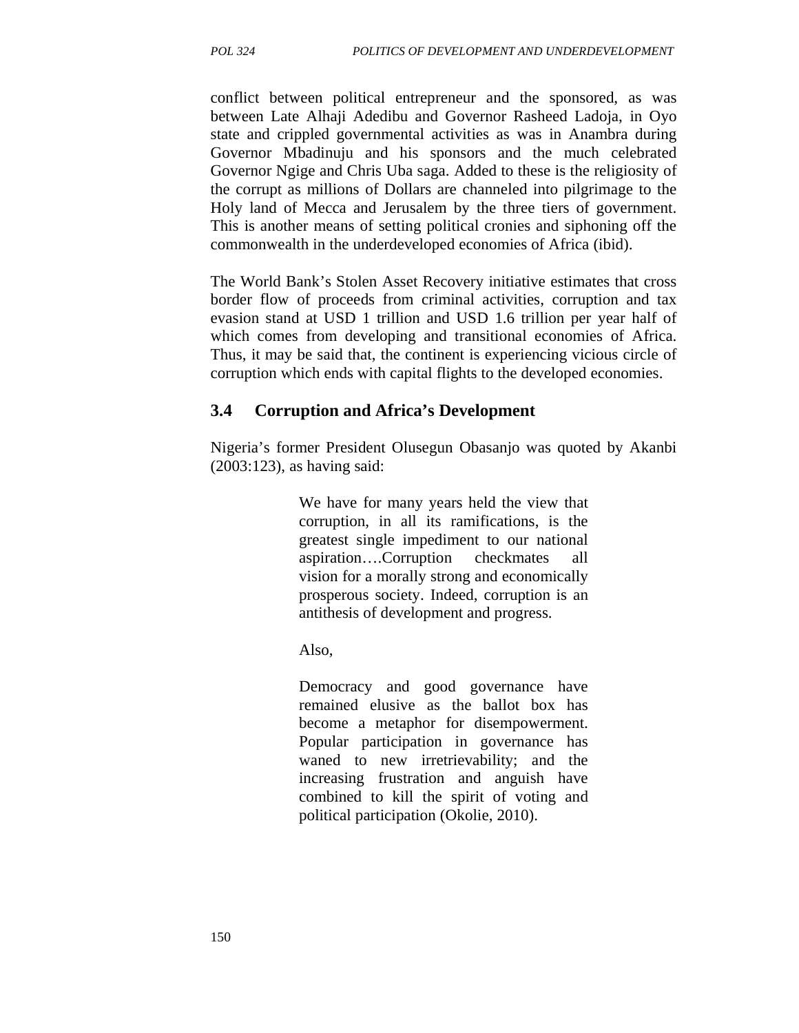conflict between political entrepreneur and the sponsored, as was between Late Alhaji Adedibu and Governor Rasheed Ladoja, in Oyo state and crippled governmental activities as was in Anambra during Governor Mbadinuju and his sponsors and the much celebrated Governor Ngige and Chris Uba saga. Added to these is the religiosity of the corrupt as millions of Dollars are channeled into pilgrimage to the Holy land of Mecca and Jerusalem by the three tiers of government. This is another means of setting political cronies and siphoning off the commonwealth in the underdeveloped economies of Africa (ibid).

The World Bank's Stolen Asset Recovery initiative estimates that cross border flow of proceeds from criminal activities, corruption and tax evasion stand at USD 1 trillion and USD 1.6 trillion per year half of which comes from developing and transitional economies of Africa. Thus, it may be said that, the continent is experiencing vicious circle of corruption which ends with capital flights to the developed economies.

## 3.4 Corruption and Africa's Development

Nigeria's former President Olusegun Obasanjo was quoted by Akanbi (2003:123), as having said:

> We have for many years held the view that corruption, in all its ramifications, is the greatest single impediment to our national aspiration….Corruption checkmates all vision for a morally strong and economically prosperous society. Indeed, corruption is an antithesis of development and progress.
>
> Also,
>
> Democracy and good governance have remained elusive as the ballot box has become a metaphor for disempowerment. Popular participation in governance has waned to new irretrievability; and the increasing frustration and anguish have combined to kill the spirit of voting and political participation (Okolie, 2010).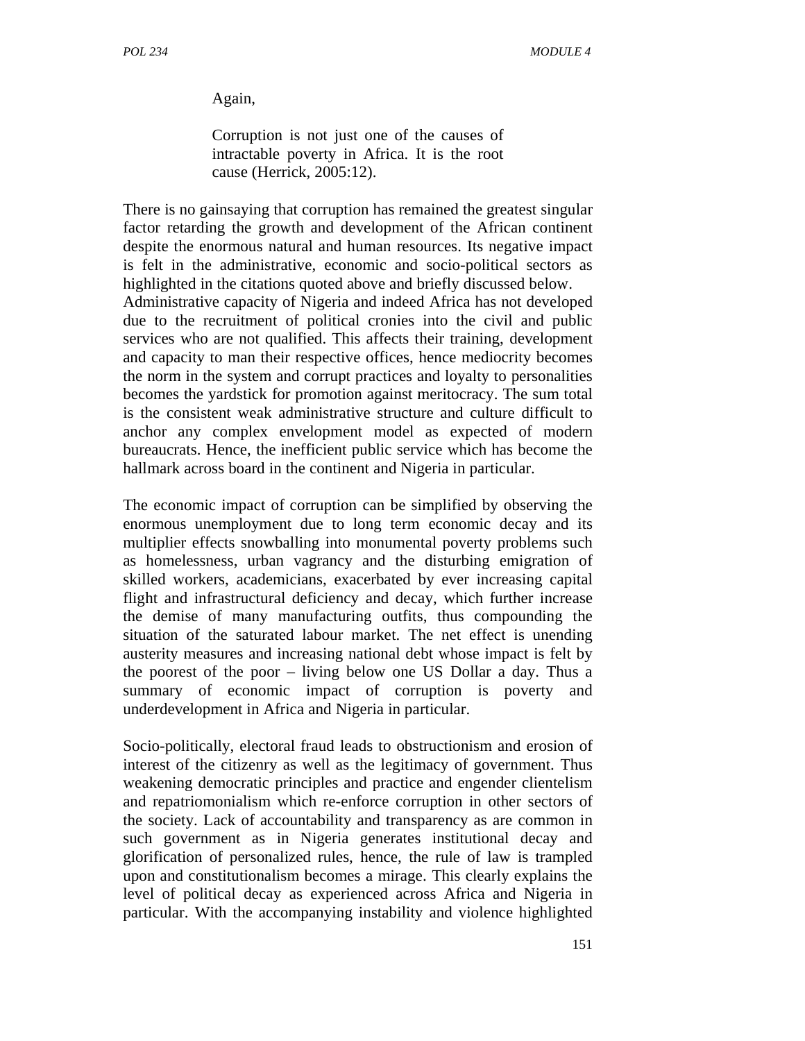Again,

> Corruption is not just one of the causes of intractable poverty in Africa. It is the root cause (Herrick, 2005:12).

There is no gainsaying that corruption has remained the greatest singular factor retarding the growth and development of the African continent despite the enormous natural and human resources. Its negative impact is felt in the administrative, economic and socio-political sectors as highlighted in the citations quoted above and briefly discussed below.
Administrative capacity of Nigeria and indeed Africa has not developed due to the recruitment of political cronies into the civil and public services who are not qualified. This affects their training, development and capacity to man their respective offices, hence mediocrity becomes the norm in the system and corrupt practices and loyalty to personalities becomes the yardstick for promotion against meritocracy. The sum total is the consistent weak administrative structure and culture difficult to anchor any complex envelopment model as expected of modern bureaucrats. Hence, the inefficient public service which has become the hallmark across board in the continent and Nigeria in particular.

The economic impact of corruption can be simplified by observing the enormous unemployment due to long term economic decay and its multiplier effects snowballing into monumental poverty problems such as homelessness, urban vagrancy and the disturbing emigration of skilled workers, academicians, exacerbated by ever increasing capital flight and infrastructural deficiency and decay, which further increase the demise of many manufacturing outfits, thus compounding the situation of the saturated labour market. The net effect is unending austerity measures and increasing national debt whose impact is felt by the poorest of the poor – living below one US Dollar a day. Thus a summary of economic impact of corruption is poverty and underdevelopment in Africa and Nigeria in particular.

Socio-politically, electoral fraud leads to obstructionism and erosion of interest of the citizenry as well as the legitimacy of government. Thus weakening democratic principles and practice and engender clientelism and repatriomonialism which re-enforce corruption in other sectors of the society. Lack of accountability and transparency as are common in such government as in Nigeria generates institutional decay and glorification of personalized rules, hence, the rule of law is trampled upon and constitutionalism becomes a mirage. This clearly explains the level of political decay as experienced across Africa and Nigeria in particular. With the accompanying instability and violence highlighted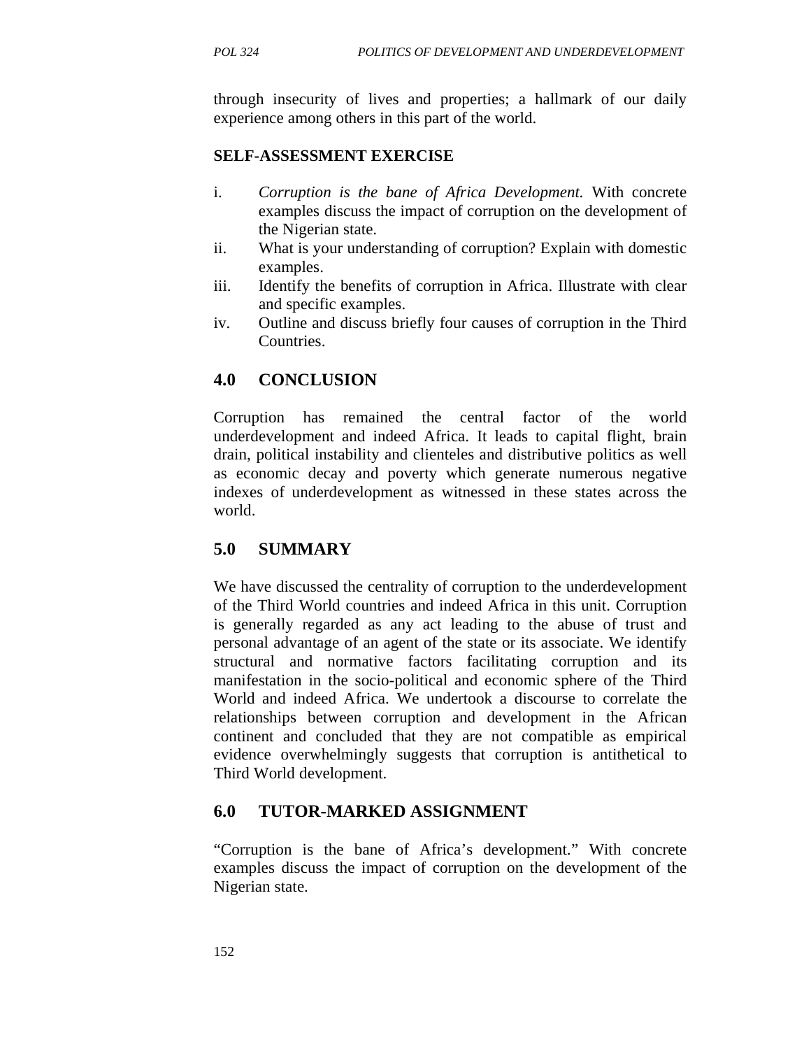through insecurity of lives and properties; a hallmark of our daily experience among others in this part of the world.

**SELF-ASSESSMENT EXERCISE**

i. *Corruption is the bane of Africa Development.* With concrete examples discuss the impact of corruption on the development of the Nigerian state.
ii. What is your understanding of corruption? Explain with domestic examples.
iii. Identify the benefits of corruption in Africa. Illustrate with clear and specific examples.
iv. Outline and discuss briefly four causes of corruption in the Third Countries.

## 4.0 CONCLUSION

Corruption has remained the central factor of the world underdevelopment and indeed Africa. It leads to capital flight, brain drain, political instability and clienteles and distributive politics as well as economic decay and poverty which generate numerous negative indexes of underdevelopment as witnessed in these states across the world.

## 5.0 SUMMARY

We have discussed the centrality of corruption to the underdevelopment of the Third World countries and indeed Africa in this unit. Corruption is generally regarded as any act leading to the abuse of trust and personal advantage of an agent of the state or its associate. We identify structural and normative factors facilitating corruption and its manifestation in the socio-political and economic sphere of the Third World and indeed Africa. We undertook a discourse to correlate the relationships between corruption and development in the African continent and concluded that they are not compatible as empirical evidence overwhelmingly suggests that corruption is antithetical to Third World development.

## 6.0 TUTOR-MARKED ASSIGNMENT

"Corruption is the bane of Africa's development." With concrete examples discuss the impact of corruption on the development of the Nigerian state.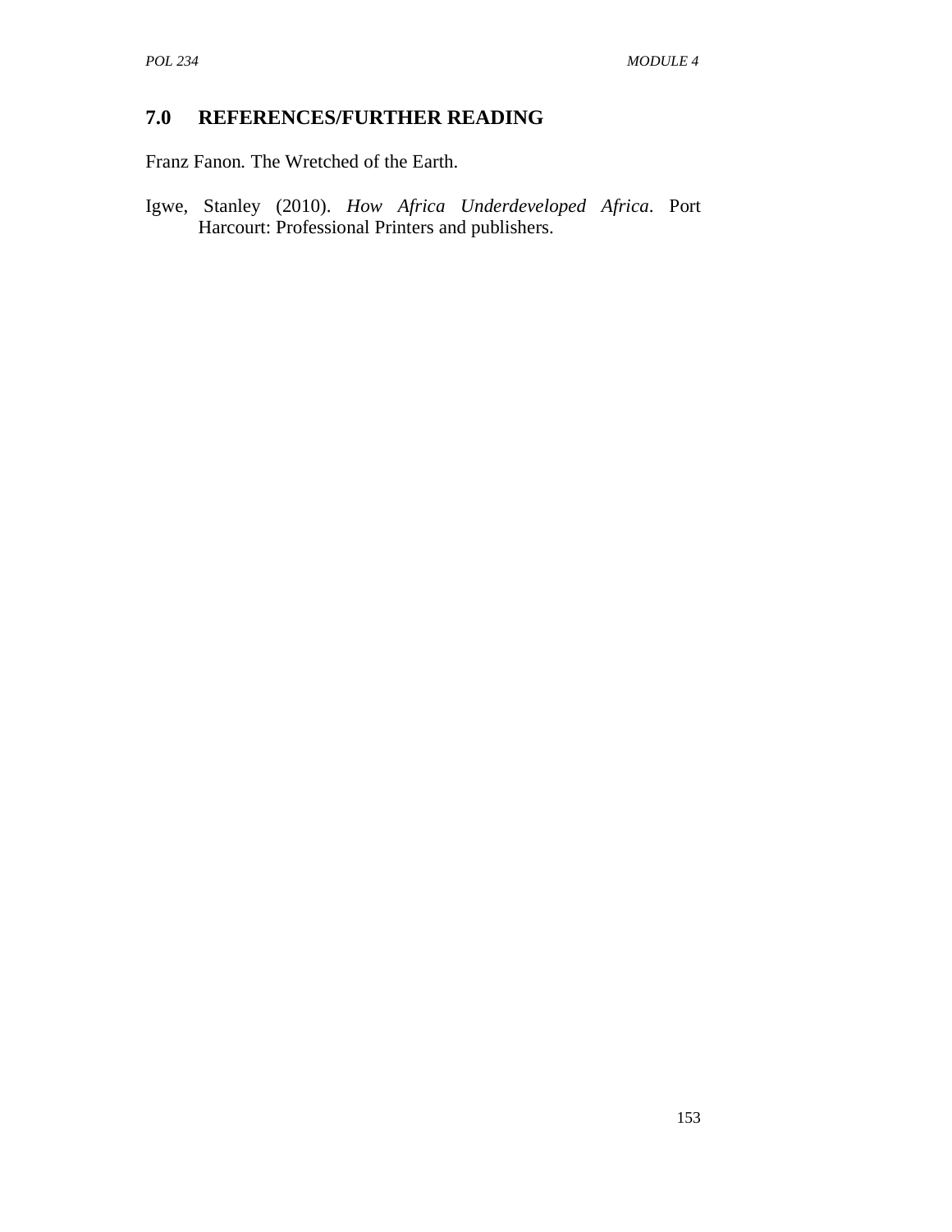## 7.0 REFERENCES/FURTHER READING

Franz Fanon*.* The Wretched of the Earth.

Igwe, Stanley (2010). *How Africa Underdeveloped Africa*. Port Harcourt: Professional Printers and publishers.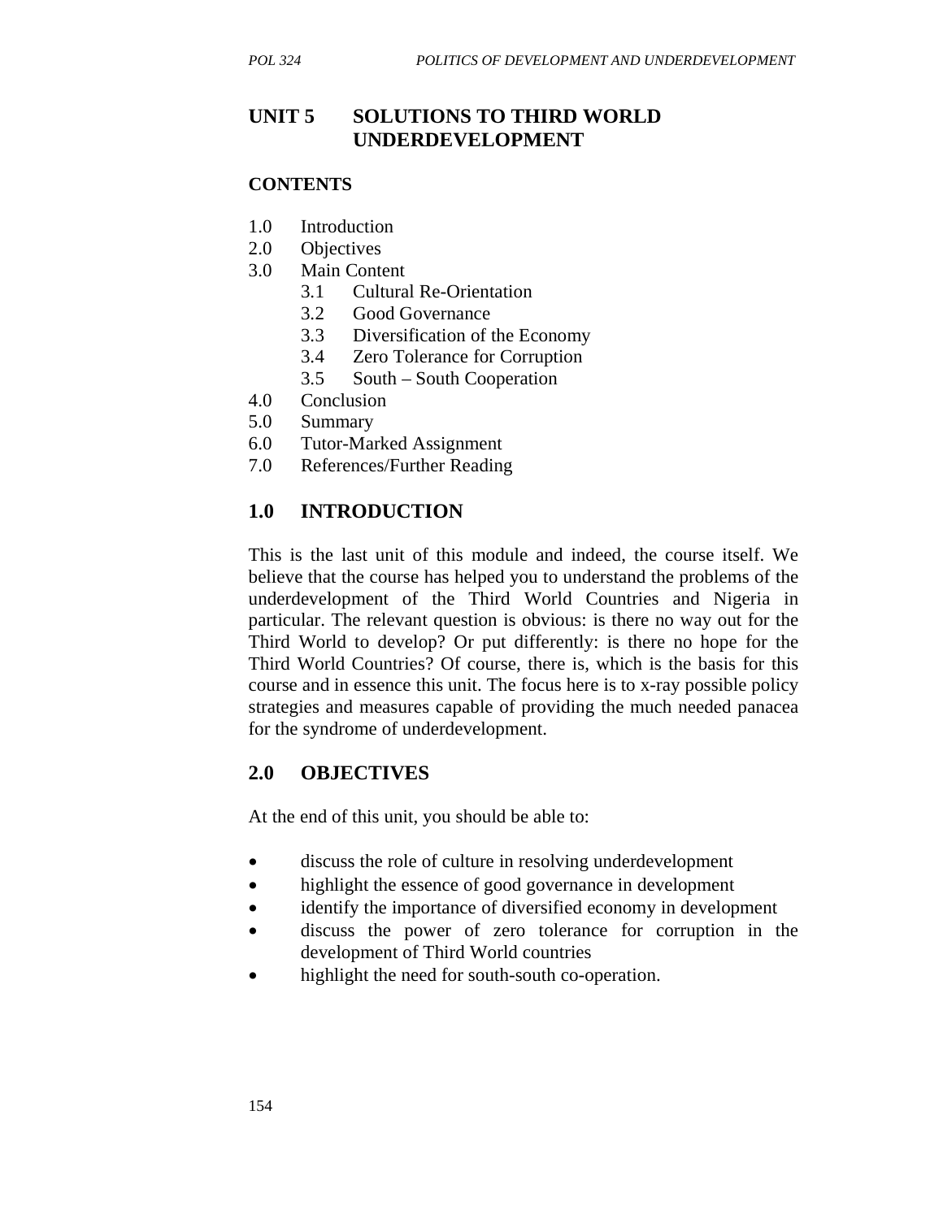# UNIT 5 SOLUTIONS TO THIRD WORLD UNDERDEVELOPMENT

## CONTENTS

1.0 Introduction
2.0 Objectives
3.0 Main Content
   3.1 Cultural Re-Orientation
   3.2 Good Governance
   3.3 Diversification of the Economy
   3.4 Zero Tolerance for Corruption
   3.5 South – South Cooperation
4.0 Conclusion
5.0 Summary
6.0 Tutor-Marked Assignment
7.0 References/Further Reading

## 1.0 INTRODUCTION

This is the last unit of this module and indeed, the course itself. We believe that the course has helped you to understand the problems of the underdevelopment of the Third World Countries and Nigeria in particular. The relevant question is obvious: is there no way out for the Third World to develop? Or put differently: is there no hope for the Third World Countries? Of course, there is, which is the basis for this course and in essence this unit. The focus here is to x-ray possible policy strategies and measures capable of providing the much needed panacea for the syndrome of underdevelopment.

## 2.0 OBJECTIVES

At the end of this unit, you should be able to:

- discuss the role of culture in resolving underdevelopment
- highlight the essence of good governance in development
- identify the importance of diversified economy in development
- discuss the power of zero tolerance for corruption in the development of Third World countries
- highlight the need for south-south co-operation.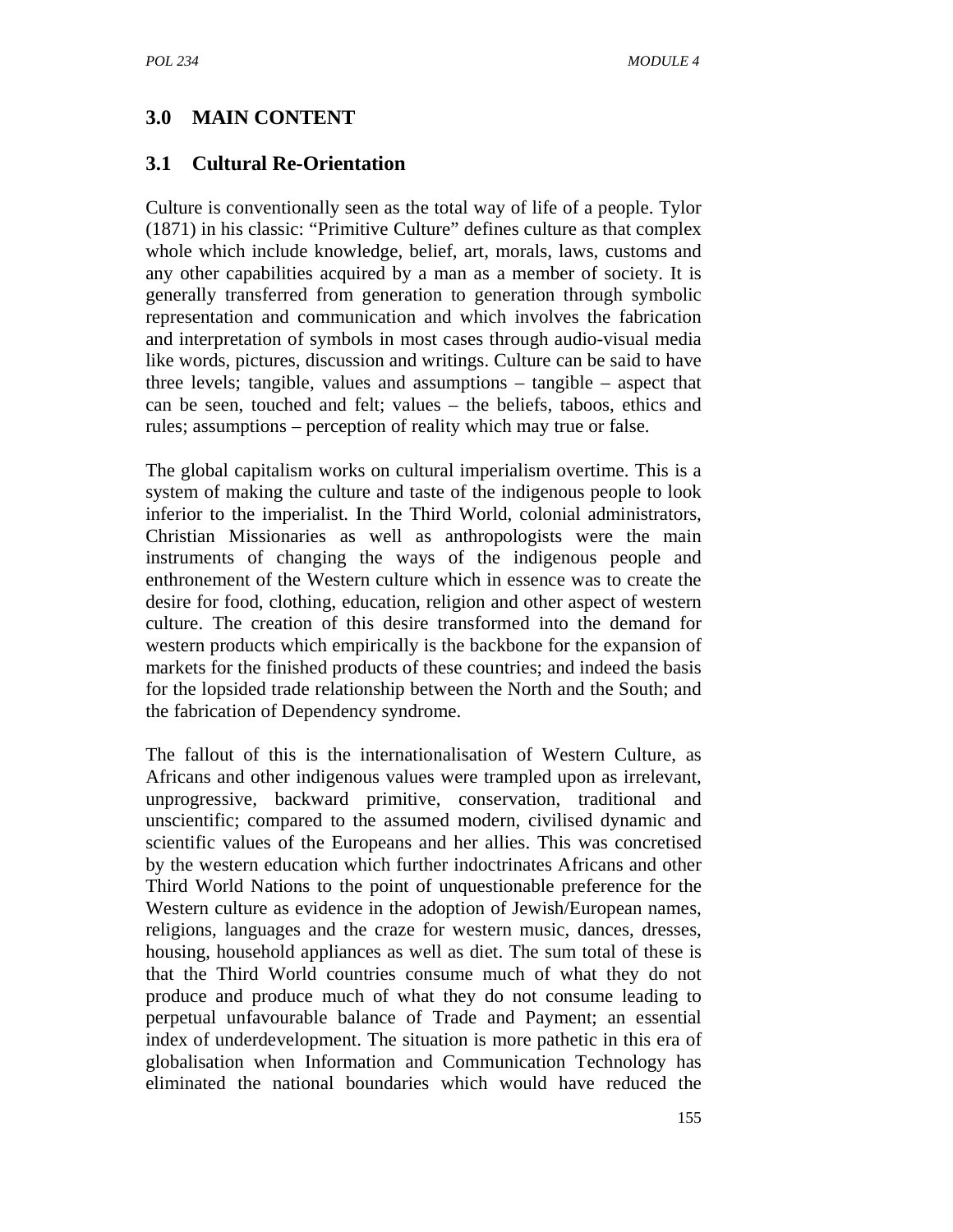## 3.0 MAIN CONTENT

### 3.1 Cultural Re-Orientation

Culture is conventionally seen as the total way of life of a people. Tylor (1871) in his classic: "Primitive Culture" defines culture as that complex whole which include knowledge, belief, art, morals, laws, customs and any other capabilities acquired by a man as a member of society. It is generally transferred from generation to generation through symbolic representation and communication and which involves the fabrication and interpretation of symbols in most cases through audio-visual media like words, pictures, discussion and writings. Culture can be said to have three levels; tangible, values and assumptions – tangible – aspect that can be seen, touched and felt; values – the beliefs, taboos, ethics and rules; assumptions – perception of reality which may true or false.

The global capitalism works on cultural imperialism overtime. This is a system of making the culture and taste of the indigenous people to look inferior to the imperialist. In the Third World, colonial administrators, Christian Missionaries as well as anthropologists were the main instruments of changing the ways of the indigenous people and enthronement of the Western culture which in essence was to create the desire for food, clothing, education, religion and other aspect of western culture. The creation of this desire transformed into the demand for western products which empirically is the backbone for the expansion of markets for the finished products of these countries; and indeed the basis for the lopsided trade relationship between the North and the South; and the fabrication of Dependency syndrome.

The fallout of this is the internationalisation of Western Culture, as Africans and other indigenous values were trampled upon as irrelevant, unprogressive, backward primitive, conservation, traditional and unscientific; compared to the assumed modern, civilised dynamic and scientific values of the Europeans and her allies. This was concretised by the western education which further indoctrinates Africans and other Third World Nations to the point of unquestionable preference for the Western culture as evidence in the adoption of Jewish/European names, religions, languages and the craze for western music, dances, dresses, housing, household appliances as well as diet. The sum total of these is that the Third World countries consume much of what they do not produce and produce much of what they do not consume leading to perpetual unfavourable balance of Trade and Payment; an essential index of underdevelopment. The situation is more pathetic in this era of globalisation when Information and Communication Technology has eliminated the national boundaries which would have reduced the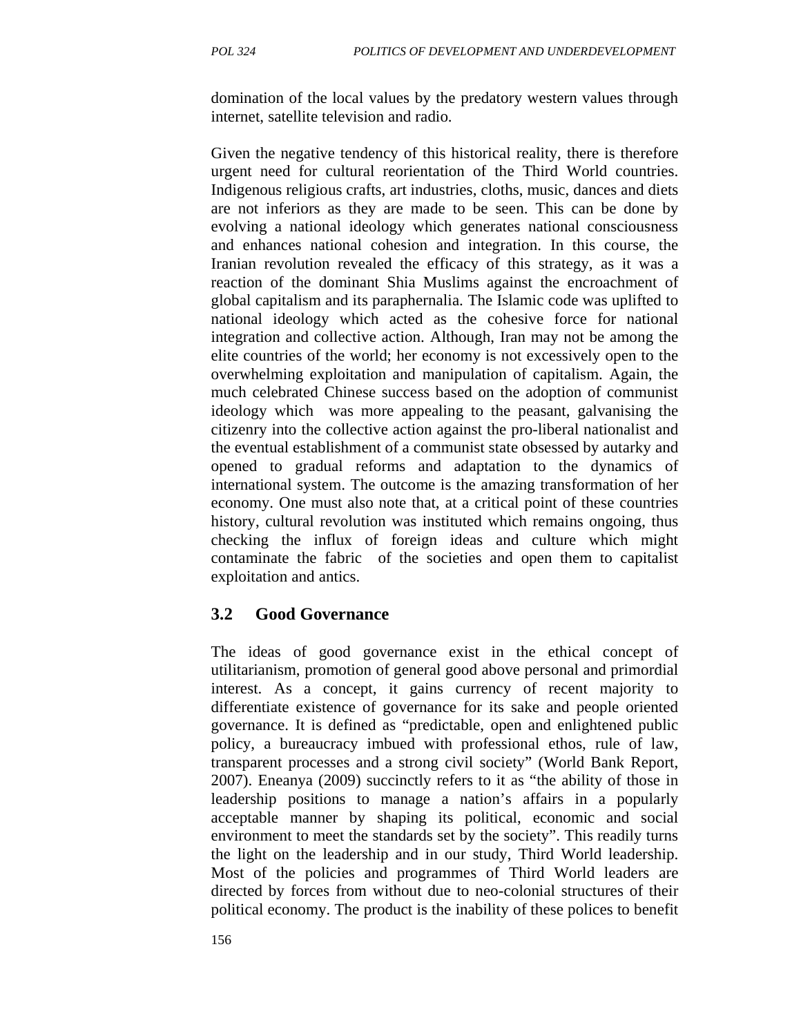domination of the local values by the predatory western values through internet, satellite television and radio.

Given the negative tendency of this historical reality, there is therefore urgent need for cultural reorientation of the Third World countries. Indigenous religious crafts, art industries, cloths, music, dances and diets are not inferiors as they are made to be seen. This can be done by evolving a national ideology which generates national consciousness and enhances national cohesion and integration. In this course, the Iranian revolution revealed the efficacy of this strategy, as it was a reaction of the dominant Shia Muslims against the encroachment of global capitalism and its paraphernalia. The Islamic code was uplifted to national ideology which acted as the cohesive force for national integration and collective action. Although, Iran may not be among the elite countries of the world; her economy is not excessively open to the overwhelming exploitation and manipulation of capitalism. Again, the much celebrated Chinese success based on the adoption of communist ideology which was more appealing to the peasant, galvanising the citizenry into the collective action against the pro-liberal nationalist and the eventual establishment of a communist state obsessed by autarky and opened to gradual reforms and adaptation to the dynamics of international system. The outcome is the amazing transformation of her economy. One must also note that, at a critical point of these countries history, cultural revolution was instituted which remains ongoing, thus checking the influx of foreign ideas and culture which might contaminate the fabric of the societies and open them to capitalist exploitation and antics.

## 3.2 Good Governance

The ideas of good governance exist in the ethical concept of utilitarianism, promotion of general good above personal and primordial interest. As a concept, it gains currency of recent majority to differentiate existence of governance for its sake and people oriented governance. It is defined as "predictable, open and enlightened public policy, a bureaucracy imbued with professional ethos, rule of law, transparent processes and a strong civil society" (World Bank Report, 2007). Eneanya (2009) succinctly refers to it as "the ability of those in leadership positions to manage a nation's affairs in a popularly acceptable manner by shaping its political, economic and social environment to meet the standards set by the society". This readily turns the light on the leadership and in our study, Third World leadership. Most of the policies and programmes of Third World leaders are directed by forces from without due to neo-colonial structures of their political economy. The product is the inability of these polices to benefit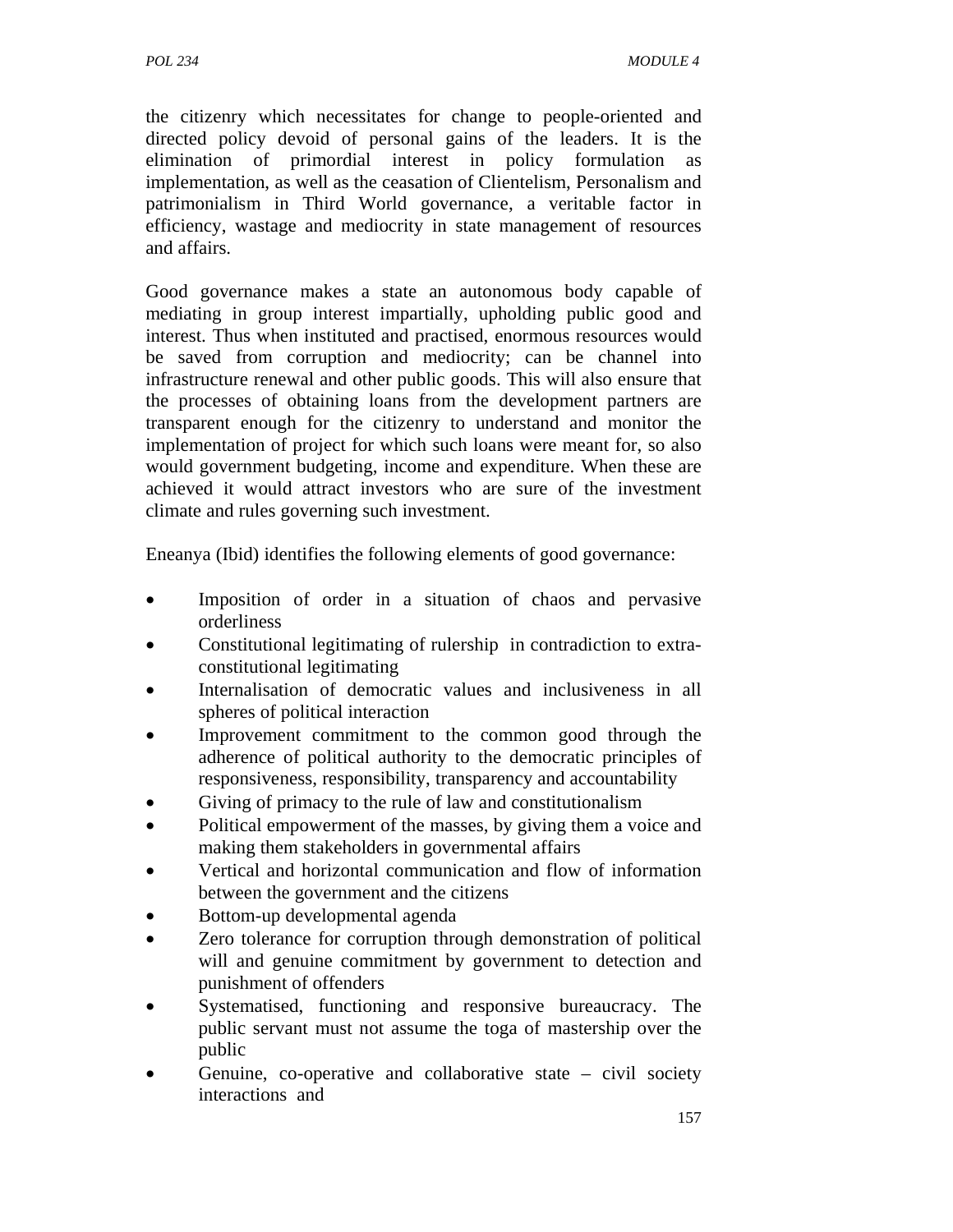the citizenry which necessitates for change to people-oriented and directed policy devoid of personal gains of the leaders. It is the elimination of primordial interest in policy formulation as implementation, as well as the ceasation of Clientelism, Personalism and patrimonialism in Third World governance, a veritable factor in efficiency, wastage and mediocrity in state management of resources and affairs.

Good governance makes a state an autonomous body capable of mediating in group interest impartially, upholding public good and interest. Thus when instituted and practised, enormous resources would be saved from corruption and mediocrity; can be channel into infrastructure renewal and other public goods. This will also ensure that the processes of obtaining loans from the development partners are transparent enough for the citizenry to understand and monitor the implementation of project for which such loans were meant for, so also would government budgeting, income and expenditure. When these are achieved it would attract investors who are sure of the investment climate and rules governing such investment.

Eneanya (Ibid) identifies the following elements of good governance:

- Imposition of order in a situation of chaos and pervasive orderliness
- Constitutional legitimating of rulership in contradiction to extra-constitutional legitimating
- Internalisation of democratic values and inclusiveness in all spheres of political interaction
- Improvement commitment to the common good through the adherence of political authority to the democratic principles of responsiveness, responsibility, transparency and accountability
- Giving of primacy to the rule of law and constitutionalism
- Political empowerment of the masses, by giving them a voice and making them stakeholders in governmental affairs
- Vertical and horizontal communication and flow of information between the government and the citizens
- Bottom-up developmental agenda
- Zero tolerance for corruption through demonstration of political will and genuine commitment by government to detection and punishment of offenders
- Systematised, functioning and responsive bureaucracy. The public servant must not assume the toga of mastership over the public
- Genuine, co-operative and collaborative state – civil society interactions and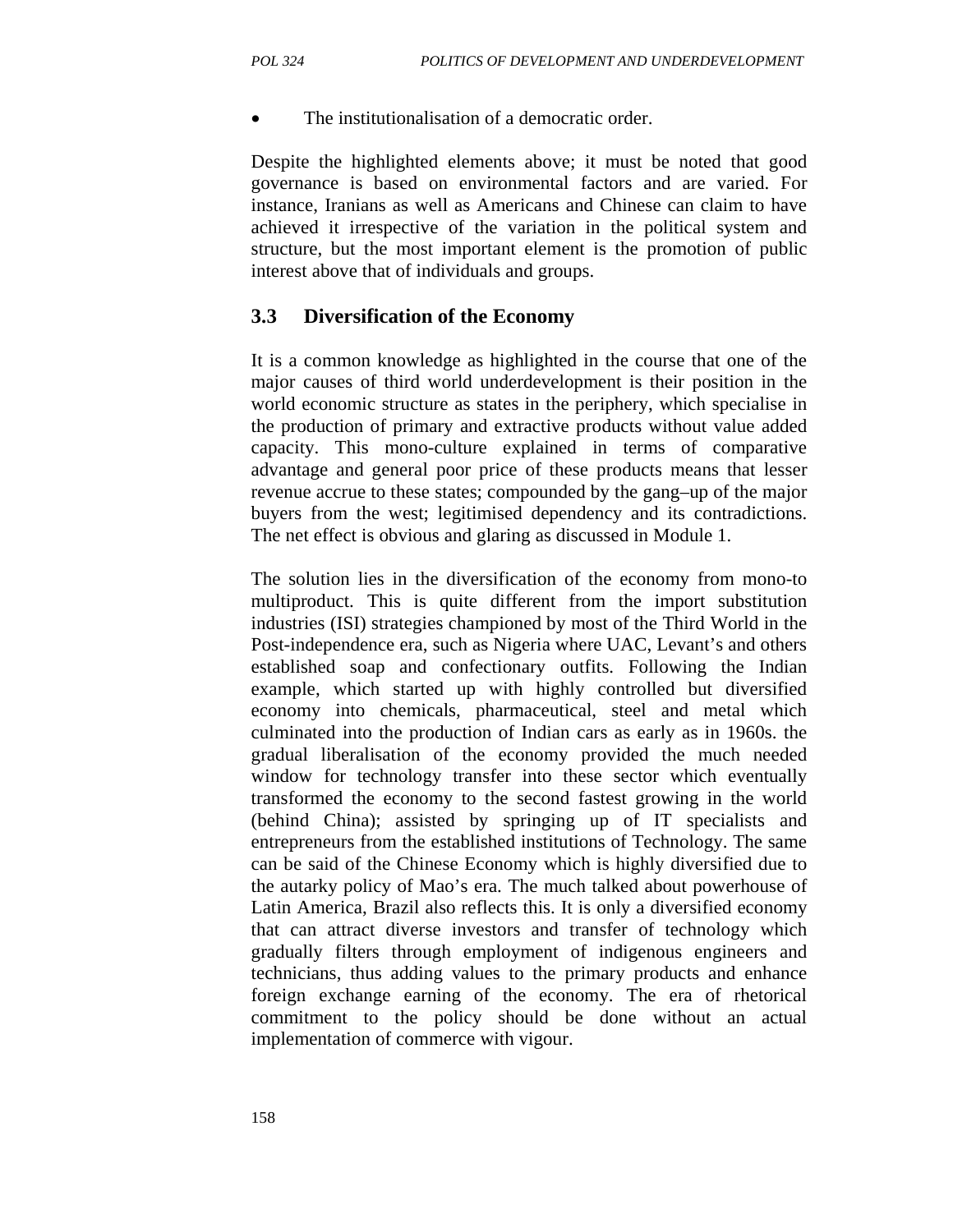- The institutionalisation of a democratic order.

Despite the highlighted elements above; it must be noted that good governance is based on environmental factors and are varied. For instance, Iranians as well as Americans and Chinese can claim to have achieved it irrespective of the variation in the political system and structure, but the most important element is the promotion of public interest above that of individuals and groups.

### 3.3 Diversification of the Economy

It is a common knowledge as highlighted in the course that one of the major causes of third world underdevelopment is their position in the world economic structure as states in the periphery, which specialise in the production of primary and extractive products without value added capacity. This mono-culture explained in terms of comparative advantage and general poor price of these products means that lesser revenue accrue to these states; compounded by the gang–up of the major buyers from the west; legitimised dependency and its contradictions. The net effect is obvious and glaring as discussed in Module 1.

The solution lies in the diversification of the economy from mono-to multiproduct. This is quite different from the import substitution industries (ISI) strategies championed by most of the Third World in the Post-independence era, such as Nigeria where UAC, Levant's and others established soap and confectionary outfits. Following the Indian example, which started up with highly controlled but diversified economy into chemicals, pharmaceutical, steel and metal which culminated into the production of Indian cars as early as in 1960s. the gradual liberalisation of the economy provided the much needed window for technology transfer into these sector which eventually transformed the economy to the second fastest growing in the world (behind China); assisted by springing up of IT specialists and entrepreneurs from the established institutions of Technology. The same can be said of the Chinese Economy which is highly diversified due to the autarky policy of Mao's era. The much talked about powerhouse of Latin America, Brazil also reflects this. It is only a diversified economy that can attract diverse investors and transfer of technology which gradually filters through employment of indigenous engineers and technicians, thus adding values to the primary products and enhance foreign exchange earning of the economy. The era of rhetorical commitment to the policy should be done without an actual implementation of commerce with vigour.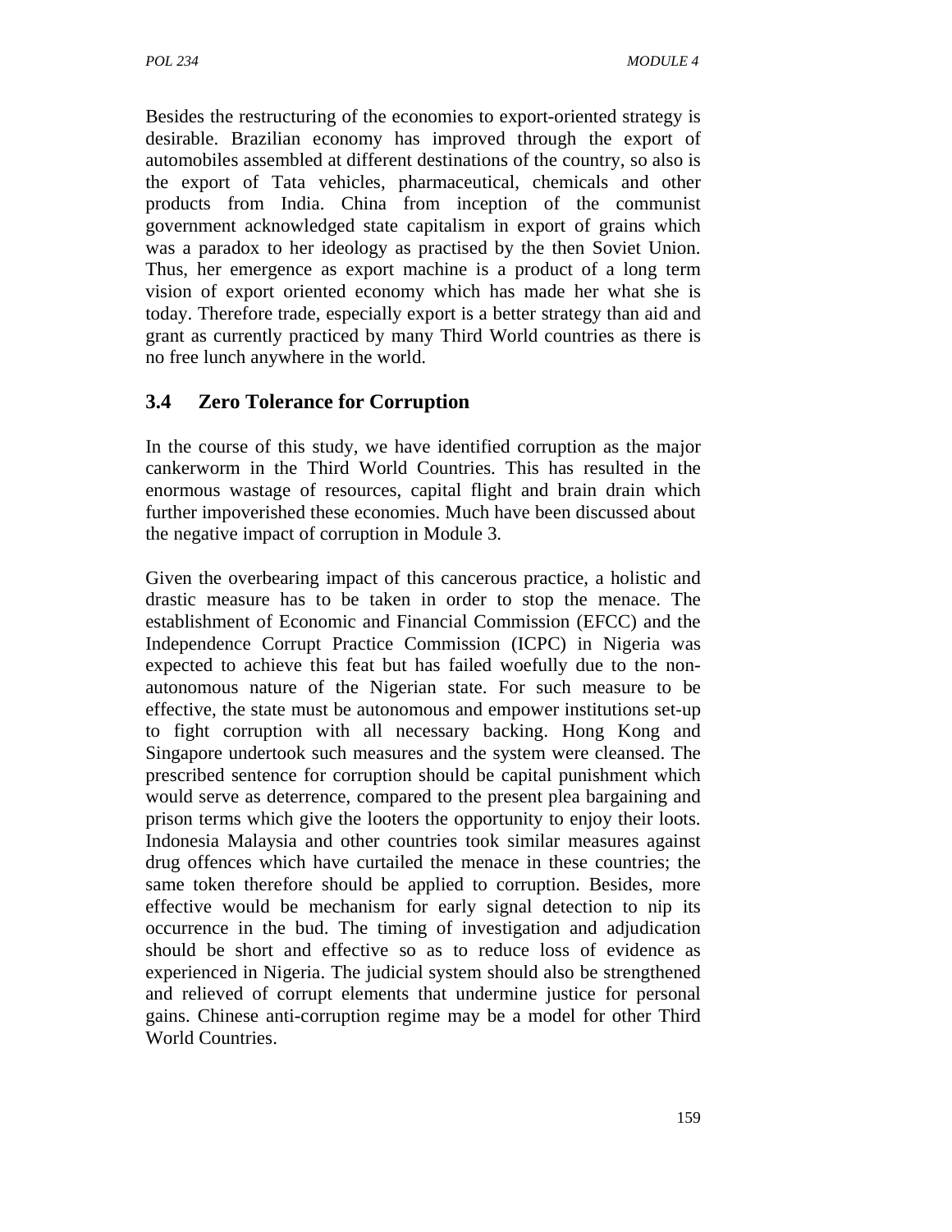Besides the restructuring of the economies to export-oriented strategy is desirable. Brazilian economy has improved through the export of automobiles assembled at different destinations of the country, so also is the export of Tata vehicles, pharmaceutical, chemicals and other products from India. China from inception of the communist government acknowledged state capitalism in export of grains which was a paradox to her ideology as practised by the then Soviet Union. Thus, her emergence as export machine is a product of a long term vision of export oriented economy which has made her what she is today. Therefore trade, especially export is a better strategy than aid and grant as currently practiced by many Third World countries as there is no free lunch anywhere in the world.

## 3.4 Zero Tolerance for Corruption

In the course of this study, we have identified corruption as the major cankerworm in the Third World Countries. This has resulted in the enormous wastage of resources, capital flight and brain drain which further impoverished these economies. Much have been discussed about the negative impact of corruption in Module 3.

Given the overbearing impact of this cancerous practice, a holistic and drastic measure has to be taken in order to stop the menace. The establishment of Economic and Financial Commission (EFCC) and the Independence Corrupt Practice Commission (ICPC) in Nigeria was expected to achieve this feat but has failed woefully due to the non-autonomous nature of the Nigerian state. For such measure to be effective, the state must be autonomous and empower institutions set-up to fight corruption with all necessary backing. Hong Kong and Singapore undertook such measures and the system were cleansed. The prescribed sentence for corruption should be capital punishment which would serve as deterrence, compared to the present plea bargaining and prison terms which give the looters the opportunity to enjoy their loots. Indonesia Malaysia and other countries took similar measures against drug offences which have curtailed the menace in these countries; the same token therefore should be applied to corruption. Besides, more effective would be mechanism for early signal detection to nip its occurrence in the bud. The timing of investigation and adjudication should be short and effective so as to reduce loss of evidence as experienced in Nigeria. The judicial system should also be strengthened and relieved of corrupt elements that undermine justice for personal gains. Chinese anti-corruption regime may be a model for other Third World Countries.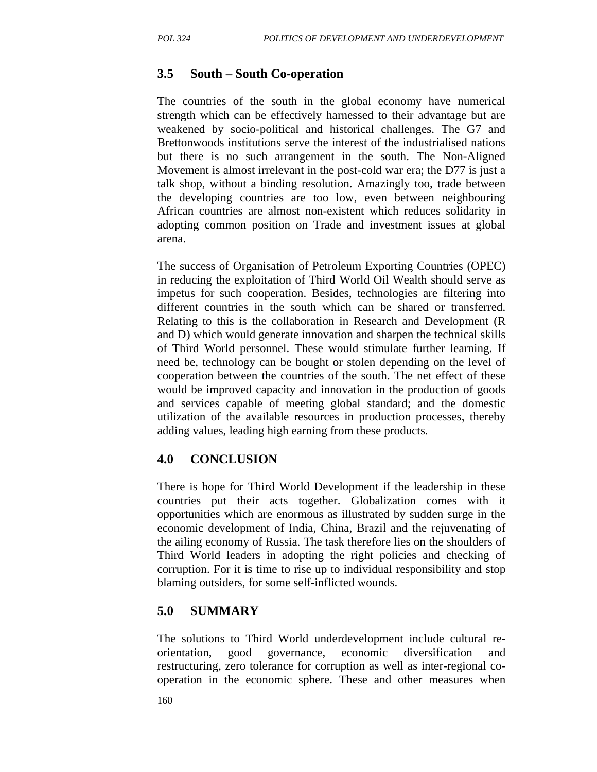## 3.5 South – South Co-operation

The countries of the south in the global economy have numerical strength which can be effectively harnessed to their advantage but are weakened by socio-political and historical challenges. The G7 and Brettonwoods institutions serve the interest of the industrialised nations but there is no such arrangement in the south. The Non-Aligned Movement is almost irrelevant in the post-cold war era; the D77 is just a talk shop, without a binding resolution. Amazingly too, trade between the developing countries are too low, even between neighbouring African countries are almost non-existent which reduces solidarity in adopting common position on Trade and investment issues at global arena.

The success of Organisation of Petroleum Exporting Countries (OPEC) in reducing the exploitation of Third World Oil Wealth should serve as impetus for such cooperation. Besides, technologies are filtering into different countries in the south which can be shared or transferred. Relating to this is the collaboration in Research and Development (R and D) which would generate innovation and sharpen the technical skills of Third World personnel. These would stimulate further learning. If need be, technology can be bought or stolen depending on the level of cooperation between the countries of the south. The net effect of these would be improved capacity and innovation in the production of goods and services capable of meeting global standard; and the domestic utilization of the available resources in production processes, thereby adding values, leading high earning from these products.

# 4.0 CONCLUSION

There is hope for Third World Development if the leadership in these countries put their acts together. Globalization comes with it opportunities which are enormous as illustrated by sudden surge in the economic development of India, China, Brazil and the rejuvenating of the ailing economy of Russia. The task therefore lies on the shoulders of Third World leaders in adopting the right policies and checking of corruption. For it is time to rise up to individual responsibility and stop blaming outsiders, for some self-inflicted wounds.

# 5.0 SUMMARY

The solutions to Third World underdevelopment include cultural re-orientation, good governance, economic diversification and restructuring, zero tolerance for corruption as well as inter-regional co-operation in the economic sphere. These and other measures when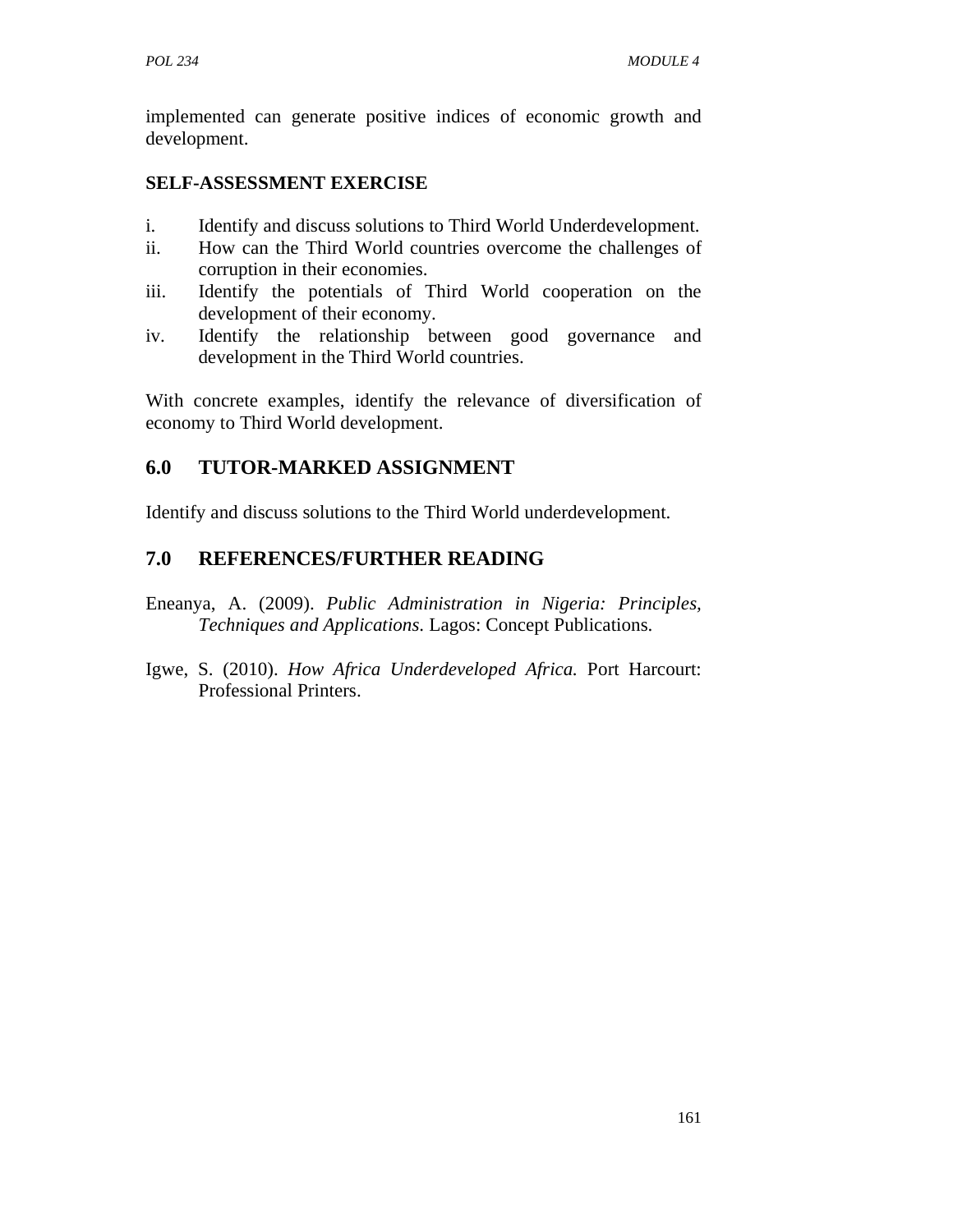implemented can generate positive indices of economic growth and development.

**SELF-ASSESSMENT EXERCISE**

i. Identify and discuss solutions to Third World Underdevelopment.
ii. How can the Third World countries overcome the challenges of corruption in their economies.
iii. Identify the potentials of Third World cooperation on the development of their economy.
iv. Identify the relationship between good governance and development in the Third World countries.

With concrete examples, identify the relevance of diversification of economy to Third World development.

## 6.0 TUTOR-MARKED ASSIGNMENT

Identify and discuss solutions to the Third World underdevelopment.

## 7.0 REFERENCES/FURTHER READING

Eneanya, A. (2009). *Public Administration in Nigeria: Principles, Techniques and Applications.* Lagos: Concept Publications.

Igwe, S. (2010). *How Africa Underdeveloped Africa.* Port Harcourt: Professional Printers.